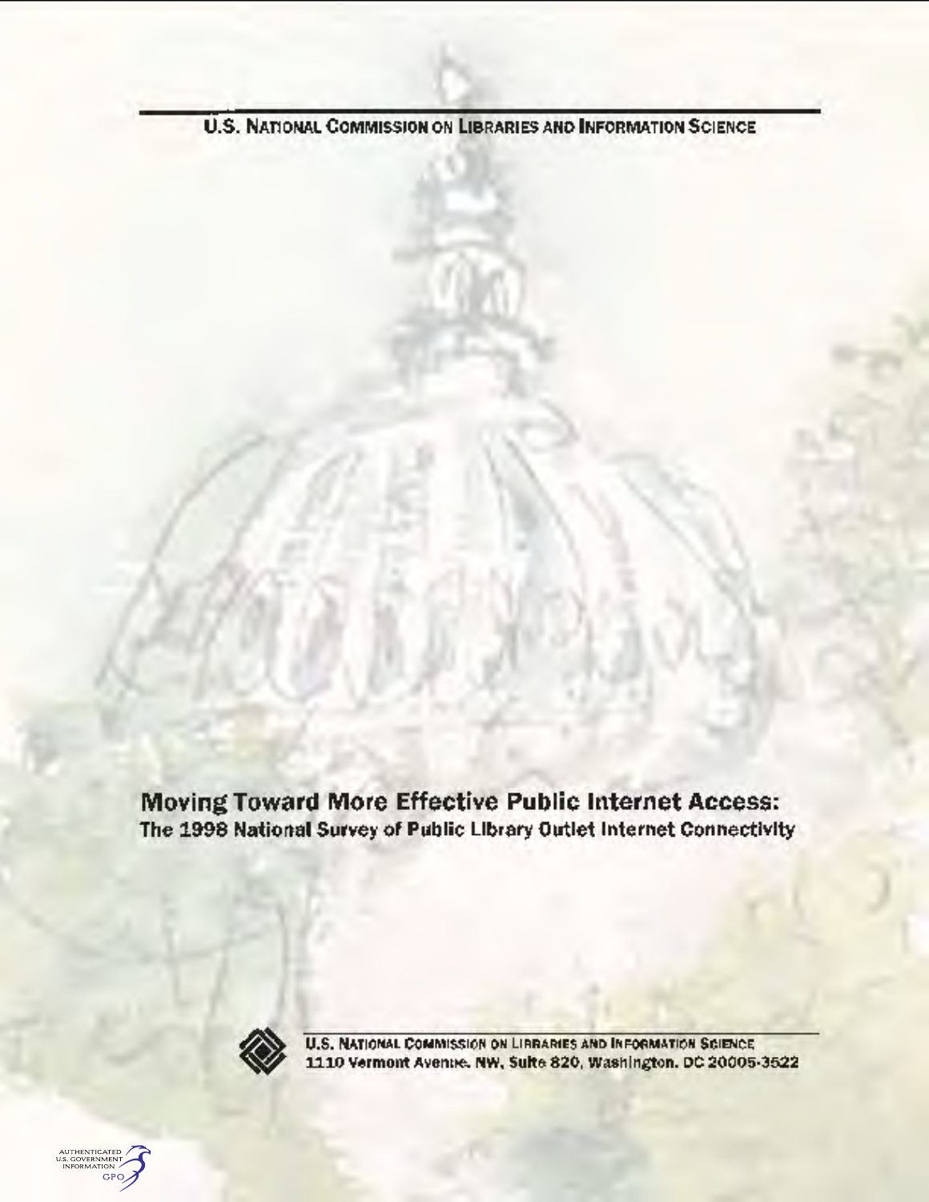U.S. National Commission on Libraries and Information Science

# Moving Toward More Effective Public Internet Access:

## The 1998 National Survey of Public Library Outlet Internet Connectivity

U.S. National Commission on Libraries and Information Science
1110 Vermont Avenue, NW, Suite 820, Washington, DC 20005-3522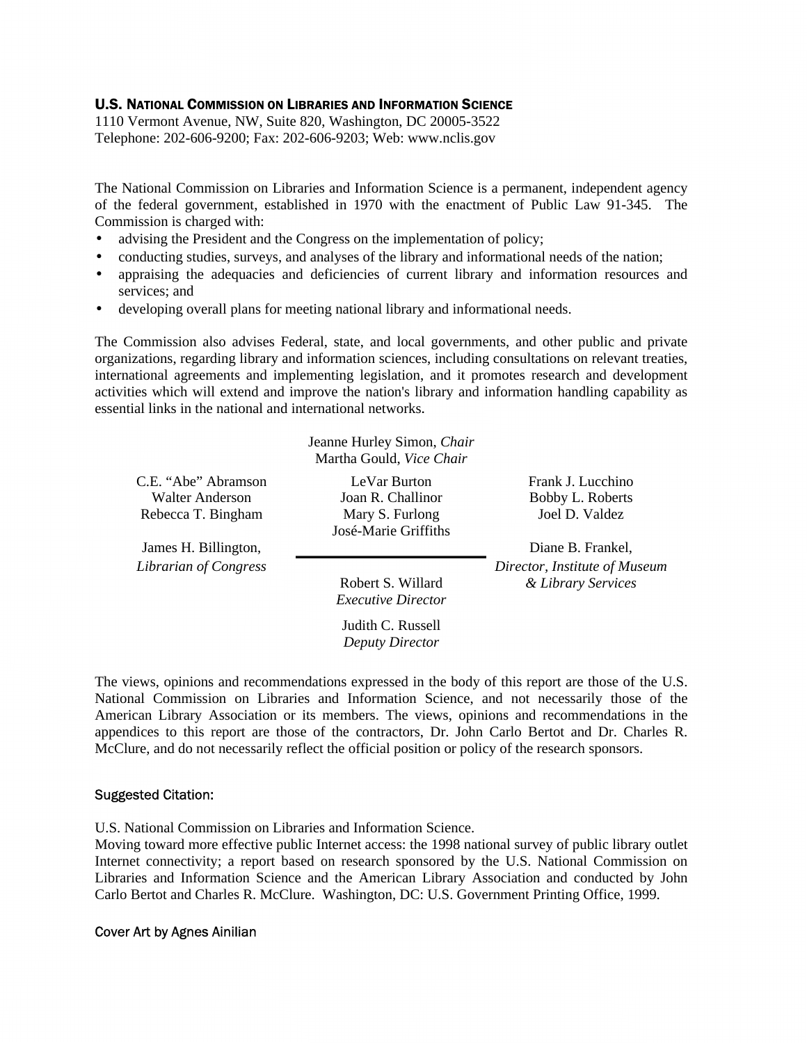**U.S. NATIONAL COMMISSION ON LIBRARIES AND INFORMATION SCIENCE**
1110 Vermont Avenue, NW, Suite 820, Washington, DC 20005-3522
Telephone: 202-606-9200; Fax: 202-606-9203; Web: www.nclis.gov

The National Commission on Libraries and Information Science is a permanent, independent agency of the federal government, established in 1970 with the enactment of Public Law 91-345. The Commission is charged with:

- advising the President and the Congress on the implementation of policy;
- conducting studies, surveys, and analyses of the library and informational needs of the nation;
- appraising the adequacies and deficiencies of current library and information resources and services; and
- developing overall plans for meeting national library and informational needs.

The Commission also advises Federal, state, and local governments, and other public and private organizations, regarding library and information sciences, including consultations on relevant treaties, international agreements and implementing legislation, and it promotes research and development activities which will extend and improve the nation's library and information handling capability as essential links in the national and international networks.

Jeanne Hurley Simon, *Chair*
Martha Gould, *Vice Chair*

C.E. “Abe” Abramson
Walter Anderson
Rebecca T. Bingham
LeVar Burton
Joan R. Challinor
Mary S. Furlong
José-Marie Griffiths
Frank J. Lucchino
Bobby L. Roberts
Joel D. Valdez

James H. Billington, *Librarian of Congress*

Diane B. Frankel, *Director, Institute of Museum & Library Services*

Robert S. Willard, *Executive Director*

Judith C. Russell, *Deputy Director*

The views, opinions and recommendations expressed in the body of this report are those of the U.S. National Commission on Libraries and Information Science, and not necessarily those of the American Library Association or its members. The views, opinions and recommendations in the appendices to this report are those of the contractors, Dr. John Carlo Bertot and Dr. Charles R. McClure, and do not necessarily reflect the official position or policy of the research sponsors.

Suggested Citation:

U.S. National Commission on Libraries and Information Science.
Moving toward more effective public Internet access: the 1998 national survey of public library outlet Internet connectivity; a report based on research sponsored by the U.S. National Commission on Libraries and Information Science and the American Library Association and conducted by John Carlo Bertot and Charles R. McClure. Washington, DC: U.S. Government Printing Office, 1999.

Cover Art by Agnes Ainilian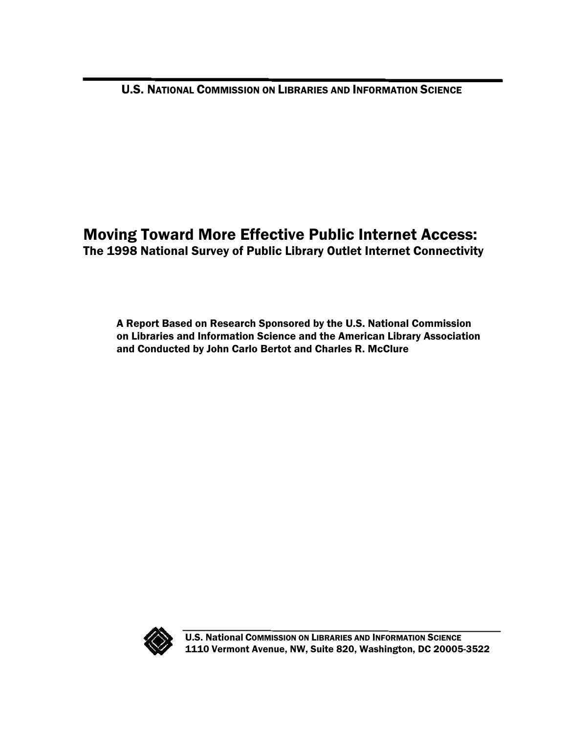U.S. NATIONAL COMMISSION ON LIBRARIES AND INFORMATION SCIENCE

# Moving Toward More Effective Public Internet Access:

## The 1998 National Survey of Public Library Outlet Internet Connectivity

**A Report Based on Research Sponsored by the U.S. National Commission on Libraries and Information Science and the American Library Association and Conducted by John Carlo Bertot and Charles R. McClure**

U.S. National COMMISSION ON LIBRARIES AND INFORMATION SCIENCE
1110 Vermont Avenue, NW, Suite 820, Washington, DC 20005-3522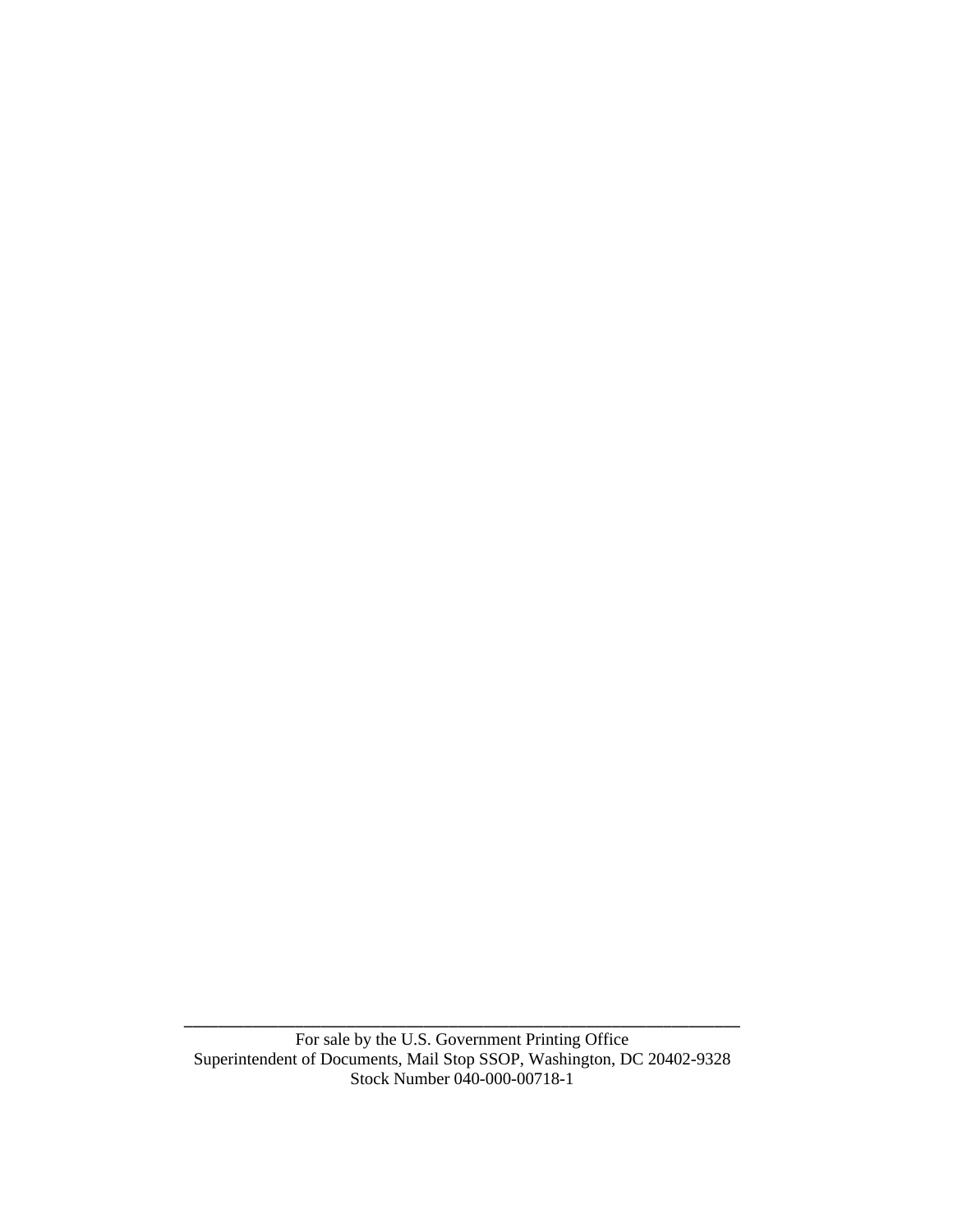---

For sale by the U.S. Government Printing Office
Superintendent of Documents, Mail Stop SSOP, Washington, DC 20402-9328
Stock Number 040-000-00718-1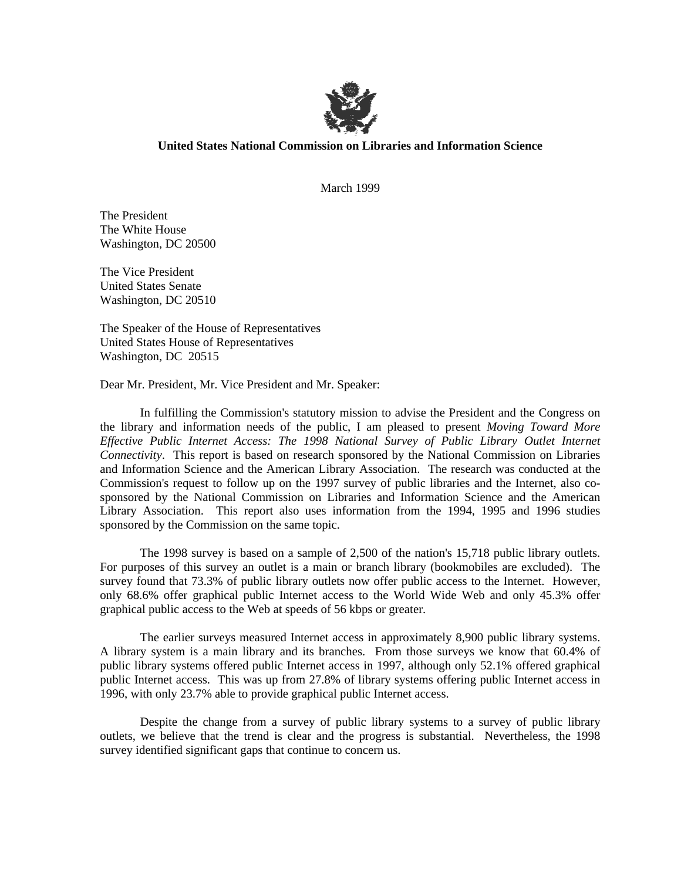**United States National Commission on Libraries and Information Science**

March 1999

The President
The White House
Washington, DC 20500

The Vice President
United States Senate
Washington, DC 20510

The Speaker of the House of Representatives
United States House of Representatives
Washington, DC 20515

Dear Mr. President, Mr. Vice President and Mr. Speaker:

In fulfilling the Commission's statutory mission to advise the President and the Congress on the library and information needs of the public, I am pleased to present *Moving Toward More Effective Public Internet Access: The 1998 National Survey of Public Library Outlet Internet Connectivity*. This report is based on research sponsored by the National Commission on Libraries and Information Science and the American Library Association. The research was conducted at the Commission's request to follow up on the 1997 survey of public libraries and the Internet, also co-sponsored by the National Commission on Libraries and Information Science and the American Library Association. This report also uses information from the 1994, 1995 and 1996 studies sponsored by the Commission on the same topic.

The 1998 survey is based on a sample of 2,500 of the nation's 15,718 public library outlets. For purposes of this survey an outlet is a main or branch library (bookmobiles are excluded). The survey found that 73.3% of public library outlets now offer public access to the Internet. However, only 68.6% offer graphical public Internet access to the World Wide Web and only 45.3% offer graphical public access to the Web at speeds of 56 kbps or greater.

The earlier surveys measured Internet access in approximately 8,900 public library systems. A library system is a main library and its branches. From those surveys we know that 60.4% of public library systems offered public Internet access in 1997, although only 52.1% offered graphical public Internet access. This was up from 27.8% of library systems offering public Internet access in 1996, with only 23.7% able to provide graphical public Internet access.

Despite the change from a survey of public library systems to a survey of public library outlets, we believe that the trend is clear and the progress is substantial. Nevertheless, the 1998 survey identified significant gaps that continue to concern us.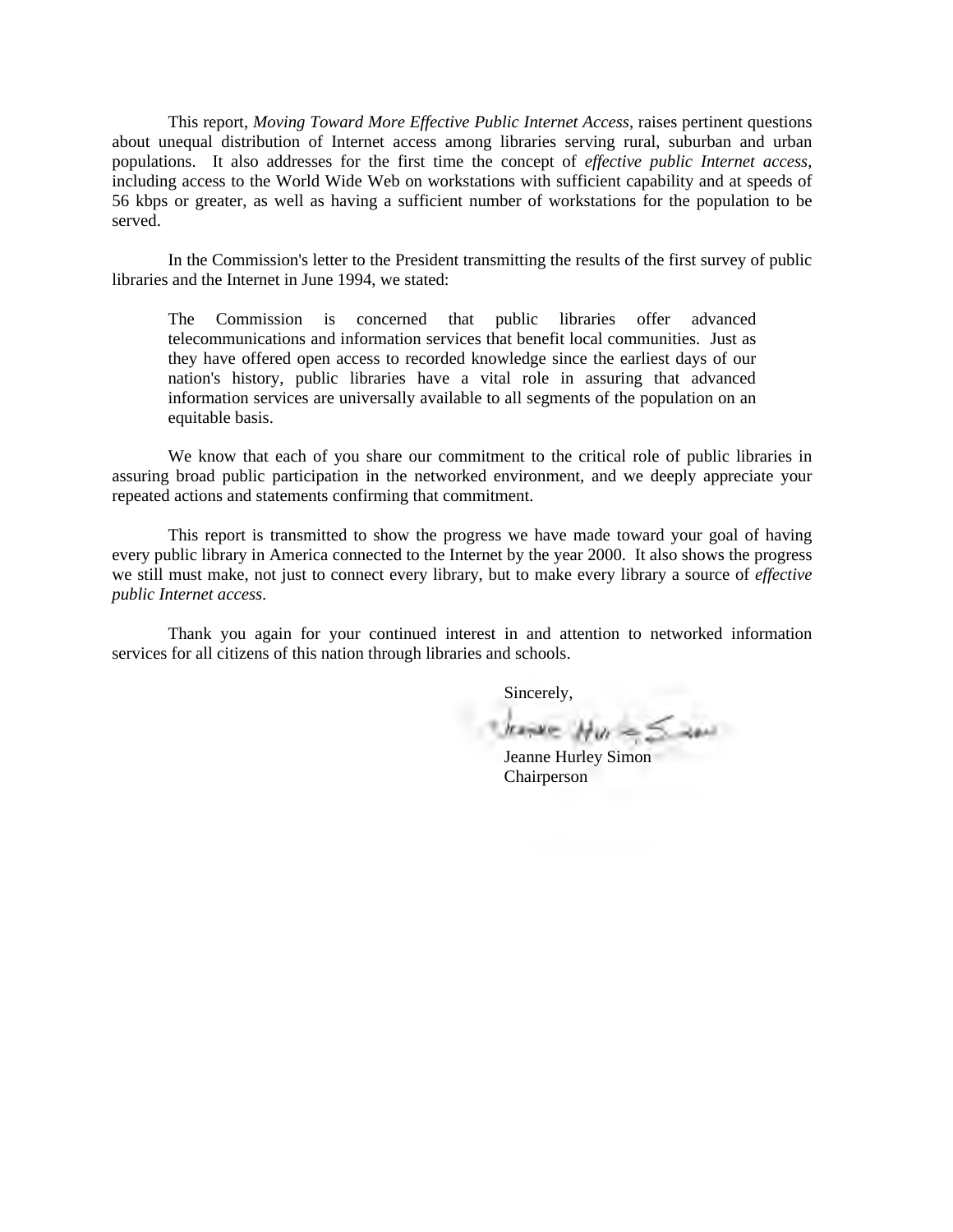This report, *Moving Toward More Effective Public Internet Access*, raises pertinent questions about unequal distribution of Internet access among libraries serving rural, suburban and urban populations. It also addresses for the first time the concept of *effective public Internet access*, including access to the World Wide Web on workstations with sufficient capability and at speeds of 56 kbps or greater, as well as having a sufficient number of workstations for the population to be served.

In the Commission's letter to the President transmitting the results of the first survey of public libraries and the Internet in June 1994, we stated:

> The Commission is concerned that public libraries offer advanced telecommunications and information services that benefit local communities. Just as they have offered open access to recorded knowledge since the earliest days of our nation's history, public libraries have a vital role in assuring that advanced information services are universally available to all segments of the population on an equitable basis.

We know that each of you share our commitment to the critical role of public libraries in assuring broad public participation in the networked environment, and we deeply appreciate your repeated actions and statements confirming that commitment.

This report is transmitted to show the progress we have made toward your goal of having every public library in America connected to the Internet by the year 2000. It also shows the progress we still must make, not just to connect every library, but to make every library a source of *effective public Internet access*.

Thank you again for your continued interest in and attention to networked information services for all citizens of this nation through libraries and schools.

Sincerely,

Jeanne Hurley Simon
Chairperson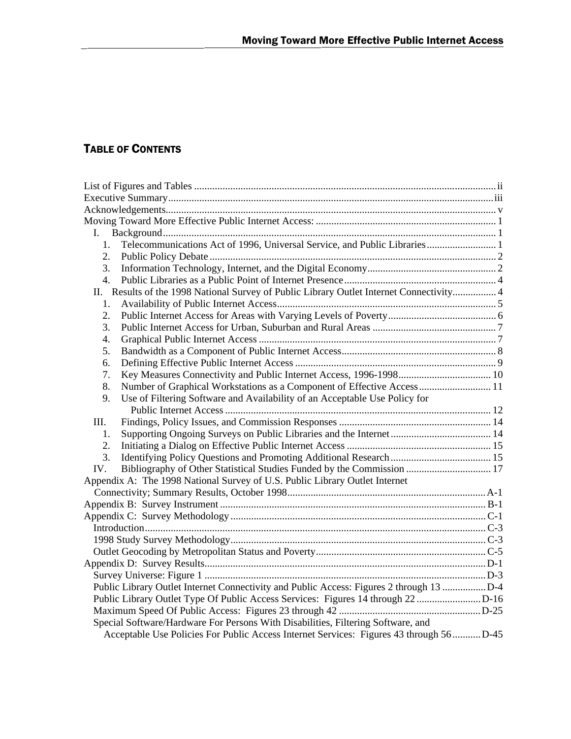## TABLE OF CONTENTS

List of Figures and Tables ........................................................................................................ ii
Executive Summary.................................................................................................................iii
Acknowledgements.................................................................................................................. v
Moving Toward More Effective Public Internet Access: ..................................................... 1
- I. Background................................................................................................................. 1
  1. Telecommunications Act of 1996, Universal Service, and Public Libraries ........................... 1
  2. Public Policy Debate ............................................................................................... 2
  3. Information Technology, Internet, and the Digital Economy.................................................. 2
  4. Public Libraries as a Public Point of Internet Presence ........................................................... 4
- II. Results of the 1998 National Survey of Public Library Outlet Internet Connectivity................. 4
  1. Availability of Public Internet Access.................................................................................... 5
  2. Public Internet Access for Areas with Varying Levels of Poverty.......................................... 6
  3. Public Internet Access for Urban, Suburban and Rural Areas ................................................ 7
  4. Graphical Public Internet Access ........................................................................................... 7
  5. Bandwidth as a Component of Public Internet Access............................................................ 8
  6. Defining Effective Public Internet Access ............................................................................. 9
  7. Key Measures Connectivity and Public Internet Access, 1996-1998.................................... 10
  8. Number of Graphical Workstations as a Component of Effective Access ............................ 11
  9. Use of Filtering Software and Availability of an Acceptable Use Policy for Public Internet Access ....................................................................................................... 12
- III. Findings, Policy Issues, and Commission Responses ........................................................... 14
  1. Supporting Ongoing Surveys on Public Libraries and the Internet....................................... 14
  2. Initiating a Dialog on Effective Public Internet Access ........................................................ 15
  3. Identifying Policy Questions and Promoting Additional Research ....................................... 15
- IV. Bibliography of Other Statistical Studies Funded by the Commission ................................. 17

Appendix A: The 1998 National Survey of U.S. Public Library Outlet Internet Connectivity; Summary Results, October 1998............................................................................. A-1
Appendix B: Survey Instrument ........................................................................................ B-1
Appendix C: Survey Methodology .................................................................................... C-1
- Introduction.................................................................................................................... C-3
- 1998 Study Survey Methodology................................................................................... C-3
- Outlet Geocoding by Metropolitan Status and Poverty................................................... C-5

Appendix D: Survey Results............................................................................................... D-1
- Survey Universe: Figure 1 ............................................................................................. D-3
- Public Library Outlet Internet Connectivity and Public Access: Figures 2 through 13 ................. D-4
- Public Library Outlet Type Of Public Access Services: Figures 14 through 22 ......................... D-16
- Maximum Speed Of Public Access: Figures 23 through 42 ....................................................... D-25
- Special Software/Hardware For Persons With Disabilities, Filtering Software, and Acceptable Use Policies For Public Access Internet Services: Figures 43 through 56 ........... D-45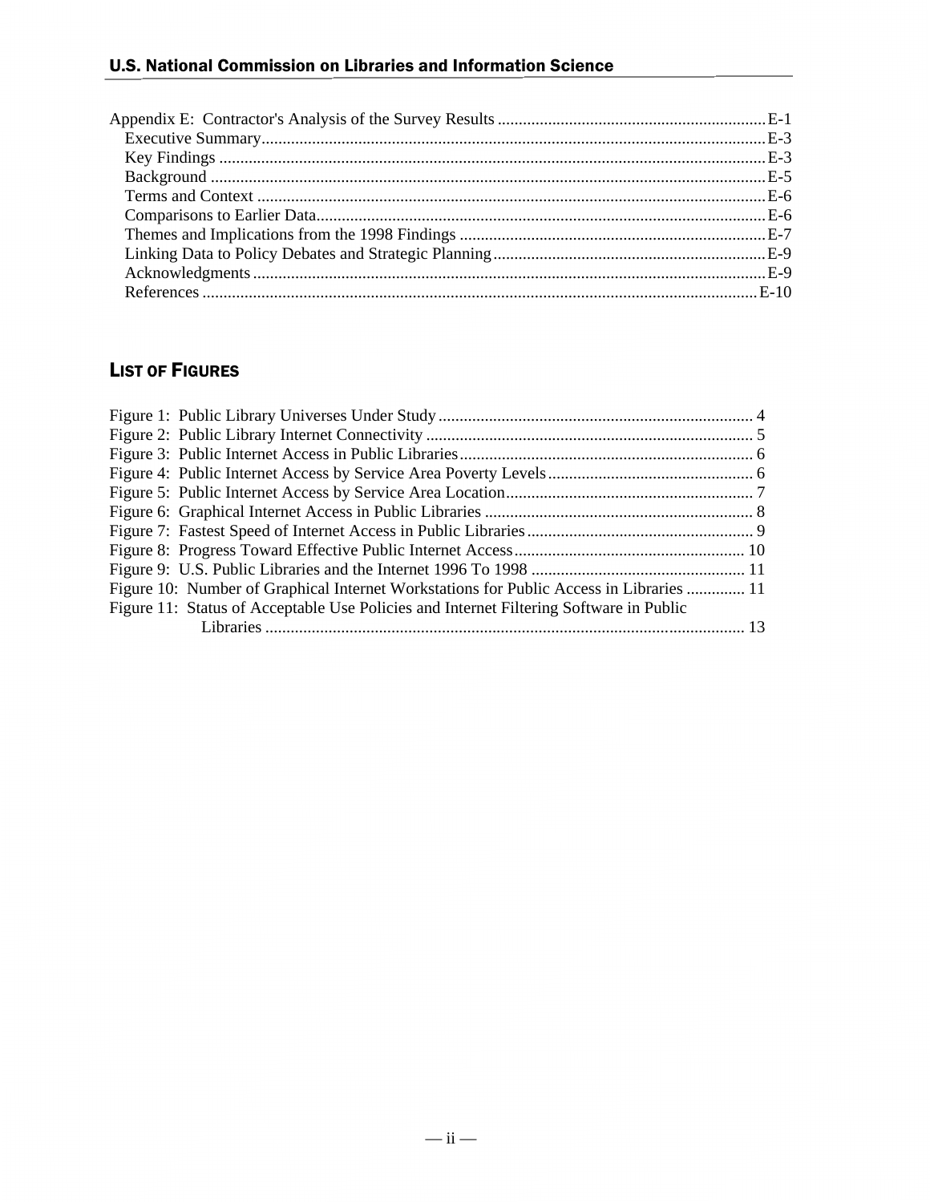Appendix E: Contractor's Analysis of the Survey Results ..... E-1
- Executive Summary ..... E-3
- Key Findings ..... E-3
- Background ..... E-5
- Terms and Context ..... E-6
- Comparisons to Earlier Data ..... E-6
- Themes and Implications from the 1998 Findings ..... E-7
- Linking Data to Policy Debates and Strategic Planning ..... E-9
- Acknowledgments ..... E-9
- References ..... E-10

## LIST OF FIGURES

Figure 1: Public Library Universes Under Study ..... 4
Figure 2: Public Library Internet Connectivity ..... 5
Figure 3: Public Internet Access in Public Libraries ..... 6
Figure 4: Public Internet Access by Service Area Poverty Levels ..... 6
Figure 5: Public Internet Access by Service Area Location ..... 7
Figure 6: Graphical Internet Access in Public Libraries ..... 8
Figure 7: Fastest Speed of Internet Access in Public Libraries ..... 9
Figure 8: Progress Toward Effective Public Internet Access ..... 10
Figure 9: U.S. Public Libraries and the Internet 1996 To 1998 ..... 11
Figure 10: Number of Graphical Internet Workstations for Public Access in Libraries ..... 11
Figure 11: Status of Acceptable Use Policies and Internet Filtering Software in Public Libraries ..... 13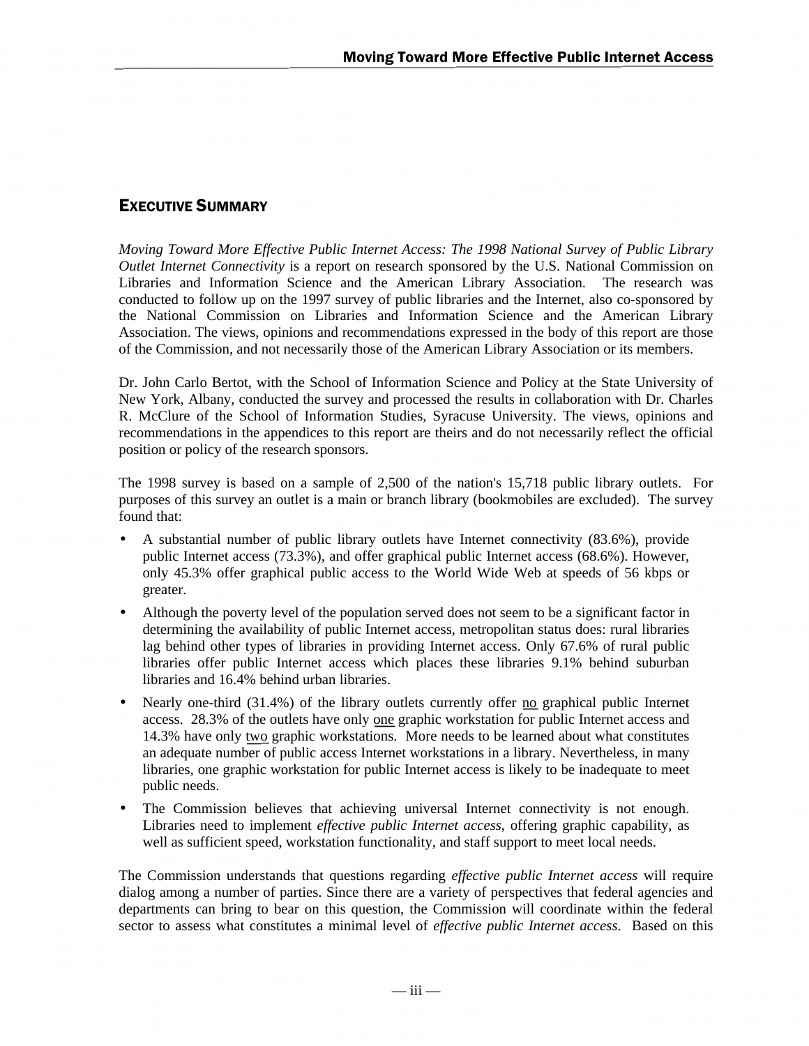## Executive Summary

*Moving Toward More Effective Public Internet Access: The 1998 National Survey of Public Library Outlet Internet Connectivity* is a report on research sponsored by the U.S. National Commission on Libraries and Information Science and the American Library Association. The research was conducted to follow up on the 1997 survey of public libraries and the Internet, also co-sponsored by the National Commission on Libraries and Information Science and the American Library Association. The views, opinions and recommendations expressed in the body of this report are those of the Commission, and not necessarily those of the American Library Association or its members.

Dr. John Carlo Bertot, with the School of Information Science and Policy at the State University of New York, Albany, conducted the survey and processed the results in collaboration with Dr. Charles R. McClure of the School of Information Studies, Syracuse University. The views, opinions and recommendations in the appendices to this report are theirs and do not necessarily reflect the official position or policy of the research sponsors.

The 1998 survey is based on a sample of 2,500 of the nation's 15,718 public library outlets. For purposes of this survey an outlet is a main or branch library (bookmobiles are excluded). The survey found that:

- A substantial number of public library outlets have Internet connectivity (83.6%), provide public Internet access (73.3%), and offer graphical public Internet access (68.6%). However, only 45.3% offer graphical public access to the World Wide Web at speeds of 56 kbps or greater.
- Although the poverty level of the population served does not seem to be a significant factor in determining the availability of public Internet access, metropolitan status does: rural libraries lag behind other types of libraries in providing Internet access. Only 67.6% of rural public libraries offer public Internet access which places these libraries 9.1% behind suburban libraries and 16.4% behind urban libraries.
- Nearly one-third (31.4%) of the library outlets currently offer <u>no</u> graphical public Internet access. 28.3% of the outlets have only <u>one</u> graphic workstation for public Internet access and 14.3% have only <u>two</u> graphic workstations. More needs to be learned about what constitutes an adequate number of public access Internet workstations in a library. Nevertheless, in many libraries, one graphic workstation for public Internet access is likely to be inadequate to meet public needs.
- The Commission believes that achieving universal Internet connectivity is not enough. Libraries need to implement *effective public Internet access*, offering graphic capability, as well as sufficient speed, workstation functionality, and staff support to meet local needs.

The Commission understands that questions regarding *effective public Internet access* will require dialog among a number of parties. Since there are a variety of perspectives that federal agencies and departments can bring to bear on this question, the Commission will coordinate within the federal sector to assess what constitutes a minimal level of *effective public Internet access*. Based on this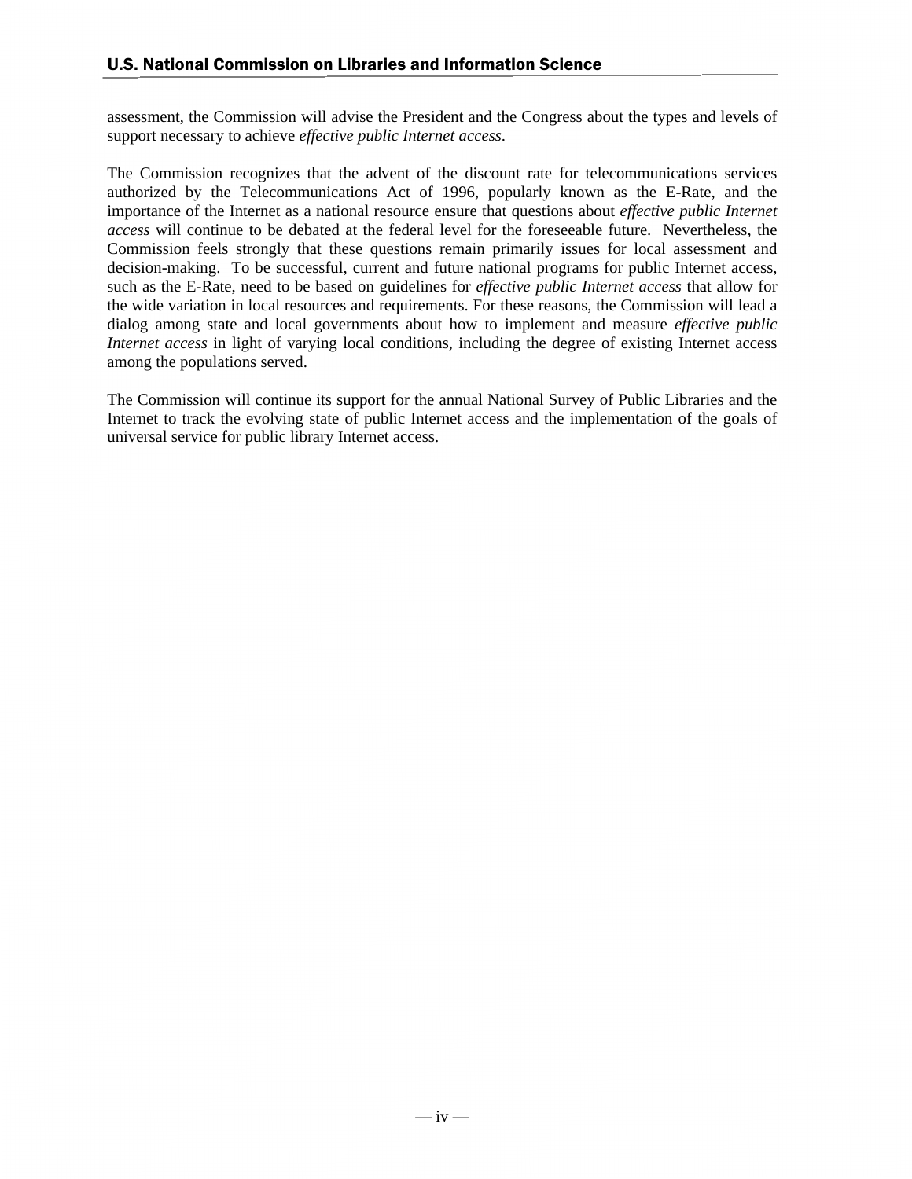assessment, the Commission will advise the President and the Congress about the types and levels of support necessary to achieve *effective public Internet access*.

The Commission recognizes that the advent of the discount rate for telecommunications services authorized by the Telecommunications Act of 1996, popularly known as the E-Rate, and the importance of the Internet as a national resource ensure that questions about *effective public Internet access* will continue to be debated at the federal level for the foreseeable future. Nevertheless, the Commission feels strongly that these questions remain primarily issues for local assessment and decision-making. To be successful, current and future national programs for public Internet access, such as the E-Rate, need to be based on guidelines for *effective public Internet access* that allow for the wide variation in local resources and requirements. For these reasons, the Commission will lead a dialog among state and local governments about how to implement and measure *effective public Internet access* in light of varying local conditions, including the degree of existing Internet access among the populations served.

The Commission will continue its support for the annual National Survey of Public Libraries and the Internet to track the evolving state of public Internet access and the implementation of the goals of universal service for public library Internet access.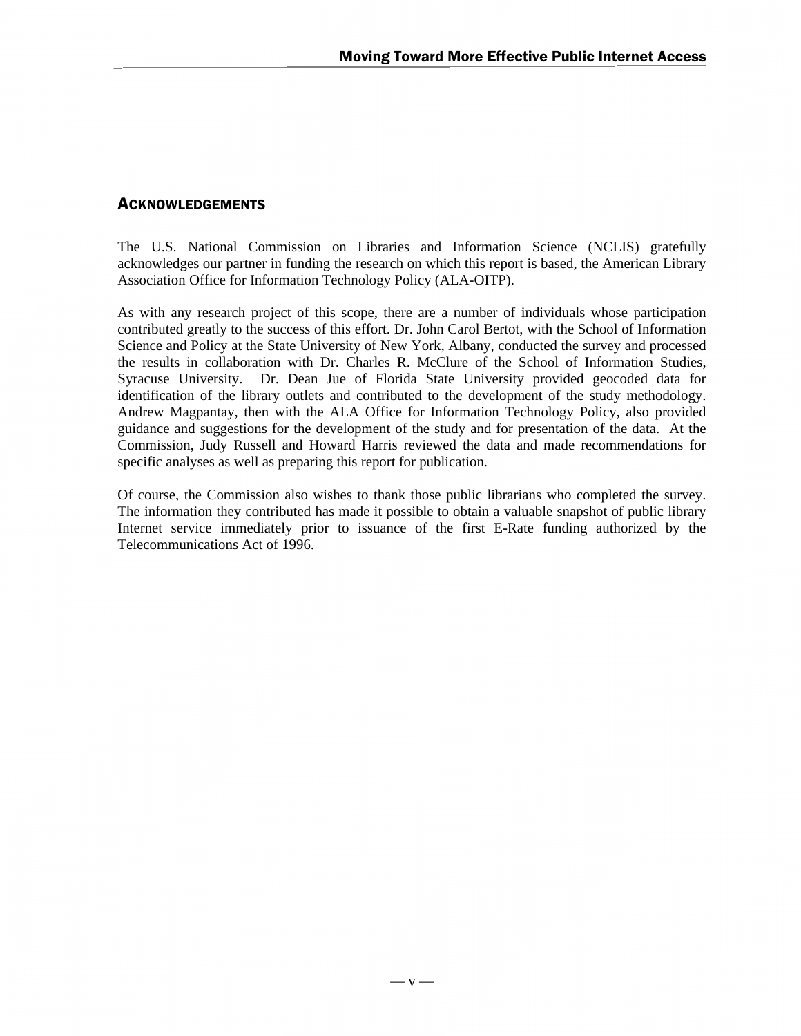## ACKNOWLEDGEMENTS

The U.S. National Commission on Libraries and Information Science (NCLIS) gratefully acknowledges our partner in funding the research on which this report is based, the American Library Association Office for Information Technology Policy (ALA-OITP).

As with any research project of this scope, there are a number of individuals whose participation contributed greatly to the success of this effort. Dr. John Carol Bertot, with the School of Information Science and Policy at the State University of New York, Albany, conducted the survey and processed the results in collaboration with Dr. Charles R. McClure of the School of Information Studies, Syracuse University. Dr. Dean Jue of Florida State University provided geocoded data for identification of the library outlets and contributed to the development of the study methodology. Andrew Magpantay, then with the ALA Office for Information Technology Policy, also provided guidance and suggestions for the development of the study and for presentation of the data. At the Commission, Judy Russell and Howard Harris reviewed the data and made recommendations for specific analyses as well as preparing this report for publication.

Of course, the Commission also wishes to thank those public librarians who completed the survey. The information they contributed has made it possible to obtain a valuable snapshot of public library Internet service immediately prior to issuance of the first E-Rate funding authorized by the Telecommunications Act of 1996.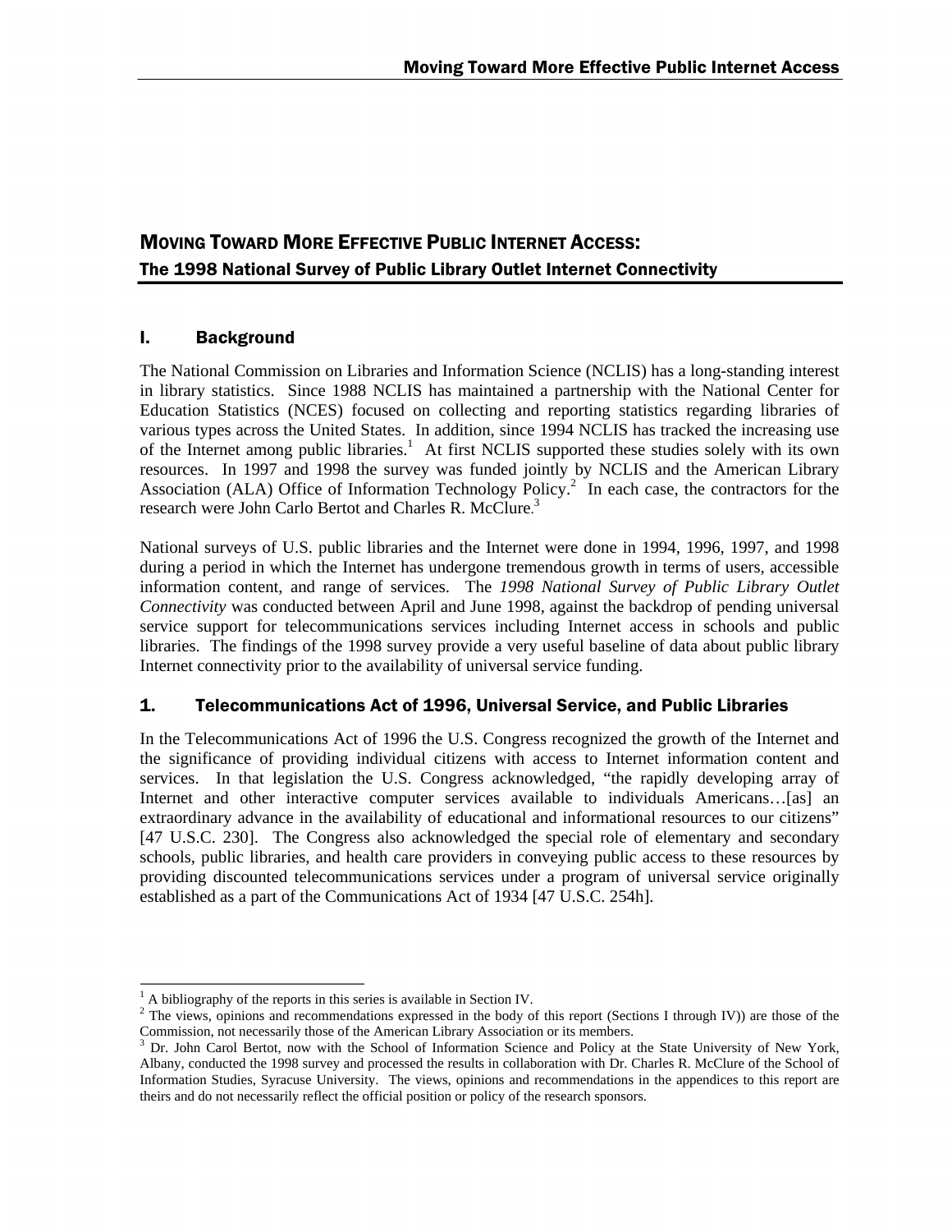# MOVING TOWARD MORE EFFECTIVE PUBLIC INTERNET ACCESS:
## The 1998 National Survey of Public Library Outlet Internet Connectivity

## I. Background

The National Commission on Libraries and Information Science (NCLIS) has a long-standing interest in library statistics. Since 1988 NCLIS has maintained a partnership with the National Center for Education Statistics (NCES) focused on collecting and reporting statistics regarding libraries of various types across the United States. In addition, since 1994 NCLIS has tracked the increasing use of the Internet among public libraries.[1] At first NCLIS supported these studies solely with its own resources. In 1997 and 1998 the survey was funded jointly by NCLIS and the American Library Association (ALA) Office of Information Technology Policy.[2] In each case, the contractors for the research were John Carlo Bertot and Charles R. McClure.[3]

National surveys of U.S. public libraries and the Internet were done in 1994, 1996, 1997, and 1998 during a period in which the Internet has undergone tremendous growth in terms of users, accessible information content, and range of services. The *1998 National Survey of Public Library Outlet Connectivity* was conducted between April and June 1998, against the backdrop of pending universal service support for telecommunications services including Internet access in schools and public libraries. The findings of the 1998 survey provide a very useful baseline of data about public library Internet connectivity prior to the availability of universal service funding.

### 1. Telecommunications Act of 1996, Universal Service, and Public Libraries

In the Telecommunications Act of 1996 the U.S. Congress recognized the growth of the Internet and the significance of providing individual citizens with access to Internet information content and services. In that legislation the U.S. Congress acknowledged, "the rapidly developing array of Internet and other interactive computer services available to individuals Americans…[as] an extraordinary advance in the availability of educational and informational resources to our citizens" [47 U.S.C. 230]. The Congress also acknowledged the special role of elementary and secondary schools, public libraries, and health care providers in conveying public access to these resources by providing discounted telecommunications services under a program of universal service originally established as a part of the Communications Act of 1934 [47 U.S.C. 254h].

---

[1] A bibliography of the reports in this series is available in Section IV.

[2] The views, opinions and recommendations expressed in the body of this report (Sections I through IV)) are those of the Commission, not necessarily those of the American Library Association or its members.

[3] Dr. John Carol Bertot, now with the School of Information Science and Policy at the State University of New York, Albany, conducted the 1998 survey and processed the results in collaboration with Dr. Charles R. McClure of the School of Information Studies, Syracuse University. The views, opinions and recommendations in the appendices to this report are theirs and do not necessarily reflect the official position or policy of the research sponsors.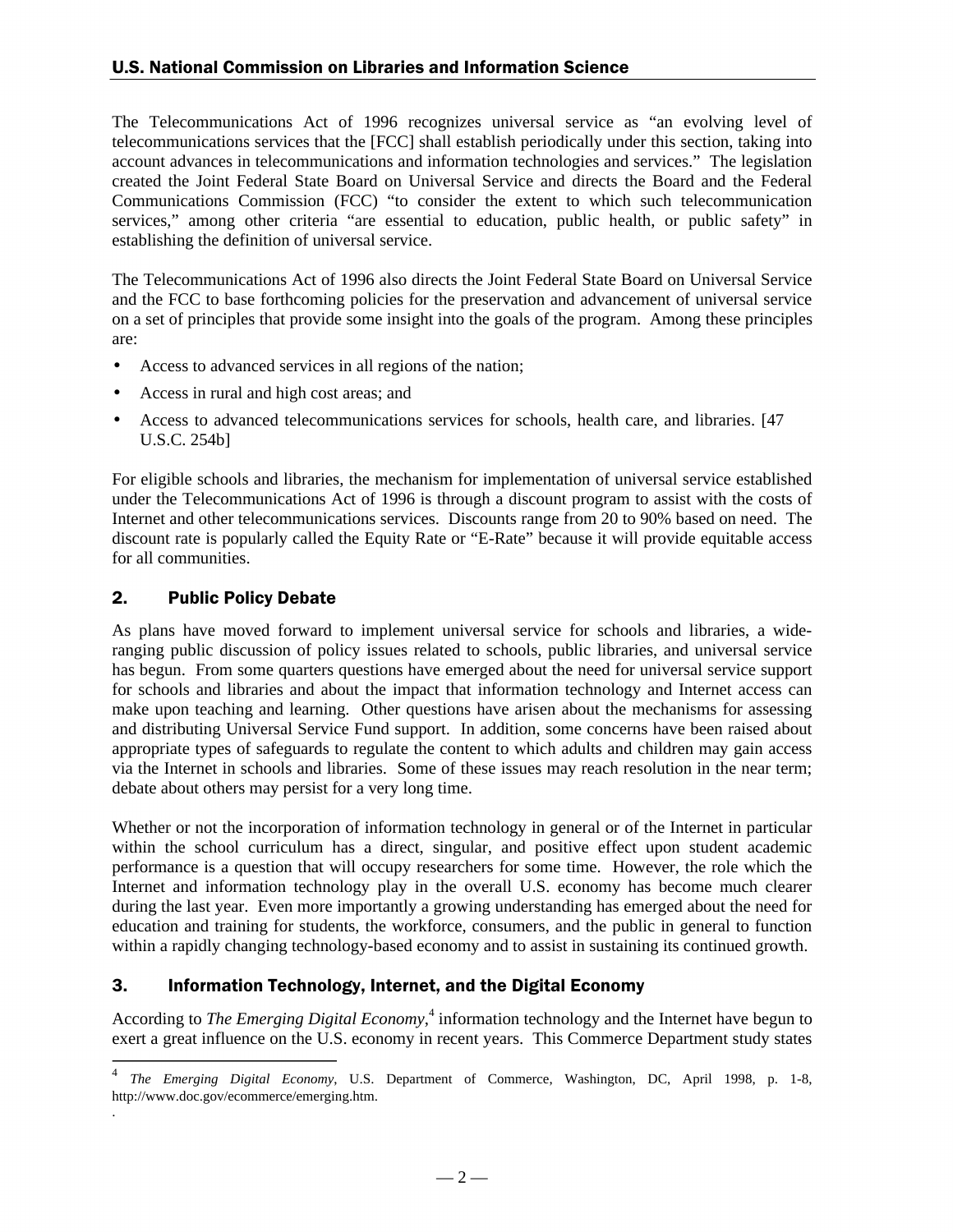The Telecommunications Act of 1996 recognizes universal service as "an evolving level of telecommunications services that the [FCC] shall establish periodically under this section, taking into account advances in telecommunications and information technologies and services." The legislation created the Joint Federal State Board on Universal Service and directs the Board and the Federal Communications Commission (FCC) "to consider the extent to which such telecommunication services," among other criteria "are essential to education, public health, or public safety" in establishing the definition of universal service.

The Telecommunications Act of 1996 also directs the Joint Federal State Board on Universal Service and the FCC to base forthcoming policies for the preservation and advancement of universal service on a set of principles that provide some insight into the goals of the program. Among these principles are:

- Access to advanced services in all regions of the nation;
- Access in rural and high cost areas; and
- Access to advanced telecommunications services for schools, health care, and libraries. [47 U.S.C. 254b]

For eligible schools and libraries, the mechanism for implementation of universal service established under the Telecommunications Act of 1996 is through a discount program to assist with the costs of Internet and other telecommunications services. Discounts range from 20 to 90% based on need. The discount rate is popularly called the Equity Rate or "E-Rate" because it will provide equitable access for all communities.

## 2. Public Policy Debate

As plans have moved forward to implement universal service for schools and libraries, a wide-ranging public discussion of policy issues related to schools, public libraries, and universal service has begun. From some quarters questions have emerged about the need for universal service support for schools and libraries and about the impact that information technology and Internet access can make upon teaching and learning. Other questions have arisen about the mechanisms for assessing and distributing Universal Service Fund support. In addition, some concerns have been raised about appropriate types of safeguards to regulate the content to which adults and children may gain access via the Internet in schools and libraries. Some of these issues may reach resolution in the near term; debate about others may persist for a very long time.

Whether or not the incorporation of information technology in general or of the Internet in particular within the school curriculum has a direct, singular, and positive effect upon student academic performance is a question that will occupy researchers for some time. However, the role which the Internet and information technology play in the overall U.S. economy has become much clearer during the last year. Even more importantly a growing understanding has emerged about the need for education and training for students, the workforce, consumers, and the public in general to function within a rapidly changing technology-based economy and to assist in sustaining its continued growth.

## 3. Information Technology, Internet, and the Digital Economy

According to *The Emerging Digital Economy*,[4] information technology and the Internet have begun to exert a great influence on the U.S. economy in recent years. This Commerce Department study states

[4] *The Emerging Digital Economy*, U.S. Department of Commerce, Washington, DC, April 1998, p. 1-8, http://www.doc.gov/ecommerce/emerging.htm.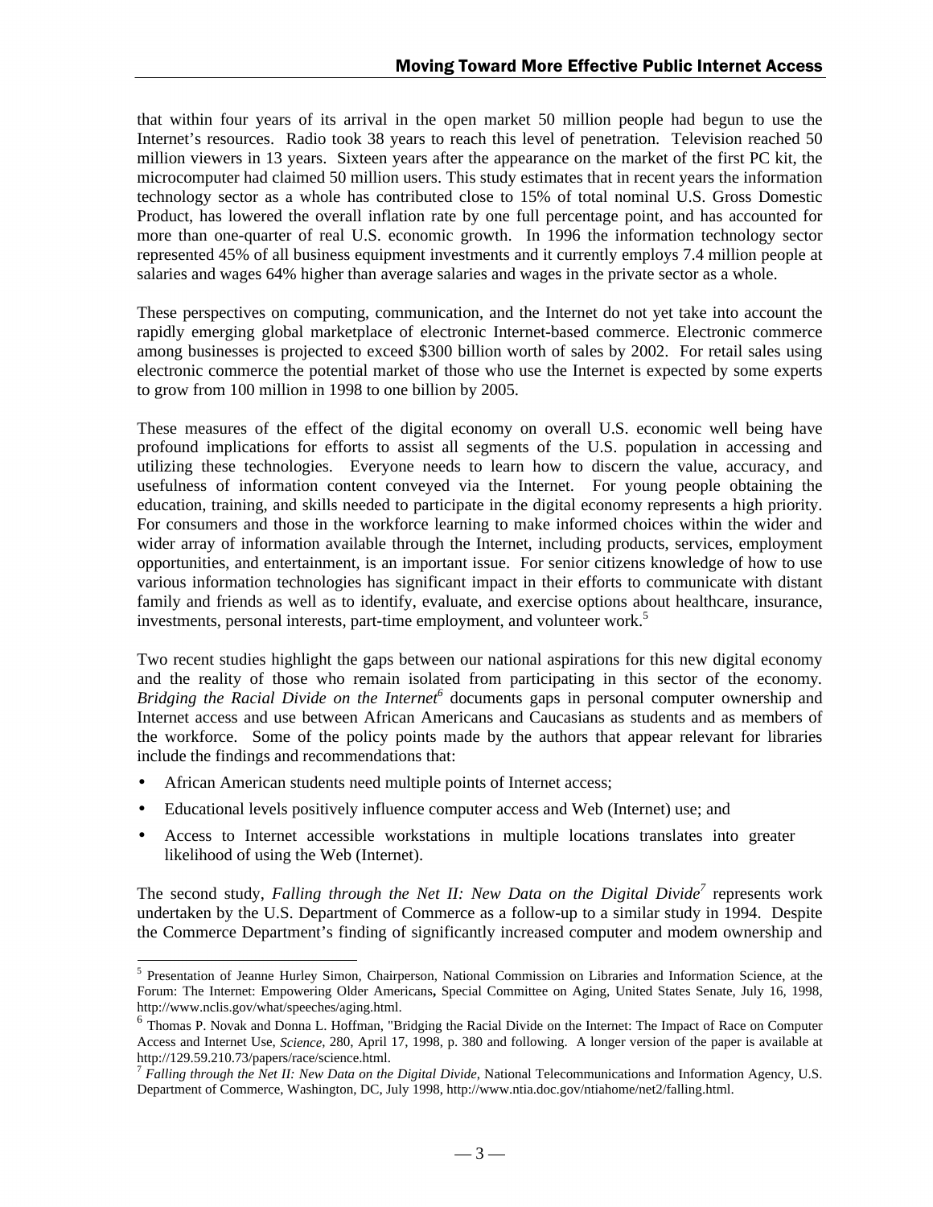that within four years of its arrival in the open market 50 million people had begun to use the Internet's resources. Radio took 38 years to reach this level of penetration. Television reached 50 million viewers in 13 years. Sixteen years after the appearance on the market of the first PC kit, the microcomputer had claimed 50 million users. This study estimates that in recent years the information technology sector as a whole has contributed close to 15% of total nominal U.S. Gross Domestic Product, has lowered the overall inflation rate by one full percentage point, and has accounted for more than one-quarter of real U.S. economic growth. In 1996 the information technology sector represented 45% of all business equipment investments and it currently employs 7.4 million people at salaries and wages 64% higher than average salaries and wages in the private sector as a whole.

These perspectives on computing, communication, and the Internet do not yet take into account the rapidly emerging global marketplace of electronic Internet-based commerce. Electronic commerce among businesses is projected to exceed $300 billion worth of sales by 2002. For retail sales using electronic commerce the potential market of those who use the Internet is expected by some experts to grow from 100 million in 1998 to one billion by 2005.

These measures of the effect of the digital economy on overall U.S. economic well being have profound implications for efforts to assist all segments of the U.S. population in accessing and utilizing these technologies. Everyone needs to learn how to discern the value, accuracy, and usefulness of information content conveyed via the Internet. For young people obtaining the education, training, and skills needed to participate in the digital economy represents a high priority. For consumers and those in the workforce learning to make informed choices within the wider and wider array of information available through the Internet, including products, services, employment opportunities, and entertainment, is an important issue. For senior citizens knowledge of how to use various information technologies has significant impact in their efforts to communicate with distant family and friends as well as to identify, evaluate, and exercise options about healthcare, insurance, investments, personal interests, part-time employment, and volunteer work.[5]

Two recent studies highlight the gaps between our national aspirations for this new digital economy and the reality of those who remain isolated from participating in this sector of the economy. *Bridging the Racial Divide on the Internet*[6] documents gaps in personal computer ownership and Internet access and use between African Americans and Caucasians as students and as members of the workforce. Some of the policy points made by the authors that appear relevant for libraries include the findings and recommendations that:

- African American students need multiple points of Internet access;
- Educational levels positively influence computer access and Web (Internet) use; and
- Access to Internet accessible workstations in multiple locations translates into greater likelihood of using the Web (Internet).

The second study, *Falling through the Net II: New Data on the Digital Divide*[7] represents work undertaken by the U.S. Department of Commerce as a follow-up to a similar study in 1994. Despite the Commerce Department's finding of significantly increased computer and modem ownership and

[5] Presentation of Jeanne Hurley Simon, Chairperson, National Commission on Libraries and Information Science, at the Forum: The Internet: Empowering Older Americans**,** Special Committee on Aging, United States Senate, July 16, 1998, http://www.nclis.gov/what/speeches/aging.html.

[6] Thomas P. Novak and Donna L. Hoffman, "Bridging the Racial Divide on the Internet: The Impact of Race on Computer Access and Internet Use, *Science*, 280, April 17, 1998, p. 380 and following. A longer version of the paper is available at http://129.59.210.73/papers/race/science.html.

[7] *Falling through the Net II: New Data on the Digital Divide*, National Telecommunications and Information Agency, U.S. Department of Commerce, Washington, DC, July 1998, http://www.ntia.doc.gov/ntiahome/net2/falling.html.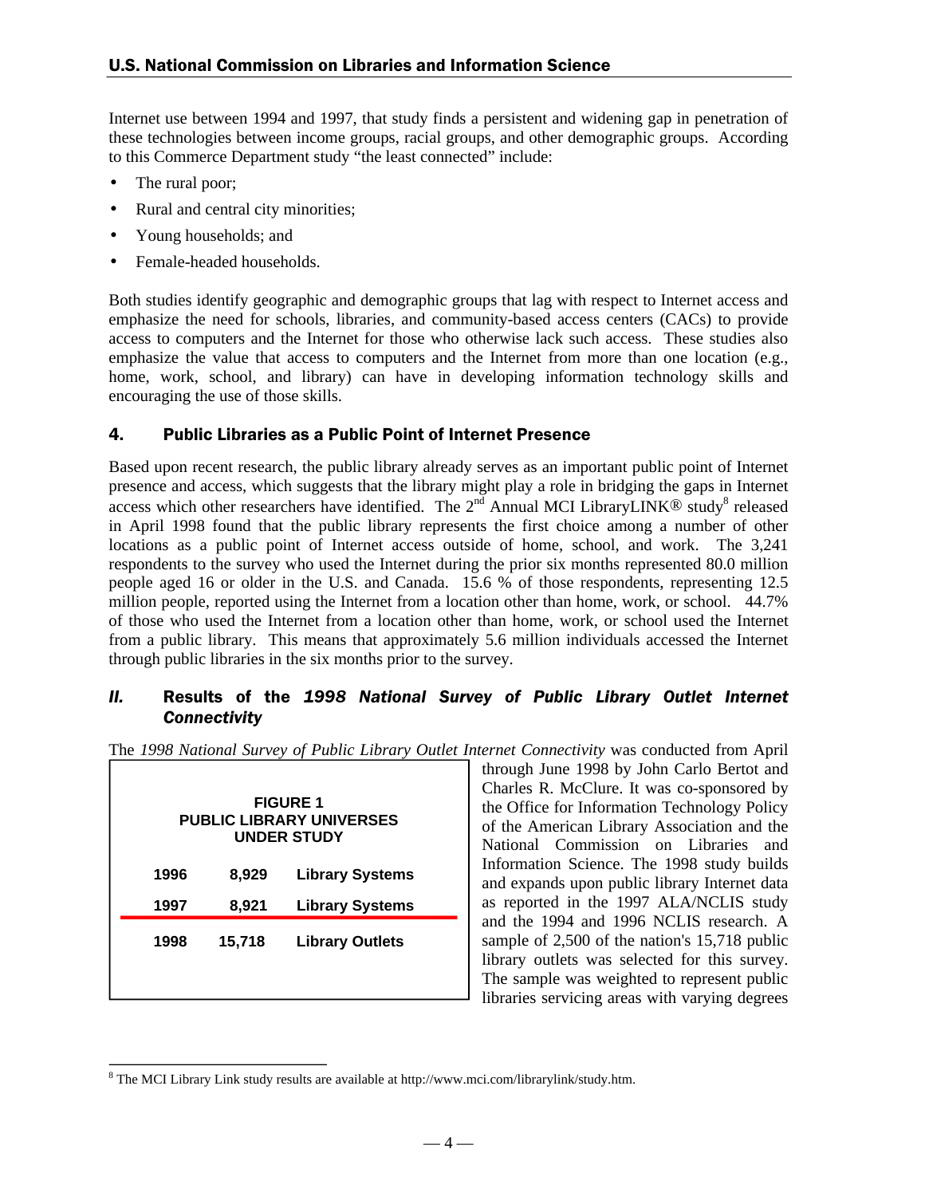Internet use between 1994 and 1997, that study finds a persistent and widening gap in penetration of these technologies between income groups, racial groups, and other demographic groups. According to this Commerce Department study "the least connected" include:

- The rural poor;
- Rural and central city minorities;
- Young households; and
- Female-headed households.

Both studies identify geographic and demographic groups that lag with respect to Internet access and emphasize the need for schools, libraries, and community-based access centers (CACs) to provide access to computers and the Internet for those who otherwise lack such access. These studies also emphasize the value that access to computers and the Internet from more than one location (e.g., home, work, school, and library) can have in developing information technology skills and encouraging the use of those skills.

## 4. Public Libraries as a Public Point of Internet Presence

Based upon recent research, the public library already serves as an important public point of Internet presence and access, which suggests that the library might play a role in bridging the gaps in Internet access which other researchers have identified. The 2nd Annual MCI LibraryLINK® study[8] released in April 1998 found that the public library represents the first choice among a number of other locations as a public point of Internet access outside of home, school, and work. The 3,241 respondents to the survey who used the Internet during the prior six months represented 80.0 million people aged 16 or older in the U.S. and Canada. 15.6 % of those respondents, representing 12.5 million people, reported using the Internet from a location other than home, work, or school. 44.7% of those who used the Internet from a location other than home, work, or school used the Internet from a public library. This means that approximately 5.6 million individuals accessed the Internet through public libraries in the six months prior to the survey.

## *II.* Results of the *1998 National Survey of Public Library Outlet Internet Connectivity*

The *1998 National Survey of Public Library Outlet Internet Connectivity* was conducted from April through June 1998 by John Carlo Bertot and Charles R. McClure. It was co-sponsored by the Office for Information Technology Policy of the American Library Association and the National Commission on Libraries and Information Science. The 1998 study builds and expands upon public library Internet data as reported in the 1997 ALA/NCLIS study and the 1994 and 1996 NCLIS research. A sample of 2,500 of the nation's 15,718 public library outlets was selected for this survey. The sample was weighted to represent public libraries servicing areas with varying degrees

**FIGURE 1**
**PUBLIC LIBRARY UNIVERSES UNDER STUDY**

| Year | Number | Universe |
|---|---|---|
| 1996 | 8,929 | Library Systems |
| 1997 | 8,921 | Library Systems |
| 1998 | 15,718 | Library Outlets |

[8] The MCI Library Link study results are available at http://www.mci.com/librarylink/study.htm.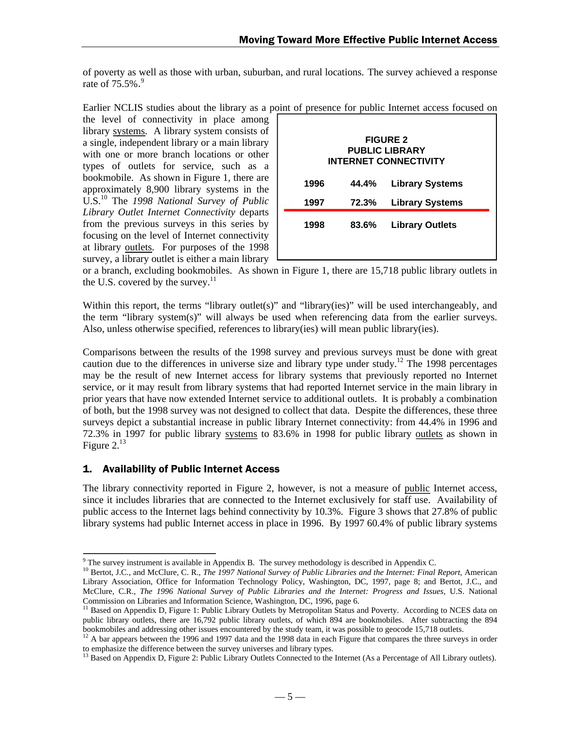of poverty as well as those with urban, suburban, and rural locations. The survey achieved a response rate of 75.5%.[9]

Earlier NCLIS studies about the library as a point of presence for public Internet access focused on the level of connectivity in place among library <u>systems</u>. A library system consists of a single, independent library or a main library with one or more branch locations or other types of outlets for service, such as a bookmobile. As shown in Figure 1, there are approximately 8,900 library systems in the U.S.[10] The *1998 National Survey of Public Library Outlet Internet Connectivity* departs from the previous surveys in this series by focusing on the level of Internet connectivity at library <u>outlets</u>. For purposes of the 1998 survey, a library outlet is either a main library or a branch, excluding bookmobiles. As shown in Figure 1, there are 15,718 public library outlets in the U.S. covered by the survey.[11]

**FIGURE 2**
**PUBLIC LIBRARY**
**INTERNET CONNECTIVITY**

| | | |
|---|---|---|
| **1996** | **44.4%** | **Library Systems** |
| **1997** | **72.3%** | **Library Systems** |
| **1998** | **83.6%** | **Library Outlets** |

Within this report, the terms "library outlet(s)" and "library(ies)" will be used interchangeably, and the term "library system(s)" will always be used when referencing data from the earlier surveys. Also, unless otherwise specified, references to library(ies) will mean public library(ies).

Comparisons between the results of the 1998 survey and previous surveys must be done with great caution due to the differences in universe size and library type under study.[12] The 1998 percentages may be the result of new Internet access for library systems that previously reported no Internet service, or it may result from library systems that had reported Internet service in the main library in prior years that have now extended Internet service to additional outlets. It is probably a combination of both, but the 1998 survey was not designed to collect that data. Despite the differences, these three surveys depict a substantial increase in public library Internet connectivity: from 44.4% in 1996 and 72.3% in 1997 for public library <u>systems</u> to 83.6% in 1998 for public library <u>outlets</u> as shown in Figure 2.[13]

## 1. Availability of Public Internet Access

The library connectivity reported in Figure 2, however, is not a measure of <u>public</u> Internet access, since it includes libraries that are connected to the Internet exclusively for staff use. Availability of public access to the Internet lags behind connectivity by 10.3%. Figure 3 shows that 27.8% of public library systems had public Internet access in place in 1996. By 1997 60.4% of public library systems

---

[9] The survey instrument is available in Appendix B. The survey methodology is described in Appendix C.

[10] Bertot, J.C., and McClure, C. R., *The 1997 National Survey of Public Libraries and the Internet: Final Report,* American Library Association, Office for Information Technology Policy, Washington, DC, 1997, page 8; and Bertot, J.C., and McClure, C.R., *The 1996 National Survey of Public Libraries and the Internet: Progress and Issues,* U.S. National Commission on Libraries and Information Science, Washington, DC, 1996, page 6.

[11] Based on Appendix D, Figure 1: Public Library Outlets by Metropolitan Status and Poverty. According to NCES data on public library outlets, there are 16,792 public library outlets, of which 894 are bookmobiles. After subtracting the 894 bookmobiles and addressing other issues encountered by the study team, it was possible to geocode 15,718 outlets.

[12] A bar appears between the 1996 and 1997 data and the 1998 data in each Figure that compares the three surveys in order to emphasize the difference between the survey universes and library types.

[13] Based on Appendix D, Figure 2: Public Library Outlets Connected to the Internet (As a Percentage of All Library outlets).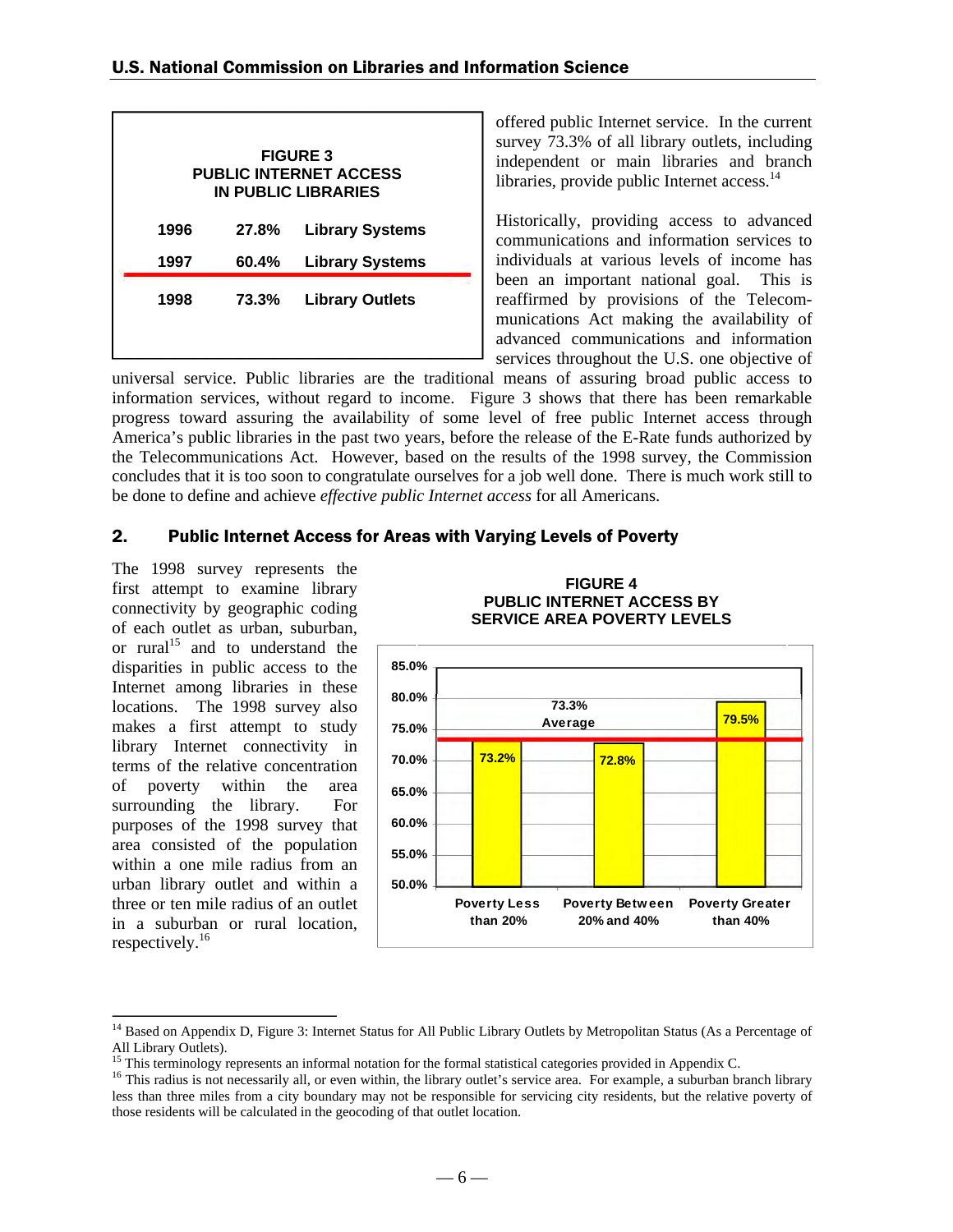**FIGURE 3**
**PUBLIC INTERNET ACCESS IN PUBLIC LIBRARIES**

| Year | Percent | Unit |
|---|---|---|
| 1996 | 27.8% | Library Systems |
| 1997 | 60.4% | Library Systems |
| 1998 | 73.3% | Library Outlets |

offered public Internet service. In the current survey 73.3% of all library outlets, including independent or main libraries and branch libraries, provide public Internet access.[14]

Historically, providing access to advanced communications and information services to individuals at various levels of income has been an important national goal. This is reaffirmed by provisions of the Telecommunications Act making the availability of advanced communications and information services throughout the U.S. one objective of universal service. Public libraries are the traditional means of assuring broad public access to information services, without regard to income. Figure 3 shows that there has been remarkable progress toward assuring the availability of some level of free public Internet access through America's public libraries in the past two years, before the release of the E-Rate funds authorized by the Telecommunications Act. However, based on the results of the 1998 survey, the Commission concludes that it is too soon to congratulate ourselves for a job well done. There is much work still to be done to define and achieve *effective public Internet access* for all Americans.

## 2. Public Internet Access for Areas with Varying Levels of Poverty

The 1998 survey represents the first attempt to examine library connectivity by geographic coding of each outlet as urban, suburban, or rural[15] and to understand the disparities in public access to the Internet among libraries in these locations. The 1998 survey also makes a first attempt to study library Internet connectivity in terms of the relative concentration of poverty within the area surrounding the library. For purposes of the 1998 survey that area consisted of the population within a one mile radius from an urban library outlet and within a three or ten mile radius of an outlet in a suburban or rural location, respectively.[16]

**FIGURE 4**
**PUBLIC INTERNET ACCESS BY SERVICE AREA POVERTY LEVELS**

| Service Area | Public Internet Access |
|---|---|
| Poverty Less than 20% | 73.2% |
| Poverty Between 20% and 40% | 72.8% |
| Poverty Greater than 40% | 79.5% |
| Average | 73.3% |

---

[14] Based on Appendix D, Figure 3: Internet Status for All Public Library Outlets by Metropolitan Status (As a Percentage of All Library Outlets).

[15] This terminology represents an informal notation for the formal statistical categories provided in Appendix C.

[16] This radius is not necessarily all, or even within, the library outlet's service area. For example, a suburban branch library less than three miles from a city boundary may not be responsible for servicing city residents, but the relative poverty of those residents will be calculated in the geocoding of that outlet location.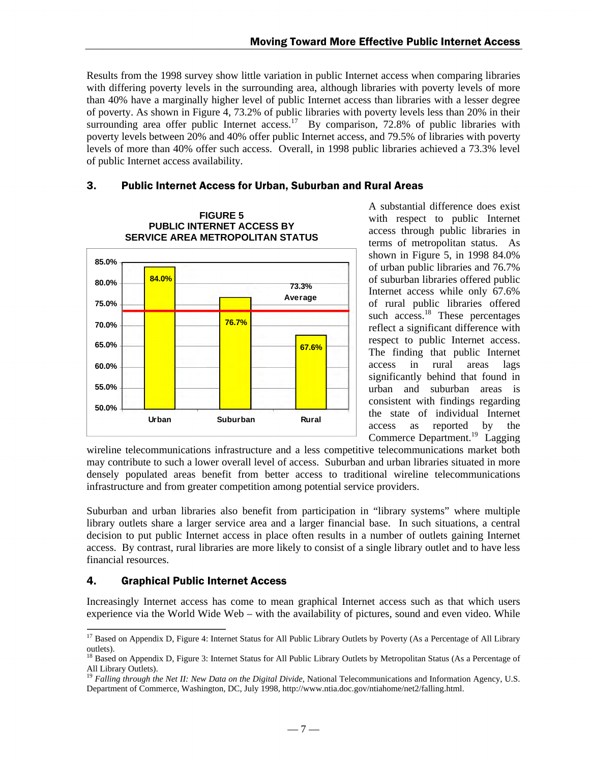Results from the 1998 survey show little variation in public Internet access when comparing libraries with differing poverty levels in the surrounding area, although libraries with poverty levels of more than 40% have a marginally higher level of public Internet access than libraries with a lesser degree of poverty. As shown in Figure 4, 73.2% of public libraries with poverty levels less than 20% in their surrounding area offer public Internet access.[17] By comparison, 72.8% of public libraries with poverty levels between 20% and 40% offer public Internet access, and 79.5% of libraries with poverty levels of more than 40% offer such access. Overall, in 1998 public libraries achieved a 73.3% level of public Internet access availability.

## 3. Public Internet Access for Urban, Suburban and Rural Areas

**FIGURE 5**
**PUBLIC INTERNET ACCESS BY SERVICE AREA METROPOLITAN STATUS**

| Metropolitan Status | Public Internet Access |
|---|---|
| Urban | 84.0% |
| Suburban | 76.7% |
| Rural | 67.6% |
| Average | 73.3% |

A substantial difference does exist with respect to public Internet access through public libraries in terms of metropolitan status. As shown in Figure 5, in 1998 84.0% of urban public libraries and 76.7% of suburban libraries offered public Internet access while only 67.6% of rural public libraries offered such access.[18] These percentages reflect a significant difference with respect to public Internet access. The finding that public Internet access in rural areas lags significantly behind that found in urban and suburban areas is consistent with findings regarding the state of individual Internet access as reported by the Commerce Department.[19] Lagging wireline telecommunications infrastructure and a less competitive telecommunications market both may contribute to such a lower overall level of access. Suburban and urban libraries situated in more densely populated areas benefit from better access to traditional wireline telecommunications infrastructure and from greater competition among potential service providers.

Suburban and urban libraries also benefit from participation in "library systems" where multiple library outlets share a larger service area and a larger financial base. In such situations, a central decision to put public Internet access in place often results in a number of outlets gaining Internet access. By contrast, rural libraries are more likely to consist of a single library outlet and to have less financial resources.

## 4. Graphical Public Internet Access

Increasingly Internet access has come to mean graphical Internet access such as that which users experience via the World Wide Web – with the availability of pictures, sound and even video. While

---

[17] Based on Appendix D, Figure 4: Internet Status for All Public Library Outlets by Poverty (As a Percentage of All Library outlets).

[18] Based on Appendix D, Figure 3: Internet Status for All Public Library Outlets by Metropolitan Status (As a Percentage of All Library Outlets).

[19] *Falling through the Net II: New Data on the Digital Divide*, National Telecommunications and Information Agency, U.S. Department of Commerce, Washington, DC, July 1998, http://www.ntia.doc.gov/ntiahome/net2/falling.html.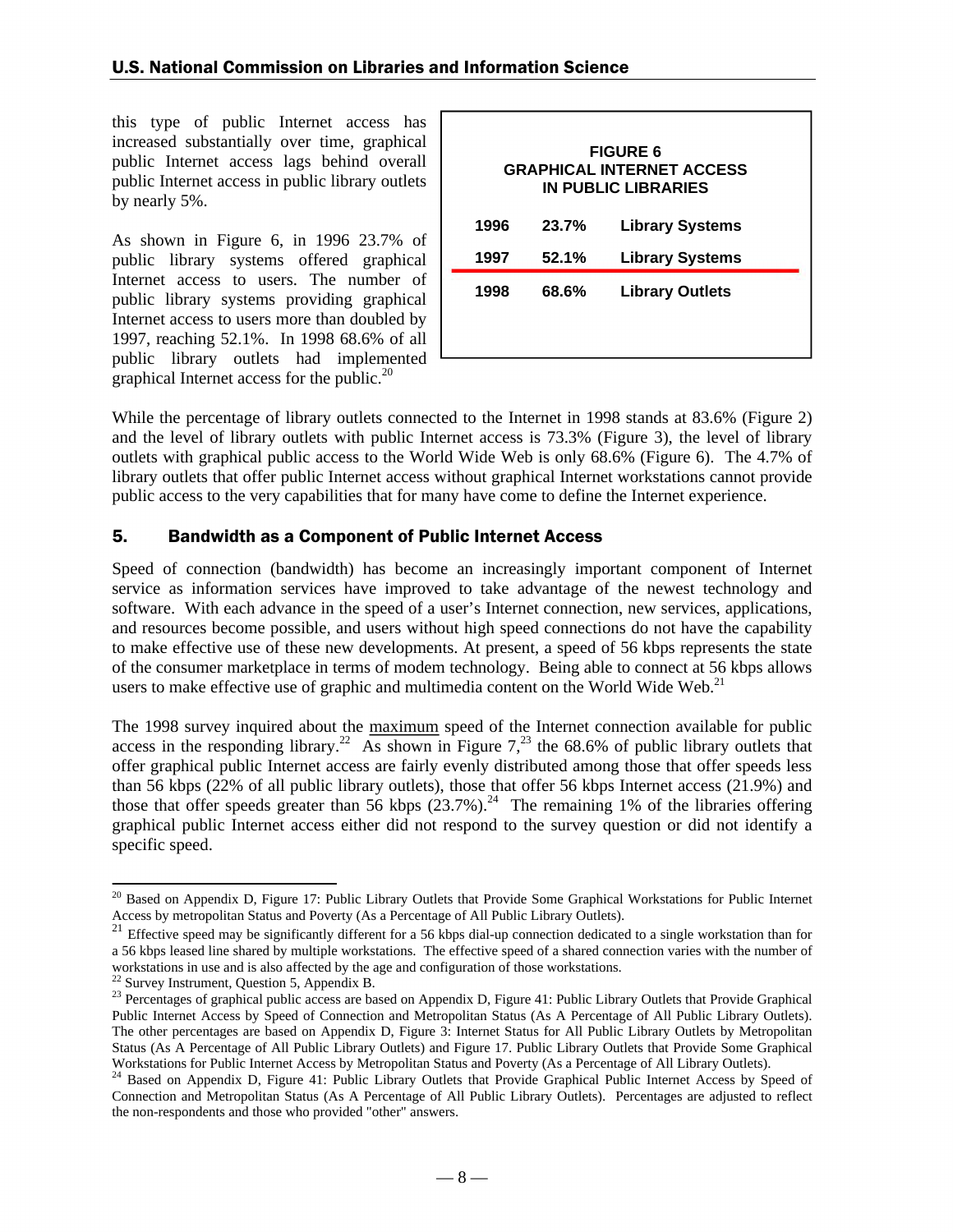this type of public Internet access has increased substantially over time, graphical public Internet access lags behind overall public Internet access in public library outlets by nearly 5%.

As shown in Figure 6, in 1996 23.7% of public library systems offered graphical Internet access to users. The number of public library systems providing graphical Internet access to users more than doubled by 1997, reaching 52.1%. In 1998 68.6% of all public library outlets had implemented graphical Internet access for the public.[20]

**FIGURE 6**
**GRAPHICAL INTERNET ACCESS IN PUBLIC LIBRARIES**

| Year | Percentage | Unit |
|---|---|---|
| 1996 | 23.7% | Library Systems |
| 1997 | 52.1% | Library Systems |
| 1998 | 68.6% | Library Outlets |

While the percentage of library outlets connected to the Internet in 1998 stands at 83.6% (Figure 2) and the level of library outlets with public Internet access is 73.3% (Figure 3), the level of library outlets with graphical public access to the World Wide Web is only 68.6% (Figure 6). The 4.7% of library outlets that offer public Internet access without graphical Internet workstations cannot provide public access to the very capabilities that for many have come to define the Internet experience.

## 5. Bandwidth as a Component of Public Internet Access

Speed of connection (bandwidth) has become an increasingly important component of Internet service as information services have improved to take advantage of the newest technology and software. With each advance in the speed of a user's Internet connection, new services, applications, and resources become possible, and users without high speed connections do not have the capability to make effective use of these new developments. At present, a speed of 56 kbps represents the state of the consumer marketplace in terms of modem technology. Being able to connect at 56 kbps allows users to make effective use of graphic and multimedia content on the World Wide Web.[21]

The 1998 survey inquired about the maximum speed of the Internet connection available for public access in the responding library.[22] As shown in Figure 7,[23] the 68.6% of public library outlets that offer graphical public Internet access are fairly evenly distributed among those that offer speeds less than 56 kbps (22% of all public library outlets), those that offer 56 kbps Internet access (21.9%) and those that offer speeds greater than 56 kbps (23.7%).[24] The remaining 1% of the libraries offering graphical public Internet access either did not respond to the survey question or did not identify a specific speed.

---

[20] Based on Appendix D, Figure 17: Public Library Outlets that Provide Some Graphical Workstations for Public Internet Access by metropolitan Status and Poverty (As a Percentage of All Public Library Outlets).

[21] Effective speed may be significantly different for a 56 kbps dial-up connection dedicated to a single workstation than for a 56 kbps leased line shared by multiple workstations. The effective speed of a shared connection varies with the number of workstations in use and is also affected by the age and configuration of those workstations.

[22] Survey Instrument, Question 5, Appendix B.

[23] Percentages of graphical public access are based on Appendix D, Figure 41: Public Library Outlets that Provide Graphical Public Internet Access by Speed of Connection and Metropolitan Status (As A Percentage of All Public Library Outlets). The other percentages are based on Appendix D, Figure 3: Internet Status for All Public Library Outlets by Metropolitan Status (As A Percentage of All Public Library Outlets) and Figure 17. Public Library Outlets that Provide Some Graphical Workstations for Public Internet Access by Metropolitan Status and Poverty (As a Percentage of All Library Outlets).

[24] Based on Appendix D, Figure 41: Public Library Outlets that Provide Graphical Public Internet Access by Speed of Connection and Metropolitan Status (As A Percentage of All Public Library Outlets). Percentages are adjusted to reflect the non-respondents and those who provided "other" answers.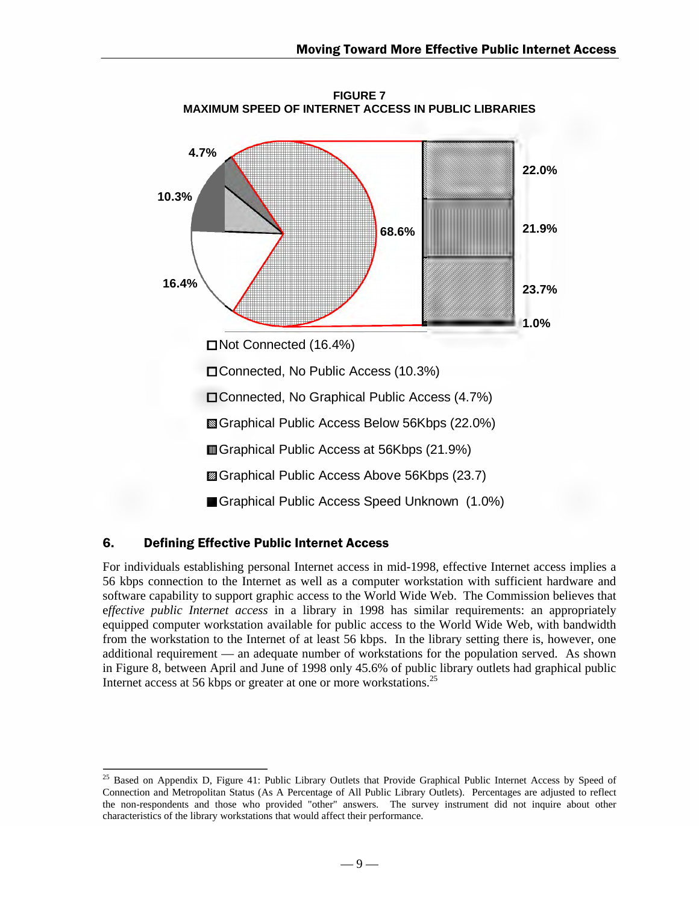**FIGURE 7**
**MAXIMUM SPEED OF INTERNET ACCESS IN PUBLIC LIBRARIES**

4.7%

10.3%

16.4%

68.6%

22.0%

21.9%

23.7%

1.0%

- Not Connected (16.4%)
- Connected, No Public Access (10.3%)
- Connected, No Graphical Public Access (4.7%)
- Graphical Public Access Below 56Kbps (22.0%)
- Graphical Public Access at 56Kbps (21.9%)
- Graphical Public Access Above 56Kbps (23.7)
- Graphical Public Access Speed Unknown (1.0%)

## 6. Defining Effective Public Internet Access

For individuals establishing personal Internet access in mid-1998, effective Internet access implies a 56 kbps connection to the Internet as well as a computer workstation with sufficient hardware and software capability to support graphic access to the World Wide Web. The Commission believes that e*ffective public Internet access* in a library in 1998 has similar requirements: an appropriately equipped computer workstation available for public access to the World Wide Web, with bandwidth from the workstation to the Internet of at least 56 kbps. In the library setting there is, however, one additional requirement — an adequate number of workstations for the population served. As shown in Figure 8, between April and June of 1998 only 45.6% of public library outlets had graphical public Internet access at 56 kbps or greater at one or more workstations.[25]

---

[25] Based on Appendix D, Figure 41: Public Library Outlets that Provide Graphical Public Internet Access by Speed of Connection and Metropolitan Status (As A Percentage of All Public Library Outlets). Percentages are adjusted to reflect the non-respondents and those who provided "other" answers. The survey instrument did not inquire about other characteristics of the library workstations that would affect their performance.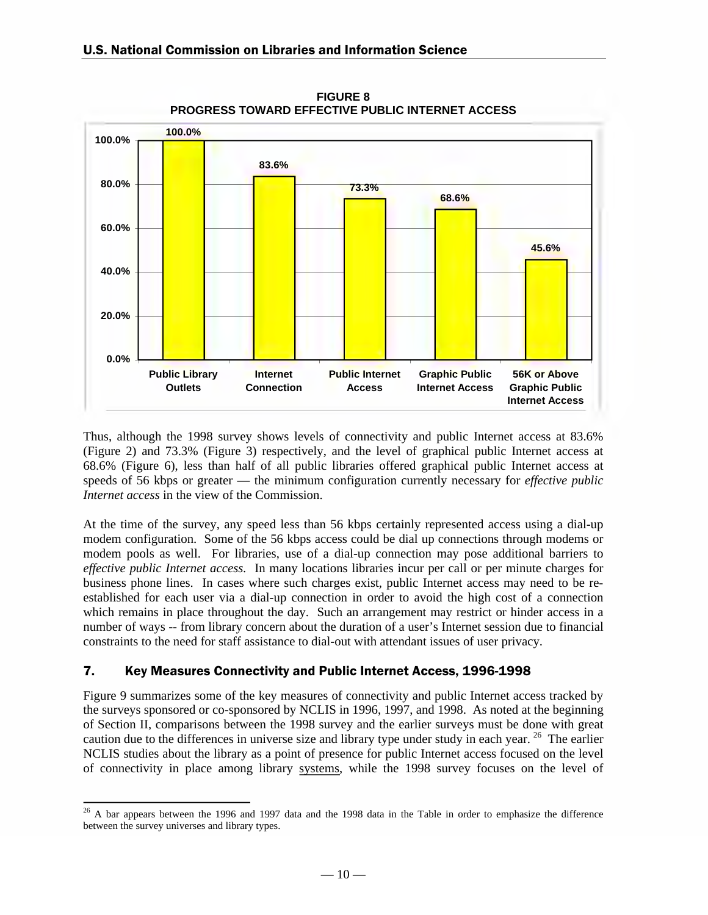**FIGURE 8**
**PROGRESS TOWARD EFFECTIVE PUBLIC INTERNET ACCESS**

| Category | Percentage |
|---|---|
| Public Library Outlets | 100.0% |
| Internet Connection | 83.6% |
| Public Internet Access | 73.3% |
| Graphic Public Internet Access | 68.6% |
| 56K or Above Graphic Public Internet Access | 45.6% |

Thus, although the 1998 survey shows levels of connectivity and public Internet access at 83.6% (Figure 2) and 73.3% (Figure 3) respectively, and the level of graphical public Internet access at 68.6% (Figure 6), less than half of all public libraries offered graphical public Internet access at speeds of 56 kbps or greater — the minimum configuration currently necessary for *effective public Internet access* in the view of the Commission.

At the time of the survey, any speed less than 56 kbps certainly represented access using a dial-up modem configuration. Some of the 56 kbps access could be dial up connections through modems or modem pools as well. For libraries, use of a dial-up connection may pose additional barriers to *effective public Internet access.* In many locations libraries incur per call or per minute charges for business phone lines. In cases where such charges exist, public Internet access may need to be re-established for each user via a dial-up connection in order to avoid the high cost of a connection which remains in place throughout the day. Such an arrangement may restrict or hinder access in a number of ways -- from library concern about the duration of a user's Internet session due to financial constraints to the need for staff assistance to dial-out with attendant issues of user privacy.

## 7. Key Measures Connectivity and Public Internet Access, 1996-1998

Figure 9 summarizes some of the key measures of connectivity and public Internet access tracked by the surveys sponsored or co-sponsored by NCLIS in 1996, 1997, and 1998. As noted at the beginning of Section II, comparisons between the 1998 survey and the earlier surveys must be done with great caution due to the differences in universe size and library type under study in each year.[26] The earlier NCLIS studies about the library as a point of presence for public Internet access focused on the level of connectivity in place among library systems, while the 1998 survey focuses on the level of

[26] A bar appears between the 1996 and 1997 data and the 1998 data in the Table in order to emphasize the difference between the survey universes and library types.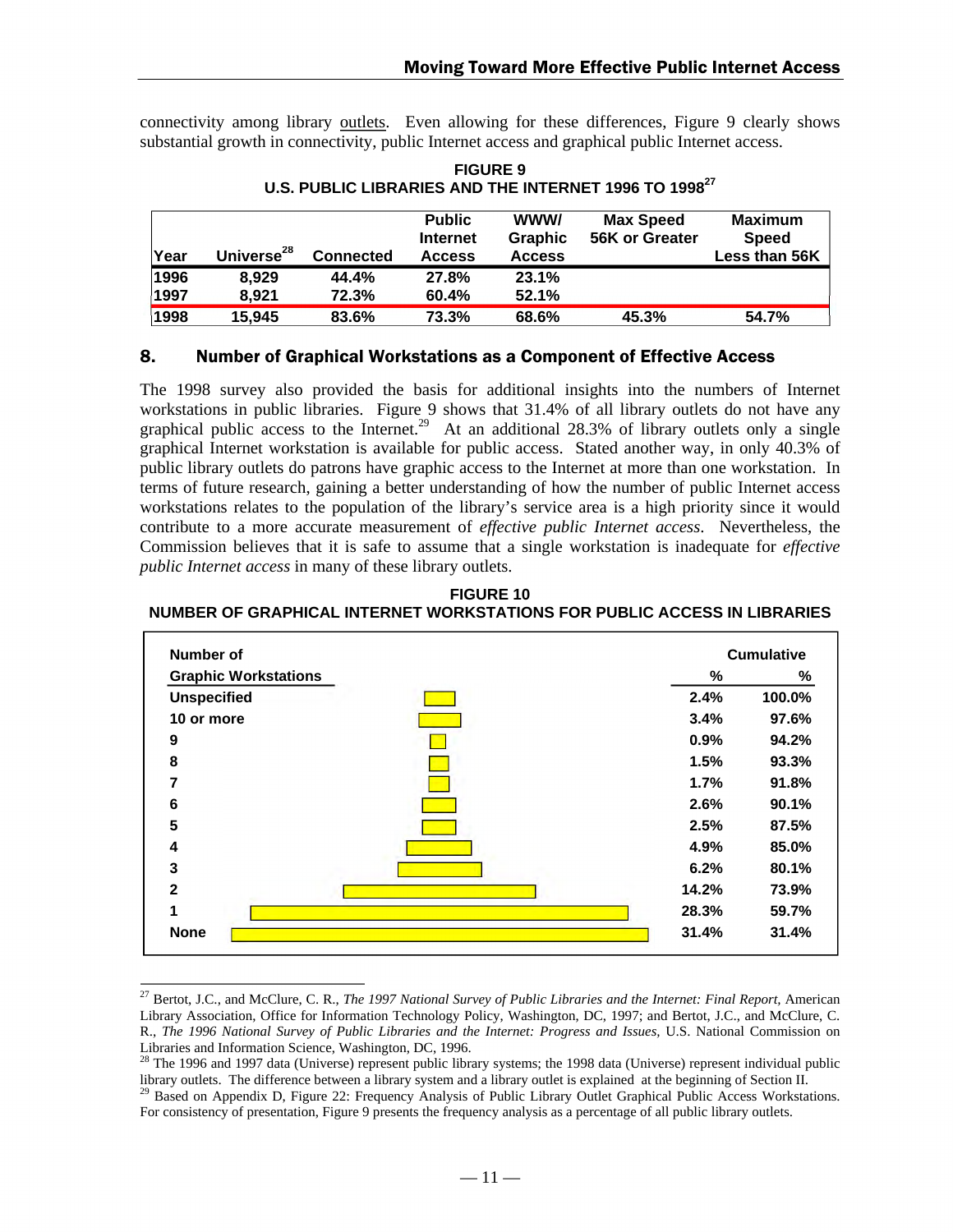connectivity among library outlets. Even allowing for these differences, Figure 9 clearly shows substantial growth in connectivity, public Internet access and graphical public Internet access.

**FIGURE 9**
**U.S. PUBLIC LIBRARIES AND THE INTERNET 1996 TO 1998**[27]

| Year | Universe[28] | Connected | Public Internet Access | WWW/ Graphic Access | Max Speed 56K or Greater | Maximum Speed Less than 56K |
|---|---|---|---|---|---|---|
| 1996 | 8,929 | 44.4% | 27.8% | 23.1% | | |
| 1997 | 8,921 | 72.3% | 60.4% | 52.1% | | |
| 1998 | 15,945 | 83.6% | 73.3% | 68.6% | 45.3% | 54.7% |

## 8. Number of Graphical Workstations as a Component of Effective Access

The 1998 survey also provided the basis for additional insights into the numbers of Internet workstations in public libraries. Figure 9 shows that 31.4% of all library outlets do not have any graphical public access to the Internet.[29] At an additional 28.3% of library outlets only a single graphical Internet workstation is available for public access. Stated another way, in only 40.3% of public library outlets do patrons have graphic access to the Internet at more than one workstation. In terms of future research, gaining a better understanding of how the number of public Internet access workstations relates to the population of the library's service area is a high priority since it would contribute to a more accurate measurement of *effective public Internet access*. Nevertheless, the Commission believes that it is safe to assume that a single workstation is inadequate for *effective public Internet access* in many of these library outlets.

**FIGURE 10**
**NUMBER OF GRAPHICAL INTERNET WORKSTATIONS FOR PUBLIC ACCESS IN LIBRARIES**

| Number of Graphic Workstations | % | Cumulative % |
|---|---|---|
| Unspecified | 2.4% | 100.0% |
| 10 or more | 3.4% | 97.6% |
| 9 | 0.9% | 94.2% |
| 8 | 1.5% | 93.3% |
| 7 | 1.7% | 91.8% |
| 6 | 2.6% | 90.1% |
| 5 | 2.5% | 87.5% |
| 4 | 4.9% | 85.0% |
| 3 | 6.2% | 80.1% |
| 2 | 14.2% | 73.9% |
| 1 | 28.3% | 59.7% |
| None | 31.4% | 31.4% |

---

[27] Bertot, J.C., and McClure, C. R., *The 1997 National Survey of Public Libraries and the Internet: Final Report*, American Library Association, Office for Information Technology Policy, Washington, DC, 1997; and Bertot, J.C., and McClure, C. R., *The 1996 National Survey of Public Libraries and the Internet: Progress and Issues*, U.S. National Commission on Libraries and Information Science, Washington, DC, 1996.

[28] The 1996 and 1997 data (Universe) represent public library systems; the 1998 data (Universe) represent individual public library outlets. The difference between a library system and a library outlet is explained at the beginning of Section II.

[29] Based on Appendix D, Figure 22: Frequency Analysis of Public Library Outlet Graphical Public Access Workstations. For consistency of presentation, Figure 9 presents the frequency analysis as a percentage of all public library outlets.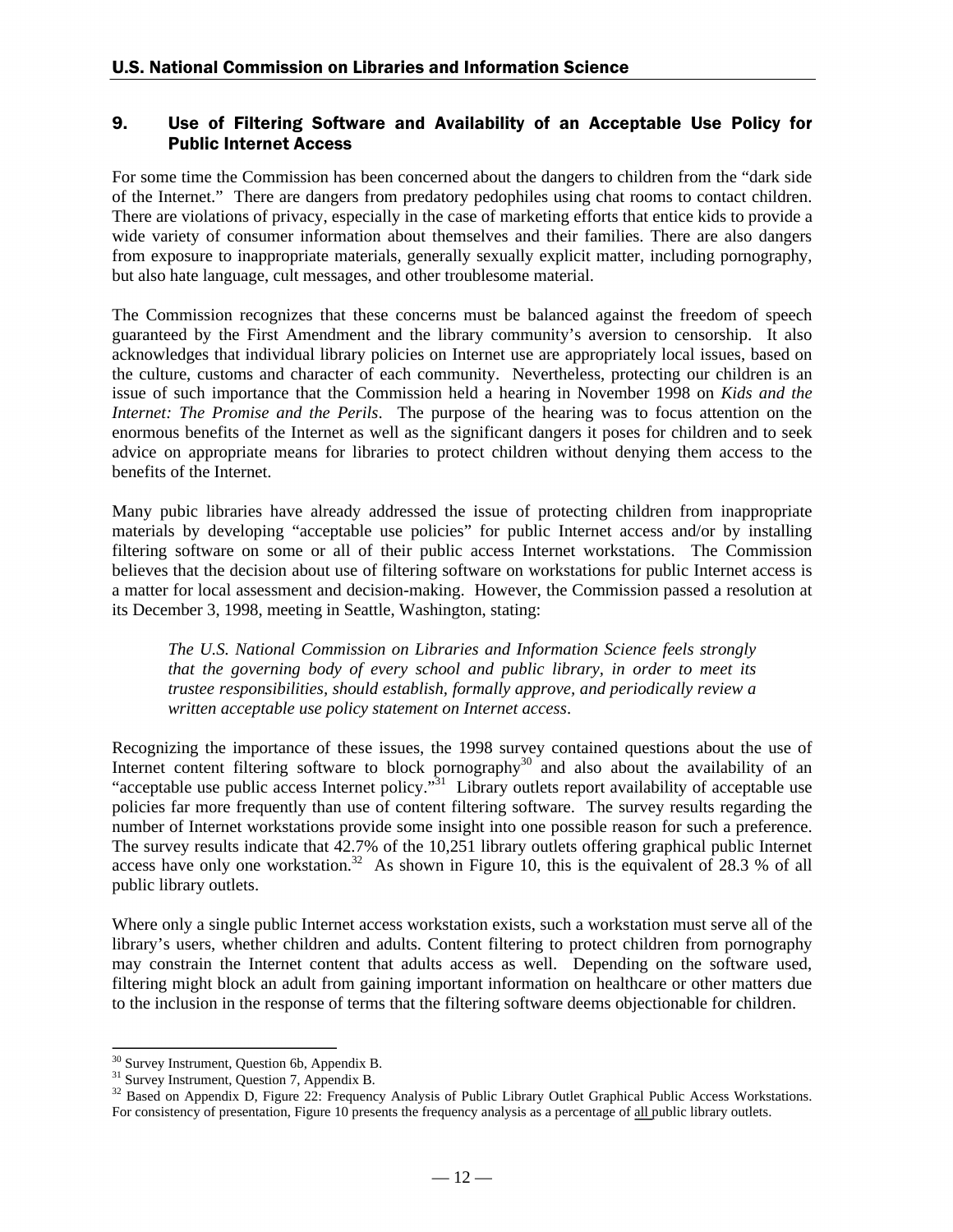## 9. Use of Filtering Software and Availability of an Acceptable Use Policy for Public Internet Access

For some time the Commission has been concerned about the dangers to children from the "dark side of the Internet." There are dangers from predatory pedophiles using chat rooms to contact children. There are violations of privacy, especially in the case of marketing efforts that entice kids to provide a wide variety of consumer information about themselves and their families. There are also dangers from exposure to inappropriate materials, generally sexually explicit matter, including pornography, but also hate language, cult messages, and other troublesome material.

The Commission recognizes that these concerns must be balanced against the freedom of speech guaranteed by the First Amendment and the library community's aversion to censorship. It also acknowledges that individual library policies on Internet use are appropriately local issues, based on the culture, customs and character of each community. Nevertheless, protecting our children is an issue of such importance that the Commission held a hearing in November 1998 on *Kids and the Internet: The Promise and the Perils*. The purpose of the hearing was to focus attention on the enormous benefits of the Internet as well as the significant dangers it poses for children and to seek advice on appropriate means for libraries to protect children without denying them access to the benefits of the Internet.

Many pubic libraries have already addressed the issue of protecting children from inappropriate materials by developing "acceptable use policies" for public Internet access and/or by installing filtering software on some or all of their public access Internet workstations. The Commission believes that the decision about use of filtering software on workstations for public Internet access is a matter for local assessment and decision-making. However, the Commission passed a resolution at its December 3, 1998, meeting in Seattle, Washington, stating:

> *The U.S. National Commission on Libraries and Information Science feels strongly that the governing body of every school and public library, in order to meet its trustee responsibilities, should establish, formally approve, and periodically review a written acceptable use policy statement on Internet access*.

Recognizing the importance of these issues, the 1998 survey contained questions about the use of Internet content filtering software to block pornography[30] and also about the availability of an "acceptable use public access Internet policy."[31] Library outlets report availability of acceptable use policies far more frequently than use of content filtering software. The survey results regarding the number of Internet workstations provide some insight into one possible reason for such a preference. The survey results indicate that 42.7% of the 10,251 library outlets offering graphical public Internet access have only one workstation.[32] As shown in Figure 10, this is the equivalent of 28.3 % of all public library outlets.

Where only a single public Internet access workstation exists, such a workstation must serve all of the library's users, whether children and adults. Content filtering to protect children from pornography may constrain the Internet content that adults access as well. Depending on the software used, filtering might block an adult from gaining important information on healthcare or other matters due to the inclusion in the response of terms that the filtering software deems objectionable for children.

---

[30] Survey Instrument, Question 6b, Appendix B.

[31] Survey Instrument, Question 7, Appendix B.

[32] Based on Appendix D, Figure 22: Frequency Analysis of Public Library Outlet Graphical Public Access Workstations. For consistency of presentation, Figure 10 presents the frequency analysis as a percentage of all public library outlets.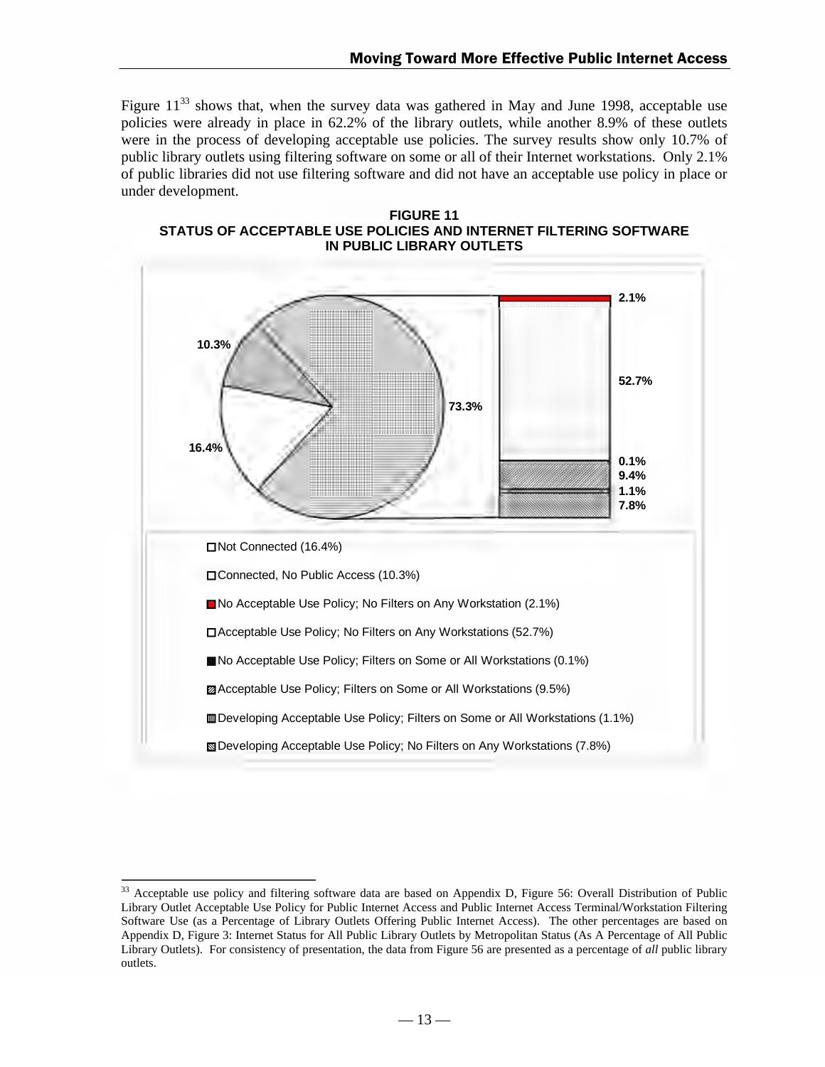Figure 11[33] shows that, when the survey data was gathered in May and June 1998, acceptable use policies were already in place in 62.2% of the library outlets, while another 8.9% of these outlets were in the process of developing acceptable use policies. The survey results show only 10.7% of public library outlets using filtering software on some or all of their Internet workstations. Only 2.1% of public libraries did not use filtering software and did not have an acceptable use policy in place or under development.

**FIGURE 11**
**STATUS OF ACCEPTABLE USE POLICIES AND INTERNET FILTERING SOFTWARE IN PUBLIC LIBRARY OUTLETS**

10.3%

16.4%

73.3%

2.1%

52.7%

0.1%
9.4%
1.1%
7.8%

- Not Connected (16.4%)
- Connected, No Public Access (10.3%)
- No Acceptable Use Policy; No Filters on Any Workstation (2.1%)
- Acceptable Use Policy; No Filters on Any Workstations (52.7%)
- No Acceptable Use Policy; Filters on Some or All Workstations (0.1%)
- Acceptable Use Policy; Filters on Some or All Workstations (9.5%)
- Developing Acceptable Use Policy; Filters on Some or All Workstations (1.1%)
- Developing Acceptable Use Policy; No Filters on Any Workstations (7.8%)

---

[33] Acceptable use policy and filtering software data are based on Appendix D, Figure 56: Overall Distribution of Public Library Outlet Acceptable Use Policy for Public Internet Access and Public Internet Access Terminal/Workstation Filtering Software Use (as a Percentage of Library Outlets Offering Public Internet Access). The other percentages are based on Appendix D, Figure 3: Internet Status for All Public Library Outlets by Metropolitan Status (As A Percentage of All Public Library Outlets). For consistency of presentation, the data from Figure 56 are presented as a percentage of *all* public library outlets.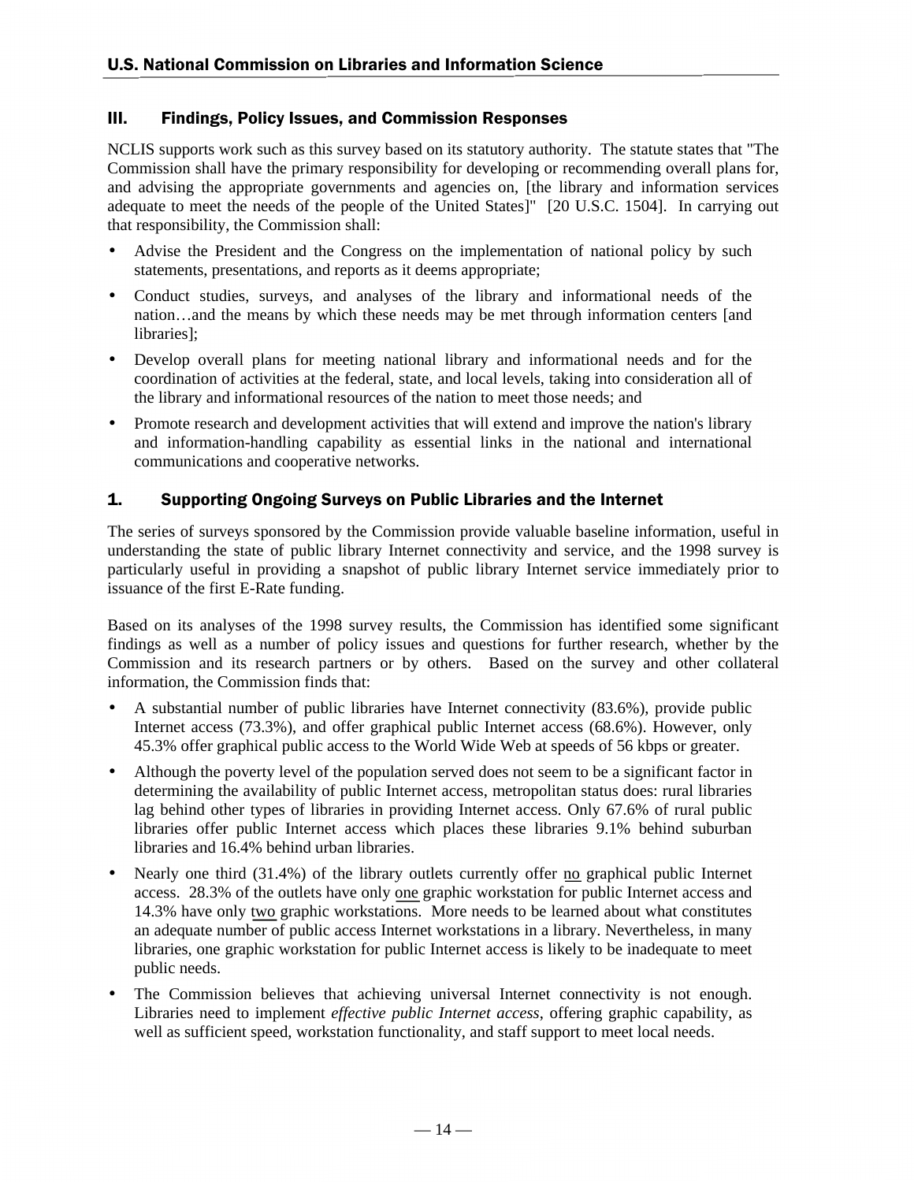## III. Findings, Policy Issues, and Commission Responses

NCLIS supports work such as this survey based on its statutory authority. The statute states that "The Commission shall have the primary responsibility for developing or recommending overall plans for, and advising the appropriate governments and agencies on, [the library and information services adequate to meet the needs of the people of the United States]" [20 U.S.C. 1504]. In carrying out that responsibility, the Commission shall:

- Advise the President and the Congress on the implementation of national policy by such statements, presentations, and reports as it deems appropriate;
- Conduct studies, surveys, and analyses of the library and informational needs of the nation…and the means by which these needs may be met through information centers [and libraries];
- Develop overall plans for meeting national library and informational needs and for the coordination of activities at the federal, state, and local levels, taking into consideration all of the library and informational resources of the nation to meet those needs; and
- Promote research and development activities that will extend and improve the nation's library and information-handling capability as essential links in the national and international communications and cooperative networks.

### 1. Supporting Ongoing Surveys on Public Libraries and the Internet

The series of surveys sponsored by the Commission provide valuable baseline information, useful in understanding the state of public library Internet connectivity and service, and the 1998 survey is particularly useful in providing a snapshot of public library Internet service immediately prior to issuance of the first E-Rate funding.

Based on its analyses of the 1998 survey results, the Commission has identified some significant findings as well as a number of policy issues and questions for further research, whether by the Commission and its research partners or by others. Based on the survey and other collateral information, the Commission finds that:

- A substantial number of public libraries have Internet connectivity (83.6%), provide public Internet access (73.3%), and offer graphical public Internet access (68.6%). However, only 45.3% offer graphical public access to the World Wide Web at speeds of 56 kbps or greater.
- Although the poverty level of the population served does not seem to be a significant factor in determining the availability of public Internet access, metropolitan status does: rural libraries lag behind other types of libraries in providing Internet access. Only 67.6% of rural public libraries offer public Internet access which places these libraries 9.1% behind suburban libraries and 16.4% behind urban libraries.
- Nearly one third (31.4%) of the library outlets currently offer <u>no</u> graphical public Internet access. 28.3% of the outlets have only <u>one</u> graphic workstation for public Internet access and 14.3% have only <u>two</u> graphic workstations. More needs to be learned about what constitutes an adequate number of public access Internet workstations in a library. Nevertheless, in many libraries, one graphic workstation for public Internet access is likely to be inadequate to meet public needs.
- The Commission believes that achieving universal Internet connectivity is not enough. Libraries need to implement *effective public Internet access*, offering graphic capability, as well as sufficient speed, workstation functionality, and staff support to meet local needs.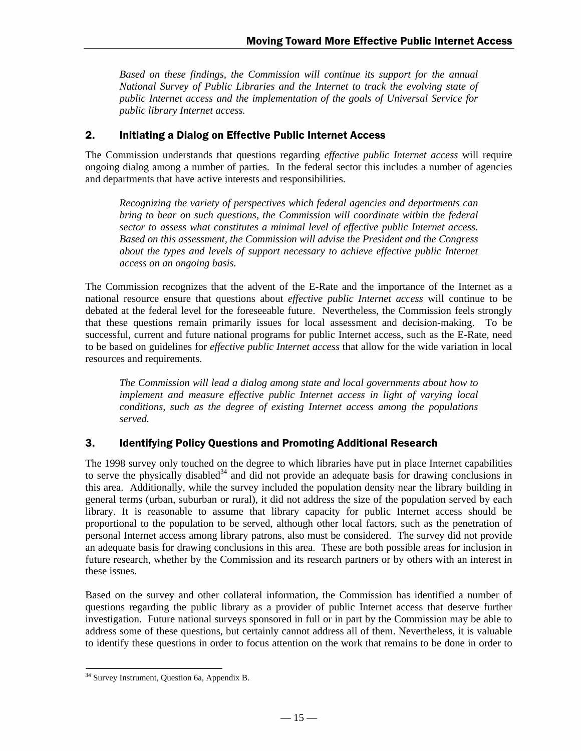*Based on these findings, the Commission will continue its support for the annual National Survey of Public Libraries and the Internet to track the evolving state of public Internet access and the implementation of the goals of Universal Service for public library Internet access.*

## 2. Initiating a Dialog on Effective Public Internet Access

The Commission understands that questions regarding *effective public Internet access* will require ongoing dialog among a number of parties. In the federal sector this includes a number of agencies and departments that have active interests and responsibilities.

*Recognizing the variety of perspectives which federal agencies and departments can bring to bear on such questions, the Commission will coordinate within the federal sector to assess what constitutes a minimal level of effective public Internet access. Based on this assessment, the Commission will advise the President and the Congress about the types and levels of support necessary to achieve effective public Internet access on an ongoing basis.*

The Commission recognizes that the advent of the E-Rate and the importance of the Internet as a national resource ensure that questions about *effective public Internet access* will continue to be debated at the federal level for the foreseeable future. Nevertheless, the Commission feels strongly that these questions remain primarily issues for local assessment and decision-making. To be successful, current and future national programs for public Internet access, such as the E-Rate, need to be based on guidelines for *effective public Internet access* that allow for the wide variation in local resources and requirements.

*The Commission will lead a dialog among state and local governments about how to implement and measure effective public Internet access in light of varying local conditions, such as the degree of existing Internet access among the populations served.*

## 3. Identifying Policy Questions and Promoting Additional Research

The 1998 survey only touched on the degree to which libraries have put in place Internet capabilities to serve the physically disabled[34] and did not provide an adequate basis for drawing conclusions in this area. Additionally, while the survey included the population density near the library building in general terms (urban, suburban or rural), it did not address the size of the population served by each library. It is reasonable to assume that library capacity for public Internet access should be proportional to the population to be served, although other local factors, such as the penetration of personal Internet access among library patrons, also must be considered. The survey did not provide an adequate basis for drawing conclusions in this area. These are both possible areas for inclusion in future research, whether by the Commission and its research partners or by others with an interest in these issues.

Based on the survey and other collateral information, the Commission has identified a number of questions regarding the public library as a provider of public Internet access that deserve further investigation. Future national surveys sponsored in full or in part by the Commission may be able to address some of these questions, but certainly cannot address all of them. Nevertheless, it is valuable to identify these questions in order to focus attention on the work that remains to be done in order to

[34] Survey Instrument, Question 6a, Appendix B.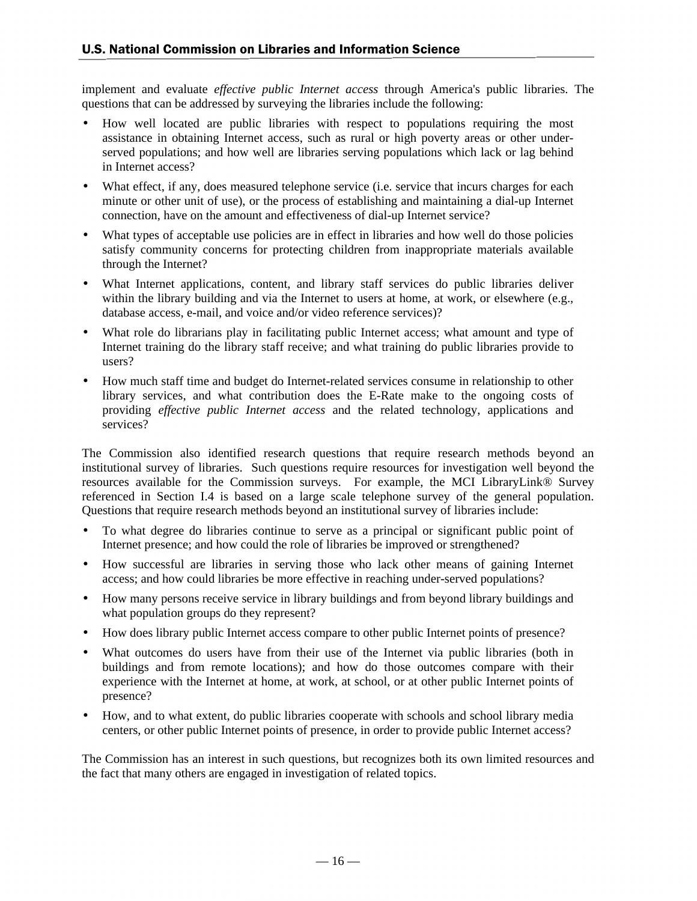implement and evaluate *effective public Internet access* through America's public libraries. The questions that can be addressed by surveying the libraries include the following:

- How well located are public libraries with respect to populations requiring the most assistance in obtaining Internet access, such as rural or high poverty areas or other under-served populations; and how well are libraries serving populations which lack or lag behind in Internet access?
- What effect, if any, does measured telephone service (i.e. service that incurs charges for each minute or other unit of use), or the process of establishing and maintaining a dial-up Internet connection, have on the amount and effectiveness of dial-up Internet service?
- What types of acceptable use policies are in effect in libraries and how well do those policies satisfy community concerns for protecting children from inappropriate materials available through the Internet?
- What Internet applications, content, and library staff services do public libraries deliver within the library building and via the Internet to users at home, at work, or elsewhere (e.g., database access, e-mail, and voice and/or video reference services)?
- What role do librarians play in facilitating public Internet access; what amount and type of Internet training do the library staff receive; and what training do public libraries provide to users?
- How much staff time and budget do Internet-related services consume in relationship to other library services, and what contribution does the E-Rate make to the ongoing costs of providing *effective public Internet access* and the related technology, applications and services?

The Commission also identified research questions that require research methods beyond an institutional survey of libraries. Such questions require resources for investigation well beyond the resources available for the Commission surveys. For example, the MCI LibraryLink® Survey referenced in Section I.4 is based on a large scale telephone survey of the general population. Questions that require research methods beyond an institutional survey of libraries include:

- To what degree do libraries continue to serve as a principal or significant public point of Internet presence; and how could the role of libraries be improved or strengthened?
- How successful are libraries in serving those who lack other means of gaining Internet access; and how could libraries be more effective in reaching under-served populations?
- How many persons receive service in library buildings and from beyond library buildings and what population groups do they represent?
- How does library public Internet access compare to other public Internet points of presence?
- What outcomes do users have from their use of the Internet via public libraries (both in buildings and from remote locations); and how do those outcomes compare with their experience with the Internet at home, at work, at school, or at other public Internet points of presence?
- How, and to what extent, do public libraries cooperate with schools and school library media centers, or other public Internet points of presence, in order to provide public Internet access?

The Commission has an interest in such questions, but recognizes both its own limited resources and the fact that many others are engaged in investigation of related topics.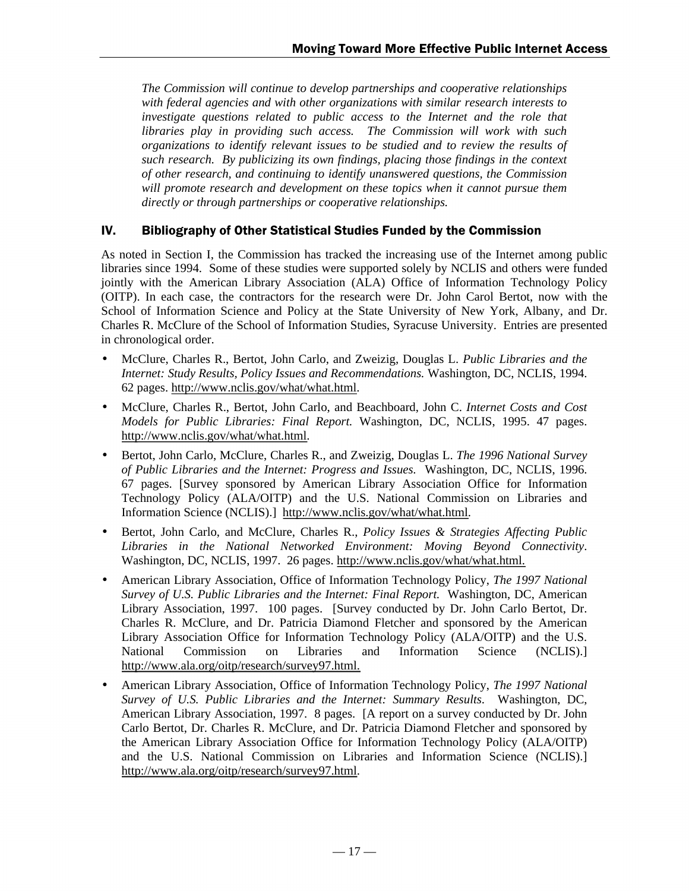*The Commission will continue to develop partnerships and cooperative relationships with federal agencies and with other organizations with similar research interests to investigate questions related to public access to the Internet and the role that libraries play in providing such access. The Commission will work with such organizations to identify relevant issues to be studied and to review the results of such research. By publicizing its own findings, placing those findings in the context of other research, and continuing to identify unanswered questions, the Commission will promote research and development on these topics when it cannot pursue them directly or through partnerships or cooperative relationships.*

## IV. Bibliography of Other Statistical Studies Funded by the Commission

As noted in Section I, the Commission has tracked the increasing use of the Internet among public libraries since 1994. Some of these studies were supported solely by NCLIS and others were funded jointly with the American Library Association (ALA) Office of Information Technology Policy (OITP). In each case, the contractors for the research were Dr. John Carol Bertot, now with the School of Information Science and Policy at the State University of New York, Albany, and Dr. Charles R. McClure of the School of Information Studies, Syracuse University. Entries are presented in chronological order.

- McClure, Charles R., Bertot, John Carlo, and Zweizig, Douglas L. *Public Libraries and the Internet: Study Results, Policy Issues and Recommendations.* Washington, DC, NCLIS, 1994. 62 pages. http://www.nclis.gov/what/what.html.
- McClure, Charles R., Bertot, John Carlo, and Beachboard, John C. *Internet Costs and Cost Models for Public Libraries: Final Report.* Washington, DC, NCLIS, 1995. 47 pages. http://www.nclis.gov/what/what.html.
- Bertot, John Carlo, McClure, Charles R., and Zweizig, Douglas L. *The 1996 National Survey of Public Libraries and the Internet: Progress and Issues.* Washington, DC, NCLIS, 1996. 67 pages. [Survey sponsored by American Library Association Office for Information Technology Policy (ALA/OITP) and the U.S. National Commission on Libraries and Information Science (NCLIS).] http://www.nclis.gov/what/what.html.
- Bertot, John Carlo, and McClure, Charles R., *Policy Issues & Strategies Affecting Public Libraries in the National Networked Environment: Moving Beyond Connectivity*. Washington, DC, NCLIS, 1997. 26 pages. http://www.nclis.gov/what/what.html.
- American Library Association, Office of Information Technology Policy, *The 1997 National Survey of U.S. Public Libraries and the Internet: Final Report.* Washington, DC, American Library Association, 1997. 100 pages. [Survey conducted by Dr. John Carlo Bertot, Dr. Charles R. McClure, and Dr. Patricia Diamond Fletcher and sponsored by the American Library Association Office for Information Technology Policy (ALA/OITP) and the U.S. National Commission on Libraries and Information Science (NCLIS).] http://www.ala.org/oitp/research/survey97.html.
- American Library Association, Office of Information Technology Policy, *The 1997 National Survey of U.S. Public Libraries and the Internet: Summary Results.* Washington, DC, American Library Association, 1997. 8 pages. [A report on a survey conducted by Dr. John Carlo Bertot, Dr. Charles R. McClure, and Dr. Patricia Diamond Fletcher and sponsored by the American Library Association Office for Information Technology Policy (ALA/OITP) and the U.S. National Commission on Libraries and Information Science (NCLIS).] http://www.ala.org/oitp/research/survey97.html.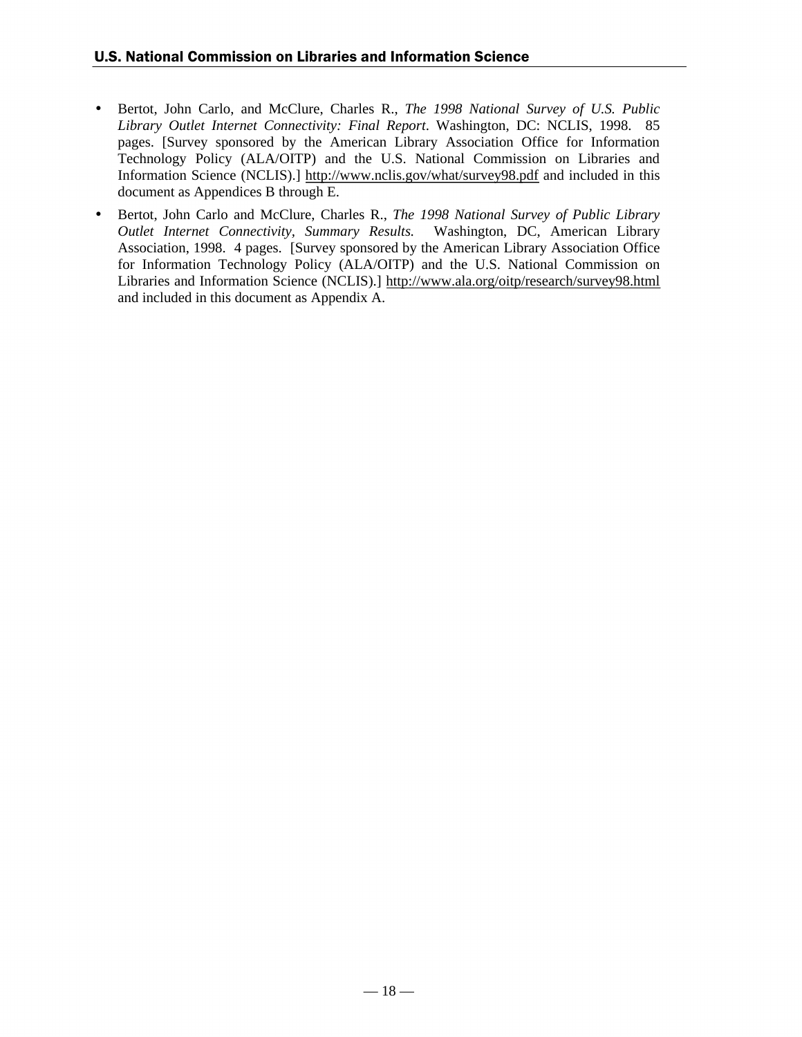- Bertot, John Carlo, and McClure, Charles R., *The 1998 National Survey of U.S. Public Library Outlet Internet Connectivity: Final Report*. Washington, DC: NCLIS, 1998. 85 pages. [Survey sponsored by the American Library Association Office for Information Technology Policy (ALA/OITP) and the U.S. National Commission on Libraries and Information Science (NCLIS).] http://www.nclis.gov/what/survey98.pdf and included in this document as Appendices B through E.
- Bertot, John Carlo and McClure, Charles R., *The 1998 National Survey of Public Library Outlet Internet Connectivity, Summary Results.* Washington, DC, American Library Association, 1998. 4 pages. [Survey sponsored by the American Library Association Office for Information Technology Policy (ALA/OITP) and the U.S. National Commission on Libraries and Information Science (NCLIS).] http://www.ala.org/oitp/research/survey98.html and included in this document as Appendix A.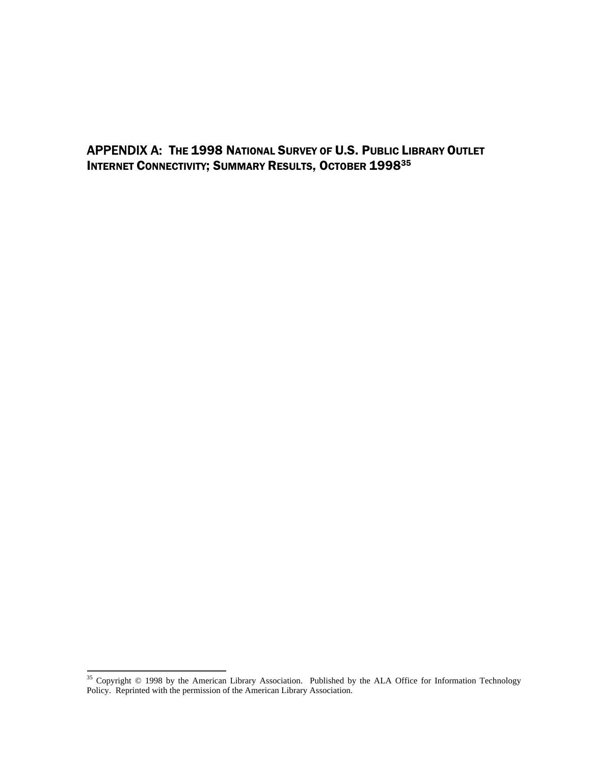## APPENDIX A: THE 1998 NATIONAL SURVEY OF U.S. PUBLIC LIBRARY OUTLET INTERNET CONNECTIVITY; SUMMARY RESULTS, OCTOBER 1998[35]

[35] Copyright © 1998 by the American Library Association. Published by the ALA Office for Information Technology Policy. Reprinted with the permission of the American Library Association.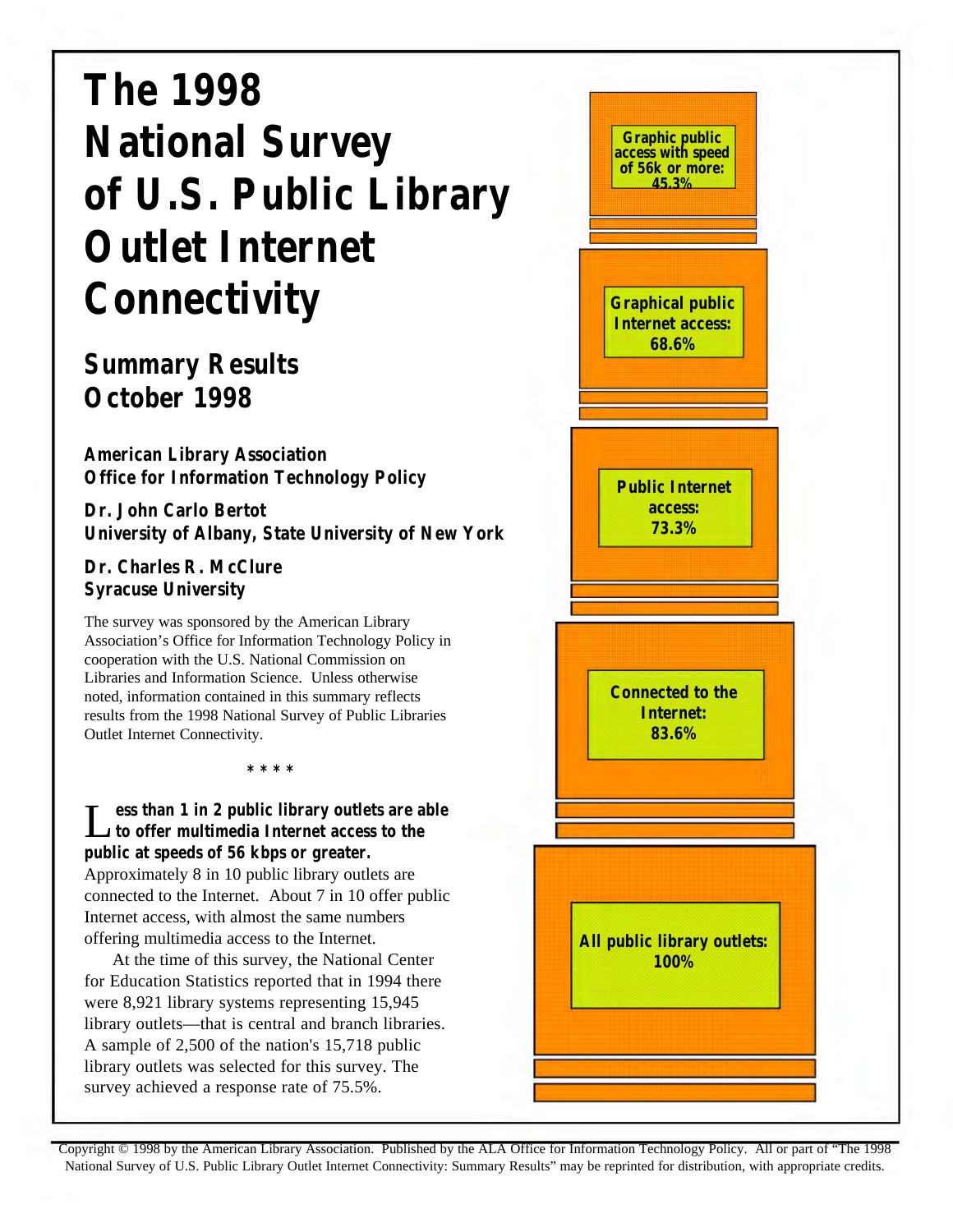# The 1998 National Survey of U.S. Public Library Outlet Internet Connectivity

## Summary Results
## October 1998

**American Library Association**
**Office for Information Technology Policy**

**Dr. John Carlo Bertot**
**University of Albany, State University of New York**

**Dr. Charles R. McClure**
**Syracuse University**

The survey was sponsored by the American Library Association's Office for Information Technology Policy in cooperation with the U.S. National Commission on Libraries and Information Science. Unless otherwise noted, information contained in this summary reflects results from the 1998 National Survey of Public Libraries Outlet Internet Connectivity.

\* \* \* \*

**Less than 1 in 2 public library outlets are able to offer multimedia Internet access to the public at speeds of 56 kbps or greater.** Approximately 8 in 10 public library outlets are connected to the Internet. About 7 in 10 offer public Internet access, with almost the same numbers offering multimedia access to the Internet.

At the time of this survey, the National Center for Education Statistics reported that in 1994 there were 8,921 library systems representing 15,945 library outlets—that is central and branch libraries. A sample of 2,500 of the nation's 15,718 public library outlets was selected for this survey. The survey achieved a response rate of 75.5%.

**Graphic public access with speed of 56k or more: 45.3%**

**Graphical public Internet access: 68.6%**

**Public Internet access: 73.3%**

**Connected to the Internet: 83.6%**

**All public library outlets: 100%**

Copyright © 1998 by the American Library Association. Published by the ALA Office for Information Technology Policy. All or part of "The 1998 National Survey of U.S. Public Library Outlet Internet Connectivity: Summary Results" may be reprinted for distribution, with appropriate credits.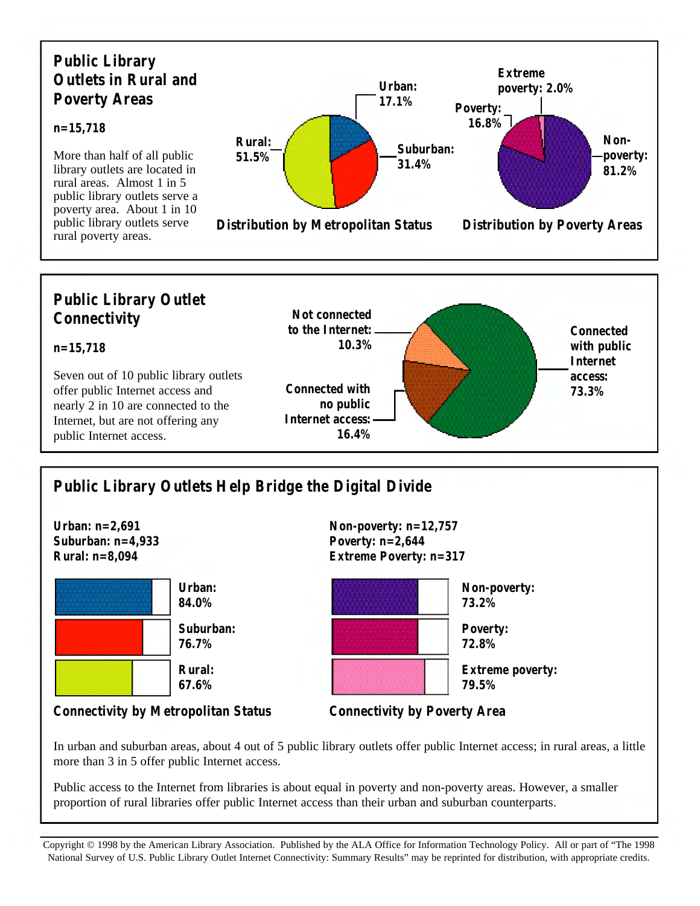## Public Library Outlets in Rural and Poverty Areas

**n=15,718**

More than half of all public library outlets are located in rural areas. Almost 1 in 5 public library outlets serve a poverty area. About 1 in 10 public library outlets serve rural poverty areas.

**Distribution by Metropolitan Status**

- Urban: 17.1%
- Suburban: 31.4%
- Rural: 51.5%

**Distribution by Poverty Areas**

- Extreme poverty: 2.0%
- Poverty: 16.8%
- Non-poverty: 81.2%

## Public Library Outlet Connectivity

**n=15,718**

Seven out of 10 public library outlets offer public Internet access and nearly 2 in 10 are connected to the Internet, but are not offering any public Internet access.

- Not connected to the Internet: 10.3%
- Connected with no public Internet access: 16.4%
- Connected with public Internet access: 73.3%

## Public Library Outlets Help Bridge the Digital Divide

**Urban: n=2,691**
**Suburban: n=4,933**
**Rural: n=8,094**

**Connectivity by Metropolitan Status**

- Urban: 84.0%
- Suburban: 76.7%
- Rural: 67.6%

**Non-poverty: n=12,757**
**Poverty: n=2,644**
**Extreme Poverty: n=317**

**Connectivity by Poverty Area**

- Non-poverty: 73.2%
- Poverty: 72.8%
- Extreme poverty: 79.5%

In urban and suburban areas, about 4 out of 5 public library outlets offer public Internet access; in rural areas, a little more than 3 in 5 offer public Internet access.

Public access to the Internet from libraries is about equal in poverty and non-poverty areas. However, a smaller proportion of rural libraries offer public Internet access than their urban and suburban counterparts.

Copyright © 1998 by the American Library Association. Published by the ALA Office for Information Technology Policy. All or part of "The 1998 National Survey of U.S. Public Library Outlet Internet Connectivity: Summary Results" may be reprinted for distribution, with appropriate credits.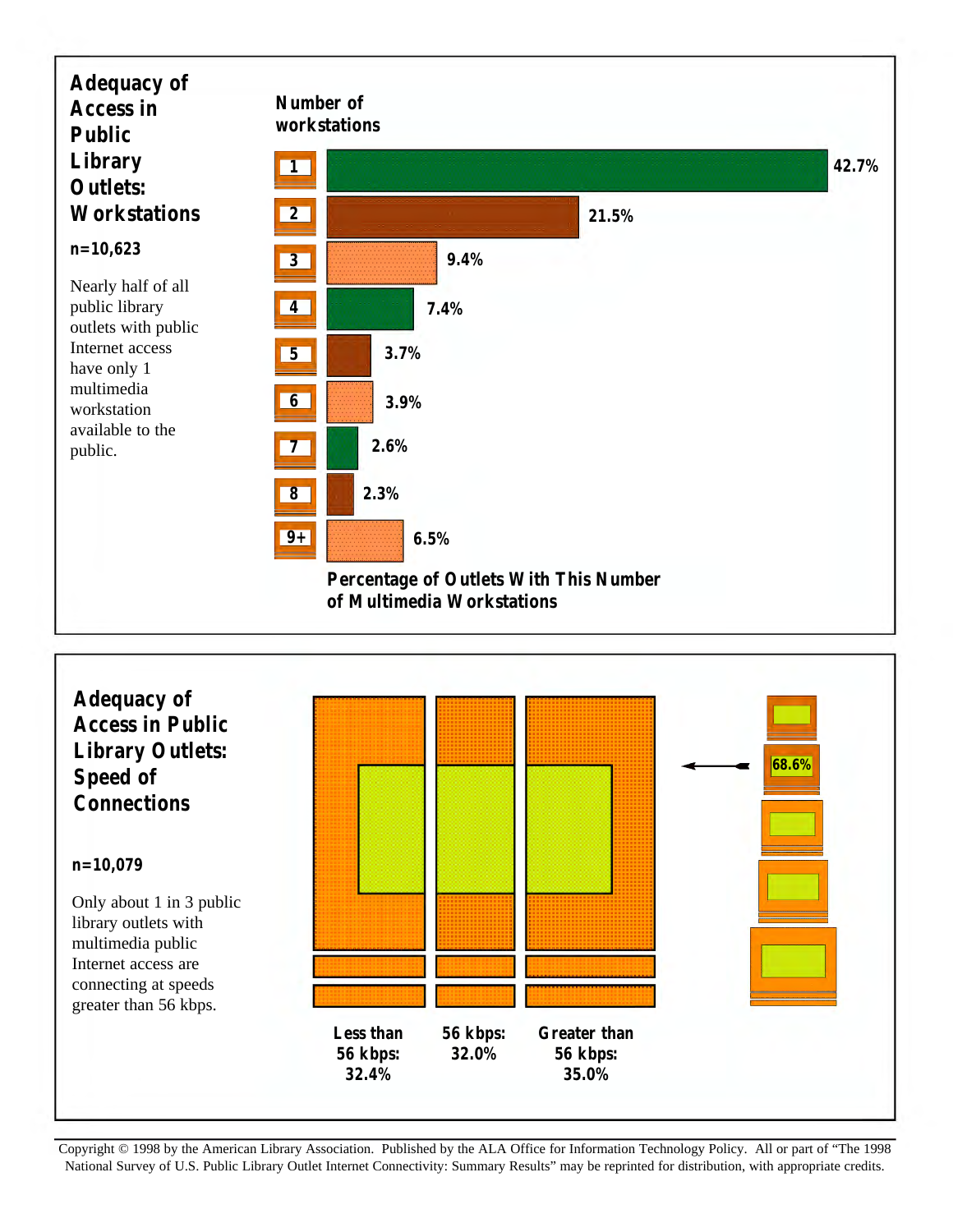## Adequacy of Access in Public Library Outlets: Workstations

**n=10,623**

Nearly half of all public library outlets with public Internet access have only 1 multimedia workstation available to the public.

| Number of workstations | Percentage of Outlets With This Number of Multimedia Workstations |
|---|---|
| 1 | 42.7% |
| 2 | 21.5% |
| 3 | 9.4% |
| 4 | 7.4% |
| 5 | 3.7% |
| 6 | 3.9% |
| 7 | 2.6% |
| 8 | 2.3% |
| 9+ | 6.5% |

## Adequacy of Access in Public Library Outlets: Speed of Connections

**n=10,079**

Only about 1 in 3 public library outlets with multimedia public Internet access are connecting at speeds greater than 56 kbps.

| Less than 56 kbps: | 56 kbps: | Greater than 56 kbps: |
|---|---|---|
| 32.4% | 32.0% | 35.0% |

68.6%

Copyright © 1998 by the American Library Association. Published by the ALA Office for Information Technology Policy. All or part of "The 1998 National Survey of U.S. Public Library Outlet Internet Connectivity: Summary Results" may be reprinted for distribution, with appropriate credits.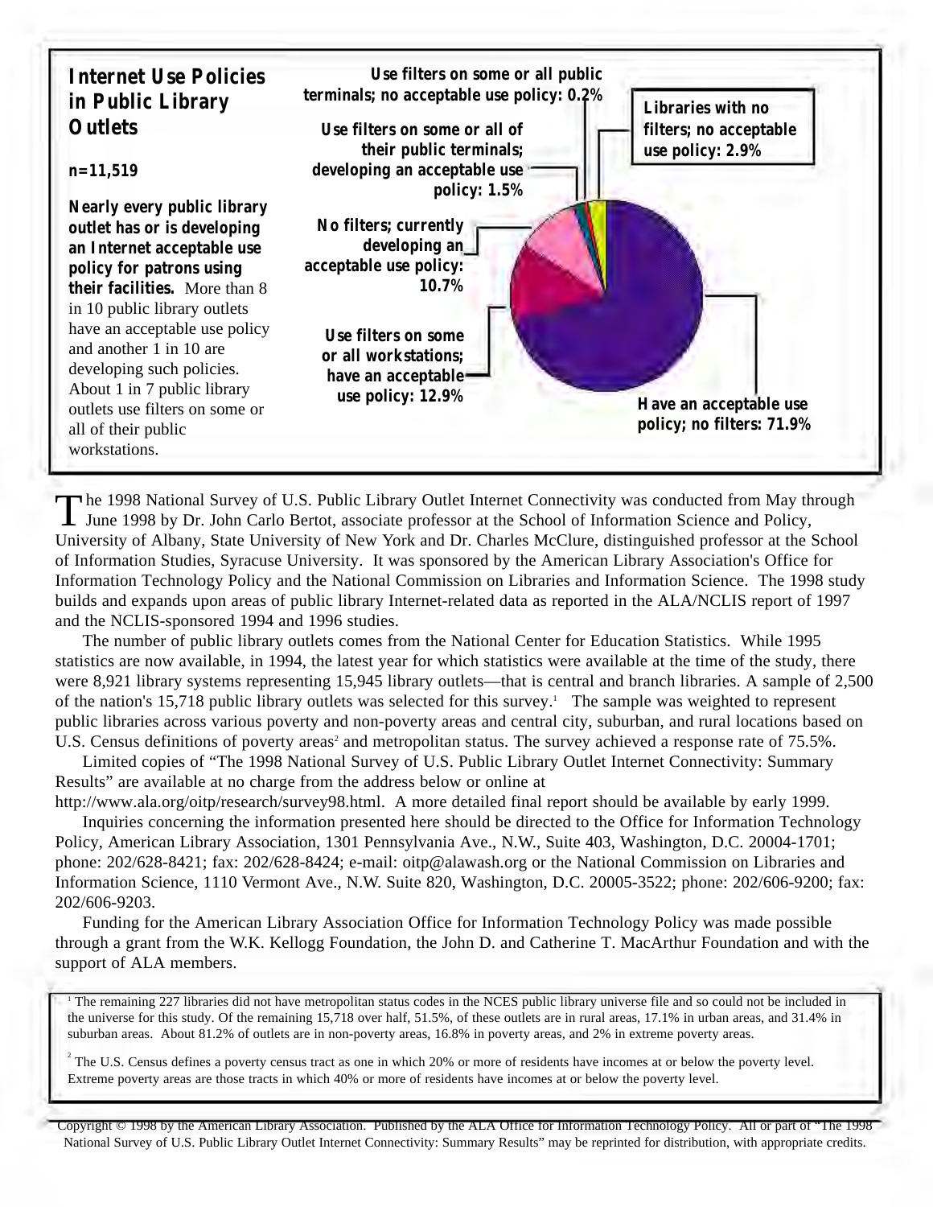## Internet Use Policies in Public Library Outlets

n=11,519

**Nearly every public library outlet has or is developing an Internet acceptable use policy for patrons using their facilities.** More than 8 in 10 public library outlets have an acceptable use policy and another 1 in 10 are developing such policies. About 1 in 7 public library outlets use filters on some or all of their public workstations.

Use filters on some or all public terminals; no acceptable use policy: 0.2%

Libraries with no filters; no acceptable use policy: 2.9%

Use filters on some or all of their public terminals; developing an acceptable use policy: 1.5%

No filters; currently developing an acceptable use policy: 10.7%

Use filters on some or all workstations; have an acceptable use policy: 12.9%

Have an acceptable use policy; no filters: 71.9%

The 1998 National Survey of U.S. Public Library Outlet Internet Connectivity was conducted from May through June 1998 by Dr. John Carlo Bertot, associate professor at the School of Information Science and Policy, University of Albany, State University of New York and Dr. Charles McClure, distinguished professor at the School of Information Studies, Syracuse University. It was sponsored by the American Library Association's Office for Information Technology Policy and the National Commission on Libraries and Information Science. The 1998 study builds and expands upon areas of public library Internet-related data as reported in the ALA/NCLIS report of 1997 and the NCLIS-sponsored 1994 and 1996 studies.

The number of public library outlets comes from the National Center for Education Statistics. While 1995 statistics are now available, in 1994, the latest year for which statistics were available at the time of the study, there were 8,921 library systems representing 15,945 library outlets—that is central and branch libraries. A sample of 2,500 of the nation's 15,718 public library outlets was selected for this survey.[1] The sample was weighted to represent public libraries across various poverty and non-poverty areas and central city, suburban, and rural locations based on U.S. Census definitions of poverty areas[2] and metropolitan status. The survey achieved a response rate of 75.5%.

Limited copies of “The 1998 National Survey of U.S. Public Library Outlet Internet Connectivity: Summary Results” are available at no charge from the address below or online at http://www.ala.org/oitp/research/survey98.html. A more detailed final report should be available by early 1999.

Inquiries concerning the information presented here should be directed to the Office for Information Technology Policy, American Library Association, 1301 Pennsylvania Ave., N.W., Suite 403, Washington, D.C. 20004-1701; phone: 202/628-8421; fax: 202/628-8424; e-mail: oitp@alawash.org or the National Commission on Libraries and Information Science, 1110 Vermont Ave., N.W. Suite 820, Washington, D.C. 20005-3522; phone: 202/606-9200; fax: 202/606-9203.

Funding for the American Library Association Office for Information Technology Policy was made possible through a grant from the W.K. Kellogg Foundation, the John D. and Catherine T. MacArthur Foundation and with the support of ALA members.

[1] The remaining 227 libraries did not have metropolitan status codes in the NCES public library universe file and so could not be included in the universe for this study. Of the remaining 15,718 outlets over half, 51.5%, of these outlets are in rural areas, 17.1% in urban areas, and 31.4% in suburban areas. About 81.2% of outlets are in non-poverty areas, 16.8% in poverty areas, and 2% in extreme poverty areas.

[2] The U.S. Census defines a poverty census tract as one in which 20% or more of residents have incomes at or below the poverty level. Extreme poverty areas are those tracts in which 40% or more of residents have incomes at or below the poverty level.

Copyright © 1998 by the American Library Association. Published by the ALA Office for Information Technology Policy. All or part of “The 1998 National Survey of U.S. Public Library Outlet Internet Connectivity: Summary Results” may be reprinted for distribution, with appropriate credits.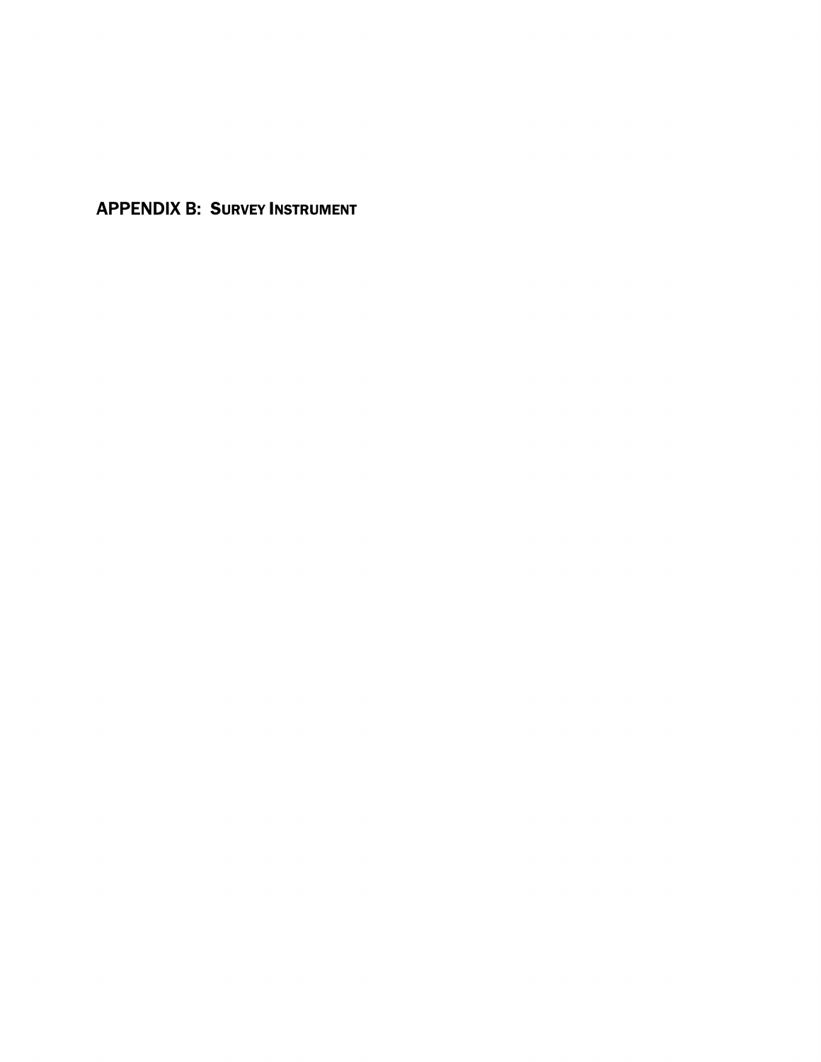# APPENDIX B: SURVEY INSTRUMENT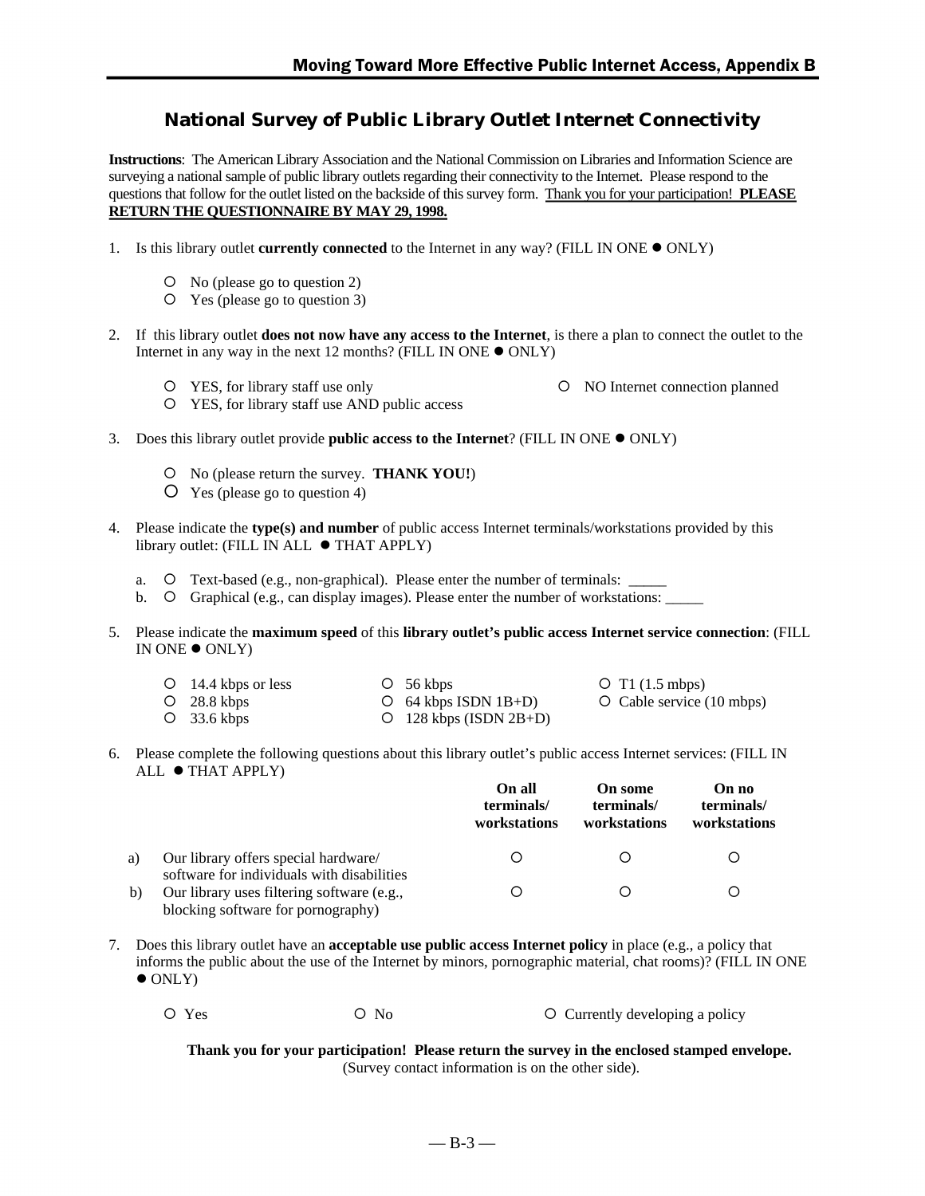## National Survey of Public Library Outlet Internet Connectivity

**Instructions**: The American Library Association and the National Commission on Libraries and Information Science are surveying a national sample of public library outlets regarding their connectivity to the Internet. Please respond to the questions that follow for the outlet listed on the backside of this survey form. Thank you for your participation! **PLEASE RETURN THE QUESTIONNAIRE BY MAY 29, 1998.**

1. Is this library outlet **currently connected** to the Internet in any way? (FILL IN ONE ● ONLY)

   - ○ No (please go to question 2)
   - ○ Yes (please go to question 3)

2. If this library outlet **does not now have any access to the Internet**, is there a plan to connect the outlet to the Internet in any way in the next 12 months? (FILL IN ONE ● ONLY)

   - ○ YES, for library staff use only
   - ○ YES, for library staff use AND public access
   - ○ NO Internet connection planned

3. Does this library outlet provide **public access to the Internet**? (FILL IN ONE ● ONLY)

   - ○ No (please return the survey. **THANK YOU!**)
   - ○ Yes (please go to question 4)

4. Please indicate the **type(s) and number** of public access Internet terminals/workstations provided by this library outlet: (FILL IN ALL ● THAT APPLY)

   a. ○ Text-based (e.g., non-graphical). Please enter the number of terminals: _____
   b. ○ Graphical (e.g., can display images). Please enter the number of workstations: _____

5. Please indicate the **maximum speed** of this **library outlet's public access Internet service connection**: (FILL IN ONE ● ONLY)

   - ○ 14.4 kbps or less
   - ○ 28.8 kbps
   - ○ 33.6 kbps
   - ○ 56 kbps
   - ○ 64 kbps ISDN 1B+D)
   - ○ 128 kbps (ISDN 2B+D)
   - ○ T1 (1.5 mbps)
   - ○ Cable service (10 mbps)

6. Please complete the following questions about this library outlet's public access Internet services: (FILL IN ALL ● THAT APPLY)

| | | On all terminals/ workstations | On some terminals/ workstations | On no terminals/ workstations |
|---|---|---|---|---|
| a) | Our library offers special hardware/ software for individuals with disabilities | ○ | ○ | ○ |
| b) | Our library uses filtering software (e.g., blocking software for pornography) | ○ | ○ | ○ |

7. Does this library outlet have an **acceptable use public access Internet policy** in place (e.g., a policy that informs the public about the use of the Internet by minors, pornographic material, chat rooms)? (FILL IN ONE ● ONLY)

   - ○ Yes
   - ○ No
   - ○ Currently developing a policy

**Thank you for your participation! Please return the survey in the enclosed stamped envelope.**
(Survey contact information is on the other side).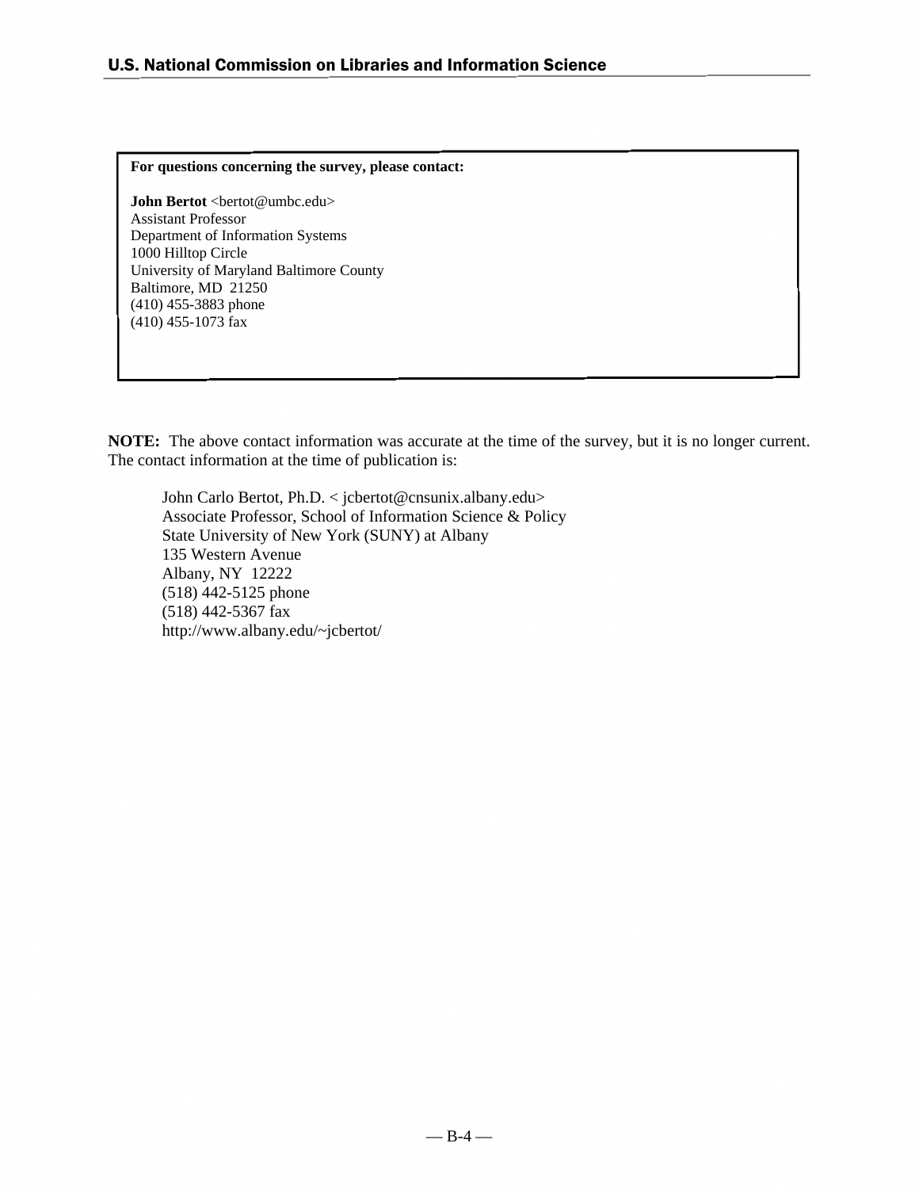**For questions concerning the survey, please contact:**

**John Bertot** <bertot@umbc.edu>
Assistant Professor
Department of Information Systems
1000 Hilltop Circle
University of Maryland Baltimore County
Baltimore, MD 21250
(410) 455-3883 phone
(410) 455-1073 fax

**NOTE:** The above contact information was accurate at the time of the survey, but it is no longer current. The contact information at the time of publication is:

John Carlo Bertot, Ph.D. < jcbertot@cnsunix.albany.edu>
Associate Professor, School of Information Science & Policy
State University of New York (SUNY) at Albany
135 Western Avenue
Albany, NY 12222
(518) 442-5125 phone
(518) 442-5367 fax
http://www.albany.edu/~jcbertot/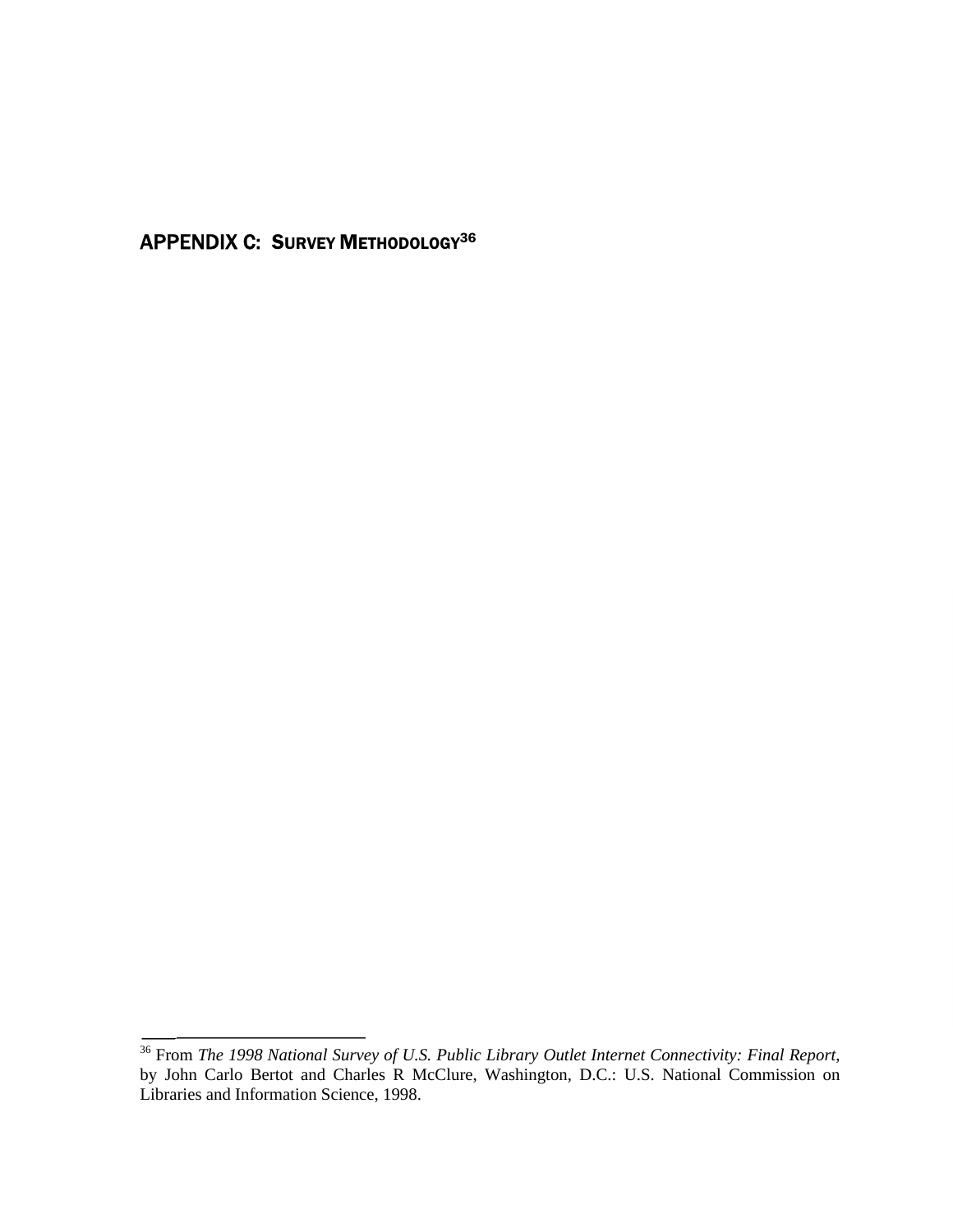# APPENDIX C: SURVEY METHODOLOGY[36]

[36] From *The 1998 National Survey of U.S. Public Library Outlet Internet Connectivity: Final Report*, by John Carlo Bertot and Charles R McClure, Washington, D.C.: U.S. National Commission on Libraries and Information Science, 1998.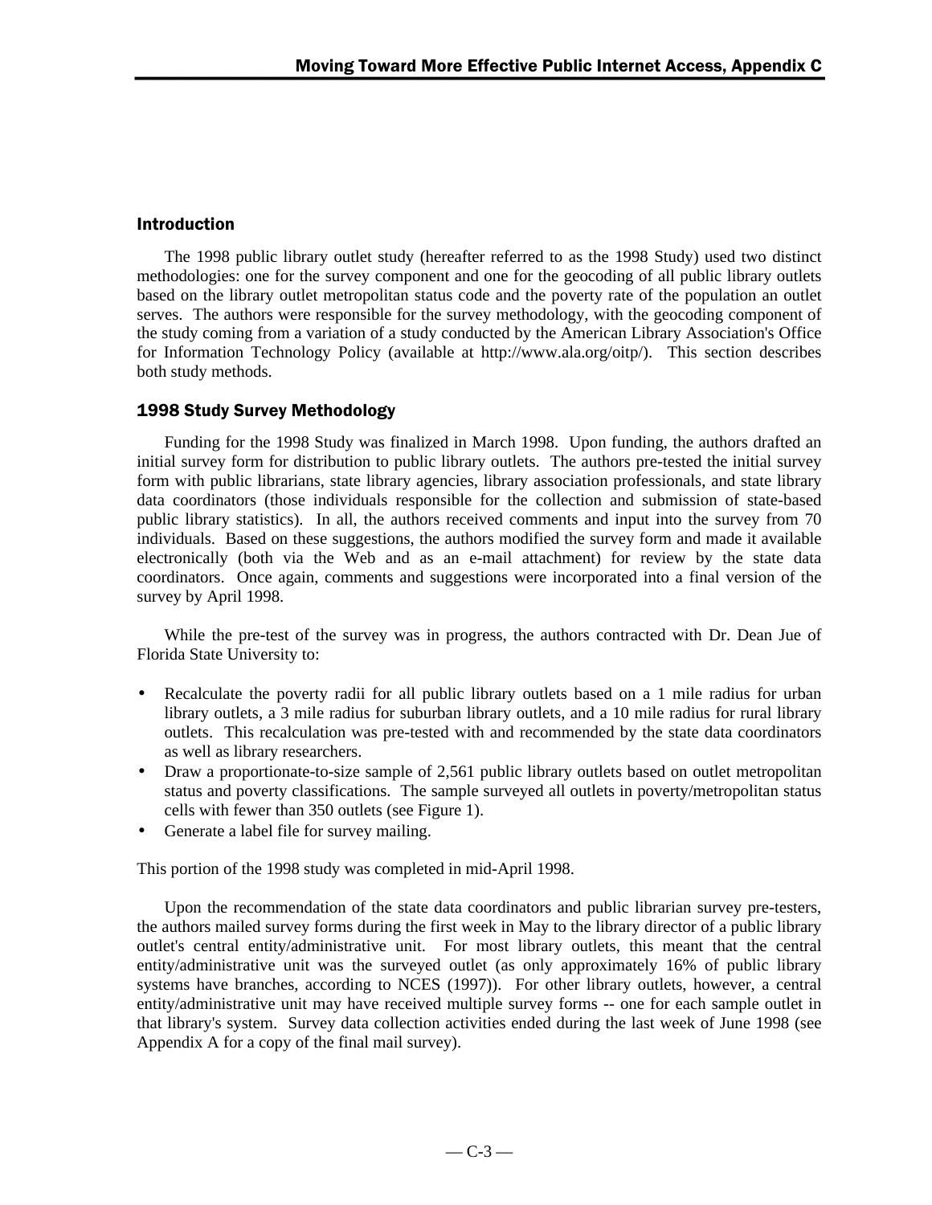## Introduction

The 1998 public library outlet study (hereafter referred to as the 1998 Study) used two distinct methodologies: one for the survey component and one for the geocoding of all public library outlets based on the library outlet metropolitan status code and the poverty rate of the population an outlet serves. The authors were responsible for the survey methodology, with the geocoding component of the study coming from a variation of a study conducted by the American Library Association's Office for Information Technology Policy (available at http://www.ala.org/oitp/). This section describes both study methods.

## 1998 Study Survey Methodology

Funding for the 1998 Study was finalized in March 1998. Upon funding, the authors drafted an initial survey form for distribution to public library outlets. The authors pre-tested the initial survey form with public librarians, state library agencies, library association professionals, and state library data coordinators (those individuals responsible for the collection and submission of state-based public library statistics). In all, the authors received comments and input into the survey from 70 individuals. Based on these suggestions, the authors modified the survey form and made it available electronically (both via the Web and as an e-mail attachment) for review by the state data coordinators. Once again, comments and suggestions were incorporated into a final version of the survey by April 1998.

While the pre-test of the survey was in progress, the authors contracted with Dr. Dean Jue of Florida State University to:

- Recalculate the poverty radii for all public library outlets based on a 1 mile radius for urban library outlets, a 3 mile radius for suburban library outlets, and a 10 mile radius for rural library outlets. This recalculation was pre-tested with and recommended by the state data coordinators as well as library researchers.
- Draw a proportionate-to-size sample of 2,561 public library outlets based on outlet metropolitan status and poverty classifications. The sample surveyed all outlets in poverty/metropolitan status cells with fewer than 350 outlets (see Figure 1).
- Generate a label file for survey mailing.

This portion of the 1998 study was completed in mid-April 1998.

Upon the recommendation of the state data coordinators and public librarian survey pre-testers, the authors mailed survey forms during the first week in May to the library director of a public library outlet's central entity/administrative unit. For most library outlets, this meant that the central entity/administrative unit was the surveyed outlet (as only approximately 16% of public library systems have branches, according to NCES (1997)). For other library outlets, however, a central entity/administrative unit may have received multiple survey forms -- one for each sample outlet in that library's system. Survey data collection activities ended during the last week of June 1998 (see Appendix A for a copy of the final mail survey).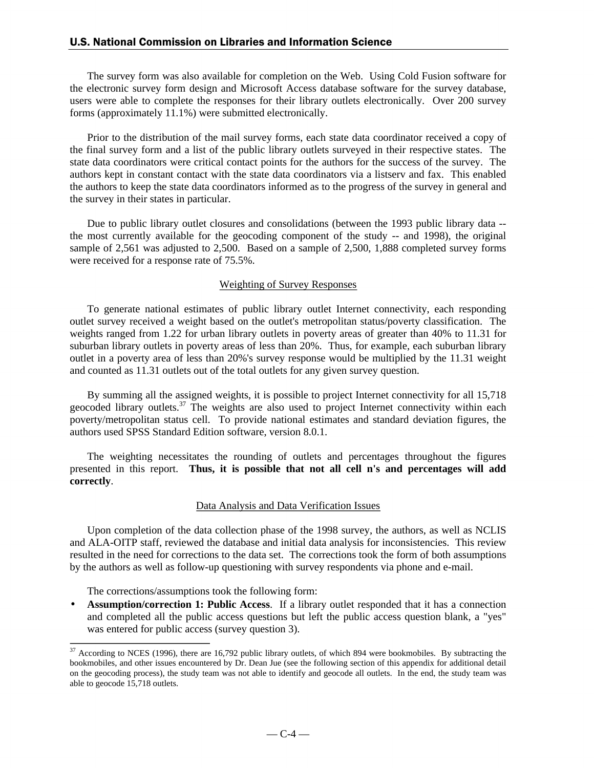The survey form was also available for completion on the Web. Using Cold Fusion software for the electronic survey form design and Microsoft Access database software for the survey database, users were able to complete the responses for their library outlets electronically. Over 200 survey forms (approximately 11.1%) were submitted electronically.

Prior to the distribution of the mail survey forms, each state data coordinator received a copy of the final survey form and a list of the public library outlets surveyed in their respective states. The state data coordinators were critical contact points for the authors for the success of the survey. The authors kept in constant contact with the state data coordinators via a listserv and fax. This enabled the authors to keep the state data coordinators informed as to the progress of the survey in general and the survey in their states in particular.

Due to public library outlet closures and consolidations (between the 1993 public library data -- the most currently available for the geocoding component of the study -- and 1998), the original sample of 2,561 was adjusted to 2,500. Based on a sample of 2,500, 1,888 completed survey forms were received for a response rate of 75.5%.

### Weighting of Survey Responses

To generate national estimates of public library outlet Internet connectivity, each responding outlet survey received a weight based on the outlet's metropolitan status/poverty classification. The weights ranged from 1.22 for urban library outlets in poverty areas of greater than 40% to 11.31 for suburban library outlets in poverty areas of less than 20%. Thus, for example, each suburban library outlet in a poverty area of less than 20%'s survey response would be multiplied by the 11.31 weight and counted as 11.31 outlets out of the total outlets for any given survey question.

By summing all the assigned weights, it is possible to project Internet connectivity for all 15,718 geocoded library outlets.[37] The weights are also used to project Internet connectivity within each poverty/metropolitan status cell. To provide national estimates and standard deviation figures, the authors used SPSS Standard Edition software, version 8.0.1.

The weighting necessitates the rounding of outlets and percentages throughout the figures presented in this report. **Thus, it is possible that not all cell n's and percentages will add correctly**.

### Data Analysis and Data Verification Issues

Upon completion of the data collection phase of the 1998 survey, the authors, as well as NCLIS and ALA-OITP staff, reviewed the database and initial data analysis for inconsistencies. This review resulted in the need for corrections to the data set. The corrections took the form of both assumptions by the authors as well as follow-up questioning with survey respondents via phone and e-mail.

The corrections/assumptions took the following form:

- **Assumption/correction 1: Public Access**. If a library outlet responded that it has a connection and completed all the public access questions but left the public access question blank, a "yes" was entered for public access (survey question 3).

[37] According to NCES (1996), there are 16,792 public library outlets, of which 894 were bookmobiles. By subtracting the bookmobiles, and other issues encountered by Dr. Dean Jue (see the following section of this appendix for additional detail on the geocoding process), the study team was not able to identify and geocode all outlets. In the end, the study team was able to geocode 15,718 outlets.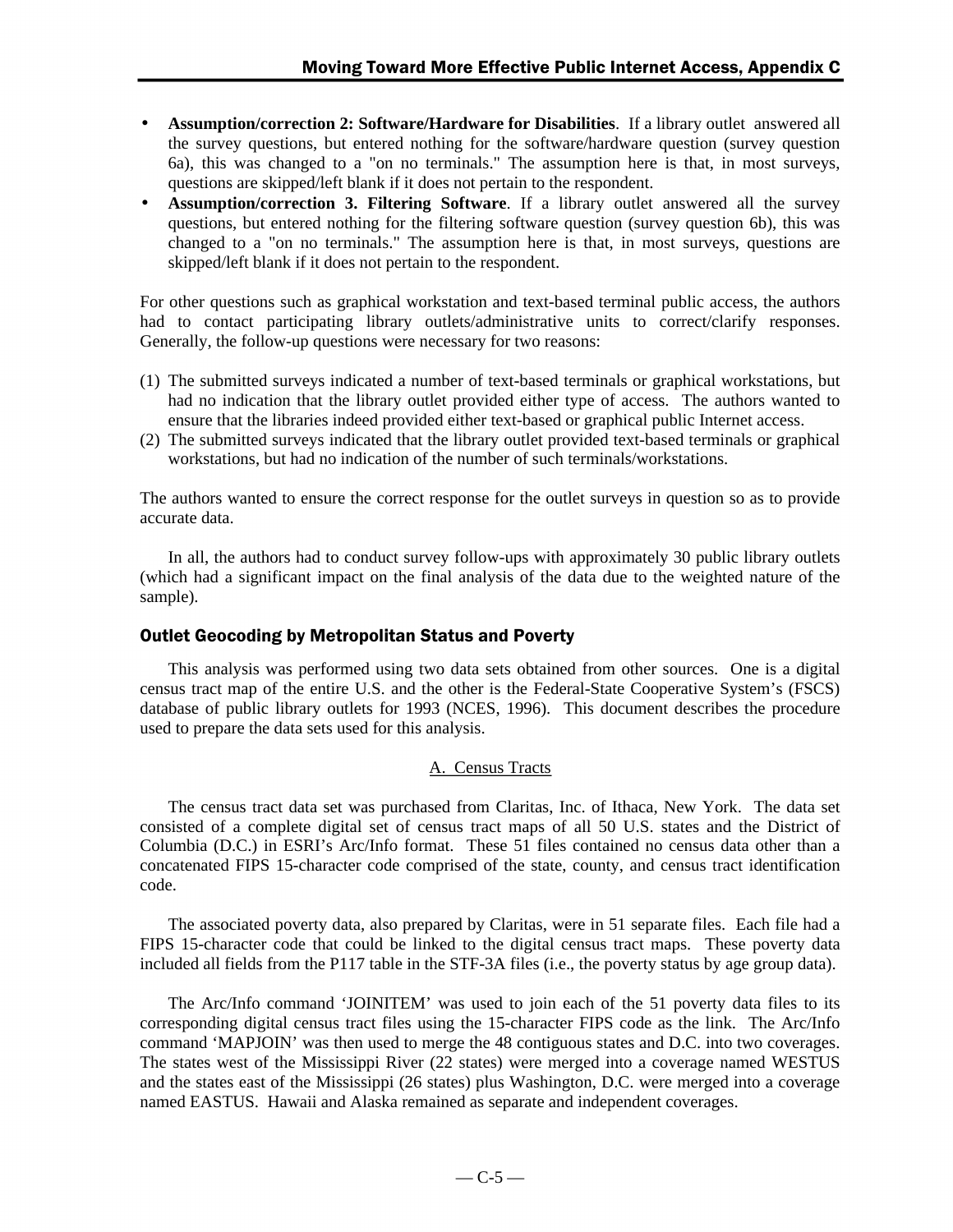- **Assumption/correction 2: Software/Hardware for Disabilities**. If a library outlet answered all the survey questions, but entered nothing for the software/hardware question (survey question 6a), this was changed to a "on no terminals." The assumption here is that, in most surveys, questions are skipped/left blank if it does not pertain to the respondent.
- **Assumption/correction 3. Filtering Software**. If a library outlet answered all the survey questions, but entered nothing for the filtering software question (survey question 6b), this was changed to a "on no terminals." The assumption here is that, in most surveys, questions are skipped/left blank if it does not pertain to the respondent.

For other questions such as graphical workstation and text-based terminal public access, the authors had to contact participating library outlets/administrative units to correct/clarify responses. Generally, the follow-up questions were necessary for two reasons:

(1) The submitted surveys indicated a number of text-based terminals or graphical workstations, but had no indication that the library outlet provided either type of access. The authors wanted to ensure that the libraries indeed provided either text-based or graphical public Internet access.
(2) The submitted surveys indicated that the library outlet provided text-based terminals or graphical workstations, but had no indication of the number of such terminals/workstations.

The authors wanted to ensure the correct response for the outlet surveys in question so as to provide accurate data.

In all, the authors had to conduct survey follow-ups with approximately 30 public library outlets (which had a significant impact on the final analysis of the data due to the weighted nature of the sample).

### Outlet Geocoding by Metropolitan Status and Poverty

This analysis was performed using two data sets obtained from other sources. One is a digital census tract map of the entire U.S. and the other is the Federal-State Cooperative System's (FSCS) database of public library outlets for 1993 (NCES, 1996). This document describes the procedure used to prepare the data sets used for this analysis.

A. Census Tracts

The census tract data set was purchased from Claritas, Inc. of Ithaca, New York. The data set consisted of a complete digital set of census tract maps of all 50 U.S. states and the District of Columbia (D.C.) in ESRI's Arc/Info format. These 51 files contained no census data other than a concatenated FIPS 15-character code comprised of the state, county, and census tract identification code.

The associated poverty data, also prepared by Claritas, were in 51 separate files. Each file had a FIPS 15-character code that could be linked to the digital census tract maps. These poverty data included all fields from the P117 table in the STF-3A files (i.e., the poverty status by age group data).

The Arc/Info command 'JOINITEM' was used to join each of the 51 poverty data files to its corresponding digital census tract files using the 15-character FIPS code as the link. The Arc/Info command 'MAPJOIN' was then used to merge the 48 contiguous states and D.C. into two coverages. The states west of the Mississippi River (22 states) were merged into a coverage named WESTUS and the states east of the Mississippi (26 states) plus Washington, D.C. were merged into a coverage named EASTUS. Hawaii and Alaska remained as separate and independent coverages.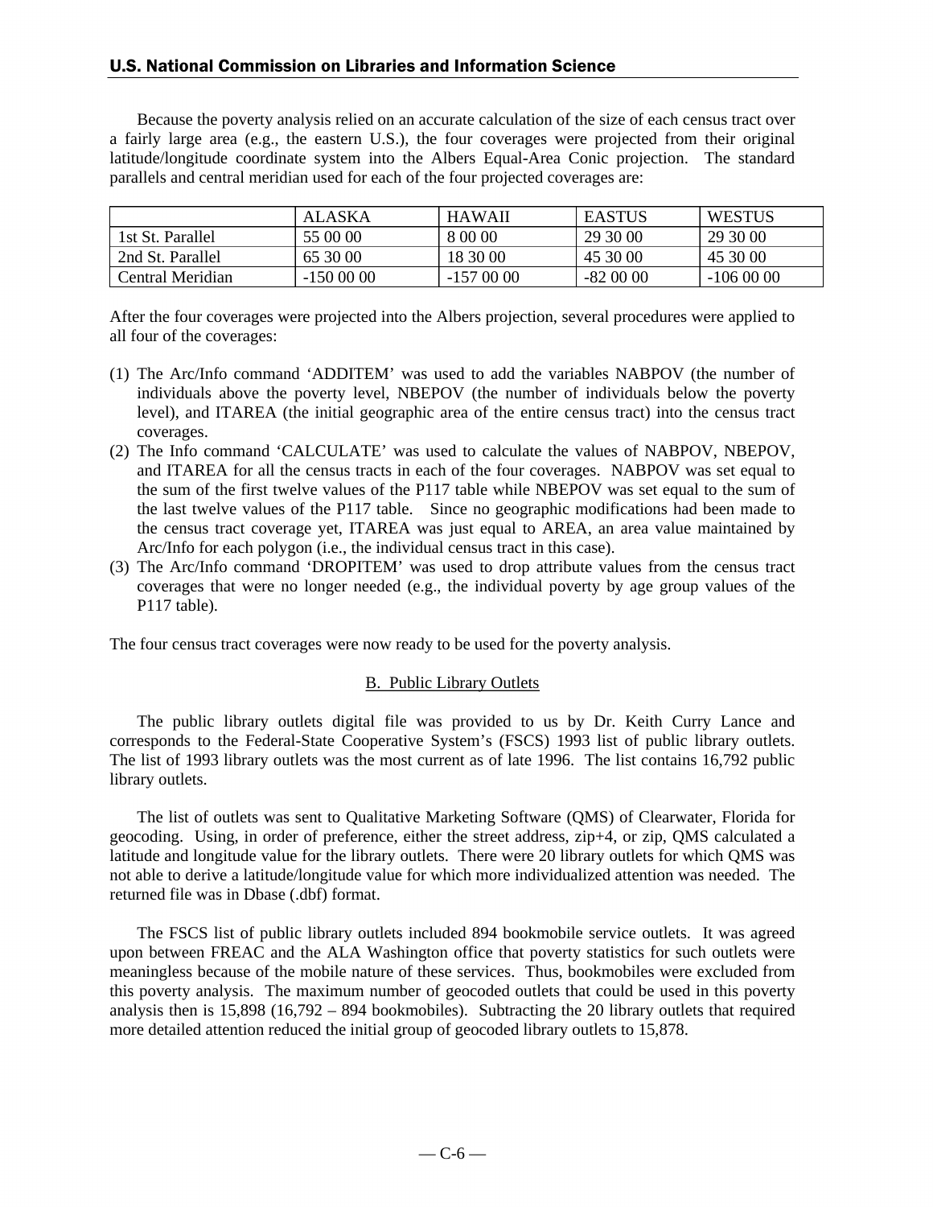Because the poverty analysis relied on an accurate calculation of the size of each census tract over a fairly large area (e.g., the eastern U.S.), the four coverages were projected from their original latitude/longitude coordinate system into the Albers Equal-Area Conic projection. The standard parallels and central meridian used for each of the four projected coverages are:

| | ALASKA | HAWAII | EASTUS | WESTUS |
|---|---|---|---|---|
| 1st St. Parallel | 55 00 00 | 8 00 00 | 29 30 00 | 29 30 00 |
| 2nd St. Parallel | 65 30 00 | 18 30 00 | 45 30 00 | 45 30 00 |
| Central Meridian | -150 00 00 | -157 00 00 | -82 00 00 | -106 00 00 |

After the four coverages were projected into the Albers projection, several procedures were applied to all four of the coverages:

(1) The Arc/Info command 'ADDITEM' was used to add the variables NABPOV (the number of individuals above the poverty level, NBEPOV (the number of individuals below the poverty level), and ITAREA (the initial geographic area of the entire census tract) into the census tract coverages.
(2) The Info command 'CALCULATE' was used to calculate the values of NABPOV, NBEPOV, and ITAREA for all the census tracts in each of the four coverages. NABPOV was set equal to the sum of the first twelve values of the P117 table while NBEPOV was set equal to the sum of the last twelve values of the P117 table. Since no geographic modifications had been made to the census tract coverage yet, ITAREA was just equal to AREA, an area value maintained by Arc/Info for each polygon (i.e., the individual census tract in this case).
(3) The Arc/Info command 'DROPITEM' was used to drop attribute values from the census tract coverages that were no longer needed (e.g., the individual poverty by age group values of the P117 table).

The four census tract coverages were now ready to be used for the poverty analysis.

## B. Public Library Outlets

The public library outlets digital file was provided to us by Dr. Keith Curry Lance and corresponds to the Federal-State Cooperative System's (FSCS) 1993 list of public library outlets. The list of 1993 library outlets was the most current as of late 1996. The list contains 16,792 public library outlets.

The list of outlets was sent to Qualitative Marketing Software (QMS) of Clearwater, Florida for geocoding. Using, in order of preference, either the street address, zip+4, or zip, QMS calculated a latitude and longitude value for the library outlets. There were 20 library outlets for which QMS was not able to derive a latitude/longitude value for which more individualized attention was needed. The returned file was in Dbase (.dbf) format.

The FSCS list of public library outlets included 894 bookmobile service outlets. It was agreed upon between FREAC and the ALA Washington office that poverty statistics for such outlets were meaningless because of the mobile nature of these services. Thus, bookmobiles were excluded from this poverty analysis. The maximum number of geocoded outlets that could be used in this poverty analysis then is 15,898 (16,792 – 894 bookmobiles). Subtracting the 20 library outlets that required more detailed attention reduced the initial group of geocoded library outlets to 15,878.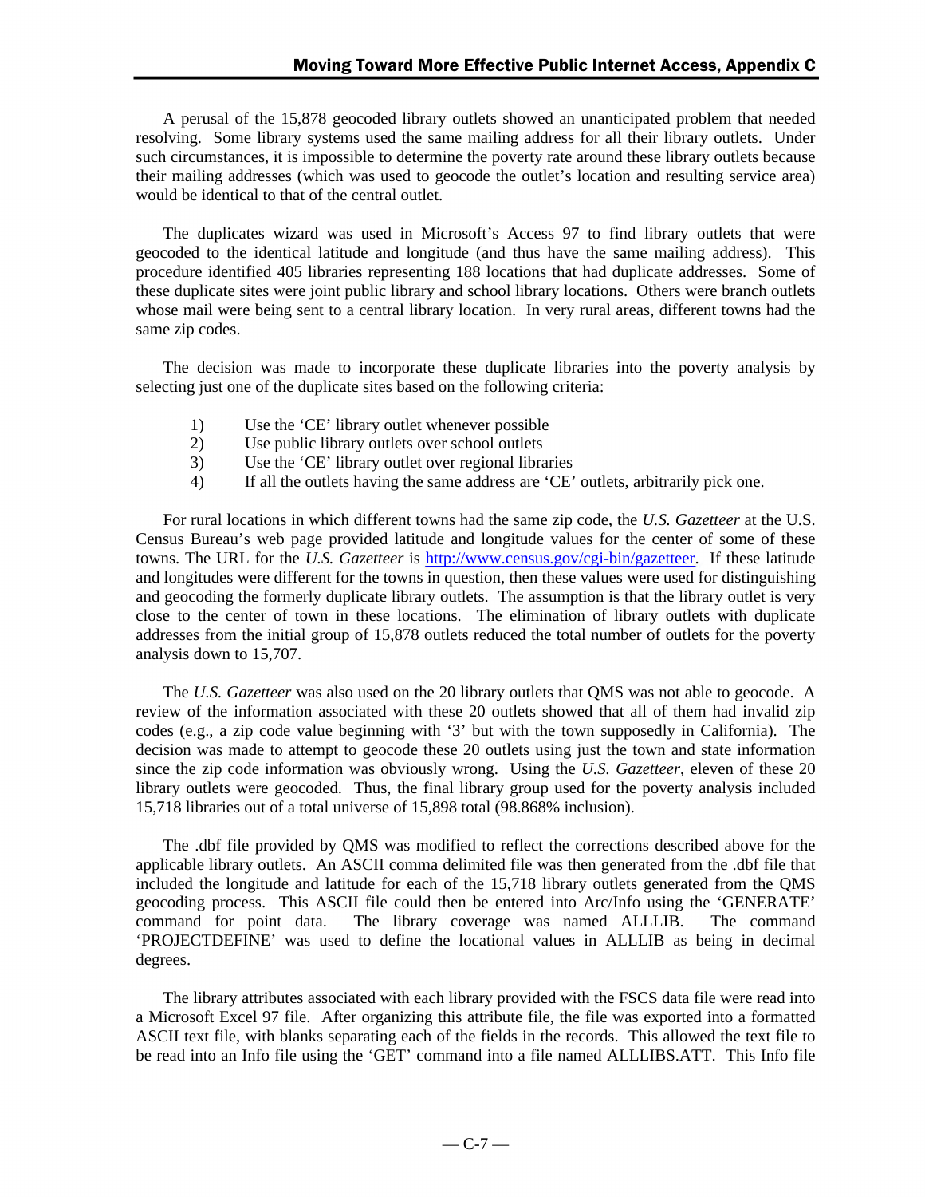A perusal of the 15,878 geocoded library outlets showed an unanticipated problem that needed resolving. Some library systems used the same mailing address for all their library outlets. Under such circumstances, it is impossible to determine the poverty rate around these library outlets because their mailing addresses (which was used to geocode the outlet's location and resulting service area) would be identical to that of the central outlet.

The duplicates wizard was used in Microsoft's Access 97 to find library outlets that were geocoded to the identical latitude and longitude (and thus have the same mailing address). This procedure identified 405 libraries representing 188 locations that had duplicate addresses. Some of these duplicate sites were joint public library and school library locations. Others were branch outlets whose mail were being sent to a central library location. In very rural areas, different towns had the same zip codes.

The decision was made to incorporate these duplicate libraries into the poverty analysis by selecting just one of the duplicate sites based on the following criteria:

1) Use the 'CE' library outlet whenever possible
2) Use public library outlets over school outlets
3) Use the 'CE' library outlet over regional libraries
4) If all the outlets having the same address are 'CE' outlets, arbitrarily pick one.

For rural locations in which different towns had the same zip code, the *U.S. Gazetteer* at the U.S. Census Bureau's web page provided latitude and longitude values for the center of some of these towns. The URL for the *U.S. Gazetteer* is http://www.census.gov/cgi-bin/gazetteer. If these latitude and longitudes were different for the towns in question, then these values were used for distinguishing and geocoding the formerly duplicate library outlets. The assumption is that the library outlet is very close to the center of town in these locations. The elimination of library outlets with duplicate addresses from the initial group of 15,878 outlets reduced the total number of outlets for the poverty analysis down to 15,707.

The *U.S. Gazetteer* was also used on the 20 library outlets that QMS was not able to geocode. A review of the information associated with these 20 outlets showed that all of them had invalid zip codes (e.g., a zip code value beginning with '3' but with the town supposedly in California). The decision was made to attempt to geocode these 20 outlets using just the town and state information since the zip code information was obviously wrong. Using the *U.S. Gazetteer*, eleven of these 20 library outlets were geocoded. Thus, the final library group used for the poverty analysis included 15,718 libraries out of a total universe of 15,898 total (98.868% inclusion).

The .dbf file provided by QMS was modified to reflect the corrections described above for the applicable library outlets. An ASCII comma delimited file was then generated from the .dbf file that included the longitude and latitude for each of the 15,718 library outlets generated from the QMS geocoding process. This ASCII file could then be entered into Arc/Info using the 'GENERATE' command for point data. The library coverage was named ALLLIB. The command 'PROJECTDEFINE' was used to define the locational values in ALLLIB as being in decimal degrees.

The library attributes associated with each library provided with the FSCS data file were read into a Microsoft Excel 97 file. After organizing this attribute file, the file was exported into a formatted ASCII text file, with blanks separating each of the fields in the records. This allowed the text file to be read into an Info file using the 'GET' command into a file named ALLLIBS.ATT. This Info file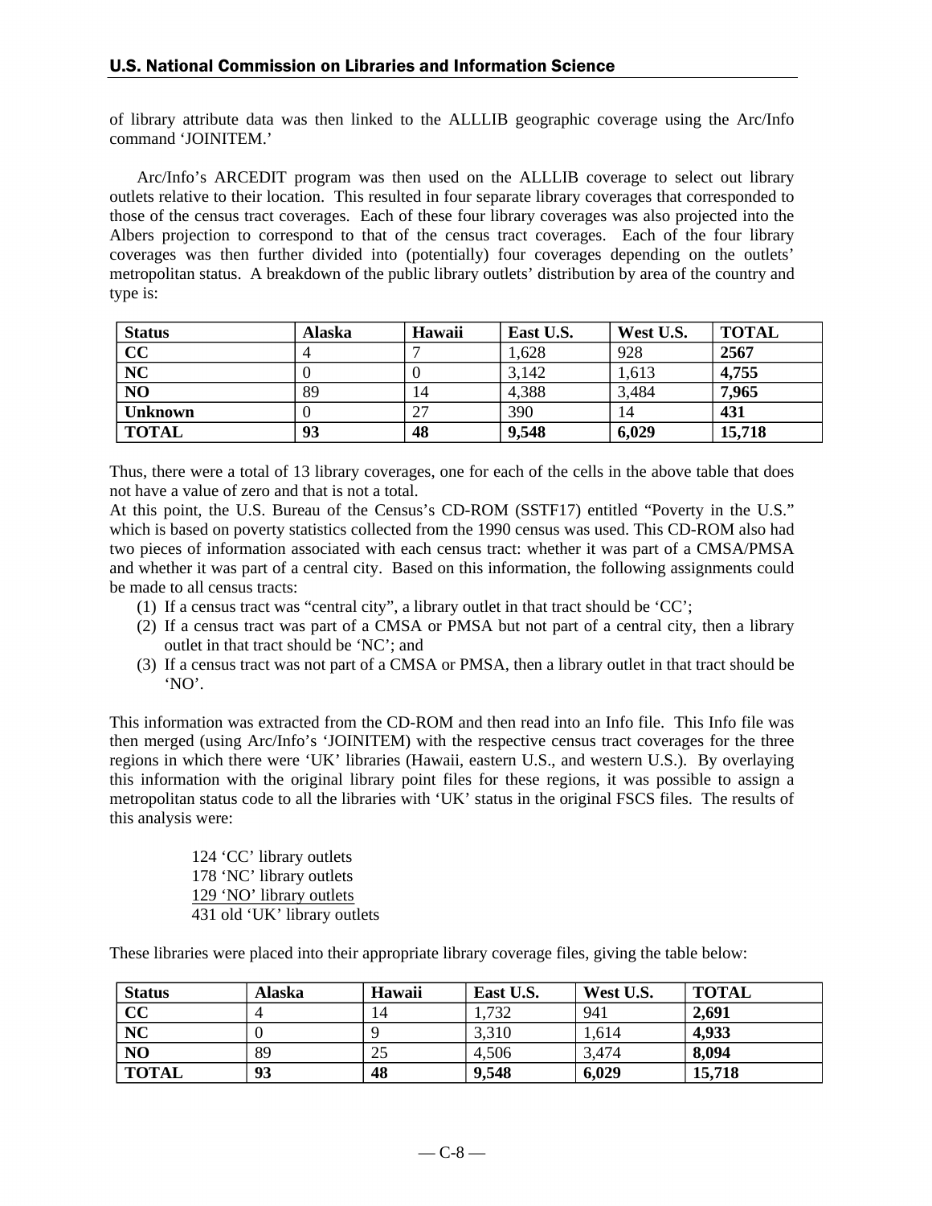of library attribute data was then linked to the ALLLIB geographic coverage using the Arc/Info command 'JOINITEM.'

Arc/Info's ARCEDIT program was then used on the ALLLIB coverage to select out library outlets relative to their location. This resulted in four separate library coverages that corresponded to those of the census tract coverages. Each of these four library coverages was also projected into the Albers projection to correspond to that of the census tract coverages. Each of the four library coverages was then further divided into (potentially) four coverages depending on the outlets' metropolitan status. A breakdown of the public library outlets' distribution by area of the country and type is:

| Status | Alaska | Hawaii | East U.S. | West U.S. | TOTAL |
|---|---|---|---|---|---|
| **CC** | 4 | 7 | 1,628 | 928 | **2567** |
| **NC** | 0 | 0 | 3,142 | 1,613 | **4,755** |
| **NO** | 89 | 14 | 4,388 | 3,484 | **7,965** |
| **Unknown** | 0 | 27 | 390 | 14 | **431** |
| **TOTAL** | **93** | **48** | **9,548** | **6,029** | **15,718** |

Thus, there were a total of 13 library coverages, one for each of the cells in the above table that does not have a value of zero and that is not a total.

At this point, the U.S. Bureau of the Census's CD-ROM (SSTF17) entitled "Poverty in the U.S." which is based on poverty statistics collected from the 1990 census was used. This CD-ROM also had two pieces of information associated with each census tract: whether it was part of a CMSA/PMSA and whether it was part of a central city. Based on this information, the following assignments could be made to all census tracts:

1. If a census tract was "central city", a library outlet in that tract should be 'CC';
2. If a census tract was part of a CMSA or PMSA but not part of a central city, then a library outlet in that tract should be 'NC'; and
3. If a census tract was not part of a CMSA or PMSA, then a library outlet in that tract should be 'NO'.

This information was extracted from the CD-ROM and then read into an Info file. This Info file was then merged (using Arc/Info's 'JOINITEM) with the respective census tract coverages for the three regions in which there were 'UK' libraries (Hawaii, eastern U.S., and western U.S.). By overlaying this information with the original library point files for these regions, it was possible to assign a metropolitan status code to all the libraries with 'UK' status in the original FSCS files. The results of this analysis were:

124 'CC' library outlets  
178 'NC' library outlets  
<u>129 'NO' library outlets</u>  
431 old 'UK' library outlets

These libraries were placed into their appropriate library coverage files, giving the table below:

| Status | Alaska | Hawaii | East U.S. | West U.S. | TOTAL |
|---|---|---|---|---|---|
| **CC** | 4 | 14 | 1,732 | 941 | **2,691** |
| **NC** | 0 | 9 | 3,310 | 1,614 | **4,933** |
| **NO** | 89 | 25 | 4,506 | 3,474 | **8,094** |
| **TOTAL** | **93** | **48** | **9,548** | **6,029** | **15,718** |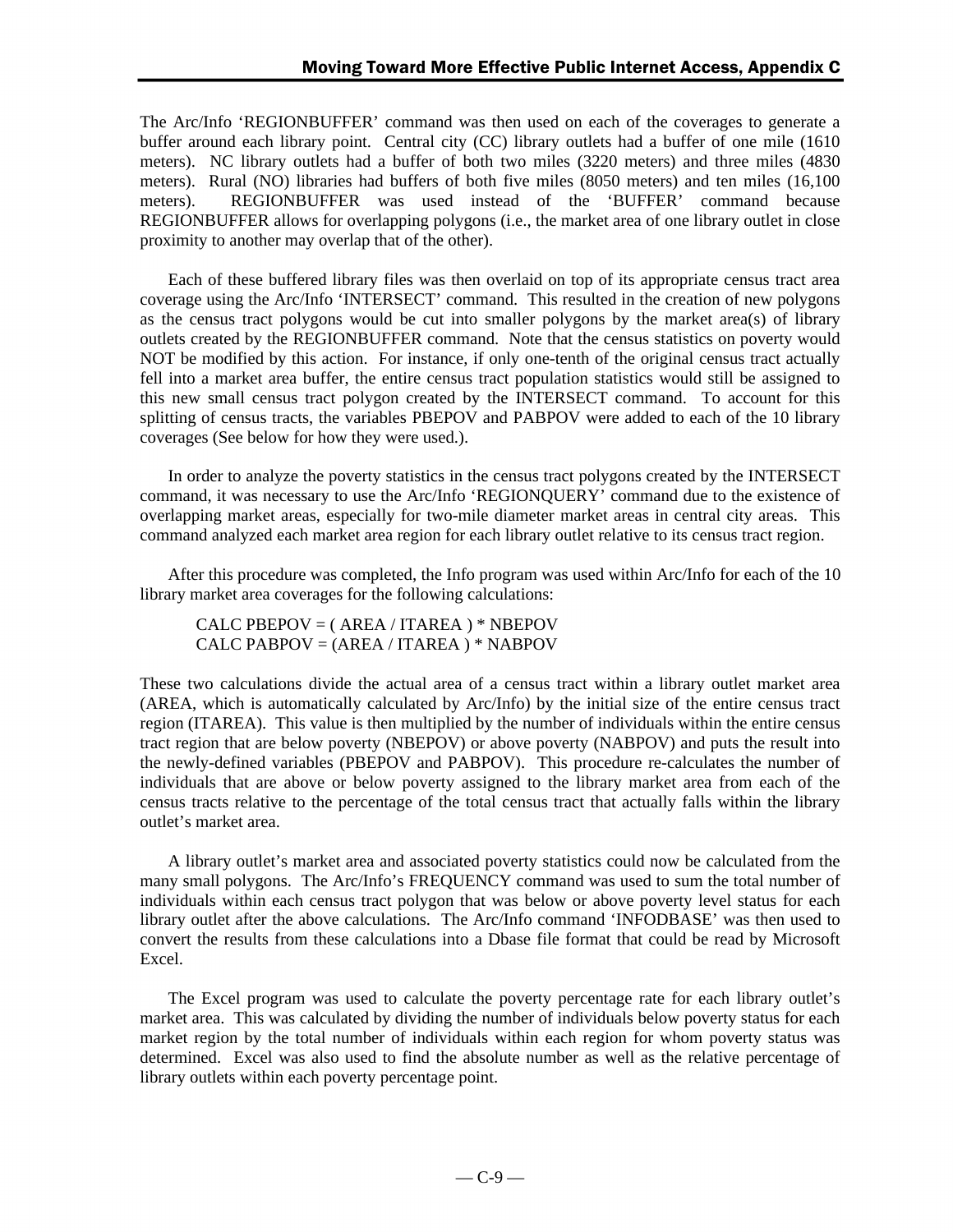The Arc/Info 'REGIONBUFFER' command was then used on each of the coverages to generate a buffer around each library point. Central city (CC) library outlets had a buffer of one mile (1610 meters). NC library outlets had a buffer of both two miles (3220 meters) and three miles (4830 meters). Rural (NO) libraries had buffers of both five miles (8050 meters) and ten miles (16,100 meters). REGIONBUFFER was used instead of the 'BUFFER' command because REGIONBUFFER allows for overlapping polygons (i.e., the market area of one library outlet in close proximity to another may overlap that of the other).

Each of these buffered library files was then overlaid on top of its appropriate census tract area coverage using the Arc/Info 'INTERSECT' command. This resulted in the creation of new polygons as the census tract polygons would be cut into smaller polygons by the market area(s) of library outlets created by the REGIONBUFFER command. Note that the census statistics on poverty would NOT be modified by this action. For instance, if only one-tenth of the original census tract actually fell into a market area buffer, the entire census tract population statistics would still be assigned to this new small census tract polygon created by the INTERSECT command. To account for this splitting of census tracts, the variables PBEPOV and PABPOV were added to each of the 10 library coverages (See below for how they were used.).

In order to analyze the poverty statistics in the census tract polygons created by the INTERSECT command, it was necessary to use the Arc/Info 'REGIONQUERY' command due to the existence of overlapping market areas, especially for two-mile diameter market areas in central city areas. This command analyzed each market area region for each library outlet relative to its census tract region.

After this procedure was completed, the Info program was used within Arc/Info for each of the 10 library market area coverages for the following calculations:

```
CALC PBEPOV = ( AREA / ITAREA ) * NBEPOV
CALC PABPOV = (AREA / ITAREA ) * NABPOV
```

These two calculations divide the actual area of a census tract within a library outlet market area (AREA, which is automatically calculated by Arc/Info) by the initial size of the entire census tract region (ITAREA). This value is then multiplied by the number of individuals within the entire census tract region that are below poverty (NBEPOV) or above poverty (NABPOV) and puts the result into the newly-defined variables (PBEPOV and PABPOV). This procedure re-calculates the number of individuals that are above or below poverty assigned to the library market area from each of the census tracts relative to the percentage of the total census tract that actually falls within the library outlet's market area.

A library outlet's market area and associated poverty statistics could now be calculated from the many small polygons. The Arc/Info's FREQUENCY command was used to sum the total number of individuals within each census tract polygon that was below or above poverty level status for each library outlet after the above calculations. The Arc/Info command 'INFODBASE' was then used to convert the results from these calculations into a Dbase file format that could be read by Microsoft Excel.

The Excel program was used to calculate the poverty percentage rate for each library outlet's market area. This was calculated by dividing the number of individuals below poverty status for each market region by the total number of individuals within each region for whom poverty status was determined. Excel was also used to find the absolute number as well as the relative percentage of library outlets within each poverty percentage point.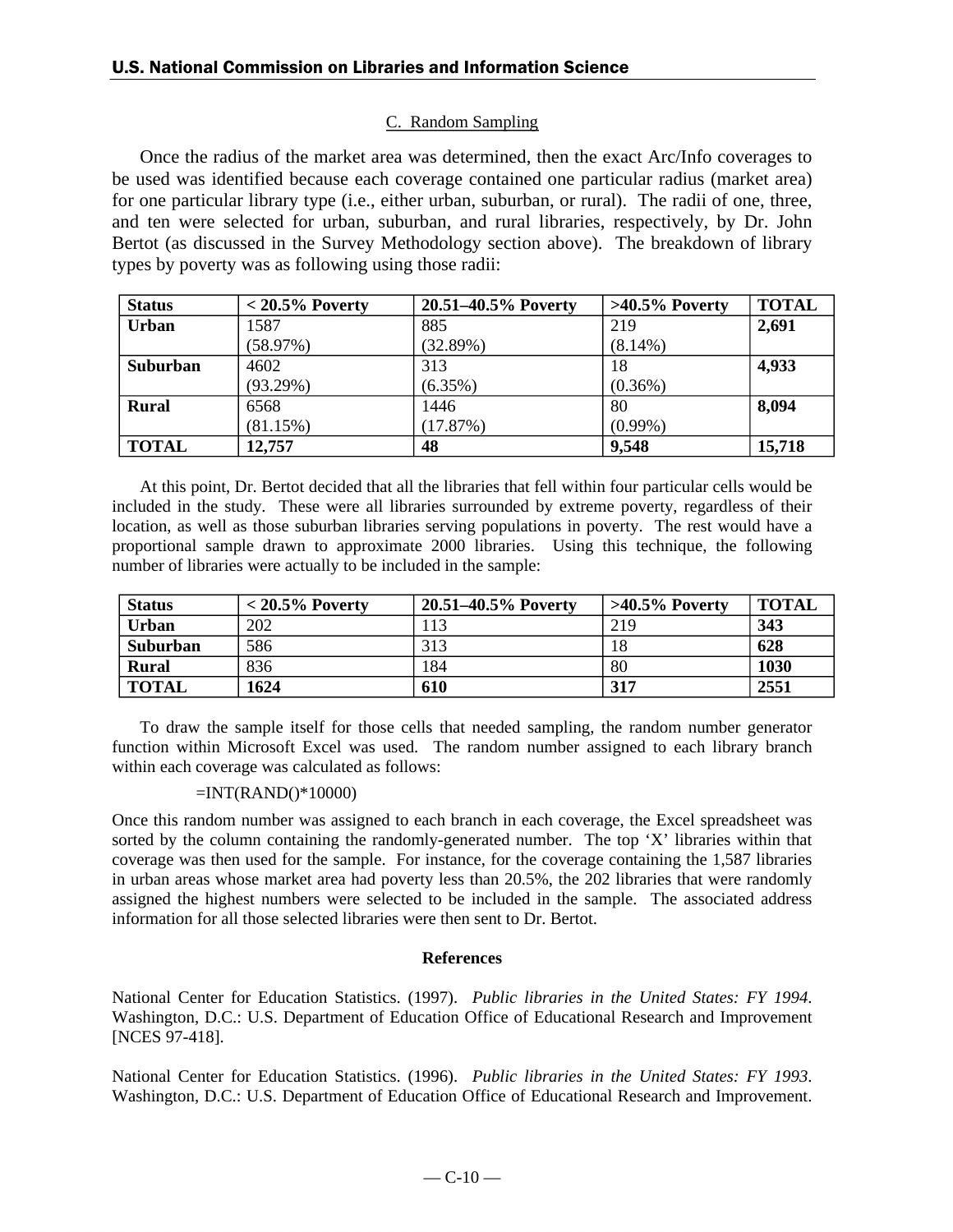### C. Random Sampling

Once the radius of the market area was determined, then the exact Arc/Info coverages to be used was identified because each coverage contained one particular radius (market area) for one particular library type (i.e., either urban, suburban, or rural). The radii of one, three, and ten were selected for urban, suburban, and rural libraries, respectively, by Dr. John Bertot (as discussed in the Survey Methodology section above). The breakdown of library types by poverty was as following using those radii:

| **Status** | **< 20.5% Poverty** | **20.51–40.5% Poverty** | **>40.5% Poverty** | **TOTAL** |
|---|---|---|---|---|
| **Urban** | 1587 (58.97%) | 885 (32.89%) | 219 (8.14%) | **2,691** |
| **Suburban** | 4602 (93.29%) | 313 (6.35%) | 18 (0.36%) | **4,933** |
| **Rural** | 6568 (81.15%) | 1446 (17.87%) | 80 (0.99%) | **8,094** |
| **TOTAL** | **12,757** | **48** | **9,548** | **15,718** |

At this point, Dr. Bertot decided that all the libraries that fell within four particular cells would be included in the study. These were all libraries surrounded by extreme poverty, regardless of their location, as well as those suburban libraries serving populations in poverty. The rest would have a proportional sample drawn to approximate 2000 libraries. Using this technique, the following number of libraries were actually to be included in the sample:

| **Status** | **< 20.5% Poverty** | **20.51–40.5% Poverty** | **>40.5% Poverty** | **TOTAL** |
|---|---|---|---|---|
| **Urban** | 202 | 113 | 219 | **343** |
| **Suburban** | 586 | 313 | 18 | **628** |
| **Rural** | 836 | 184 | 80 | **1030** |
| **TOTAL** | **1624** | **610** | **317** | **2551** |

To draw the sample itself for those cells that needed sampling, the random number generator function within Microsoft Excel was used. The random number assigned to each library branch within each coverage was calculated as follows:

```
=INT(RAND()*10000)
```

Once this random number was assigned to each branch in each coverage, the Excel spreadsheet was sorted by the column containing the randomly-generated number. The top 'X' libraries within that coverage was then used for the sample. For instance, for the coverage containing the 1,587 libraries in urban areas whose market area had poverty less than 20.5%, the 202 libraries that were randomly assigned the highest numbers were selected to be included in the sample. The associated address information for all those selected libraries were then sent to Dr. Bertot.

#### References

National Center for Education Statistics. (1997). *Public libraries in the United States: FY 1994*. Washington, D.C.: U.S. Department of Education Office of Educational Research and Improvement [NCES 97-418].

National Center for Education Statistics. (1996). *Public libraries in the United States: FY 1993*. Washington, D.C.: U.S. Department of Education Office of Educational Research and Improvement.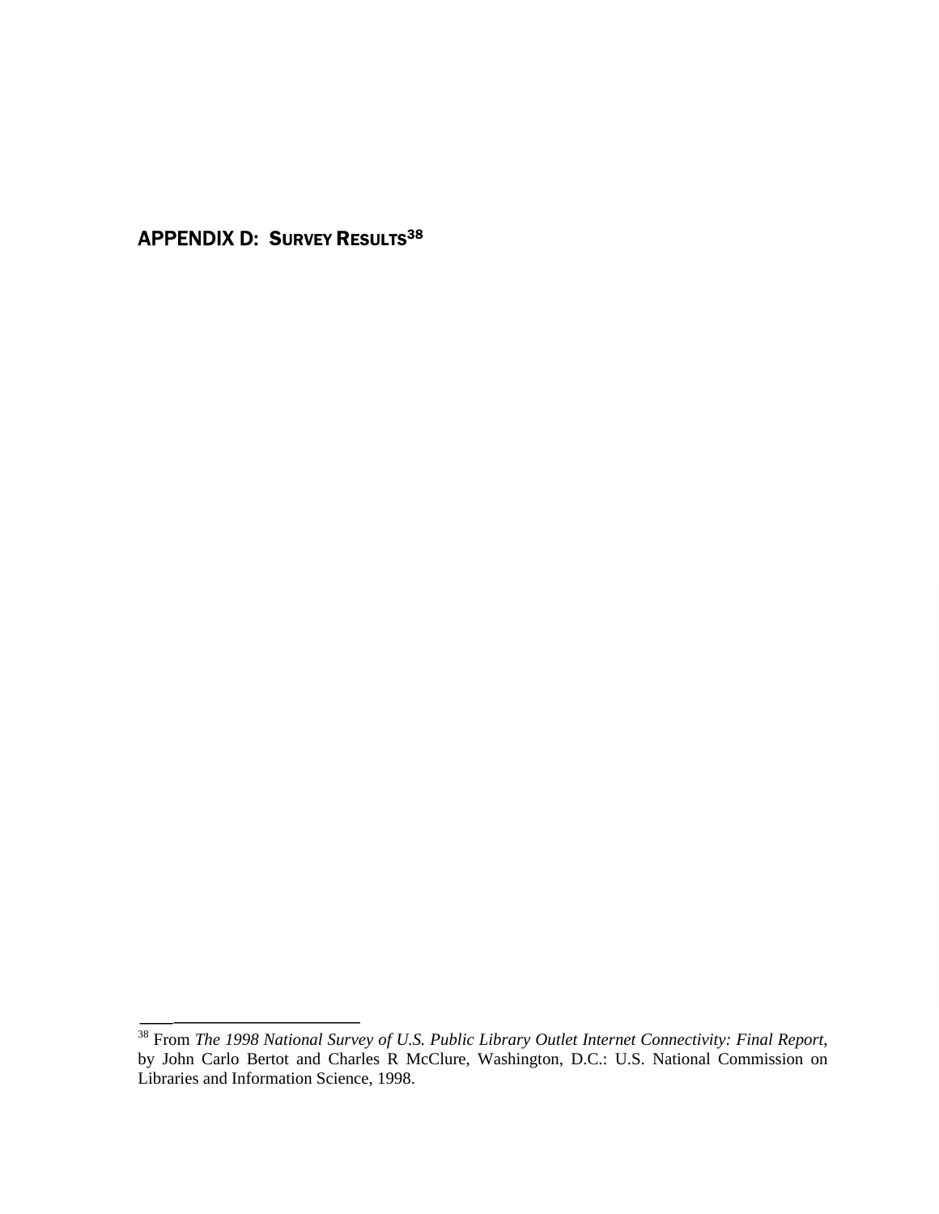## APPENDIX D: SURVEY RESULTS[38]

[38] From *The 1998 National Survey of U.S. Public Library Outlet Internet Connectivity: Final Report*, by John Carlo Bertot and Charles R McClure, Washington, D.C.: U.S. National Commission on Libraries and Information Science, 1998.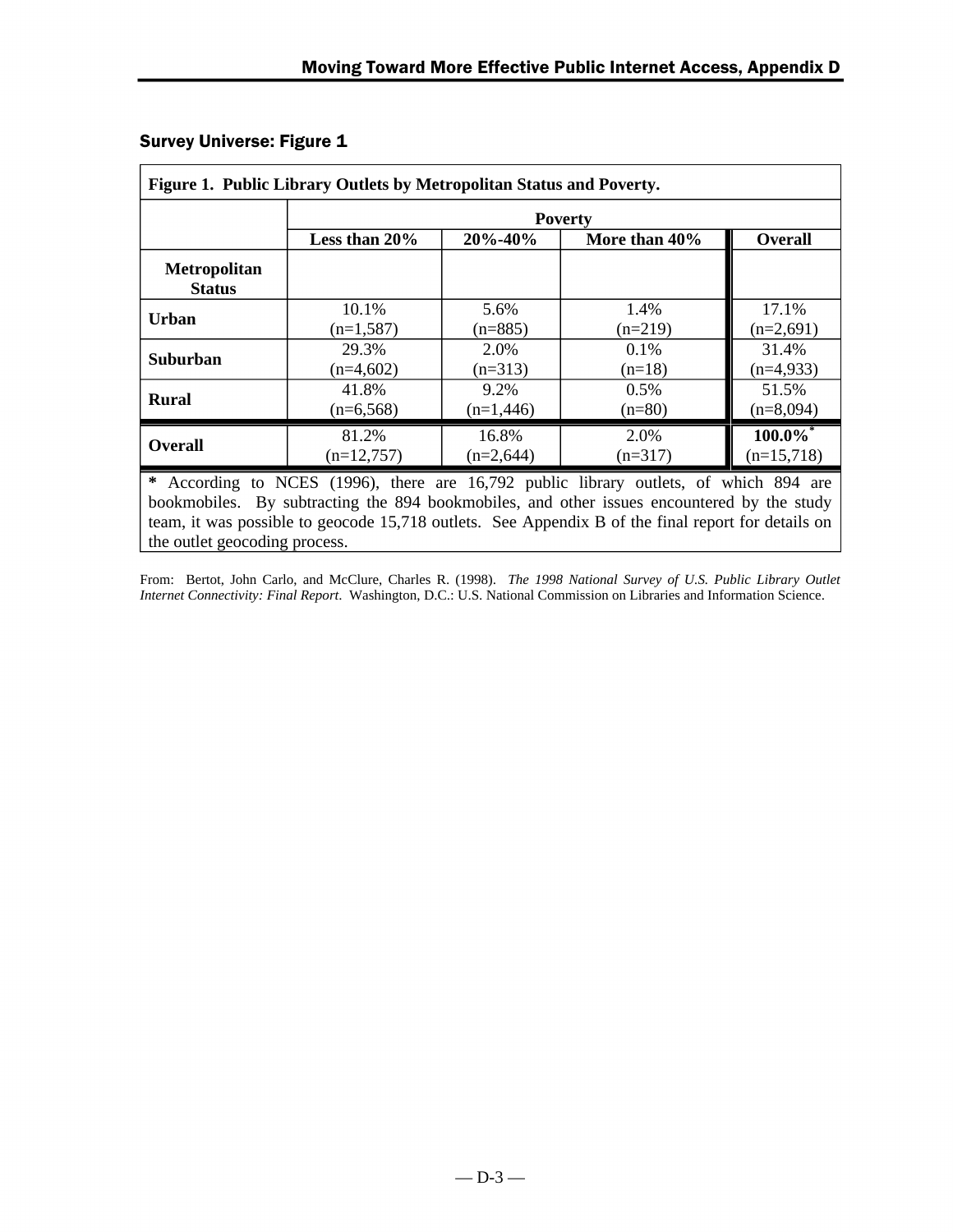## Survey Universe: Figure 1

**Figure 1. Public Library Outlets by Metropolitan Status and Poverty.**

| | Poverty | | | |
|---|---|---|---|---|
| | **Less than 20%** | **20%-40%** | **More than 40%** | **Overall** |
| **Metropolitan Status** | | | | |
| **Urban** | 10.1% (n=1,587) | 5.6% (n=885) | 1.4% (n=219) | 17.1% (n=2,691) |
| **Suburban** | 29.3% (n=4,602) | 2.0% (n=313) | 0.1% (n=18) | 31.4% (n=4,933) |
| **Rural** | 41.8% (n=6,568) | 9.2% (n=1,446) | 0.5% (n=80) | 51.5% (n=8,094) |
| **Overall** | 81.2% (n=12,757) | 16.8% (n=2,644) | 2.0% (n=317) | **100.0%*** (n=15,718) |

**\*** According to NCES (1996), there are 16,792 public library outlets, of which 894 are bookmobiles. By subtracting the 894 bookmobiles, and other issues encountered by the study team, it was possible to geocode 15,718 outlets. See Appendix B of the final report for details on the outlet geocoding process.

From: Bertot, John Carlo, and McClure, Charles R. (1998). *The 1998 National Survey of U.S. Public Library Outlet Internet Connectivity: Final Report*. Washington, D.C.: U.S. National Commission on Libraries and Information Science.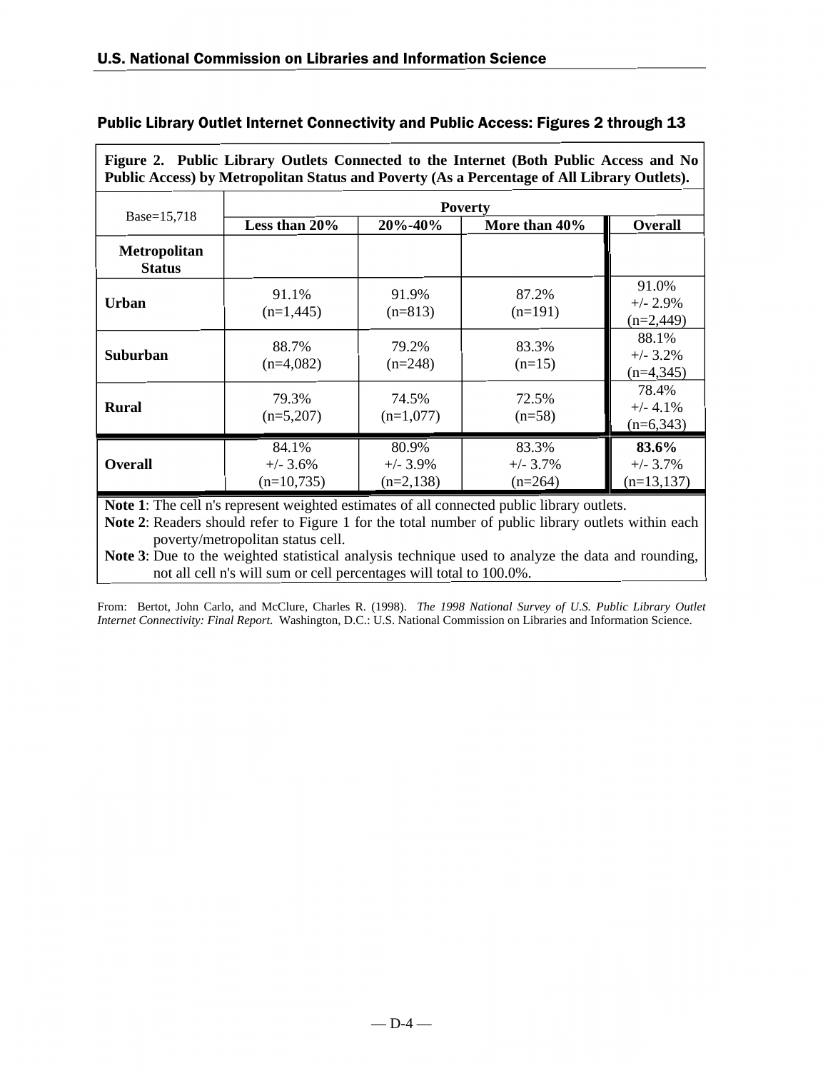## Public Library Outlet Internet Connectivity and Public Access: Figures 2 through 13

**Figure 2. Public Library Outlets Connected to the Internet (Both Public Access and No Public Access) by Metropolitan Status and Poverty (As a Percentage of All Library Outlets).**

| Base=15,718 | Poverty | | | |
|---|---|---|---|---|
| | **Less than 20%** | **20%-40%** | **More than 40%** | **Overall** |
| **Metropolitan Status** | | | | |
| **Urban** | 91.1% (n=1,445) | 91.9% (n=813) | 87.2% (n=191) | 91.0% +/- 2.9% (n=2,449) |
| **Suburban** | 88.7% (n=4,082) | 79.2% (n=248) | 83.3% (n=15) | 88.1% +/- 3.2% (n=4,345) |
| **Rural** | 79.3% (n=5,207) | 74.5% (n=1,077) | 72.5% (n=58) | 78.4% +/- 4.1% (n=6,343) |
| **Overall** | 84.1% +/- 3.6% (n=10,735) | 80.9% +/- 3.9% (n=2,138) | 83.3% +/- 3.7% (n=264) | **83.6%** +/- 3.7% (n=13,137) |

**Note 1**: The cell n's represent weighted estimates of all connected public library outlets.
**Note 2**: Readers should refer to Figure 1 for the total number of public library outlets within each poverty/metropolitan status cell.
**Note 3**: Due to the weighted statistical analysis technique used to analyze the data and rounding, not all cell n's will sum or cell percentages will total to 100.0%.

From: Bertot, John Carlo, and McClure, Charles R. (1998). *The 1998 National Survey of U.S. Public Library Outlet Internet Connectivity: Final Report.* Washington, D.C.: U.S. National Commission on Libraries and Information Science.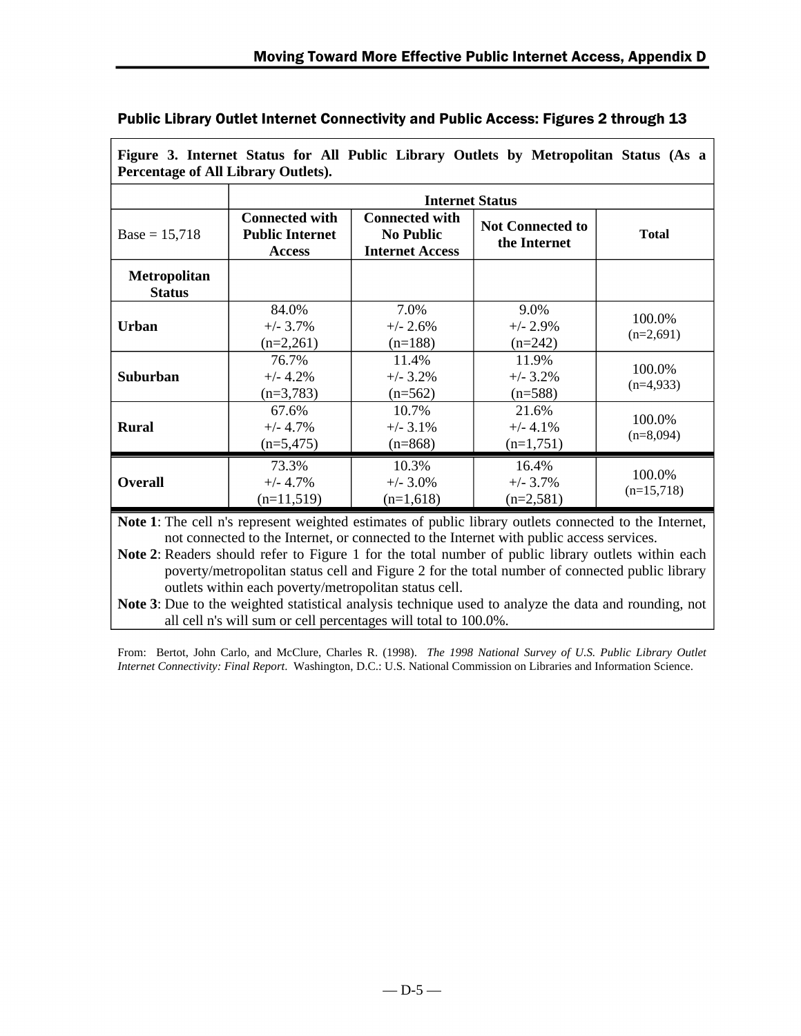## Public Library Outlet Internet Connectivity and Public Access: Figures 2 through 13

**Figure 3. Internet Status for All Public Library Outlets by Metropolitan Status (As a Percentage of All Library Outlets).**

| | Internet Status | | | |
|---|---|---|---|---|
| Base = 15,718 | **Connected with Public Internet Access** | **Connected with No Public Internet Access** | **Not Connected to the Internet** | **Total** |
| **Metropolitan Status** | | | | |
| **Urban** | 84.0% +/- 3.7% (n=2,261) | 7.0% +/- 2.6% (n=188) | 9.0% +/- 2.9% (n=242) | 100.0% (n=2,691) |
| **Suburban** | 76.7% +/- 4.2% (n=3,783) | 11.4% +/- 3.2% (n=562) | 11.9% +/- 3.2% (n=588) | 100.0% (n=4,933) |
| **Rural** | 67.6% +/- 4.7% (n=5,475) | 10.7% +/- 3.1% (n=868) | 21.6% +/- 4.1% (n=1,751) | 100.0% (n=8,094) |
| **Overall** | 73.3% +/- 4.7% (n=11,519) | 10.3% +/- 3.0% (n=1,618) | 16.4% +/- 3.7% (n=2,581) | 100.0% (n=15,718) |

**Note 1**: The cell n's represent weighted estimates of public library outlets connected to the Internet, not connected to the Internet, or connected to the Internet with public access services.

**Note 2**: Readers should refer to Figure 1 for the total number of public library outlets within each poverty/metropolitan status cell and Figure 2 for the total number of connected public library outlets within each poverty/metropolitan status cell.

**Note 3**: Due to the weighted statistical analysis technique used to analyze the data and rounding, not all cell n's will sum or cell percentages will total to 100.0%.

From: Bertot, John Carlo, and McClure, Charles R. (1998). *The 1998 National Survey of U.S. Public Library Outlet Internet Connectivity: Final Report*. Washington, D.C.: U.S. National Commission on Libraries and Information Science.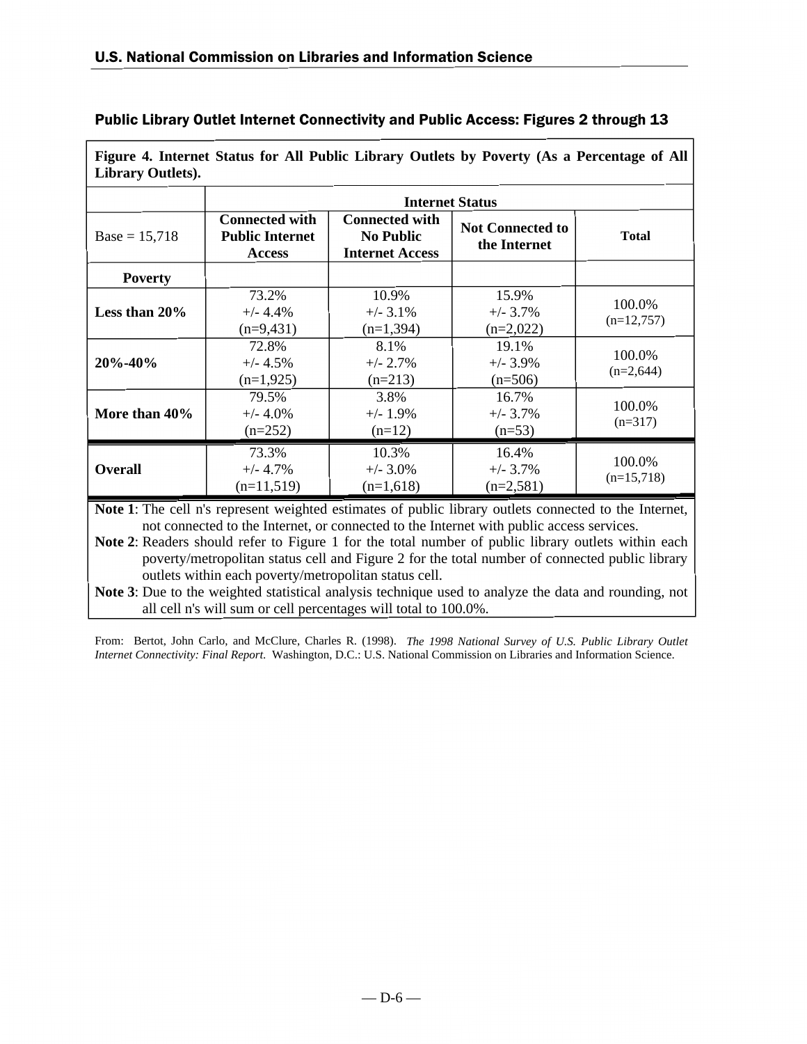## Public Library Outlet Internet Connectivity and Public Access: Figures 2 through 13

**Figure 4. Internet Status for All Public Library Outlets by Poverty (As a Percentage of All Library Outlets).**

| | Internet Status | | | |
|---|---|---|---|---|
| Base = 15,718 | **Connected with Public Internet Access** | **Connected with No Public Internet Access** | **Not Connected to the Internet** | **Total** |
| **Poverty** | | | | |
| **Less than 20%** | 73.2% +/- 4.4% (n=9,431) | 10.9% +/- 3.1% (n=1,394) | 15.9% +/- 3.7% (n=2,022) | 100.0% (n=12,757) |
| **20%-40%** | 72.8% +/- 4.5% (n=1,925) | 8.1% +/- 2.7% (n=213) | 19.1% +/- 3.9% (n=506) | 100.0% (n=2,644) |
| **More than 40%** | 79.5% +/- 4.0% (n=252) | 3.8% +/- 1.9% (n=12) | 16.7% +/- 3.7% (n=53) | 100.0% (n=317) |
| **Overall** | 73.3% +/- 4.7% (n=11,519) | 10.3% +/- 3.0% (n=1,618) | 16.4% +/- 3.7% (n=2,581) | 100.0% (n=15,718) |

**Note 1**: The cell n's represent weighted estimates of public library outlets connected to the Internet, not connected to the Internet, or connected to the Internet with public access services.

**Note 2**: Readers should refer to Figure 1 for the total number of public library outlets within each poverty/metropolitan status cell and Figure 2 for the total number of connected public library outlets within each poverty/metropolitan status cell.

**Note 3**: Due to the weighted statistical analysis technique used to analyze the data and rounding, not all cell n's will sum or cell percentages will total to 100.0%.

From: Bertot, John Carlo, and McClure, Charles R. (1998). *The 1998 National Survey of U.S. Public Library Outlet Internet Connectivity: Final Report.* Washington, D.C.: U.S. National Commission on Libraries and Information Science.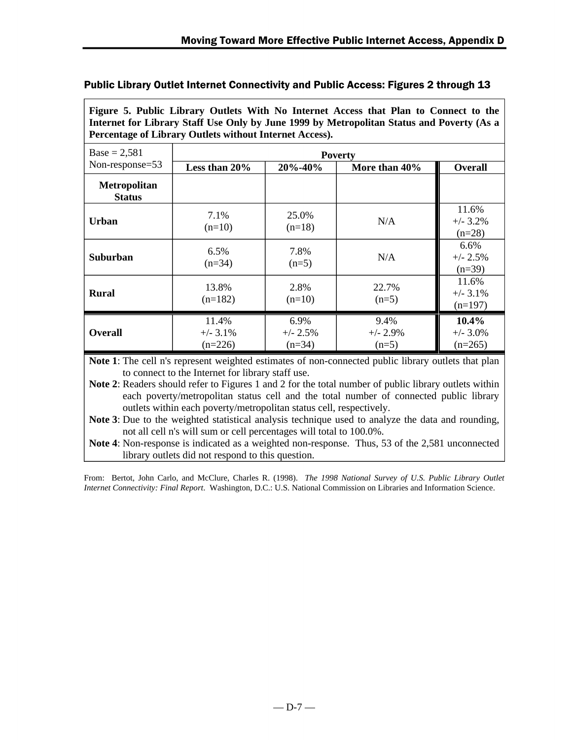## Public Library Outlet Internet Connectivity and Public Access: Figures 2 through 13

**Figure 5. Public Library Outlets With No Internet Access that Plan to Connect to the Internet for Library Staff Use Only by June 1999 by Metropolitan Status and Poverty (As a Percentage of Library Outlets without Internet Access).**

| Base = 2,581 Non-response=53 | Poverty | | | |
|---|---|---|---|---|
| | **Less than 20%** | **20%-40%** | **More than 40%** | **Overall** |
| **Metropolitan Status** | | | | |
| **Urban** | 7.1% (n=10) | 25.0% (n=18) | N/A | 11.6% +/- 3.2% (n=28) |
| **Suburban** | 6.5% (n=34) | 7.8% (n=5) | N/A | 6.6% +/- 2.5% (n=39) |
| **Rural** | 13.8% (n=182) | 2.8% (n=10) | 22.7% (n=5) | 11.6% +/- 3.1% (n=197) |
| **Overall** | 11.4% +/- 3.1% (n=226) | 6.9% +/- 2.5% (n=34) | 9.4% +/- 2.9% (n=5) | **10.4%** +/- 3.0% (n=265) |

**Note 1**: The cell n's represent weighted estimates of non-connected public library outlets that plan to connect to the Internet for library staff use.

**Note 2**: Readers should refer to Figures 1 and 2 for the total number of public library outlets within each poverty/metropolitan status cell and the total number of connected public library outlets within each poverty/metropolitan status cell, respectively.

**Note 3**: Due to the weighted statistical analysis technique used to analyze the data and rounding, not all cell n's will sum or cell percentages will total to 100.0%.

**Note 4**: Non-response is indicated as a weighted non-response. Thus, 53 of the 2,581 unconnected library outlets did not respond to this question.

From: Bertot, John Carlo, and McClure, Charles R. (1998). *The 1998 National Survey of U.S. Public Library Outlet Internet Connectivity: Final Report*. Washington, D.C.: U.S. National Commission on Libraries and Information Science.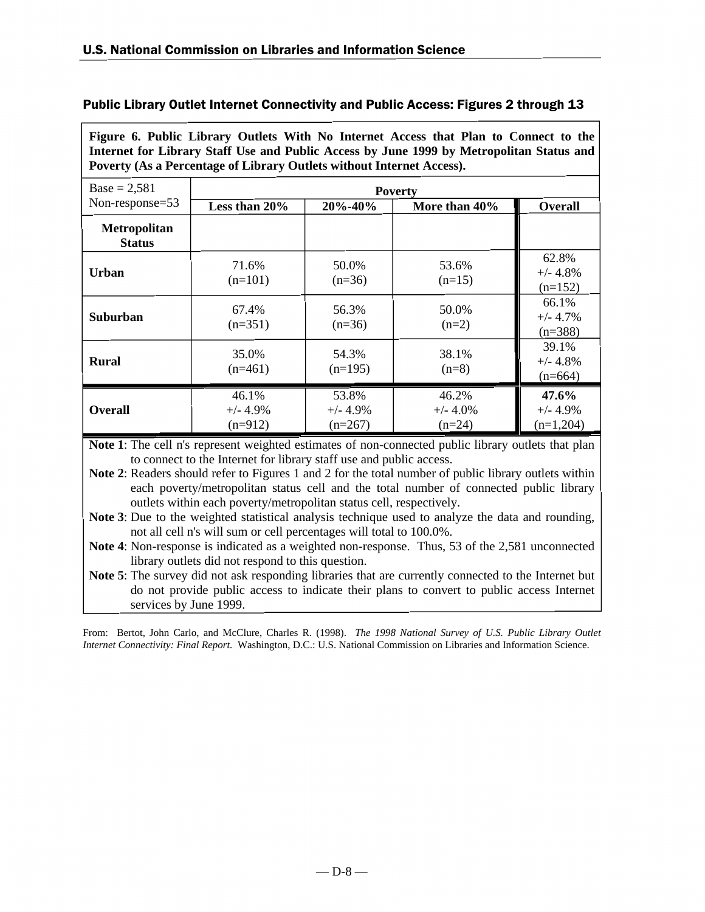## Public Library Outlet Internet Connectivity and Public Access: Figures 2 through 13

**Figure 6. Public Library Outlets With No Internet Access that Plan to Connect to the Internet for Library Staff Use and Public Access by June 1999 by Metropolitan Status and Poverty (As a Percentage of Library Outlets without Internet Access).**

| Base = 2,581<br>Non-response=53 | Poverty | | | |
|---|---|---|---|---|
| | **Less than 20%** | **20%-40%** | **More than 40%** | **Overall** |
| **Metropolitan Status** | | | | |
| **Urban** | 71.6%<br>(n=101) | 50.0%<br>(n=36) | 53.6%<br>(n=15) | 62.8%<br>+/- 4.8%<br>(n=152) |
| **Suburban** | 67.4%<br>(n=351) | 56.3%<br>(n=36) | 50.0%<br>(n=2) | 66.1%<br>+/- 4.7%<br>(n=388) |
| **Rural** | 35.0%<br>(n=461) | 54.3%<br>(n=195) | 38.1%<br>(n=8) | 39.1%<br>+/- 4.8%<br>(n=664) |
| **Overall** | 46.1%<br>+/- 4.9%<br>(n=912) | 53.8%<br>+/- 4.9%<br>(n=267) | 46.2%<br>+/- 4.0%<br>(n=24) | **47.6%**<br>+/- 4.9%<br>(n=1,204) |

**Note 1**: The cell n's represent weighted estimates of non-connected public library outlets that plan to connect to the Internet for library staff use and public access.

**Note 2**: Readers should refer to Figures 1 and 2 for the total number of public library outlets within each poverty/metropolitan status cell and the total number of connected public library outlets within each poverty/metropolitan status cell, respectively.

**Note 3**: Due to the weighted statistical analysis technique used to analyze the data and rounding, not all cell n's will sum or cell percentages will total to 100.0%.

**Note 4**: Non-response is indicated as a weighted non-response. Thus, 53 of the 2,581 unconnected library outlets did not respond to this question.

**Note 5**: The survey did not ask responding libraries that are currently connected to the Internet but do not provide public access to indicate their plans to convert to public access Internet services by June 1999.

From: Bertot, John Carlo, and McClure, Charles R. (1998). *The 1998 National Survey of U.S. Public Library Outlet Internet Connectivity: Final Report*. Washington, D.C.: U.S. National Commission on Libraries and Information Science.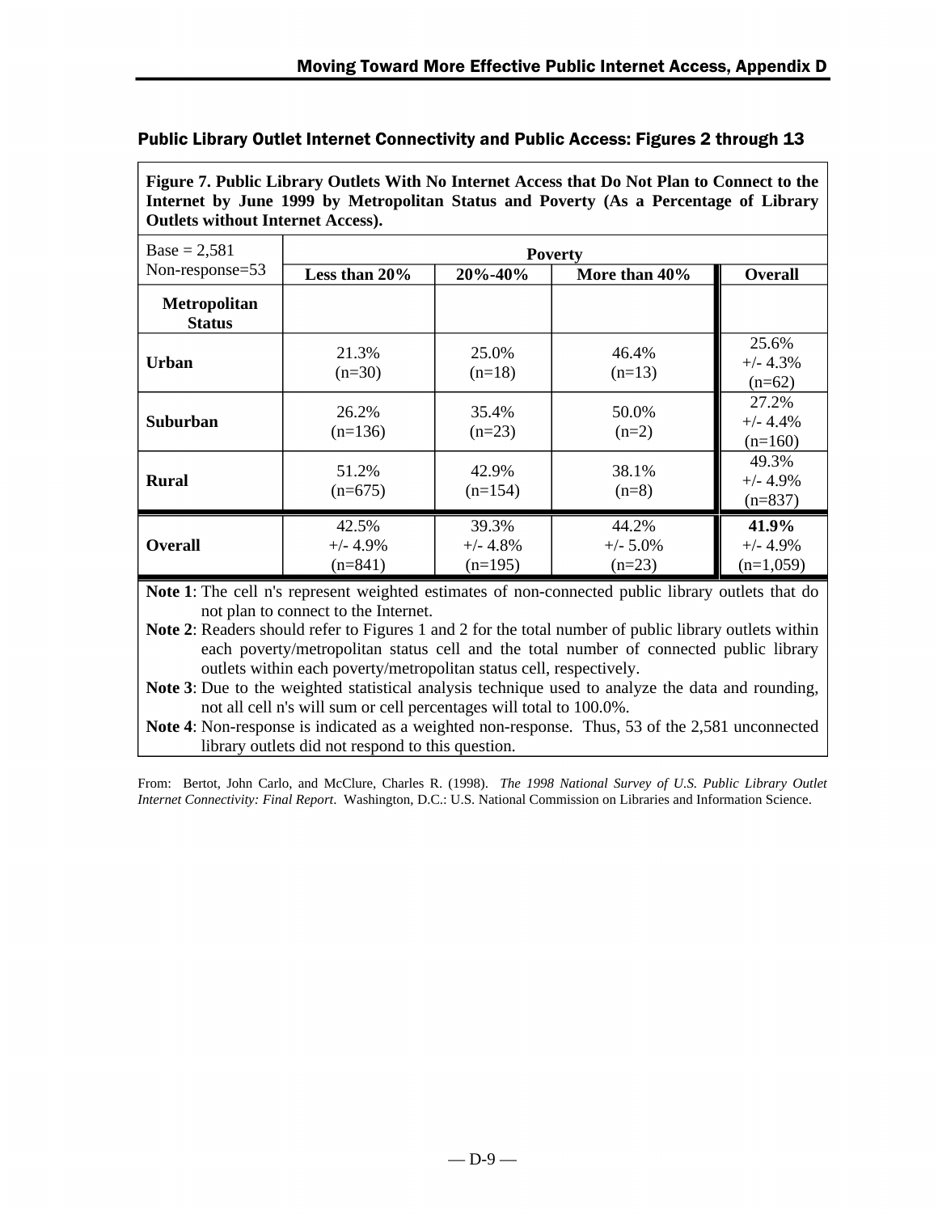## Public Library Outlet Internet Connectivity and Public Access: Figures 2 through 13

**Figure 7. Public Library Outlets With No Internet Access that Do Not Plan to Connect to the Internet by June 1999 by Metropolitan Status and Poverty (As a Percentage of Library Outlets without Internet Access).**

| Base = 2,581 Non-response=53 | Poverty | | | |
|---|---|---|---|---|
| | **Less than 20%** | **20%-40%** | **More than 40%** | **Overall** |
| **Metropolitan Status** | | | | |
| **Urban** | 21.3% (n=30) | 25.0% (n=18) | 46.4% (n=13) | 25.6% +/- 4.3% (n=62) |
| **Suburban** | 26.2% (n=136) | 35.4% (n=23) | 50.0% (n=2) | 27.2% +/- 4.4% (n=160) |
| **Rural** | 51.2% (n=675) | 42.9% (n=154) | 38.1% (n=8) | 49.3% +/- 4.9% (n=837) |
| **Overall** | 42.5% +/- 4.9% (n=841) | 39.3% +/- 4.8% (n=195) | 44.2% +/- 5.0% (n=23) | **41.9%** +/- 4.9% (n=1,059) |

**Note 1**: The cell n's represent weighted estimates of non-connected public library outlets that do not plan to connect to the Internet.

**Note 2**: Readers should refer to Figures 1 and 2 for the total number of public library outlets within each poverty/metropolitan status cell and the total number of connected public library outlets within each poverty/metropolitan status cell, respectively.

**Note 3**: Due to the weighted statistical analysis technique used to analyze the data and rounding, not all cell n's will sum or cell percentages will total to 100.0%.

**Note 4**: Non-response is indicated as a weighted non-response. Thus, 53 of the 2,581 unconnected library outlets did not respond to this question.

From: Bertot, John Carlo, and McClure, Charles R. (1998). *The 1998 National Survey of U.S. Public Library Outlet Internet Connectivity: Final Report*. Washington, D.C.: U.S. National Commission on Libraries and Information Science.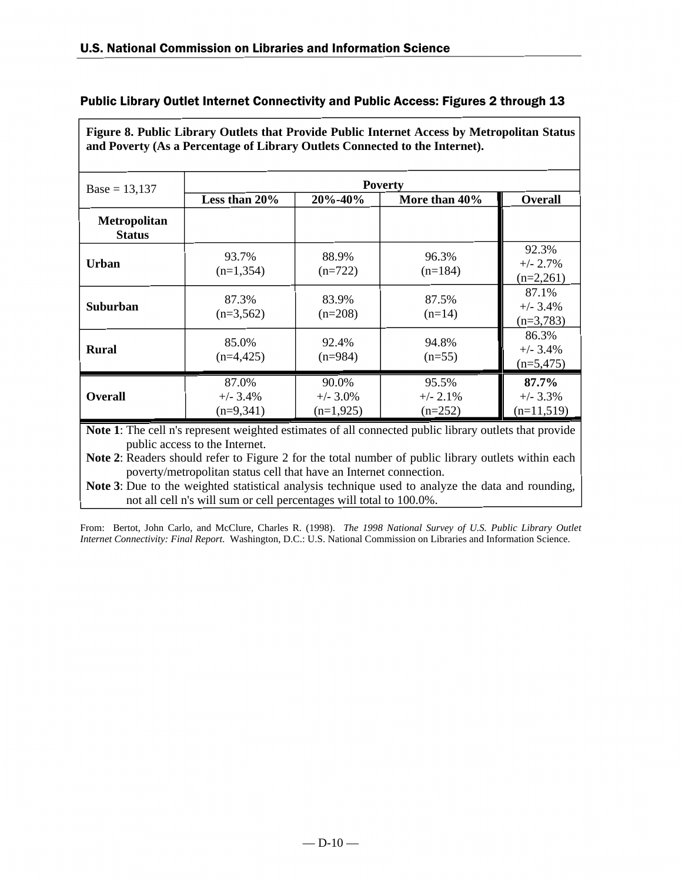## Public Library Outlet Internet Connectivity and Public Access: Figures 2 through 13

**Figure 8. Public Library Outlets that Provide Public Internet Access by Metropolitan Status and Poverty (As a Percentage of Library Outlets Connected to the Internet).**

| Base = 13,137 | Poverty | | | |
|---|---|---|---|---|
| | **Less than 20%** | **20%-40%** | **More than 40%** | **Overall** |
| **Metropolitan Status** | | | | |
| **Urban** | 93.7% (n=1,354) | 88.9% (n=722) | 96.3% (n=184) | 92.3% +/- 2.7% (n=2,261) |
| **Suburban** | 87.3% (n=3,562) | 83.9% (n=208) | 87.5% (n=14) | 87.1% +/- 3.4% (n=3,783) |
| **Rural** | 85.0% (n=4,425) | 92.4% (n=984) | 94.8% (n=55) | 86.3% +/- 3.4% (n=5,475) |
| **Overall** | 87.0% +/- 3.4% (n=9,341) | 90.0% +/- 3.0% (n=1,925) | 95.5% +/- 2.1% (n=252) | **87.7%** +/- 3.3% (n=11,519) |

**Note 1**: The cell n's represent weighted estimates of all connected public library outlets that provide public access to the Internet.

**Note 2**: Readers should refer to Figure 2 for the total number of public library outlets within each poverty/metropolitan status cell that have an Internet connection.

**Note 3**: Due to the weighted statistical analysis technique used to analyze the data and rounding, not all cell n's will sum or cell percentages will total to 100.0%.

From: Bertot, John Carlo, and McClure, Charles R. (1998). *The 1998 National Survey of U.S. Public Library Outlet Internet Connectivity: Final Report.* Washington, D.C.: U.S. National Commission on Libraries and Information Science.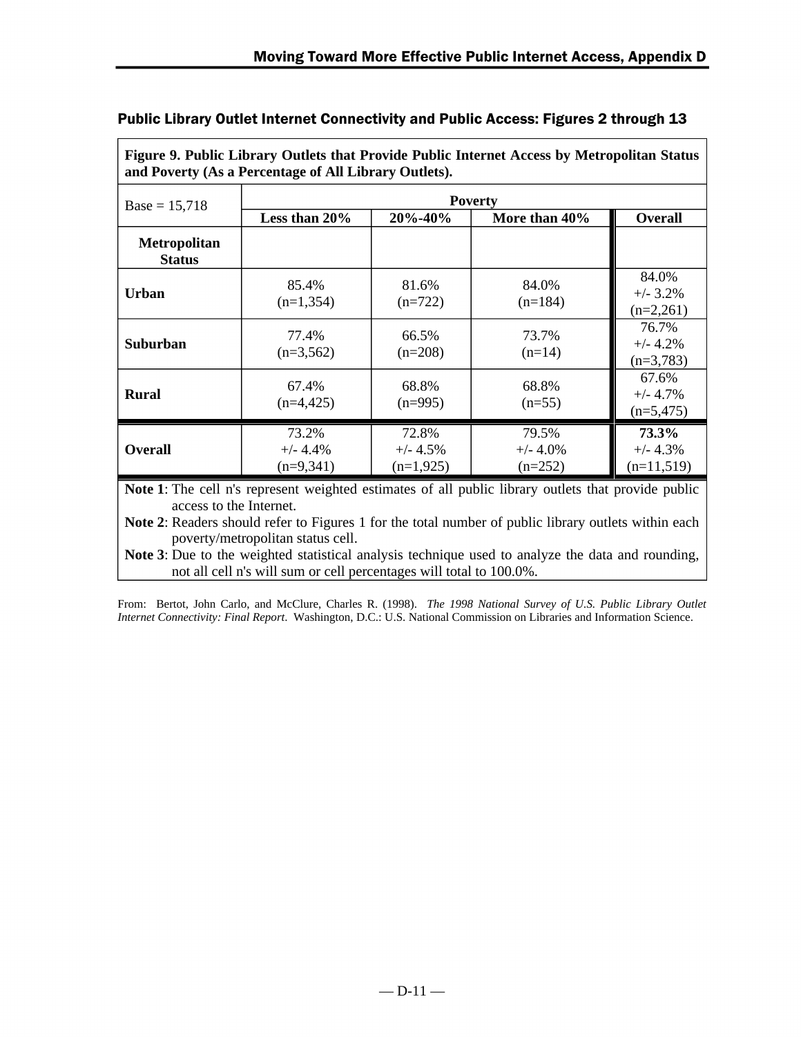## Public Library Outlet Internet Connectivity and Public Access: Figures 2 through 13

**Figure 9. Public Library Outlets that Provide Public Internet Access by Metropolitan Status and Poverty (As a Percentage of All Library Outlets).**

| Base = 15,718 | Poverty | | | |
|---|---|---|---|---|
| | **Less than 20%** | **20%-40%** | **More than 40%** | **Overall** |
| **Metropolitan Status** | | | | |
| **Urban** | 85.4% (n=1,354) | 81.6% (n=722) | 84.0% (n=184) | 84.0% +/- 3.2% (n=2,261) |
| **Suburban** | 77.4% (n=3,562) | 66.5% (n=208) | 73.7% (n=14) | 76.7% +/- 4.2% (n=3,783) |
| **Rural** | 67.4% (n=4,425) | 68.8% (n=995) | 68.8% (n=55) | 67.6% +/- 4.7% (n=5,475) |
| **Overall** | 73.2% +/- 4.4% (n=9,341) | 72.8% +/- 4.5% (n=1,925) | 79.5% +/- 4.0% (n=252) | **73.3%** +/- 4.3% (n=11,519) |

**Note 1**: The cell n's represent weighted estimates of all public library outlets that provide public access to the Internet.

**Note 2**: Readers should refer to Figures 1 for the total number of public library outlets within each poverty/metropolitan status cell.

**Note 3**: Due to the weighted statistical analysis technique used to analyze the data and rounding, not all cell n's will sum or cell percentages will total to 100.0%.

From: Bertot, John Carlo, and McClure, Charles R. (1998). *The 1998 National Survey of U.S. Public Library Outlet Internet Connectivity: Final Report*. Washington, D.C.: U.S. National Commission on Libraries and Information Science.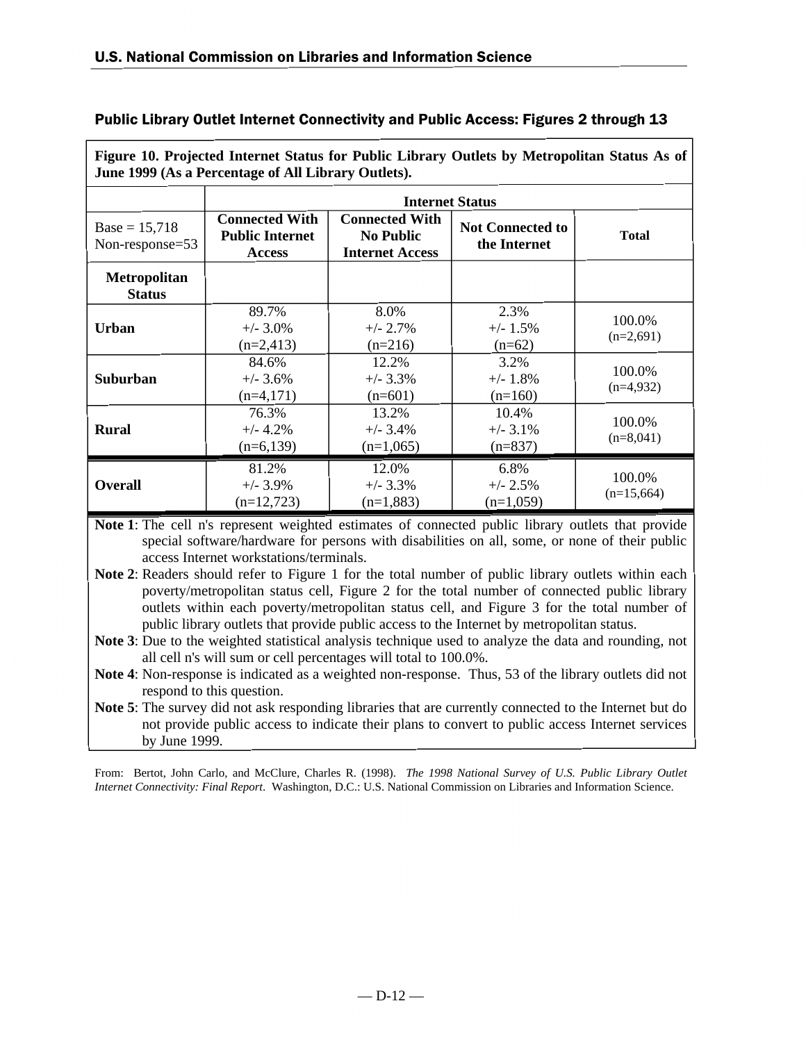## Public Library Outlet Internet Connectivity and Public Access: Figures 2 through 13

**Figure 10. Projected Internet Status for Public Library Outlets by Metropolitan Status As of June 1999 (As a Percentage of All Library Outlets).**

| | **Internet Status** | | | |
|---|---|---|---|---|
| Base = 15,718 Non-response=53 | **Connected With Public Internet Access** | **Connected With No Public Internet Access** | **Not Connected to the Internet** | **Total** |
| **Metropolitan Status** | | | | |
| **Urban** | 89.7% +/- 3.0% (n=2,413) | 8.0% +/- 2.7% (n=216) | 2.3% +/- 1.5% (n=62) | 100.0% (n=2,691) |
| **Suburban** | 84.6% +/- 3.6% (n=4,171) | 12.2% +/- 3.3% (n=601) | 3.2% +/- 1.8% (n=160) | 100.0% (n=4,932) |
| **Rural** | 76.3% +/- 4.2% (n=6,139) | 13.2% +/- 3.4% (n=1,065) | 10.4% +/- 3.1% (n=837) | 100.0% (n=8,041) |
| **Overall** | 81.2% +/- 3.9% (n=12,723) | 12.0% +/- 3.3% (n=1,883) | 6.8% +/- 2.5% (n=1,059) | 100.0% (n=15,664) |

**Note 1**: The cell n's represent weighted estimates of connected public library outlets that provide special software/hardware for persons with disabilities on all, some, or none of their public access Internet workstations/terminals.

**Note 2**: Readers should refer to Figure 1 for the total number of public library outlets within each poverty/metropolitan status cell, Figure 2 for the total number of connected public library outlets within each poverty/metropolitan status cell, and Figure 3 for the total number of public library outlets that provide public access to the Internet by metropolitan status.

**Note 3**: Due to the weighted statistical analysis technique used to analyze the data and rounding, not all cell n's will sum or cell percentages will total to 100.0%.

**Note 4**: Non-response is indicated as a weighted non-response. Thus, 53 of the library outlets did not respond to this question.

**Note 5**: The survey did not ask responding libraries that are currently connected to the Internet but do not provide public access to indicate their plans to convert to public access Internet services by June 1999.

From: Bertot, John Carlo, and McClure, Charles R. (1998). *The 1998 National Survey of U.S. Public Library Outlet Internet Connectivity: Final Report*. Washington, D.C.: U.S. National Commission on Libraries and Information Science.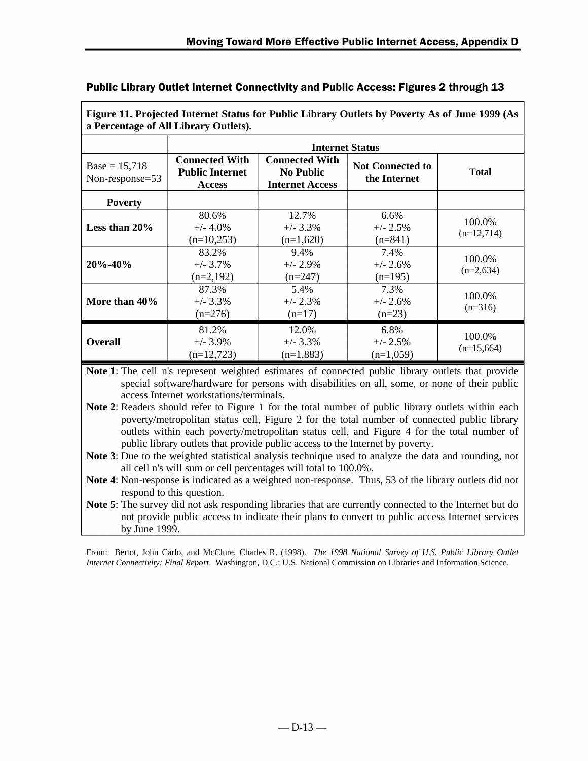## Public Library Outlet Internet Connectivity and Public Access: Figures 2 through 13

**Figure 11. Projected Internet Status for Public Library Outlets by Poverty As of June 1999 (As a Percentage of All Library Outlets).**

| | Internet Status | | | |
|---|---|---|---|---|
| Base = 15,718 Non-response=53 | **Connected With Public Internet Access** | **Connected With No Public Internet Access** | **Not Connected to the Internet** | **Total** |
| **Poverty** | | | | |
| **Less than 20%** | 80.6% +/- 4.0% (n=10,253) | 12.7% +/- 3.3% (n=1,620) | 6.6% +/- 2.5% (n=841) | 100.0% (n=12,714) |
| **20%-40%** | 83.2% +/- 3.7% (n=2,192) | 9.4% +/- 2.9% (n=247) | 7.4% +/- 2.6% (n=195) | 100.0% (n=2,634) |
| **More than 40%** | 87.3% +/- 3.3% (n=276) | 5.4% +/- 2.3% (n=17) | 7.3% +/- 2.6% (n=23) | 100.0% (n=316) |
| **Overall** | 81.2% +/- 3.9% (n=12,723) | 12.0% +/- 3.3% (n=1,883) | 6.8% +/- 2.5% (n=1,059) | 100.0% (n=15,664) |

**Note 1**: The cell n's represent weighted estimates of connected public library outlets that provide special software/hardware for persons with disabilities on all, some, or none of their public access Internet workstations/terminals.

**Note 2**: Readers should refer to Figure 1 for the total number of public library outlets within each poverty/metropolitan status cell, Figure 2 for the total number of connected public library outlets within each poverty/metropolitan status cell, and Figure 4 for the total number of public library outlets that provide public access to the Internet by poverty.

**Note 3**: Due to the weighted statistical analysis technique used to analyze the data and rounding, not all cell n's will sum or cell percentages will total to 100.0%.

**Note 4**: Non-response is indicated as a weighted non-response. Thus, 53 of the library outlets did not respond to this question.

**Note 5**: The survey did not ask responding libraries that are currently connected to the Internet but do not provide public access to indicate their plans to convert to public access Internet services by June 1999.

From: Bertot, John Carlo, and McClure, Charles R. (1998). *The 1998 National Survey of U.S. Public Library Outlet Internet Connectivity: Final Report*. Washington, D.C.: U.S. National Commission on Libraries and Information Science.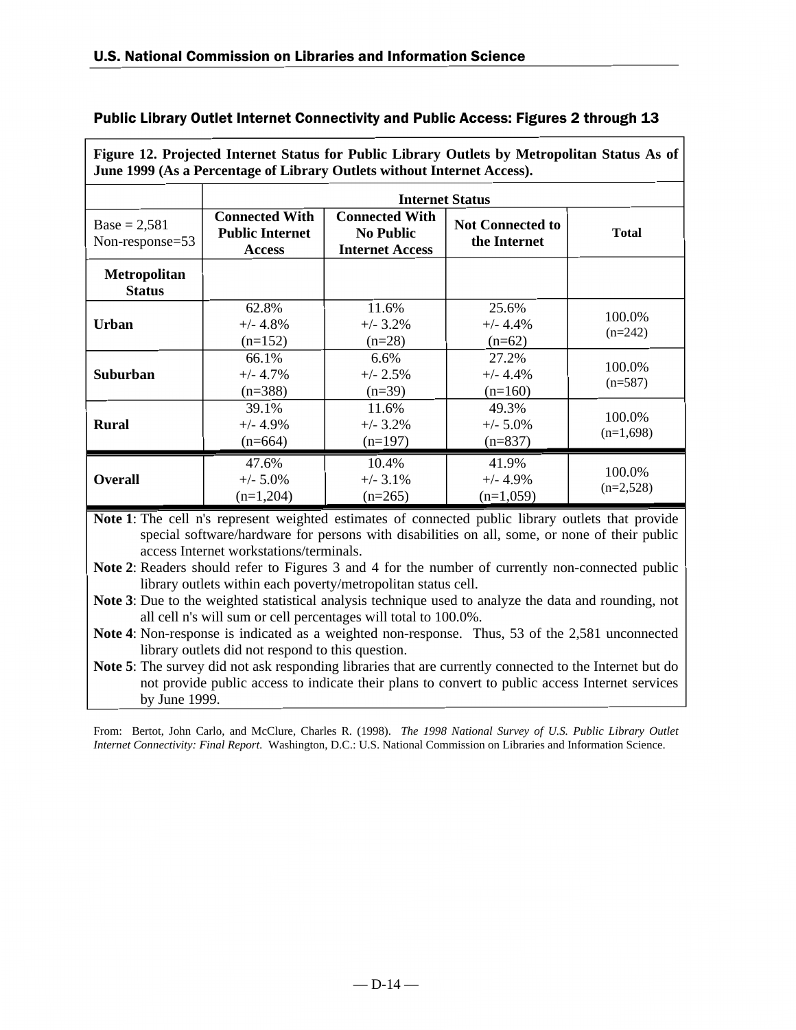## Public Library Outlet Internet Connectivity and Public Access: Figures 2 through 13

**Figure 12. Projected Internet Status for Public Library Outlets by Metropolitan Status As of June 1999 (As a Percentage of Library Outlets without Internet Access).**

| | **Internet Status** | | | |
|---|---|---|---|---|
| Base = 2,581<br>Non-response=53 | **Connected With Public Internet Access** | **Connected With No Public Internet Access** | **Not Connected to the Internet** | **Total** |
| **Metropolitan Status** | | | | |
| **Urban** | 62.8%<br>+/- 4.8%<br>(n=152) | 11.6%<br>+/- 3.2%<br>(n=28) | 25.6%<br>+/- 4.4%<br>(n=62) | 100.0%<br>(n=242) |
| **Suburban** | 66.1%<br>+/- 4.7%<br>(n=388) | 6.6%<br>+/- 2.5%<br>(n=39) | 27.2%<br>+/- 4.4%<br>(n=160) | 100.0%<br>(n=587) |
| **Rural** | 39.1%<br>+/- 4.9%<br>(n=664) | 11.6%<br>+/- 3.2%<br>(n=197) | 49.3%<br>+/- 5.0%<br>(n=837) | 100.0%<br>(n=1,698) |
| **Overall** | 47.6%<br>+/- 5.0%<br>(n=1,204) | 10.4%<br>+/- 3.1%<br>(n=265) | 41.9%<br>+/- 4.9%<br>(n=1,059) | 100.0%<br>(n=2,528) |

**Note 1**: The cell n's represent weighted estimates of connected public library outlets that provide special software/hardware for persons with disabilities on all, some, or none of their public access Internet workstations/terminals.

**Note 2**: Readers should refer to Figures 3 and 4 for the number of currently non-connected public library outlets within each poverty/metropolitan status cell.

**Note 3**: Due to the weighted statistical analysis technique used to analyze the data and rounding, not all cell n's will sum or cell percentages will total to 100.0%.

**Note 4**: Non-response is indicated as a weighted non-response. Thus, 53 of the 2,581 unconnected library outlets did not respond to this question.

**Note 5**: The survey did not ask responding libraries that are currently connected to the Internet but do not provide public access to indicate their plans to convert to public access Internet services by June 1999.

From: Bertot, John Carlo, and McClure, Charles R. (1998). *The 1998 National Survey of U.S. Public Library Outlet Internet Connectivity: Final Report*. Washington, D.C.: U.S. National Commission on Libraries and Information Science.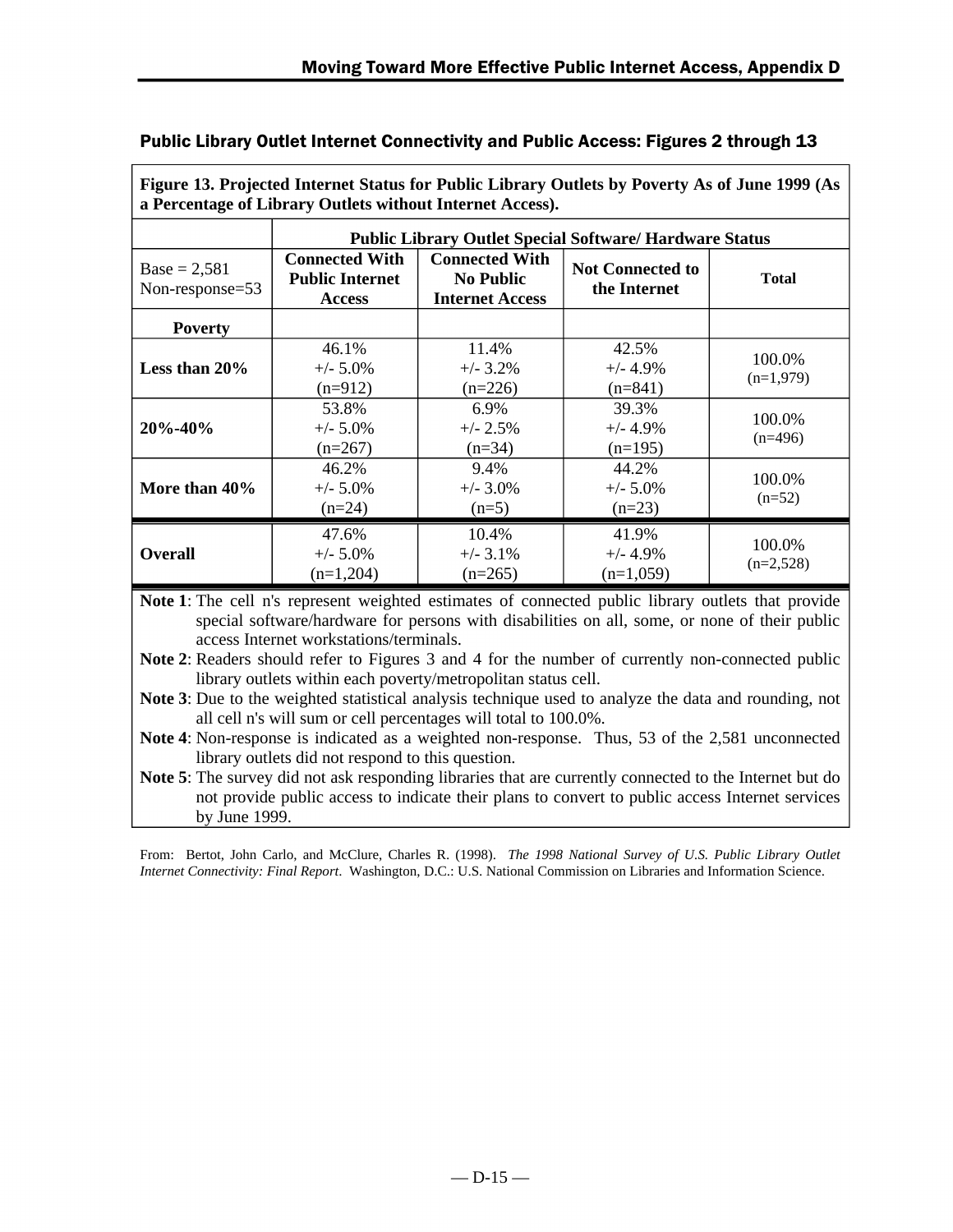## Public Library Outlet Internet Connectivity and Public Access: Figures 2 through 13

**Figure 13. Projected Internet Status for Public Library Outlets by Poverty As of June 1999 (As a Percentage of Library Outlets without Internet Access).**

| | **Public Library Outlet Special Software/ Hardware Status** | | | |
|---|---|---|---|---|
| Base = 2,581 Non-response=53 | **Connected With Public Internet Access** | **Connected With No Public Internet Access** | **Not Connected to the Internet** | **Total** |
| **Poverty** | | | | |
| **Less than 20%** | 46.1% +/- 5.0% (n=912) | 11.4% +/- 3.2% (n=226) | 42.5% +/- 4.9% (n=841) | 100.0% (n=1,979) |
| **20%-40%** | 53.8% +/- 5.0% (n=267) | 6.9% +/- 2.5% (n=34) | 39.3% +/- 4.9% (n=195) | 100.0% (n=496) |
| **More than 40%** | 46.2% +/- 5.0% (n=24) | 9.4% +/- 3.0% (n=5) | 44.2% +/- 5.0% (n=23) | 100.0% (n=52) |
| **Overall** | 47.6% +/- 5.0% (n=1,204) | 10.4% +/- 3.1% (n=265) | 41.9% +/- 4.9% (n=1,059) | 100.0% (n=2,528) |

**Note 1**: The cell n's represent weighted estimates of connected public library outlets that provide special software/hardware for persons with disabilities on all, some, or none of their public access Internet workstations/terminals.

**Note 2**: Readers should refer to Figures 3 and 4 for the number of currently non-connected public library outlets within each poverty/metropolitan status cell.

**Note 3**: Due to the weighted statistical analysis technique used to analyze the data and rounding, not all cell n's will sum or cell percentages will total to 100.0%.

**Note 4**: Non-response is indicated as a weighted non-response. Thus, 53 of the 2,581 unconnected library outlets did not respond to this question.

**Note 5**: The survey did not ask responding libraries that are currently connected to the Internet but do not provide public access to indicate their plans to convert to public access Internet services by June 1999.

From: Bertot, John Carlo, and McClure, Charles R. (1998). *The 1998 National Survey of U.S. Public Library Outlet Internet Connectivity: Final Report*. Washington, D.C.: U.S. National Commission on Libraries and Information Science.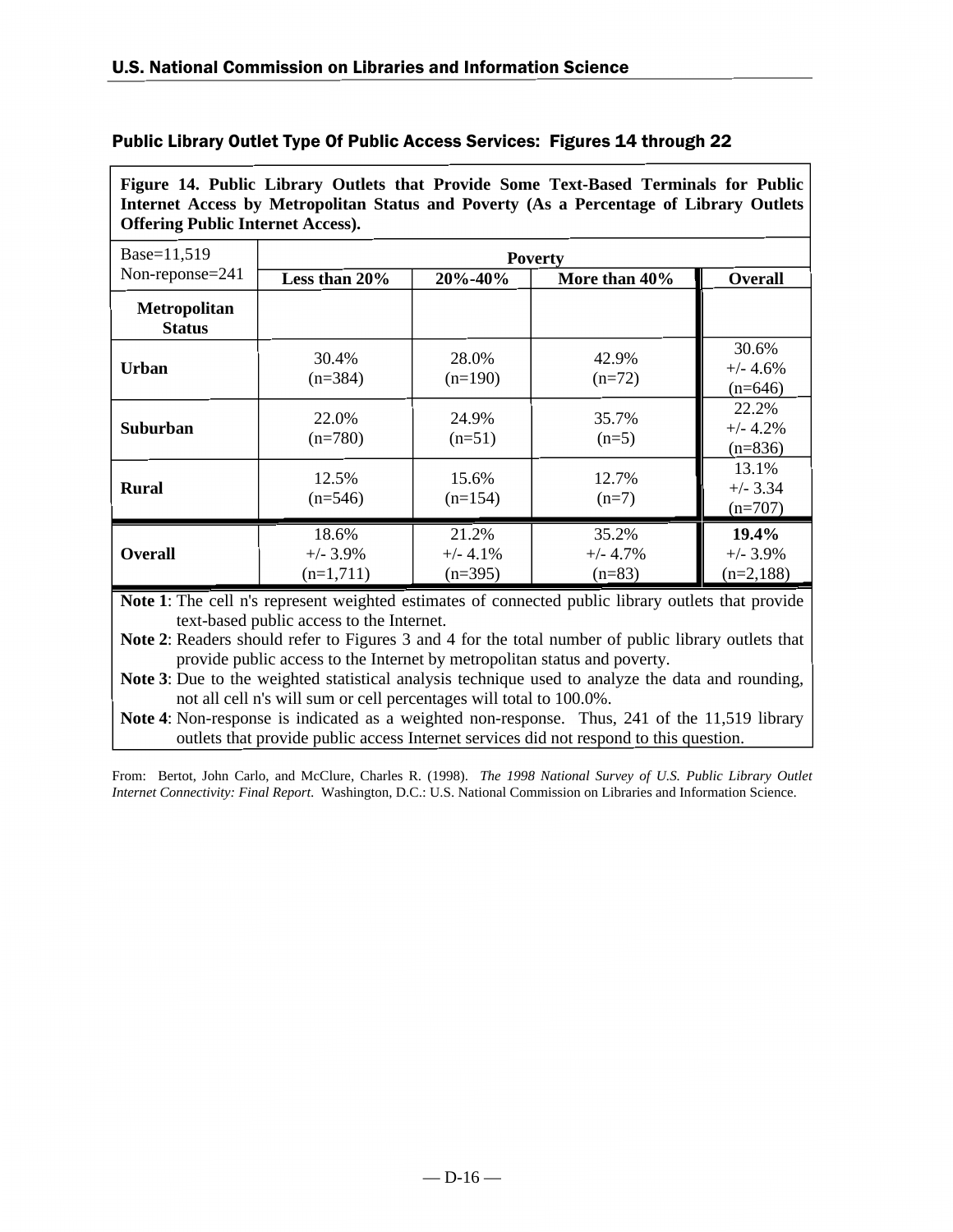## Public Library Outlet Type Of Public Access Services: Figures 14 through 22

**Figure 14. Public Library Outlets that Provide Some Text-Based Terminals for Public Internet Access by Metropolitan Status and Poverty (As a Percentage of Library Outlets Offering Public Internet Access).**

| Base=11,519 Non-reponse=241 | Poverty | | | |
|---|---|---|---|---|
| | **Less than 20%** | **20%-40%** | **More than 40%** | **Overall** |
| **Metropolitan Status** | | | | |
| **Urban** | 30.4% (n=384) | 28.0% (n=190) | 42.9% (n=72) | 30.6% +/- 4.6% (n=646) |
| **Suburban** | 22.0% (n=780) | 24.9% (n=51) | 35.7% (n=5) | 22.2% +/- 4.2% (n=836) |
| **Rural** | 12.5% (n=546) | 15.6% (n=154) | 12.7% (n=7) | 13.1% +/- 3.34 (n=707) |
| **Overall** | 18.6% +/- 3.9% (n=1,711) | 21.2% +/- 4.1% (n=395) | 35.2% +/- 4.7% (n=83) | **19.4%** +/- 3.9% (n=2,188) |

**Note 1**: The cell n's represent weighted estimates of connected public library outlets that provide text-based public access to the Internet.

**Note 2**: Readers should refer to Figures 3 and 4 for the total number of public library outlets that provide public access to the Internet by metropolitan status and poverty.

**Note 3**: Due to the weighted statistical analysis technique used to analyze the data and rounding, not all cell n's will sum or cell percentages will total to 100.0%.

**Note 4**: Non-response is indicated as a weighted non-response. Thus, 241 of the 11,519 library outlets that provide public access Internet services did not respond to this question.

From: Bertot, John Carlo, and McClure, Charles R. (1998). *The 1998 National Survey of U.S. Public Library Outlet Internet Connectivity: Final Report*. Washington, D.C.: U.S. National Commission on Libraries and Information Science.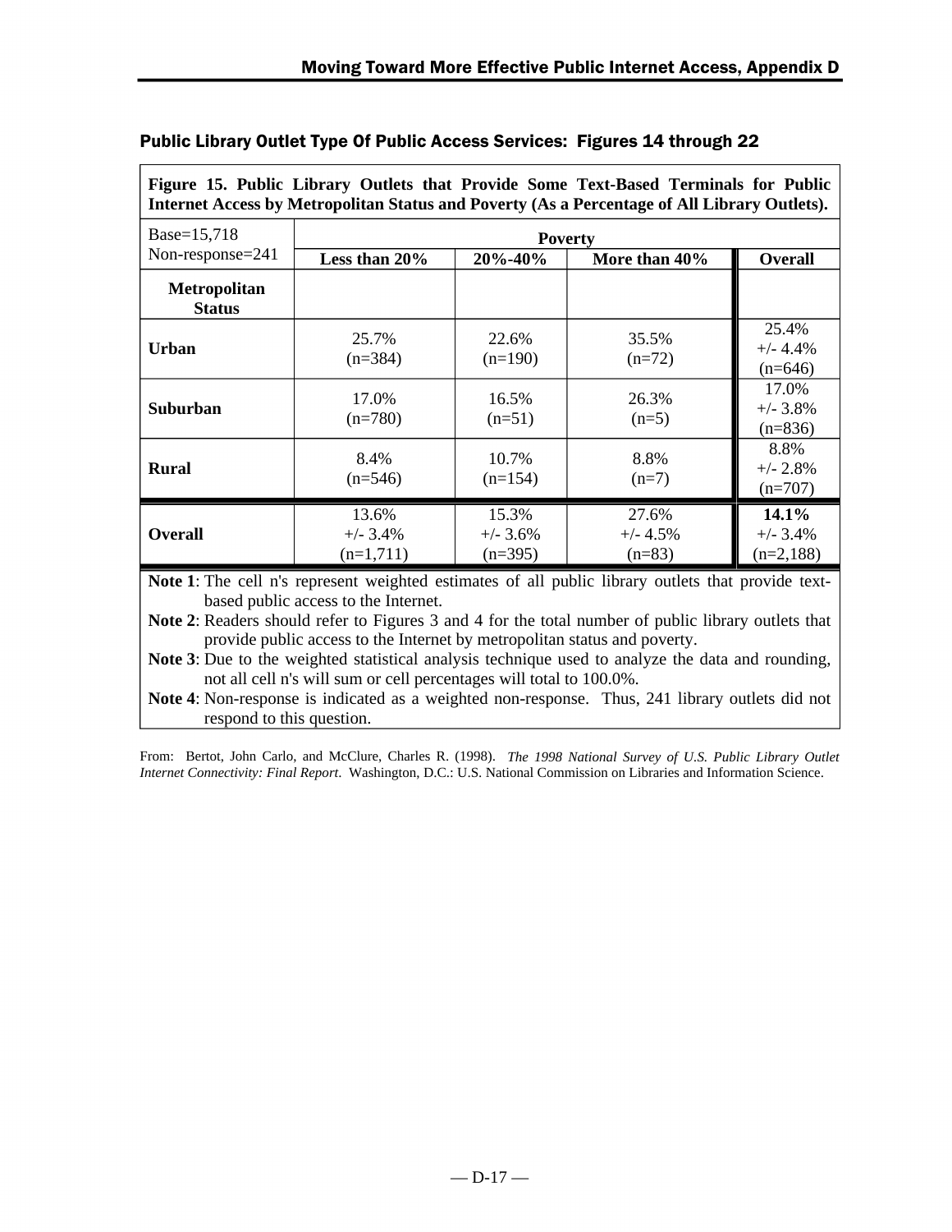## Public Library Outlet Type Of Public Access Services: Figures 14 through 22

**Figure 15. Public Library Outlets that Provide Some Text-Based Terminals for Public Internet Access by Metropolitan Status and Poverty (As a Percentage of All Library Outlets).**

| Base=15,718 Non-response=241 | Poverty | | | |
|---|---|---|---|---|
| | **Less than 20%** | **20%-40%** | **More than 40%** | **Overall** |
| **Metropolitan Status** | | | | |
| **Urban** | 25.7% (n=384) | 22.6% (n=190) | 35.5% (n=72) | 25.4% +/- 4.4% (n=646) |
| **Suburban** | 17.0% (n=780) | 16.5% (n=51) | 26.3% (n=5) | 17.0% +/- 3.8% (n=836) |
| **Rural** | 8.4% (n=546) | 10.7% (n=154) | 8.8% (n=7) | 8.8% +/- 2.8% (n=707) |
| **Overall** | 13.6% +/- 3.4% (n=1,711) | 15.3% +/- 3.6% (n=395) | 27.6% +/- 4.5% (n=83) | **14.1%** +/- 3.4% (n=2,188) |

**Note 1**: The cell n's represent weighted estimates of all public library outlets that provide text-based public access to the Internet.

**Note 2**: Readers should refer to Figures 3 and 4 for the total number of public library outlets that provide public access to the Internet by metropolitan status and poverty.

**Note 3**: Due to the weighted statistical analysis technique used to analyze the data and rounding, not all cell n's will sum or cell percentages will total to 100.0%.

**Note 4**: Non-response is indicated as a weighted non-response. Thus, 241 library outlets did not respond to this question.

From: Bertot, John Carlo, and McClure, Charles R. (1998). *The 1998 National Survey of U.S. Public Library Outlet Internet Connectivity: Final Report*. Washington, D.C.: U.S. National Commission on Libraries and Information Science.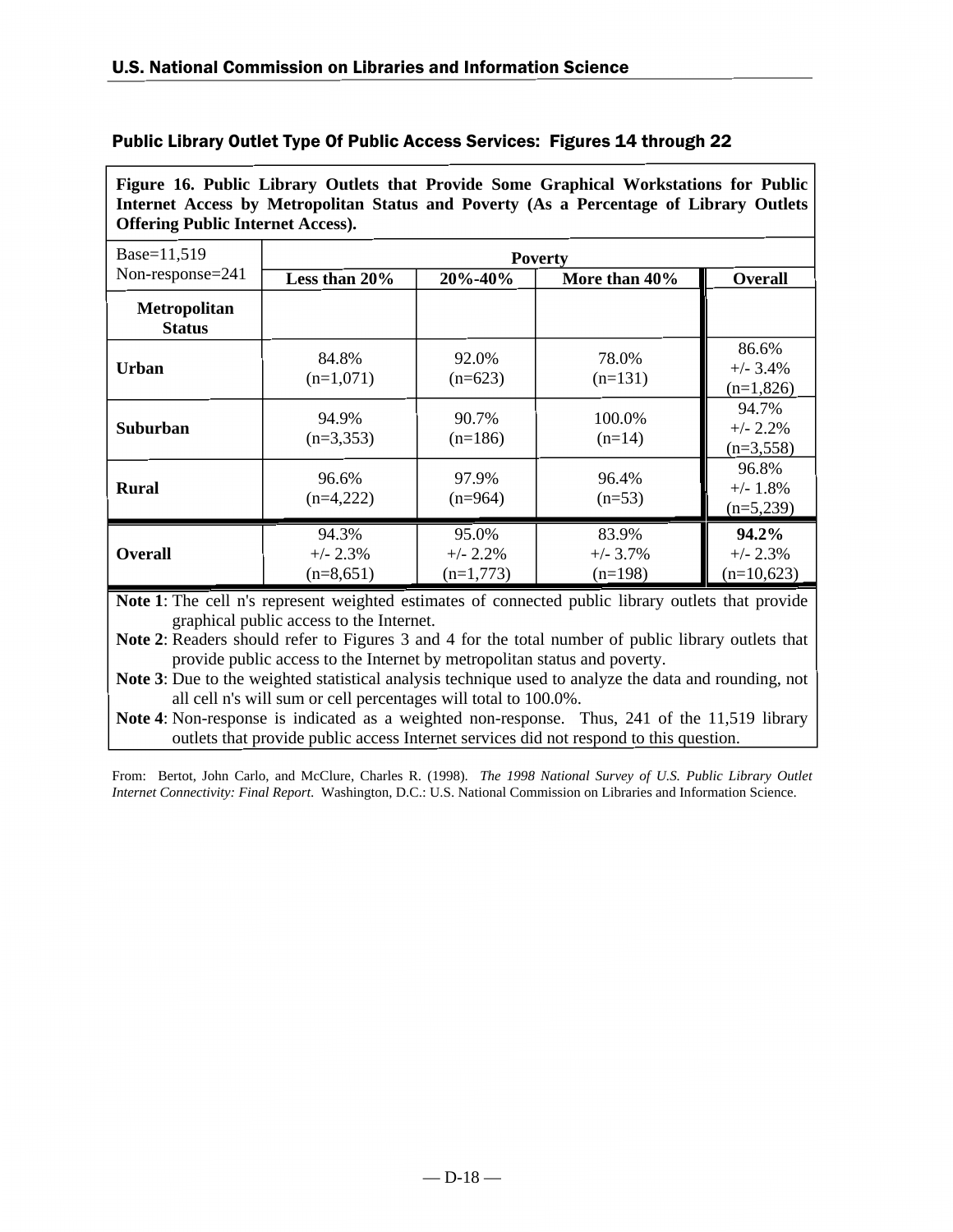## Public Library Outlet Type Of Public Access Services: Figures 14 through 22

**Figure 16. Public Library Outlets that Provide Some Graphical Workstations for Public Internet Access by Metropolitan Status and Poverty (As a Percentage of Library Outlets Offering Public Internet Access).**

| Base=11,519 Non-response=241 | Poverty | | | |
|---|---|---|---|---|
| | **Less than 20%** | **20%-40%** | **More than 40%** | **Overall** |
| **Metropolitan Status** | | | | |
| **Urban** | 84.8% (n=1,071) | 92.0% (n=623) | 78.0% (n=131) | 86.6% +/- 3.4% (n=1,826) |
| **Suburban** | 94.9% (n=3,353) | 90.7% (n=186) | 100.0% (n=14) | 94.7% +/- 2.2% (n=3,558) |
| **Rural** | 96.6% (n=4,222) | 97.9% (n=964) | 96.4% (n=53) | 96.8% +/- 1.8% (n=5,239) |
| **Overall** | 94.3% +/- 2.3% (n=8,651) | 95.0% +/- 2.2% (n=1,773) | 83.9% +/- 3.7% (n=198) | **94.2%** +/- 2.3% (n=10,623) |

**Note 1**: The cell n's represent weighted estimates of connected public library outlets that provide graphical public access to the Internet.

**Note 2**: Readers should refer to Figures 3 and 4 for the total number of public library outlets that provide public access to the Internet by metropolitan status and poverty.

**Note 3**: Due to the weighted statistical analysis technique used to analyze the data and rounding, not all cell n's will sum or cell percentages will total to 100.0%.

**Note 4**: Non-response is indicated as a weighted non-response. Thus, 241 of the 11,519 library outlets that provide public access Internet services did not respond to this question.

From: Bertot, John Carlo, and McClure, Charles R. (1998). *The 1998 National Survey of U.S. Public Library Outlet Internet Connectivity: Final Report*. Washington, D.C.: U.S. National Commission on Libraries and Information Science.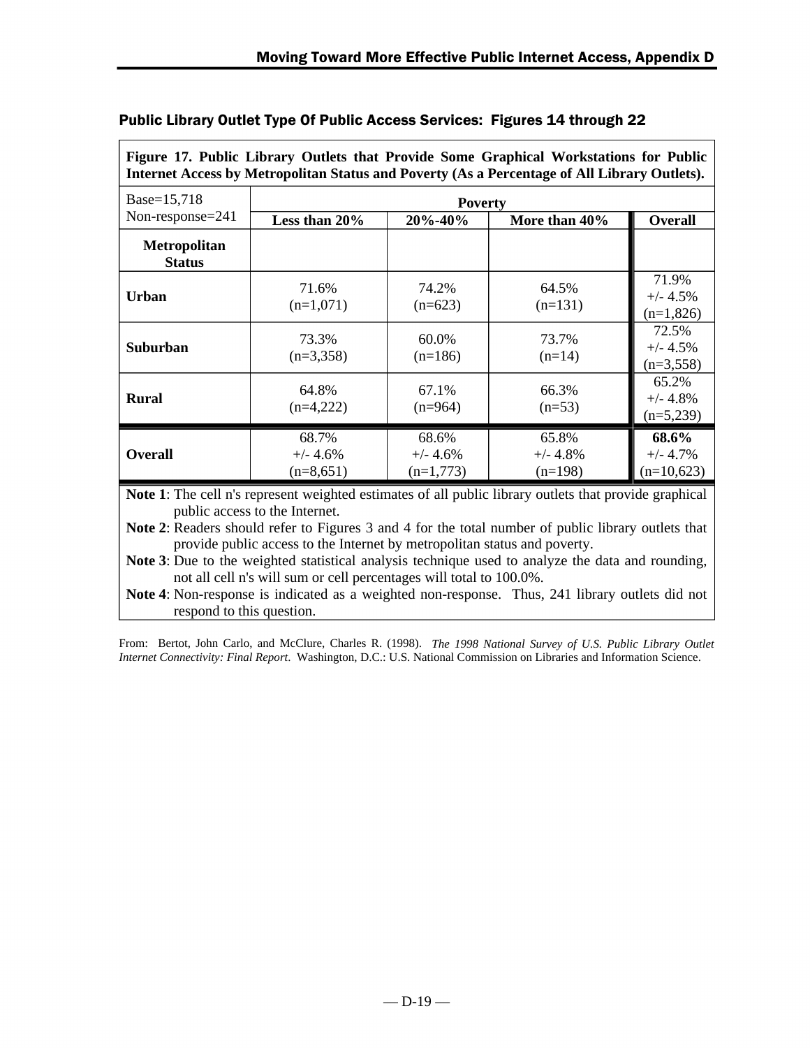## Public Library Outlet Type Of Public Access Services: Figures 14 through 22

**Figure 17. Public Library Outlets that Provide Some Graphical Workstations for Public Internet Access by Metropolitan Status and Poverty (As a Percentage of All Library Outlets).**

| Base=15,718<br>Non-response=241 | Poverty | | | |
|---|---|---|---|---|
| | **Less than 20%** | **20%-40%** | **More than 40%** | **Overall** |
| **Metropolitan Status** | | | | |
| **Urban** | 71.6%<br>(n=1,071) | 74.2%<br>(n=623) | 64.5%<br>(n=131) | 71.9%<br>+/- 4.5%<br>(n=1,826) |
| **Suburban** | 73.3%<br>(n=3,358) | 60.0%<br>(n=186) | 73.7%<br>(n=14) | 72.5%<br>+/- 4.5%<br>(n=3,558) |
| **Rural** | 64.8%<br>(n=4,222) | 67.1%<br>(n=964) | 66.3%<br>(n=53) | 65.2%<br>+/- 4.8%<br>(n=5,239) |
| **Overall** | 68.7%<br>+/- 4.6%<br>(n=8,651) | 68.6%<br>+/- 4.6%<br>(n=1,773) | 65.8%<br>+/- 4.8%<br>(n=198) | **68.6%**<br>+/- 4.7%<br>(n=10,623) |

**Note 1**: The cell n's represent weighted estimates of all public library outlets that provide graphical public access to the Internet.

**Note 2**: Readers should refer to Figures 3 and 4 for the total number of public library outlets that provide public access to the Internet by metropolitan status and poverty.

**Note 3**: Due to the weighted statistical analysis technique used to analyze the data and rounding, not all cell n's will sum or cell percentages will total to 100.0%.

**Note 4**: Non-response is indicated as a weighted non-response. Thus, 241 library outlets did not respond to this question.

From: Bertot, John Carlo, and McClure, Charles R. (1998). *The 1998 National Survey of U.S. Public Library Outlet Internet Connectivity: Final Report*. Washington, D.C.: U.S. National Commission on Libraries and Information Science.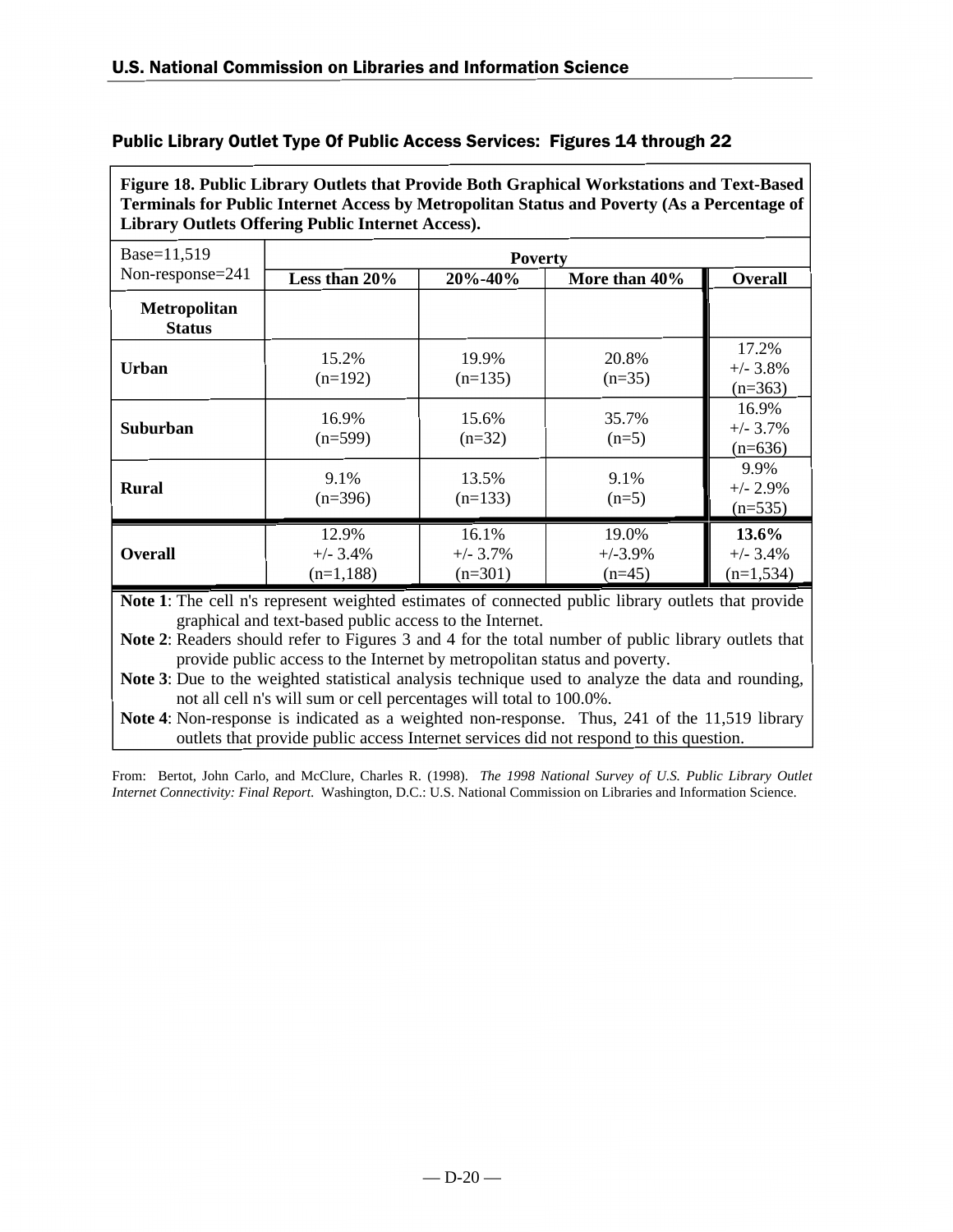## Public Library Outlet Type Of Public Access Services: Figures 14 through 22

**Figure 18. Public Library Outlets that Provide Both Graphical Workstations and Text-Based Terminals for Public Internet Access by Metropolitan Status and Poverty (As a Percentage of Library Outlets Offering Public Internet Access).**

| Base=11,519 Non-response=241 | Poverty | | | |
|---|---|---|---|---|
| | **Less than 20%** | **20%-40%** | **More than 40%** | **Overall** |
| **Metropolitan Status** | | | | |
| **Urban** | 15.2% (n=192) | 19.9% (n=135) | 20.8% (n=35) | 17.2% +/- 3.8% (n=363) |
| **Suburban** | 16.9% (n=599) | 15.6% (n=32) | 35.7% (n=5) | 16.9% +/- 3.7% (n=636) |
| **Rural** | 9.1% (n=396) | 13.5% (n=133) | 9.1% (n=5) | 9.9% +/- 2.9% (n=535) |
| **Overall** | 12.9% +/- 3.4% (n=1,188) | 16.1% +/- 3.7% (n=301) | 19.0% +/-3.9% (n=45) | **13.6%** +/- 3.4% (n=1,534) |

**Note 1**: The cell n's represent weighted estimates of connected public library outlets that provide graphical and text-based public access to the Internet.

**Note 2**: Readers should refer to Figures 3 and 4 for the total number of public library outlets that provide public access to the Internet by metropolitan status and poverty.

**Note 3**: Due to the weighted statistical analysis technique used to analyze the data and rounding, not all cell n's will sum or cell percentages will total to 100.0%.

**Note 4**: Non-response is indicated as a weighted non-response. Thus, 241 of the 11,519 library outlets that provide public access Internet services did not respond to this question.

From: Bertot, John Carlo, and McClure, Charles R. (1998). *The 1998 National Survey of U.S. Public Library Outlet Internet Connectivity: Final Report*. Washington, D.C.: U.S. National Commission on Libraries and Information Science.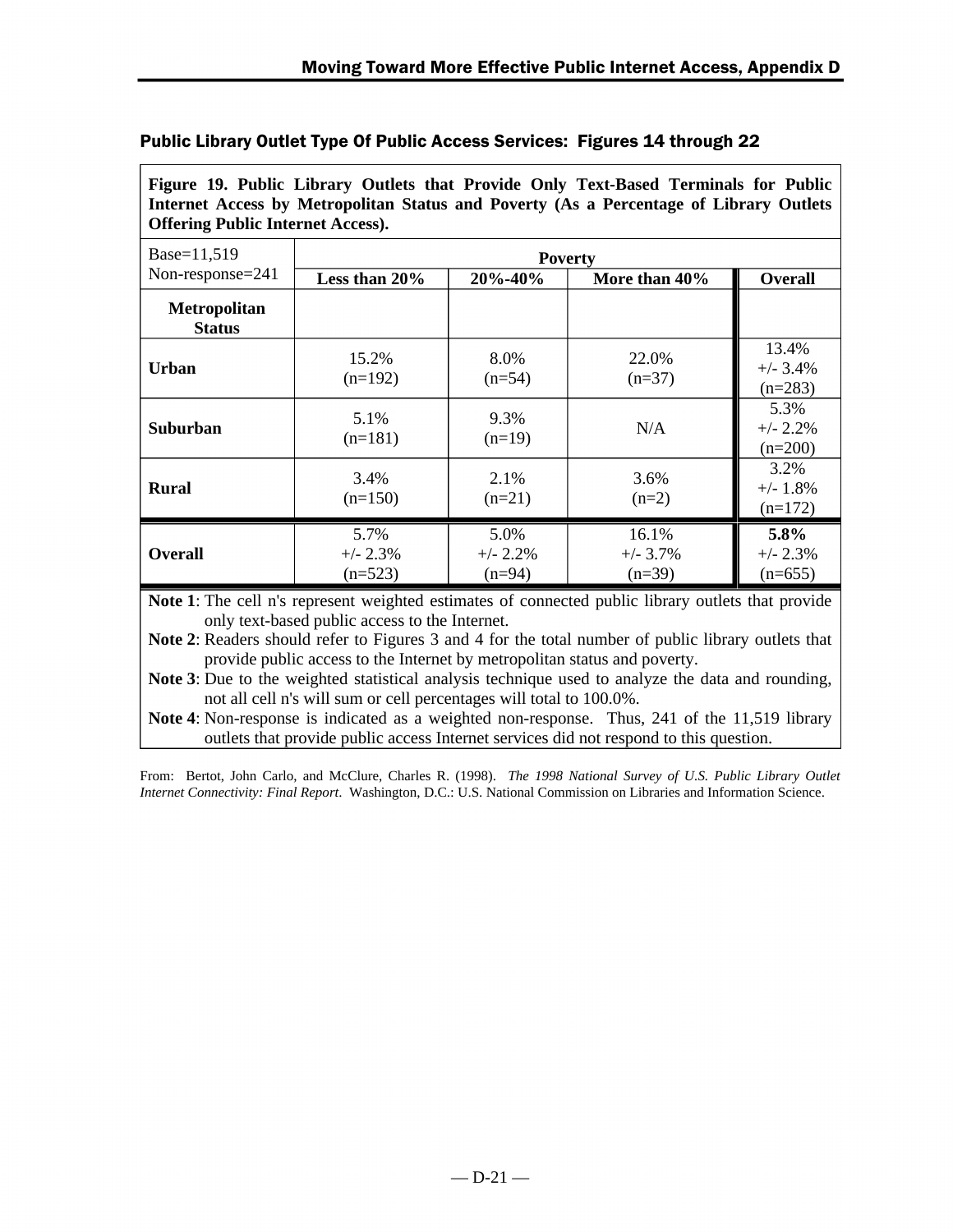## Public Library Outlet Type Of Public Access Services: Figures 14 through 22

**Figure 19. Public Library Outlets that Provide Only Text-Based Terminals for Public Internet Access by Metropolitan Status and Poverty (As a Percentage of Library Outlets Offering Public Internet Access).**

| Base=11,519 Non-response=241 | Poverty | | | |
|---|---|---|---|---|
| | **Less than 20%** | **20%-40%** | **More than 40%** | **Overall** |
| **Metropolitan Status** | | | | |
| **Urban** | 15.2% (n=192) | 8.0% (n=54) | 22.0% (n=37) | 13.4% +/- 3.4% (n=283) |
| **Suburban** | 5.1% (n=181) | 9.3% (n=19) | N/A | 5.3% +/- 2.2% (n=200) |
| **Rural** | 3.4% (n=150) | 2.1% (n=21) | 3.6% (n=2) | 3.2% +/- 1.8% (n=172) |
| **Overall** | 5.7% +/- 2.3% (n=523) | 5.0% +/- 2.2% (n=94) | 16.1% +/- 3.7% (n=39) | **5.8%** +/- 2.3% (n=655) |

**Note 1**: The cell n's represent weighted estimates of connected public library outlets that provide only text-based public access to the Internet.

**Note 2**: Readers should refer to Figures 3 and 4 for the total number of public library outlets that provide public access to the Internet by metropolitan status and poverty.

**Note 3**: Due to the weighted statistical analysis technique used to analyze the data and rounding, not all cell n's will sum or cell percentages will total to 100.0%.

**Note 4**: Non-response is indicated as a weighted non-response. Thus, 241 of the 11,519 library outlets that provide public access Internet services did not respond to this question.

From: Bertot, John Carlo, and McClure, Charles R. (1998). *The 1998 National Survey of U.S. Public Library Outlet Internet Connectivity: Final Report*. Washington, D.C.: U.S. National Commission on Libraries and Information Science.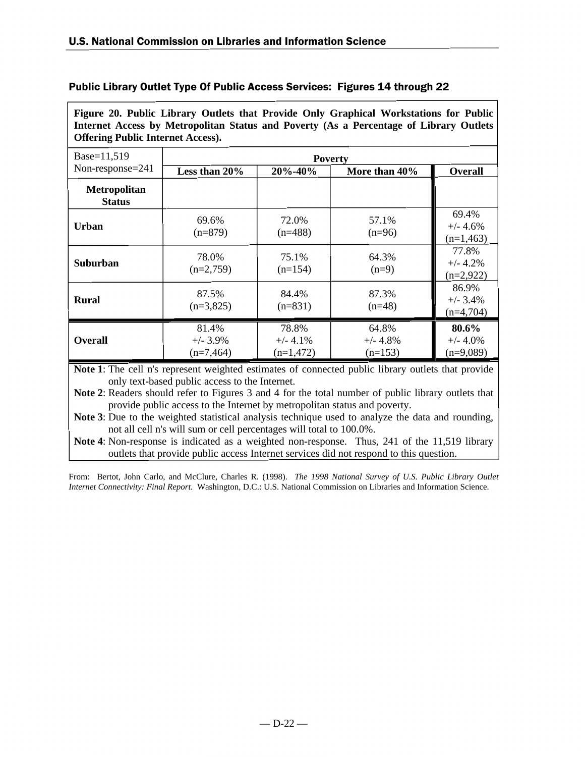## Public Library Outlet Type Of Public Access Services: Figures 14 through 22

**Figure 20. Public Library Outlets that Provide Only Graphical Workstations for Public Internet Access by Metropolitan Status and Poverty (As a Percentage of Library Outlets Offering Public Internet Access).**

| Base=11,519<br>Non-response=241 | Poverty | | | |
|---|---|---|---|---|
| | **Less than 20%** | **20%-40%** | **More than 40%** | **Overall** |
| **Metropolitan Status** | | | | |
| **Urban** | 69.6%<br>(n=879) | 72.0%<br>(n=488) | 57.1%<br>(n=96) | 69.4%<br>+/- 4.6%<br>(n=1,463) |
| **Suburban** | 78.0%<br>(n=2,759) | 75.1%<br>(n=154) | 64.3%<br>(n=9) | 77.8%<br>+/- 4.2%<br>(n=2,922) |
| **Rural** | 87.5%<br>(n=3,825) | 84.4%<br>(n=831) | 87.3%<br>(n=48) | 86.9%<br>+/- 3.4%<br>(n=4,704) |
| **Overall** | 81.4%<br>+/- 3.9%<br>(n=7,464) | 78.8%<br>+/- 4.1%<br>(n=1,472) | 64.8%<br>+/- 4.8%<br>(n=153) | **80.6%**<br>+/- 4.0%<br>(n=9,089) |

**Note 1**: The cell n's represent weighted estimates of connected public library outlets that provide only text-based public access to the Internet.

**Note 2**: Readers should refer to Figures 3 and 4 for the total number of public library outlets that provide public access to the Internet by metropolitan status and poverty.

**Note 3**: Due to the weighted statistical analysis technique used to analyze the data and rounding, not all cell n's will sum or cell percentages will total to 100.0%.

**Note 4**: Non-response is indicated as a weighted non-response. Thus, 241 of the 11,519 library outlets that provide public access Internet services did not respond to this question.

From: Bertot, John Carlo, and McClure, Charles R. (1998). *The 1998 National Survey of U.S. Public Library Outlet Internet Connectivity: Final Report.* Washington, D.C.: U.S. National Commission on Libraries and Information Science.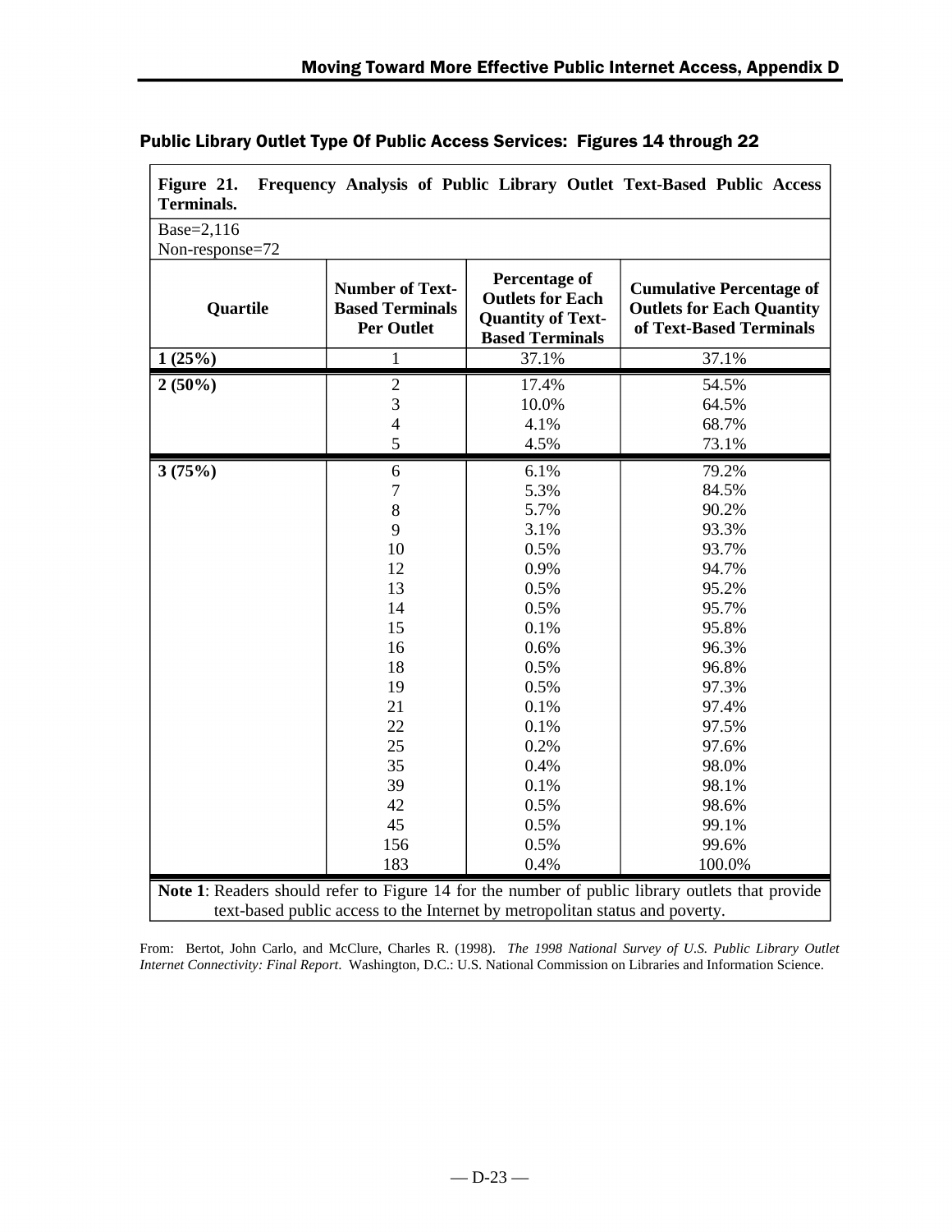## Public Library Outlet Type Of Public Access Services: Figures 14 through 22

**Figure 21. Frequency Analysis of Public Library Outlet Text-Based Public Access Terminals.**

Base=2,116
Non-response=72

| Quartile | Number of Text-Based Terminals Per Outlet | Percentage of Outlets for Each Quantity of Text-Based Terminals | Cumulative Percentage of Outlets for Each Quantity of Text-Based Terminals |
|---|---|---|---|
| **1 (25%)** | 1 | 37.1% | 37.1% |
| **2 (50%)** | 2 | 17.4% | 54.5% |
| | 3 | 10.0% | 64.5% |
| | 4 | 4.1% | 68.7% |
| | 5 | 4.5% | 73.1% |
| **3 (75%)** | 6 | 6.1% | 79.2% |
| | 7 | 5.3% | 84.5% |
| | 8 | 5.7% | 90.2% |
| | 9 | 3.1% | 93.3% |
| | 10 | 0.5% | 93.7% |
| | 12 | 0.9% | 94.7% |
| | 13 | 0.5% | 95.2% |
| | 14 | 0.5% | 95.7% |
| | 15 | 0.1% | 95.8% |
| | 16 | 0.6% | 96.3% |
| | 18 | 0.5% | 96.8% |
| | 19 | 0.5% | 97.3% |
| | 21 | 0.1% | 97.4% |
| | 22 | 0.1% | 97.5% |
| | 25 | 0.2% | 97.6% |
| | 35 | 0.4% | 98.0% |
| | 39 | 0.1% | 98.1% |
| | 42 | 0.5% | 98.6% |
| | 45 | 0.5% | 99.1% |
| | 156 | 0.5% | 99.6% |
| | 183 | 0.4% | 100.0% |

**Note 1**: Readers should refer to Figure 14 for the number of public library outlets that provide text-based public access to the Internet by metropolitan status and poverty.

From: Bertot, John Carlo, and McClure, Charles R. (1998). *The 1998 National Survey of U.S. Public Library Outlet Internet Connectivity: Final Report*. Washington, D.C.: U.S. National Commission on Libraries and Information Science.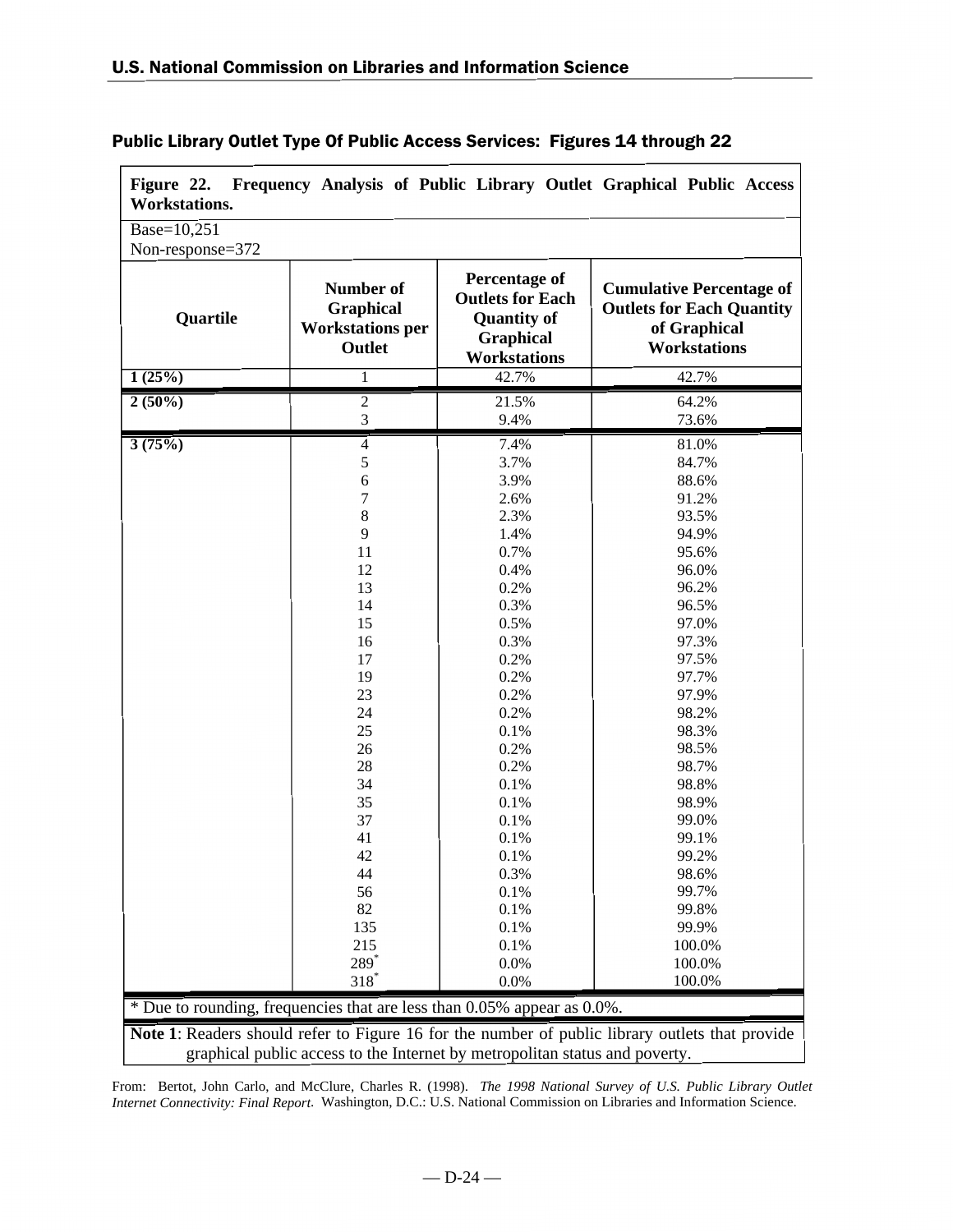## Public Library Outlet Type Of Public Access Services: Figures 14 through 22

**Figure 22. Frequency Analysis of Public Library Outlet Graphical Public Access Workstations.**

Base=10,251
Non-response=372

| Quartile | Number of Graphical Workstations per Outlet | Percentage of Outlets for Each Quantity of Graphical Workstations | Cumulative Percentage of Outlets for Each Quantity of Graphical Workstations |
|---|---|---|---|
| 1 (25%) | 1 | 42.7% | 42.7% |
| 2 (50%) | 2 | 21.5% | 64.2% |
| | 3 | 9.4% | 73.6% |
| 3 (75%) | 4 | 7.4% | 81.0% |
| | 5 | 3.7% | 84.7% |
| | 6 | 3.9% | 88.6% |
| | 7 | 2.6% | 91.2% |
| | 8 | 2.3% | 93.5% |
| | 9 | 1.4% | 94.9% |
| | 11 | 0.7% | 95.6% |
| | 12 | 0.4% | 96.0% |
| | 13 | 0.2% | 96.2% |
| | 14 | 0.3% | 96.5% |
| | 15 | 0.5% | 97.0% |
| | 16 | 0.3% | 97.3% |
| | 17 | 0.2% | 97.5% |
| | 19 | 0.2% | 97.7% |
| | 23 | 0.2% | 97.9% |
| | 24 | 0.2% | 98.2% |
| | 25 | 0.1% | 98.3% |
| | 26 | 0.2% | 98.5% |
| | 28 | 0.2% | 98.7% |
| | 34 | 0.1% | 98.8% |
| | 35 | 0.1% | 98.9% |
| | 37 | 0.1% | 99.0% |
| | 41 | 0.1% | 99.1% |
| | 42 | 0.1% | 99.2% |
| | 44 | 0.3% | 98.6% |
| | 56 | 0.1% | 99.7% |
| | 82 | 0.1% | 99.8% |
| | 135 | 0.1% | 99.9% |
| | 215 | 0.1% | 100.0% |
| | 289* | 0.0% | 100.0% |
| | 318* | 0.0% | 100.0% |

* Due to rounding, frequencies that are less than 0.05% appear as 0.0%.

**Note 1**: Readers should refer to Figure 16 for the number of public library outlets that provide graphical public access to the Internet by metropolitan status and poverty.

From: Bertot, John Carlo, and McClure, Charles R. (1998). *The 1998 National Survey of U.S. Public Library Outlet Internet Connectivity: Final Report*. Washington, D.C.: U.S. National Commission on Libraries and Information Science.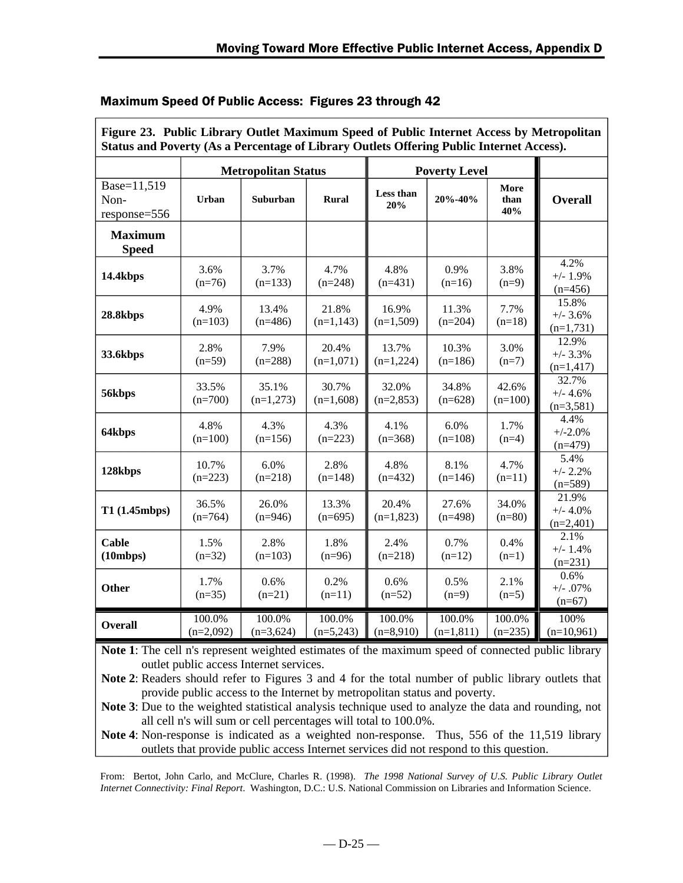## Maximum Speed Of Public Access: Figures 23 through 42

**Figure 23. Public Library Outlet Maximum Speed of Public Internet Access by Metropolitan Status and Poverty (As a Percentage of Library Outlets Offering Public Internet Access).**

| | Metropolitan Status | | | Poverty Level | | | |
|---|---|---|---|---|---|---|---|
| Base=11,519 Non-response=556 | **Urban** | **Suburban** | **Rural** | **Less than 20%** | **20%-40%** | **More than 40%** | **Overall** |
| **Maximum Speed** | | | | | | | |
| **14.4kbps** | 3.6% (n=76) | 3.7% (n=133) | 4.7% (n=248) | 4.8% (n=431) | 0.9% (n=16) | 3.8% (n=9) | 4.2% +/- 1.9% (n=456) |
| **28.8kbps** | 4.9% (n=103) | 13.4% (n=486) | 21.8% (n=1,143) | 16.9% (n=1,509) | 11.3% (n=204) | 7.7% (n=18) | 15.8% +/- 3.6% (n=1,731) |
| **33.6kbps** | 2.8% (n=59) | 7.9% (n=288) | 20.4% (n=1,071) | 13.7% (n=1,224) | 10.3% (n=186) | 3.0% (n=7) | 12.9% +/- 3.3% (n=1,417) |
| **56kbps** | 33.5% (n=700) | 35.1% (n=1,273) | 30.7% (n=1,608) | 32.0% (n=2,853) | 34.8% (n=628) | 42.6% (n=100) | 32.7% +/- 4.6% (n=3,581) |
| **64kbps** | 4.8% (n=100) | 4.3% (n=156) | 4.3% (n=223) | 4.1% (n=368) | 6.0% (n=108) | 1.7% (n=4) | 4.4% +/-2.0% (n=479) |
| **128kbps** | 10.7% (n=223) | 6.0% (n=218) | 2.8% (n=148) | 4.8% (n=432) | 8.1% (n=146) | 4.7% (n=11) | 5.4% +/- 2.2% (n=589) |
| **T1 (1.45mbps)** | 36.5% (n=764) | 26.0% (n=946) | 13.3% (n=695) | 20.4% (n=1,823) | 27.6% (n=498) | 34.0% (n=80) | 21.9% +/- 4.0% (n=2,401) |
| **Cable (10mbps)** | 1.5% (n=32) | 2.8% (n=103) | 1.8% (n=96) | 2.4% (n=218) | 0.7% (n=12) | 0.4% (n=1) | 2.1% +/- 1.4% (n=231) |
| **Other** | 1.7% (n=35) | 0.6% (n=21) | 0.2% (n=11) | 0.6% (n=52) | 0.5% (n=9) | 2.1% (n=5) | 0.6% +/- .07% (n=67) |
| **Overall** | 100.0% (n=2,092) | 100.0% (n=3,624) | 100.0% (n=5,243) | 100.0% (n=8,910) | 100.0% (n=1,811) | 100.0% (n=235) | 100% (n=10,961) |

**Note 1**: The cell n's represent weighted estimates of the maximum speed of connected public library outlet public access Internet services.

**Note 2**: Readers should refer to Figures 3 and 4 for the total number of public library outlets that provide public access to the Internet by metropolitan status and poverty.

**Note 3**: Due to the weighted statistical analysis technique used to analyze the data and rounding, not all cell n's will sum or cell percentages will total to 100.0%.

**Note 4**: Non-response is indicated as a weighted non-response. Thus, 556 of the 11,519 library outlets that provide public access Internet services did not respond to this question.

From: Bertot, John Carlo, and McClure, Charles R. (1998). *The 1998 National Survey of U.S. Public Library Outlet Internet Connectivity: Final Report*. Washington, D.C.: U.S. National Commission on Libraries and Information Science.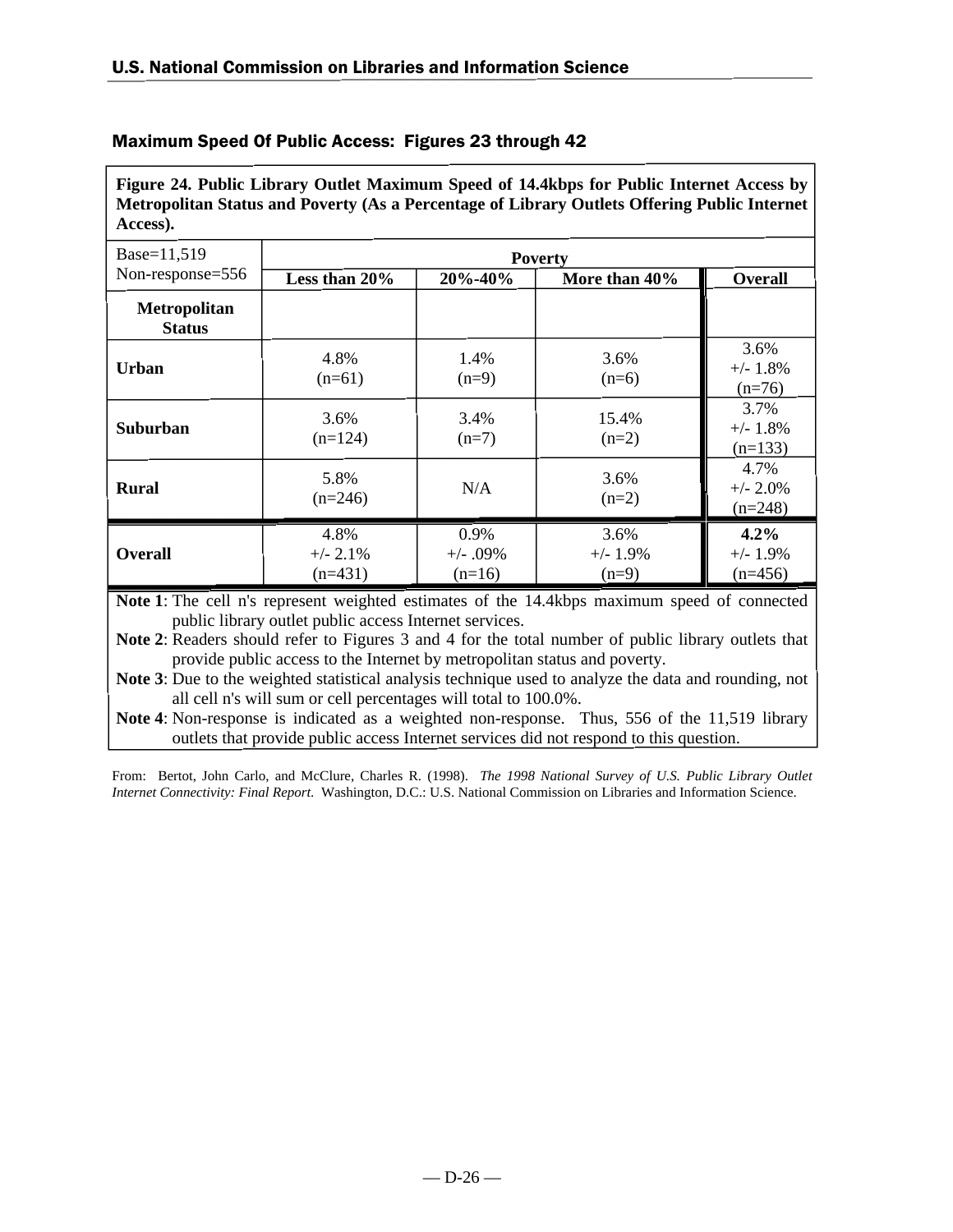## Maximum Speed Of Public Access: Figures 23 through 42

**Figure 24. Public Library Outlet Maximum Speed of 14.4kbps for Public Internet Access by Metropolitan Status and Poverty (As a Percentage of Library Outlets Offering Public Internet Access).**

| Base=11,519 Non-response=556 | Poverty | | | |
|---|---|---|---|---|
| | **Less than 20%** | **20%-40%** | **More than 40%** | **Overall** |
| **Metropolitan Status** | | | | |
| **Urban** | 4.8% (n=61) | 1.4% (n=9) | 3.6% (n=6) | 3.6% +/- 1.8% (n=76) |
| **Suburban** | 3.6% (n=124) | 3.4% (n=7) | 15.4% (n=2) | 3.7% +/- 1.8% (n=133) |
| **Rural** | 5.8% (n=246) | N/A | 3.6% (n=2) | 4.7% +/- 2.0% (n=248) |
| **Overall** | 4.8% +/- 2.1% (n=431) | 0.9% +/- .09% (n=16) | 3.6% +/- 1.9% (n=9) | **4.2%** +/- 1.9% (n=456) |

**Note 1**: The cell n's represent weighted estimates of the 14.4kbps maximum speed of connected public library outlet public access Internet services.

**Note 2**: Readers should refer to Figures 3 and 4 for the total number of public library outlets that provide public access to the Internet by metropolitan status and poverty.

**Note 3**: Due to the weighted statistical analysis technique used to analyze the data and rounding, not all cell n's will sum or cell percentages will total to 100.0%.

**Note 4**: Non-response is indicated as a weighted non-response. Thus, 556 of the 11,519 library outlets that provide public access Internet services did not respond to this question.

From: Bertot, John Carlo, and McClure, Charles R. (1998). *The 1998 National Survey of U.S. Public Library Outlet Internet Connectivity: Final Report*. Washington, D.C.: U.S. National Commission on Libraries and Information Science.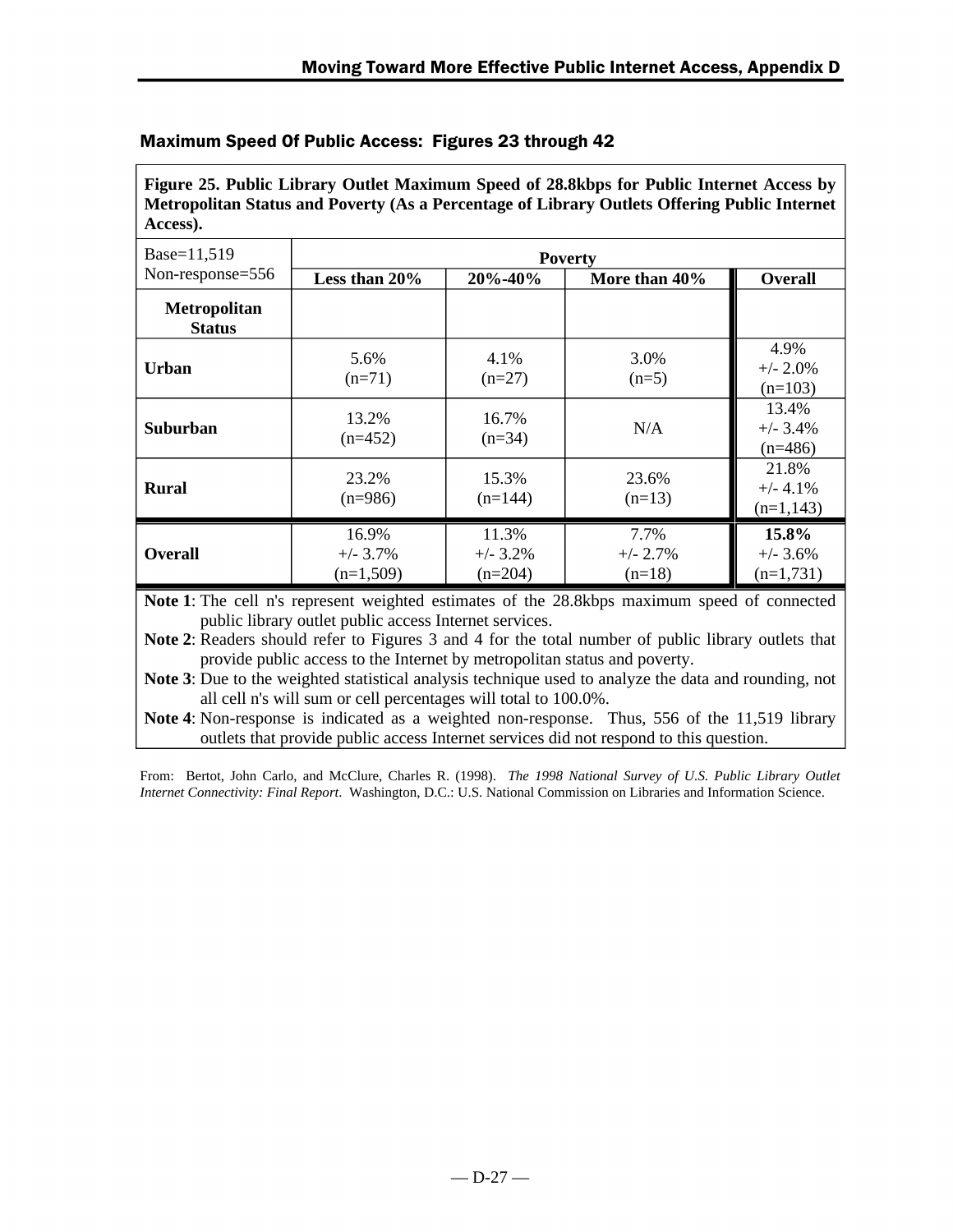## Maximum Speed Of Public Access: Figures 23 through 42

**Figure 25. Public Library Outlet Maximum Speed of 28.8kbps for Public Internet Access by Metropolitan Status and Poverty (As a Percentage of Library Outlets Offering Public Internet Access).**

| Base=11,519 Non-response=556 | Poverty | | | |
|---|---|---|---|---|
| | **Less than 20%** | **20%-40%** | **More than 40%** | **Overall** |
| **Metropolitan Status** | | | | |
| **Urban** | 5.6% (n=71) | 4.1% (n=27) | 3.0% (n=5) | 4.9% +/- 2.0% (n=103) |
| **Suburban** | 13.2% (n=452) | 16.7% (n=34) | N/A | 13.4% +/- 3.4% (n=486) |
| **Rural** | 23.2% (n=986) | 15.3% (n=144) | 23.6% (n=13) | 21.8% +/- 4.1% (n=1,143) |
| **Overall** | 16.9% +/- 3.7% (n=1,509) | 11.3% +/- 3.2% (n=204) | 7.7% +/- 2.7% (n=18) | **15.8%** +/- 3.6% (n=1,731) |

**Note 1**: The cell n's represent weighted estimates of the 28.8kbps maximum speed of connected public library outlet public access Internet services.

**Note 2**: Readers should refer to Figures 3 and 4 for the total number of public library outlets that provide public access to the Internet by metropolitan status and poverty.

**Note 3**: Due to the weighted statistical analysis technique used to analyze the data and rounding, not all cell n's will sum or cell percentages will total to 100.0%.

**Note 4**: Non-response is indicated as a weighted non-response. Thus, 556 of the 11,519 library outlets that provide public access Internet services did not respond to this question.

From: Bertot, John Carlo, and McClure, Charles R. (1998). *The 1998 National Survey of U.S. Public Library Outlet Internet Connectivity: Final Report*. Washington, D.C.: U.S. National Commission on Libraries and Information Science.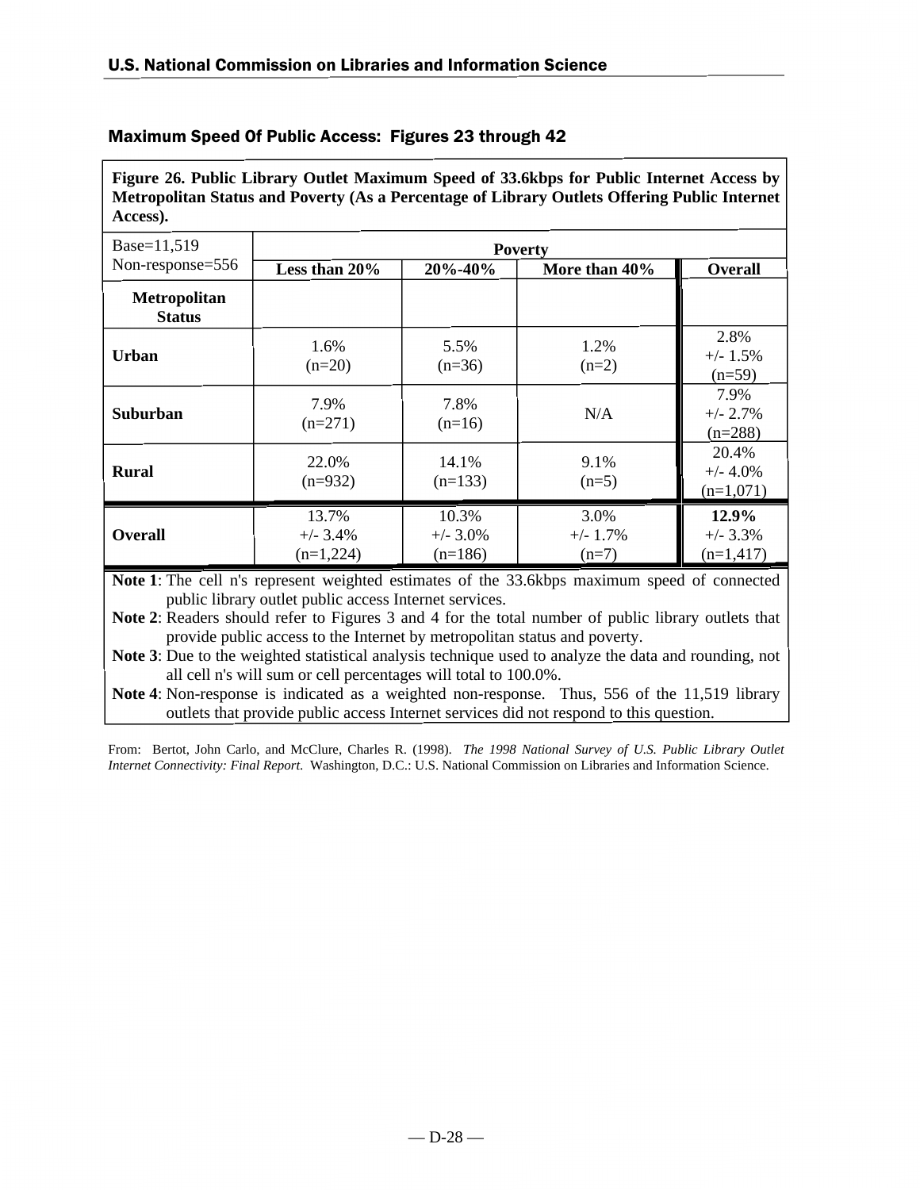## Maximum Speed Of Public Access: Figures 23 through 42

**Figure 26. Public Library Outlet Maximum Speed of 33.6kbps for Public Internet Access by Metropolitan Status and Poverty (As a Percentage of Library Outlets Offering Public Internet Access).**

| Base=11,519 Non-response=556 | Poverty | | | |
|---|---|---|---|---|
| | **Less than 20%** | **20%-40%** | **More than 40%** | **Overall** |
| **Metropolitan Status** | | | | |
| **Urban** | 1.6% (n=20) | 5.5% (n=36) | 1.2% (n=2) | 2.8% +/- 1.5% (n=59) |
| **Suburban** | 7.9% (n=271) | 7.8% (n=16) | N/A | 7.9% +/- 2.7% (n=288) |
| **Rural** | 22.0% (n=932) | 14.1% (n=133) | 9.1% (n=5) | 20.4% +/- 4.0% (n=1,071) |
| **Overall** | 13.7% +/- 3.4% (n=1,224) | 10.3% +/- 3.0% (n=186) | 3.0% +/- 1.7% (n=7) | **12.9%** +/- 3.3% (n=1,417) |

**Note 1**: The cell n's represent weighted estimates of the 33.6kbps maximum speed of connected public library outlet public access Internet services.

**Note 2**: Readers should refer to Figures 3 and 4 for the total number of public library outlets that provide public access to the Internet by metropolitan status and poverty.

**Note 3**: Due to the weighted statistical analysis technique used to analyze the data and rounding, not all cell n's will sum or cell percentages will total to 100.0%.

**Note 4**: Non-response is indicated as a weighted non-response. Thus, 556 of the 11,519 library outlets that provide public access Internet services did not respond to this question.

From: Bertot, John Carlo, and McClure, Charles R. (1998). *The 1998 National Survey of U.S. Public Library Outlet Internet Connectivity: Final Report*. Washington, D.C.: U.S. National Commission on Libraries and Information Science.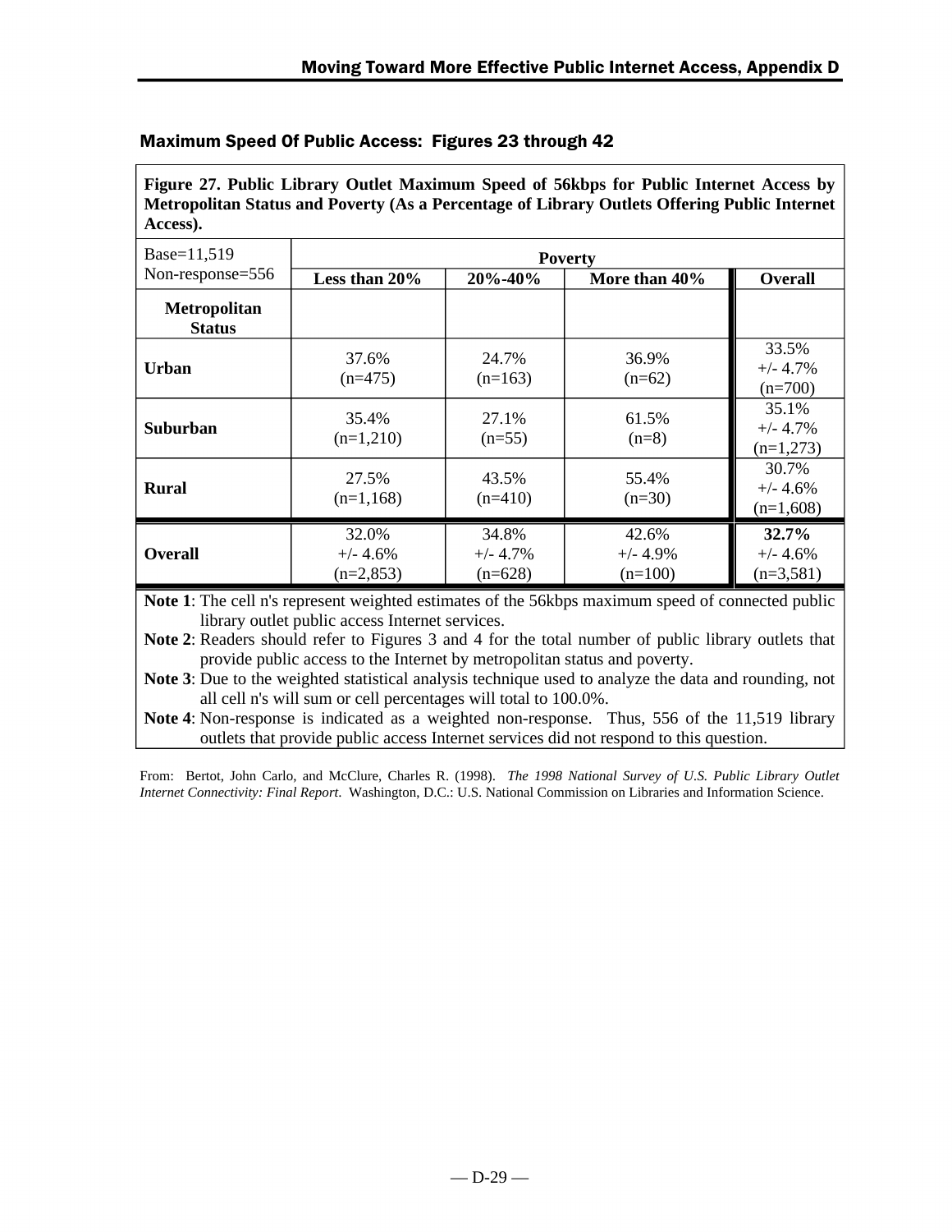## Maximum Speed Of Public Access: Figures 23 through 42

**Figure 27. Public Library Outlet Maximum Speed of 56kbps for Public Internet Access by Metropolitan Status and Poverty (As a Percentage of Library Outlets Offering Public Internet Access).**

| Base=11,519 Non-response=556 | Poverty | | | |
|---|---|---|---|---|
| | **Less than 20%** | **20%-40%** | **More than 40%** | **Overall** |
| **Metropolitan Status** | | | | |
| **Urban** | 37.6% (n=475) | 24.7% (n=163) | 36.9% (n=62) | 33.5% +/- 4.7% (n=700) |
| **Suburban** | 35.4% (n=1,210) | 27.1% (n=55) | 61.5% (n=8) | 35.1% +/- 4.7% (n=1,273) |
| **Rural** | 27.5% (n=1,168) | 43.5% (n=410) | 55.4% (n=30) | 30.7% +/- 4.6% (n=1,608) |
| **Overall** | 32.0% +/- 4.6% (n=2,853) | 34.8% +/- 4.7% (n=628) | 42.6% +/- 4.9% (n=100) | **32.7%** +/- 4.6% (n=3,581) |

**Note 1**: The cell n's represent weighted estimates of the 56kbps maximum speed of connected public library outlet public access Internet services.

**Note 2**: Readers should refer to Figures 3 and 4 for the total number of public library outlets that provide public access to the Internet by metropolitan status and poverty.

**Note 3**: Due to the weighted statistical analysis technique used to analyze the data and rounding, not all cell n's will sum or cell percentages will total to 100.0%.

**Note 4**: Non-response is indicated as a weighted non-response. Thus, 556 of the 11,519 library outlets that provide public access Internet services did not respond to this question.

From: Bertot, John Carlo, and McClure, Charles R. (1998). *The 1998 National Survey of U.S. Public Library Outlet Internet Connectivity: Final Report*. Washington, D.C.: U.S. National Commission on Libraries and Information Science.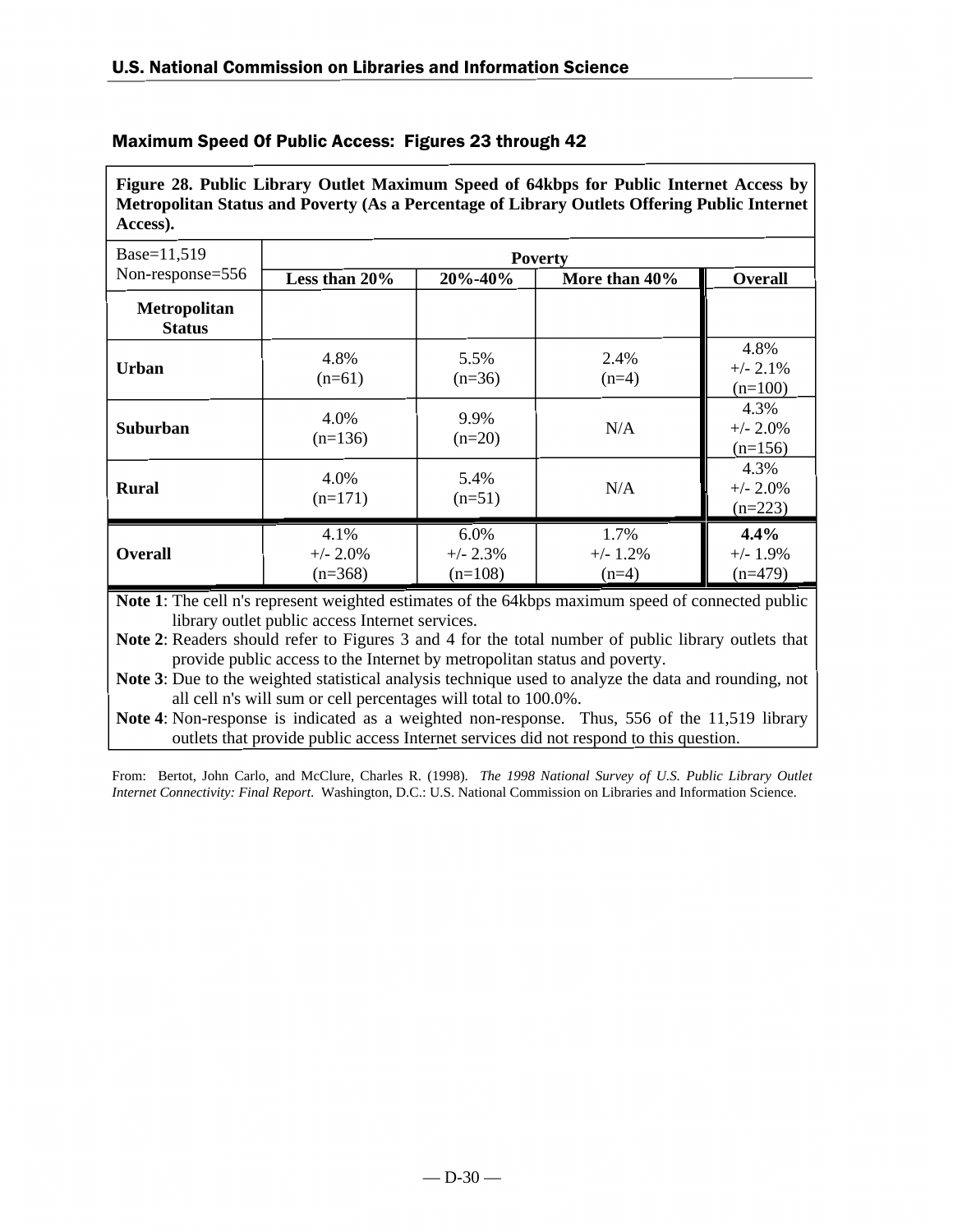## Maximum Speed Of Public Access: Figures 23 through 42

**Figure 28. Public Library Outlet Maximum Speed of 64kbps for Public Internet Access by Metropolitan Status and Poverty (As a Percentage of Library Outlets Offering Public Internet Access).**

| Base=11,519 Non-response=556 | Poverty | | | |
|---|---|---|---|---|
| | **Less than 20%** | **20%-40%** | **More than 40%** | **Overall** |
| **Metropolitan Status** | | | | |
| **Urban** | 4.8% (n=61) | 5.5% (n=36) | 2.4% (n=4) | 4.8% +/- 2.1% (n=100) |
| **Suburban** | 4.0% (n=136) | 9.9% (n=20) | N/A | 4.3% +/- 2.0% (n=156) |
| **Rural** | 4.0% (n=171) | 5.4% (n=51) | N/A | 4.3% +/- 2.0% (n=223) |
| **Overall** | 4.1% +/- 2.0% (n=368) | 6.0% +/- 2.3% (n=108) | 1.7% +/- 1.2% (n=4) | **4.4%** +/- 1.9% (n=479) |

**Note 1**: The cell n's represent weighted estimates of the 64kbps maximum speed of connected public library outlet public access Internet services.

**Note 2**: Readers should refer to Figures 3 and 4 for the total number of public library outlets that provide public access to the Internet by metropolitan status and poverty.

**Note 3**: Due to the weighted statistical analysis technique used to analyze the data and rounding, not all cell n's will sum or cell percentages will total to 100.0%.

**Note 4**: Non-response is indicated as a weighted non-response. Thus, 556 of the 11,519 library outlets that provide public access Internet services did not respond to this question.

From: Bertot, John Carlo, and McClure, Charles R. (1998). *The 1998 National Survey of U.S. Public Library Outlet Internet Connectivity: Final Report.* Washington, D.C.: U.S. National Commission on Libraries and Information Science.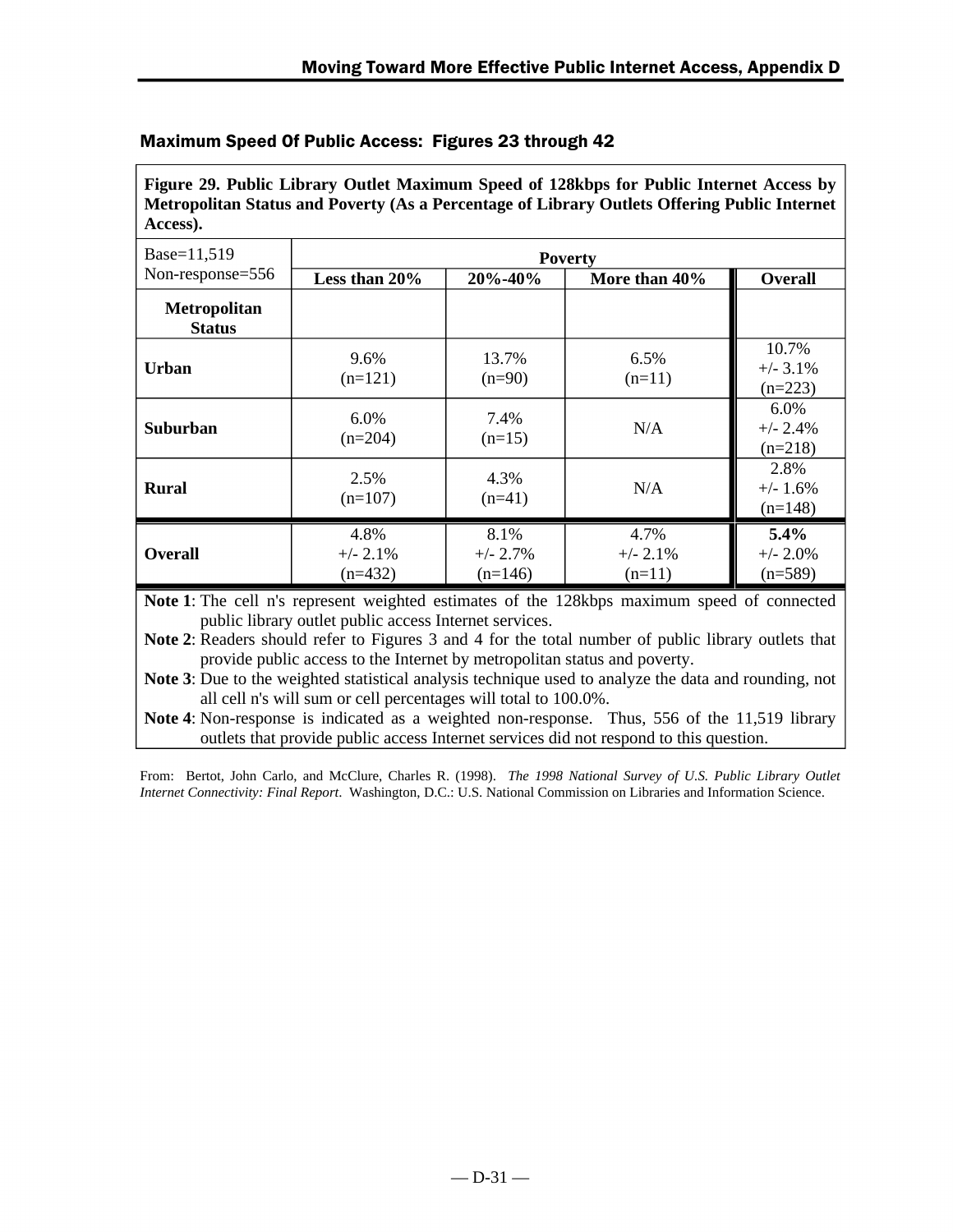## Maximum Speed Of Public Access: Figures 23 through 42

**Figure 29. Public Library Outlet Maximum Speed of 128kbps for Public Internet Access by Metropolitan Status and Poverty (As a Percentage of Library Outlets Offering Public Internet Access).**

| Base=11,519 Non-response=556 | Poverty | | | |
|---|---|---|---|---|
| | **Less than 20%** | **20%-40%** | **More than 40%** | **Overall** |
| **Metropolitan Status** | | | | |
| **Urban** | 9.6% (n=121) | 13.7% (n=90) | 6.5% (n=11) | 10.7% +/- 3.1% (n=223) |
| **Suburban** | 6.0% (n=204) | 7.4% (n=15) | N/A | 6.0% +/- 2.4% (n=218) |
| **Rural** | 2.5% (n=107) | 4.3% (n=41) | N/A | 2.8% +/- 1.6% (n=148) |
| **Overall** | 4.8% +/- 2.1% (n=432) | 8.1% +/- 2.7% (n=146) | 4.7% +/- 2.1% (n=11) | **5.4%** +/- 2.0% (n=589) |

**Note 1**: The cell n's represent weighted estimates of the 128kbps maximum speed of connected public library outlet public access Internet services.

**Note 2**: Readers should refer to Figures 3 and 4 for the total number of public library outlets that provide public access to the Internet by metropolitan status and poverty.

**Note 3**: Due to the weighted statistical analysis technique used to analyze the data and rounding, not all cell n's will sum or cell percentages will total to 100.0%.

**Note 4**: Non-response is indicated as a weighted non-response. Thus, 556 of the 11,519 library outlets that provide public access Internet services did not respond to this question.

From: Bertot, John Carlo, and McClure, Charles R. (1998). *The 1998 National Survey of U.S. Public Library Outlet Internet Connectivity: Final Report*. Washington, D.C.: U.S. National Commission on Libraries and Information Science.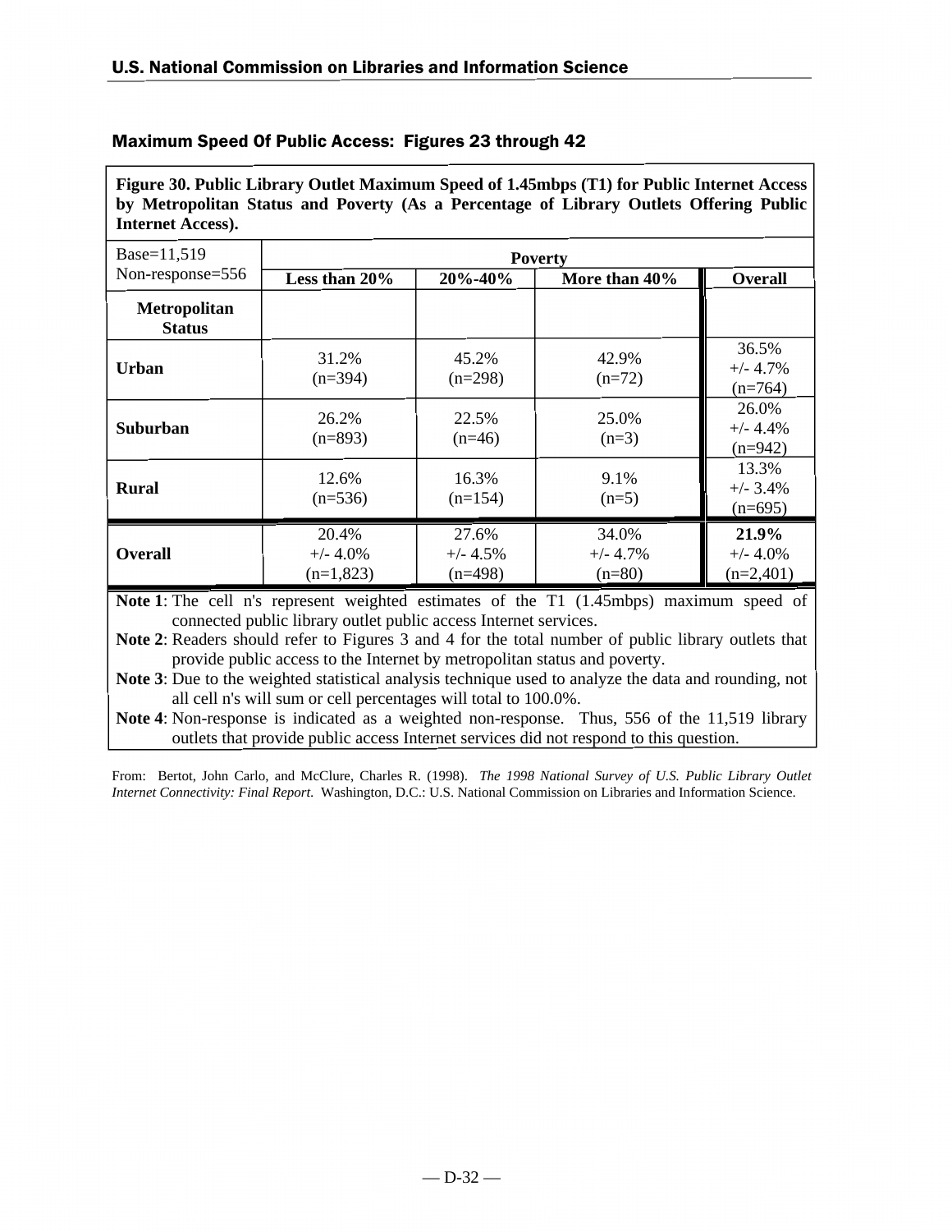## Maximum Speed Of Public Access: Figures 23 through 42

**Figure 30. Public Library Outlet Maximum Speed of 1.45mbps (T1) for Public Internet Access by Metropolitan Status and Poverty (As a Percentage of Library Outlets Offering Public Internet Access).**

| Base=11,519 Non-response=556 | Poverty | | | |
|---|---|---|---|---|
| | **Less than 20%** | **20%-40%** | **More than 40%** | **Overall** |
| **Metropolitan Status** | | | | |
| **Urban** | 31.2% (n=394) | 45.2% (n=298) | 42.9% (n=72) | 36.5% +/- 4.7% (n=764) |
| **Suburban** | 26.2% (n=893) | 22.5% (n=46) | 25.0% (n=3) | 26.0% +/- 4.4% (n=942) |
| **Rural** | 12.6% (n=536) | 16.3% (n=154) | 9.1% (n=5) | 13.3% +/- 3.4% (n=695) |
| **Overall** | 20.4% +/- 4.0% (n=1,823) | 27.6% +/- 4.5% (n=498) | 34.0% +/- 4.7% (n=80) | **21.9%** +/- 4.0% (n=2,401) |

**Note 1**: The cell n's represent weighted estimates of the T1 (1.45mbps) maximum speed of connected public library outlet public access Internet services.

**Note 2**: Readers should refer to Figures 3 and 4 for the total number of public library outlets that provide public access to the Internet by metropolitan status and poverty.

**Note 3**: Due to the weighted statistical analysis technique used to analyze the data and rounding, not all cell n's will sum or cell percentages will total to 100.0%.

**Note 4**: Non-response is indicated as a weighted non-response. Thus, 556 of the 11,519 library outlets that provide public access Internet services did not respond to this question.

From: Bertot, John Carlo, and McClure, Charles R. (1998). *The 1998 National Survey of U.S. Public Library Outlet Internet Connectivity: Final Report*. Washington, D.C.: U.S. National Commission on Libraries and Information Science.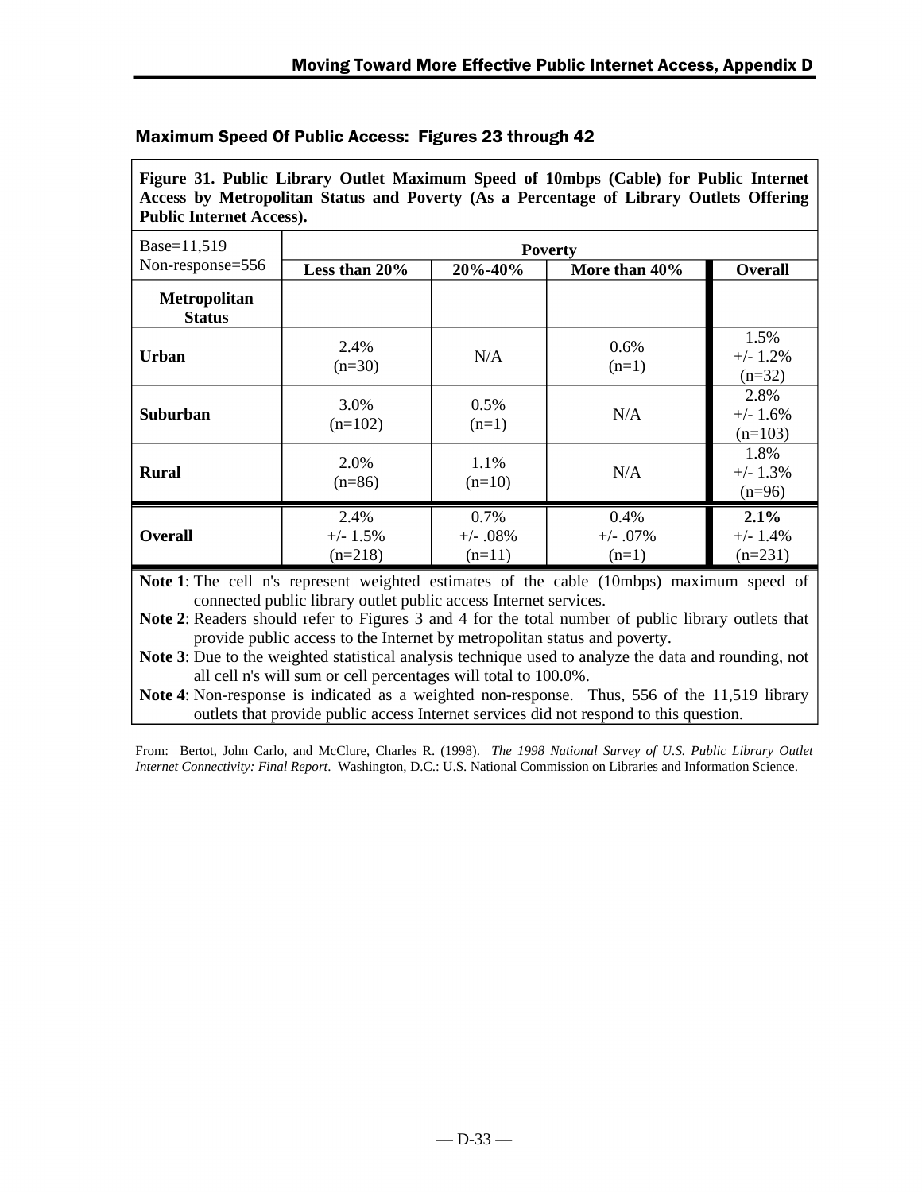## Maximum Speed Of Public Access: Figures 23 through 42

**Figure 31. Public Library Outlet Maximum Speed of 10mbps (Cable) for Public Internet Access by Metropolitan Status and Poverty (As a Percentage of Library Outlets Offering Public Internet Access).**

| Base=11,519 Non-response=556 | Poverty | | | |
|---|---|---|---|---|
| | **Less than 20%** | **20%-40%** | **More than 40%** | **Overall** |
| **Metropolitan Status** | | | | |
| **Urban** | 2.4% (n=30) | N/A | 0.6% (n=1) | 1.5% +/- 1.2% (n=32) |
| **Suburban** | 3.0% (n=102) | 0.5% (n=1) | N/A | 2.8% +/- 1.6% (n=103) |
| **Rural** | 2.0% (n=86) | 1.1% (n=10) | N/A | 1.8% +/- 1.3% (n=96) |
| **Overall** | 2.4% +/- 1.5% (n=218) | 0.7% +/- .08% (n=11) | 0.4% +/- .07% (n=1) | **2.1%** +/- 1.4% (n=231) |

**Note 1**: The cell n's represent weighted estimates of the cable (10mbps) maximum speed of connected public library outlet public access Internet services.

**Note 2**: Readers should refer to Figures 3 and 4 for the total number of public library outlets that provide public access to the Internet by metropolitan status and poverty.

**Note 3**: Due to the weighted statistical analysis technique used to analyze the data and rounding, not all cell n's will sum or cell percentages will total to 100.0%.

**Note 4**: Non-response is indicated as a weighted non-response. Thus, 556 of the 11,519 library outlets that provide public access Internet services did not respond to this question.

From: Bertot, John Carlo, and McClure, Charles R. (1998). *The 1998 National Survey of U.S. Public Library Outlet Internet Connectivity: Final Report*. Washington, D.C.: U.S. National Commission on Libraries and Information Science.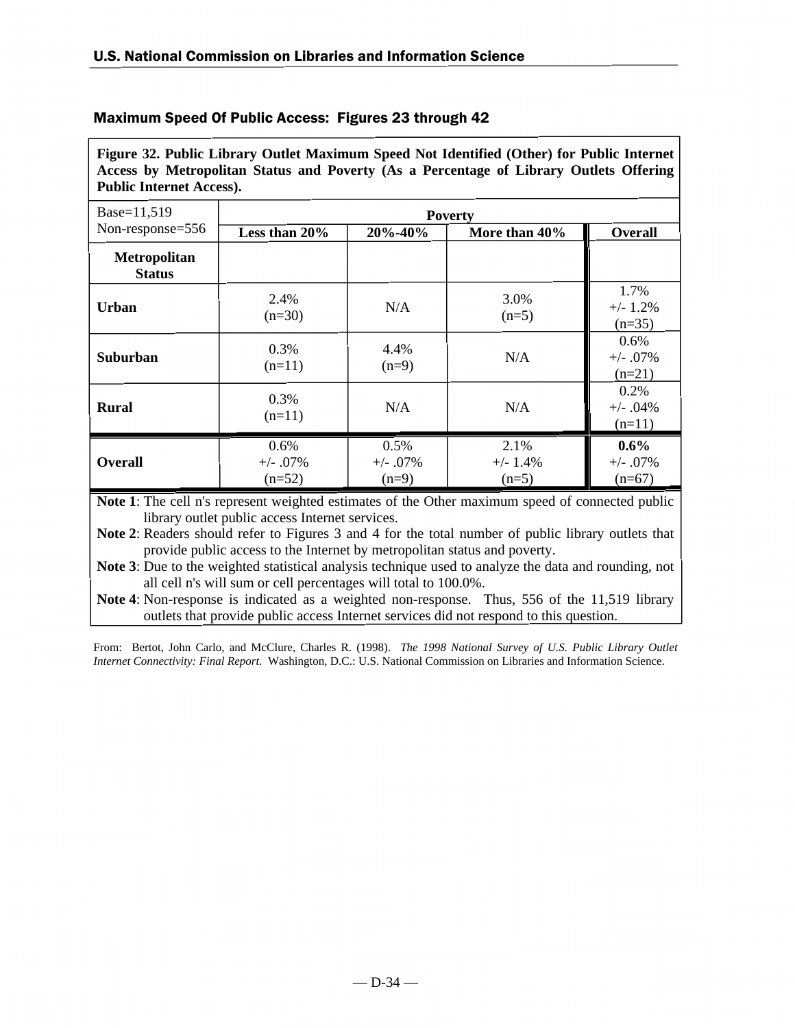## Maximum Speed Of Public Access: Figures 23 through 42

**Figure 32. Public Library Outlet Maximum Speed Not Identified (Other) for Public Internet Access by Metropolitan Status and Poverty (As a Percentage of Library Outlets Offering Public Internet Access).**

| Base=11,519 Non-response=556 | Poverty | | | |
|---|---|---|---|---|
| | **Less than 20%** | **20%-40%** | **More than 40%** | **Overall** |
| **Metropolitan Status** | | | | |
| **Urban** | 2.4% (n=30) | N/A | 3.0% (n=5) | 1.7% +/- 1.2% (n=35) |
| **Suburban** | 0.3% (n=11) | 4.4% (n=9) | N/A | 0.6% +/- .07% (n=21) |
| **Rural** | 0.3% (n=11) | N/A | N/A | 0.2% +/- .04% (n=11) |
| **Overall** | 0.6% +/- .07% (n=52) | 0.5% +/- .07% (n=9) | 2.1% +/- 1.4% (n=5) | **0.6%** +/- .07% (n=67) |

**Note 1**: The cell n's represent weighted estimates of the Other maximum speed of connected public library outlet public access Internet services.

**Note 2**: Readers should refer to Figures 3 and 4 for the total number of public library outlets that provide public access to the Internet by metropolitan status and poverty.

**Note 3**: Due to the weighted statistical analysis technique used to analyze the data and rounding, not all cell n's will sum or cell percentages will total to 100.0%.

**Note 4**: Non-response is indicated as a weighted non-response. Thus, 556 of the 11,519 library outlets that provide public access Internet services did not respond to this question.

From: Bertot, John Carlo, and McClure, Charles R. (1998). *The 1998 National Survey of U.S. Public Library Outlet Internet Connectivity: Final Report.* Washington, D.C.: U.S. National Commission on Libraries and Information Science.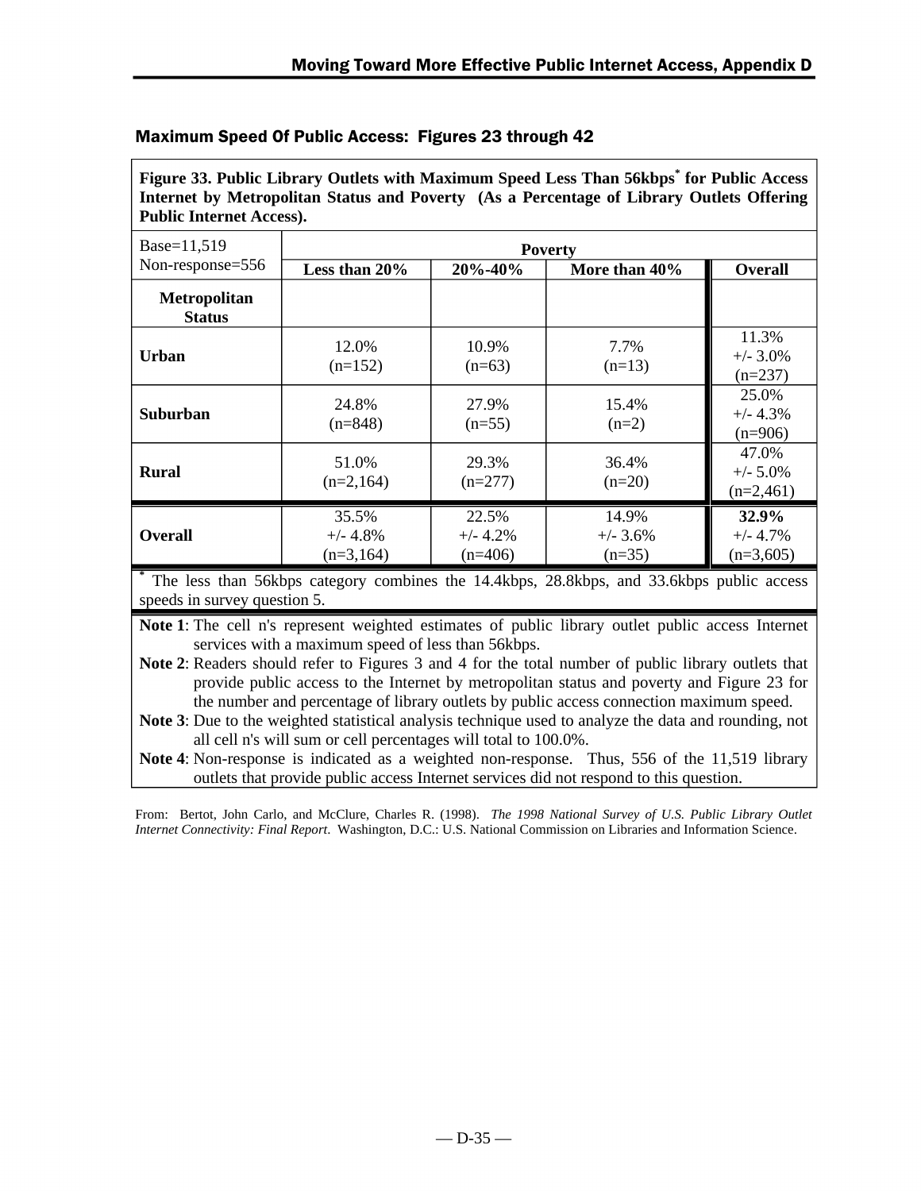## Maximum Speed Of Public Access: Figures 23 through 42

**Figure 33. Public Library Outlets with Maximum Speed Less Than 56kbps* for Public Access Internet by Metropolitan Status and Poverty (As a Percentage of Library Outlets Offering Public Internet Access).**

| Base=11,519 Non-response=556 | Poverty | | | |
|---|---|---|---|---|
| | **Less than 20%** | **20%-40%** | **More than 40%** | **Overall** |
| **Metropolitan Status** | | | | |
| **Urban** | 12.0% (n=152) | 10.9% (n=63) | 7.7% (n=13) | 11.3% +/- 3.0% (n=237) |
| **Suburban** | 24.8% (n=848) | 27.9% (n=55) | 15.4% (n=2) | 25.0% +/- 4.3% (n=906) |
| **Rural** | 51.0% (n=2,164) | 29.3% (n=277) | 36.4% (n=20) | 47.0% +/- 5.0% (n=2,461) |
| **Overall** | 35.5% +/- 4.8% (n=3,164) | 22.5% +/- 4.2% (n=406) | 14.9% +/- 3.6% (n=35) | **32.9%** +/- 4.7% (n=3,605) |

* The less than 56kbps category combines the 14.4kbps, 28.8kbps, and 33.6kbps public access speeds in survey question 5.

**Note 1**: The cell n's represent weighted estimates of public library outlet public access Internet services with a maximum speed of less than 56kbps.

**Note 2**: Readers should refer to Figures 3 and 4 for the total number of public library outlets that provide public access to the Internet by metropolitan status and poverty and Figure 23 for the number and percentage of library outlets by public access connection maximum speed.

**Note 3**: Due to the weighted statistical analysis technique used to analyze the data and rounding, not all cell n's will sum or cell percentages will total to 100.0%.

**Note 4**: Non-response is indicated as a weighted non-response. Thus, 556 of the 11,519 library outlets that provide public access Internet services did not respond to this question.

From: Bertot, John Carlo, and McClure, Charles R. (1998). *The 1998 National Survey of U.S. Public Library Outlet Internet Connectivity: Final Report*. Washington, D.C.: U.S. National Commission on Libraries and Information Science.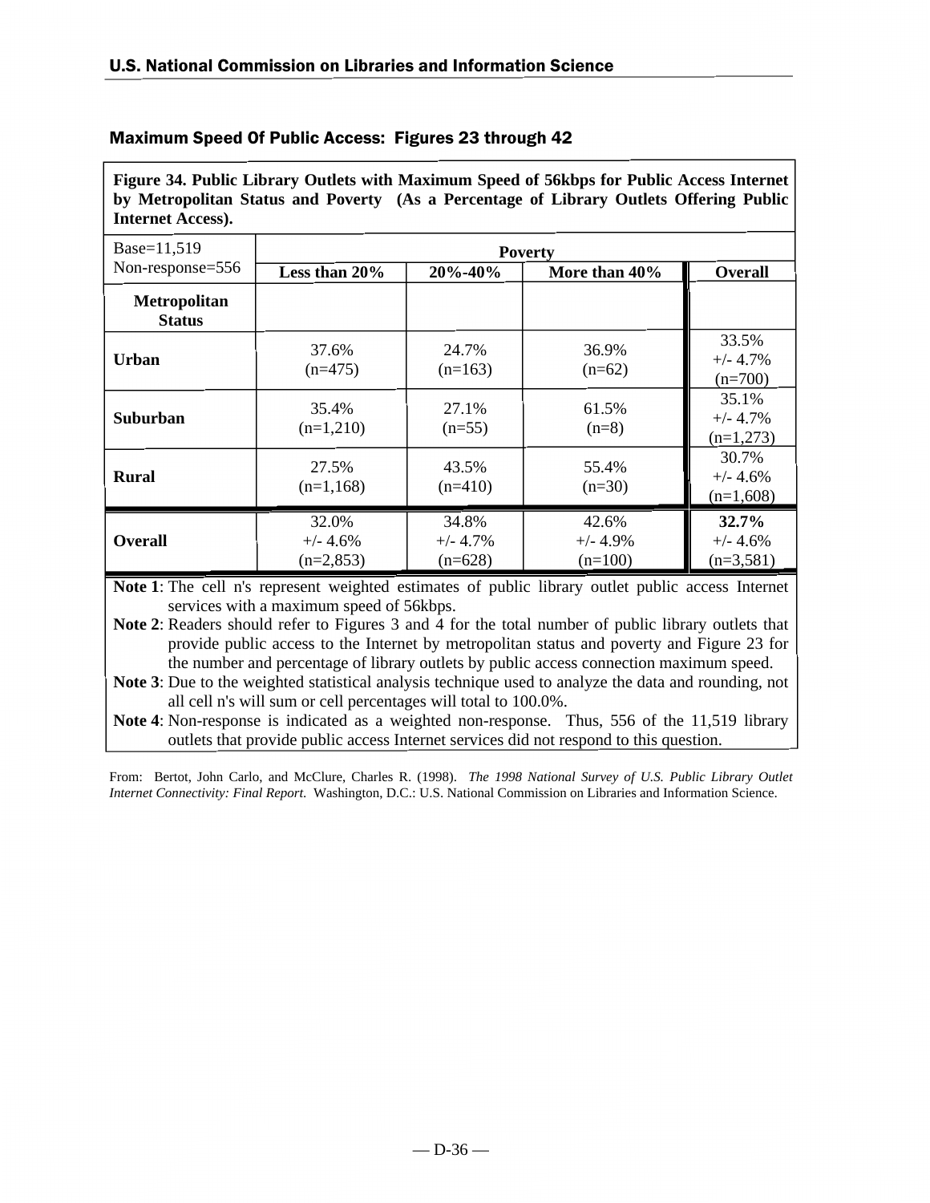## Maximum Speed Of Public Access: Figures 23 through 42

**Figure 34. Public Library Outlets with Maximum Speed of 56kbps for Public Access Internet by Metropolitan Status and Poverty (As a Percentage of Library Outlets Offering Public Internet Access).**

| Base=11,519 Non-response=556 | Poverty | | | |
|---|---|---|---|---|
| | **Less than 20%** | **20%-40%** | **More than 40%** | **Overall** |
| **Metropolitan Status** | | | | |
| **Urban** | 37.6% (n=475) | 24.7% (n=163) | 36.9% (n=62) | 33.5% +/- 4.7% (n=700) |
| **Suburban** | 35.4% (n=1,210) | 27.1% (n=55) | 61.5% (n=8) | 35.1% +/- 4.7% (n=1,273) |
| **Rural** | 27.5% (n=1,168) | 43.5% (n=410) | 55.4% (n=30) | 30.7% +/- 4.6% (n=1,608) |
| **Overall** | 32.0% +/- 4.6% (n=2,853) | 34.8% +/- 4.7% (n=628) | 42.6% +/- 4.9% (n=100) | **32.7%** +/- 4.6% (n=3,581) |

**Note 1**: The cell n's represent weighted estimates of public library outlet public access Internet services with a maximum speed of 56kbps.

**Note 2**: Readers should refer to Figures 3 and 4 for the total number of public library outlets that provide public access to the Internet by metropolitan status and poverty and Figure 23 for the number and percentage of library outlets by public access connection maximum speed.

**Note 3**: Due to the weighted statistical analysis technique used to analyze the data and rounding, not all cell n's will sum or cell percentages will total to 100.0%.

**Note 4**: Non-response is indicated as a weighted non-response. Thus, 556 of the 11,519 library outlets that provide public access Internet services did not respond to this question.

From: Bertot, John Carlo, and McClure, Charles R. (1998). *The 1998 National Survey of U.S. Public Library Outlet Internet Connectivity: Final Report*. Washington, D.C.: U.S. National Commission on Libraries and Information Science.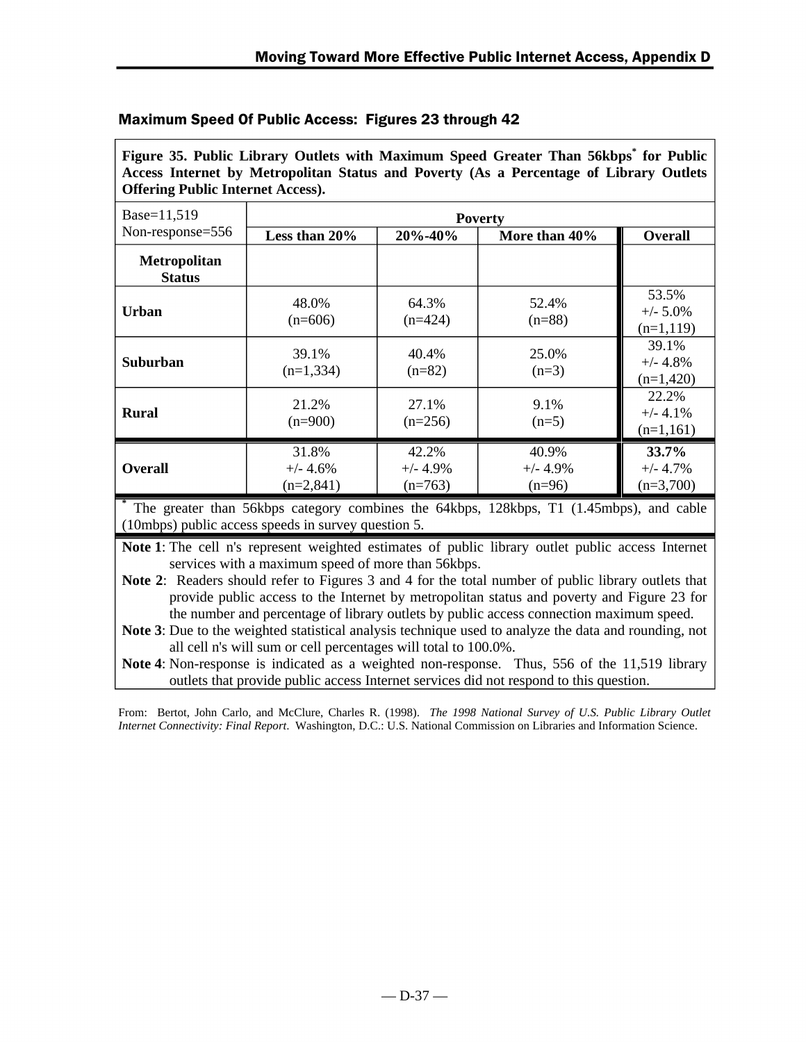## Maximum Speed Of Public Access: Figures 23 through 42

**Figure 35. Public Library Outlets with Maximum Speed Greater Than 56kbps* for Public Access Internet by Metropolitan Status and Poverty (As a Percentage of Library Outlets Offering Public Internet Access).**

| Base=11,519<br>Non-response=556 | Poverty | | | |
|---|---|---|---|---|
| | **Less than 20%** | **20%-40%** | **More than 40%** | **Overall** |
| **Metropolitan Status** | | | | |
| **Urban** | 48.0%<br>(n=606) | 64.3%<br>(n=424) | 52.4%<br>(n=88) | 53.5%<br>+/- 5.0%<br>(n=1,119) |
| **Suburban** | 39.1%<br>(n=1,334) | 40.4%<br>(n=82) | 25.0%<br>(n=3) | 39.1%<br>+/- 4.8%<br>(n=1,420) |
| **Rural** | 21.2%<br>(n=900) | 27.1%<br>(n=256) | 9.1%<br>(n=5) | 22.2%<br>+/- 4.1%<br>(n=1,161) |
| **Overall** | 31.8%<br>+/- 4.6%<br>(n=2,841) | 42.2%<br>+/- 4.9%<br>(n=763) | 40.9%<br>+/- 4.9%<br>(n=96) | **33.7%**<br>+/- 4.7%<br>(n=3,700) |

* The greater than 56kbps category combines the 64kbps, 128kbps, T1 (1.45mbps), and cable (10mbps) public access speeds in survey question 5.

**Note 1**: The cell n's represent weighted estimates of public library outlet public access Internet services with a maximum speed of more than 56kbps.

**Note 2**: Readers should refer to Figures 3 and 4 for the total number of public library outlets that provide public access to the Internet by metropolitan status and poverty and Figure 23 for the number and percentage of library outlets by public access connection maximum speed.

**Note 3**: Due to the weighted statistical analysis technique used to analyze the data and rounding, not all cell n's will sum or cell percentages will total to 100.0%.

**Note 4**: Non-response is indicated as a weighted non-response. Thus, 556 of the 11,519 library outlets that provide public access Internet services did not respond to this question.

From: Bertot, John Carlo, and McClure, Charles R. (1998). *The 1998 National Survey of U.S. Public Library Outlet Internet Connectivity: Final Report*. Washington, D.C.: U.S. National Commission on Libraries and Information Science.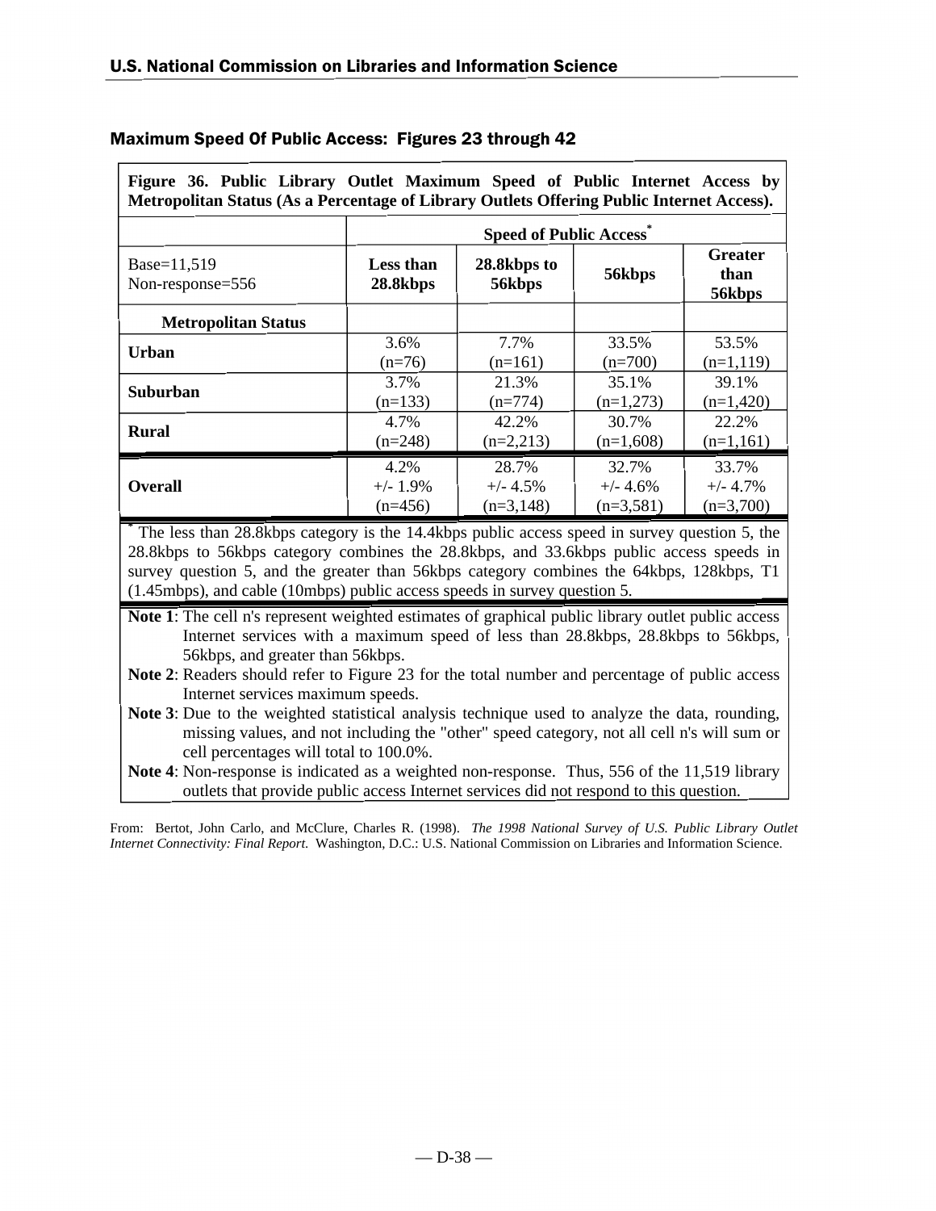## Maximum Speed Of Public Access: Figures 23 through 42

**Figure 36. Public Library Outlet Maximum Speed of Public Internet Access by Metropolitan Status (As a Percentage of Library Outlets Offering Public Internet Access).**

| | Speed of Public Access* | | | |
|---|---|---|---|---|
| Base=11,519<br>Non-response=556 | **Less than 28.8kbps** | **28.8kbps to 56kbps** | **56kbps** | **Greater than 56kbps** |
| **Metropolitan Status** | | | | |
| **Urban** | 3.6%<br>(n=76) | 7.7%<br>(n=161) | 33.5%<br>(n=700) | 53.5%<br>(n=1,119) |
| **Suburban** | 3.7%<br>(n=133) | 21.3%<br>(n=774) | 35.1%<br>(n=1,273) | 39.1%<br>(n=1,420) |
| **Rural** | 4.7%<br>(n=248) | 42.2%<br>(n=2,213) | 30.7%<br>(n=1,608) | 22.2%<br>(n=1,161) |
| **Overall** | 4.2%<br>+/- 1.9%<br>(n=456) | 28.7%<br>+/- 4.5%<br>(n=3,148) | 32.7%<br>+/- 4.6%<br>(n=3,581) | 33.7%<br>+/- 4.7%<br>(n=3,700) |

* The less than 28.8kbps category is the 14.4kbps public access speed in survey question 5, the 28.8kbps to 56kbps category combines the 28.8kbps, and 33.6kbps public access speeds in survey question 5, and the greater than 56kbps category combines the 64kbps, 128kbps, T1 (1.45mbps), and cable (10mbps) public access speeds in survey question 5.

**Note 1**: The cell n's represent weighted estimates of graphical public library outlet public access Internet services with a maximum speed of less than 28.8kbps, 28.8kbps to 56kbps, 56kbps, and greater than 56kbps.

**Note 2**: Readers should refer to Figure 23 for the total number and percentage of public access Internet services maximum speeds.

**Note 3**: Due to the weighted statistical analysis technique used to analyze the data, rounding, missing values, and not including the "other" speed category, not all cell n's will sum or cell percentages will total to 100.0%.

**Note 4**: Non-response is indicated as a weighted non-response. Thus, 556 of the 11,519 library outlets that provide public access Internet services did not respond to this question.

From: Bertot, John Carlo, and McClure, Charles R. (1998). *The 1998 National Survey of U.S. Public Library Outlet Internet Connectivity: Final Report*. Washington, D.C.: U.S. National Commission on Libraries and Information Science.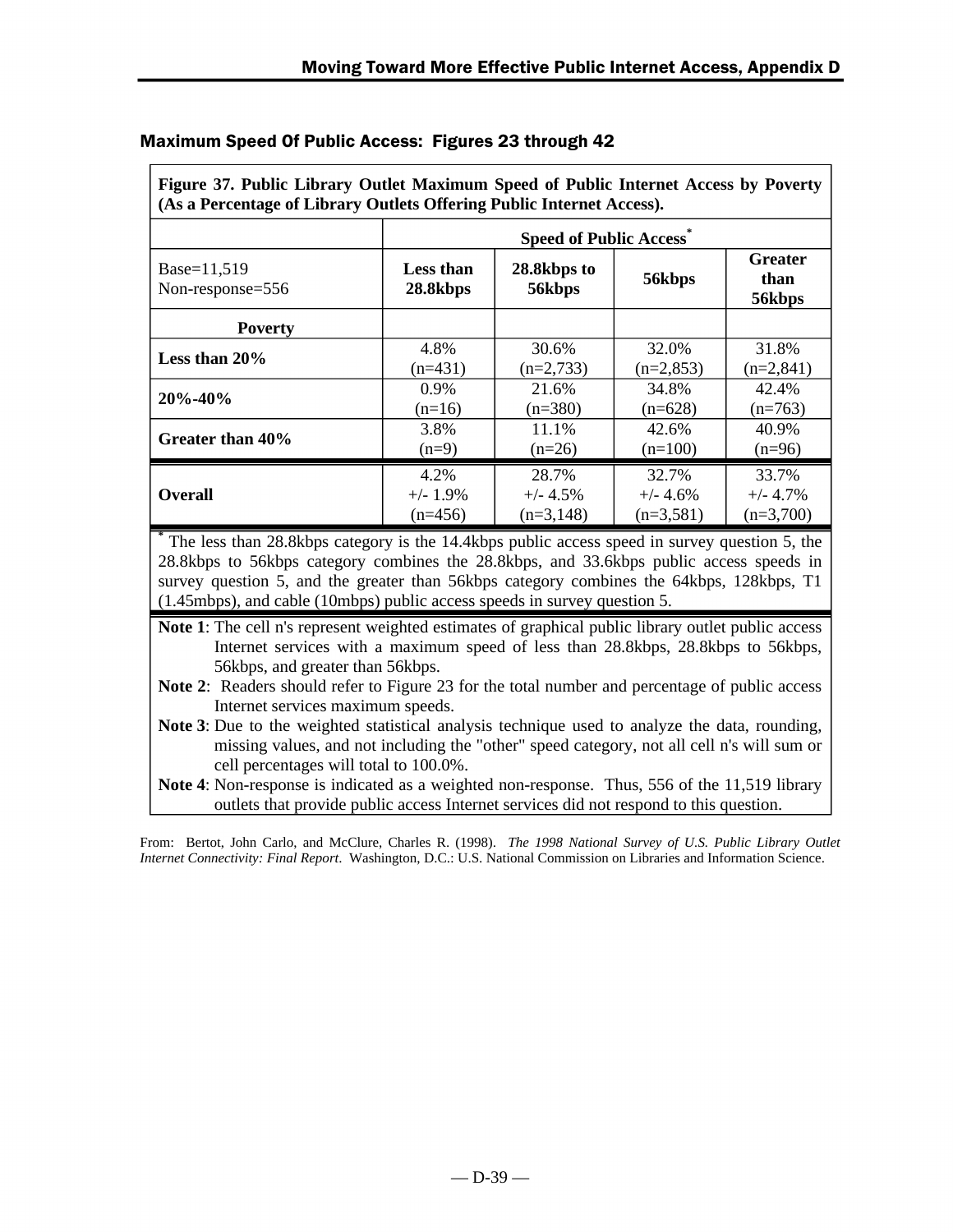## Maximum Speed Of Public Access: Figures 23 through 42

**Figure 37. Public Library Outlet Maximum Speed of Public Internet Access by Poverty (As a Percentage of Library Outlets Offering Public Internet Access).**

| | Speed of Public Access* | | | |
|---|---|---|---|---|
| Base=11,519<br>Non-response=556 | **Less than 28.8kbps** | **28.8kbps to 56kbps** | **56kbps** | **Greater than 56kbps** |
| **Poverty** | | | | |
| **Less than 20%** | 4.8%<br>(n=431) | 30.6%<br>(n=2,733) | 32.0%<br>(n=2,853) | 31.8%<br>(n=2,841) |
| **20%-40%** | 0.9%<br>(n=16) | 21.6%<br>(n=380) | 34.8%<br>(n=628) | 42.4%<br>(n=763) |
| **Greater than 40%** | 3.8%<br>(n=9) | 11.1%<br>(n=26) | 42.6%<br>(n=100) | 40.9%<br>(n=96) |
| **Overall** | 4.2%<br>+/- 1.9%<br>(n=456) | 28.7%<br>+/- 4.5%<br>(n=3,148) | 32.7%<br>+/- 4.6%<br>(n=3,581) | 33.7%<br>+/- 4.7%<br>(n=3,700) |

* The less than 28.8kbps category is the 14.4kbps public access speed in survey question 5, the 28.8kbps to 56kbps category combines the 28.8kbps, and 33.6kbps public access speeds in survey question 5, and the greater than 56kbps category combines the 64kbps, 128kbps, T1 (1.45mbps), and cable (10mbps) public access speeds in survey question 5.

**Note 1**: The cell n's represent weighted estimates of graphical public library outlet public access Internet services with a maximum speed of less than 28.8kbps, 28.8kbps to 56kbps, 56kbps, and greater than 56kbps.

**Note 2**: Readers should refer to Figure 23 for the total number and percentage of public access Internet services maximum speeds.

**Note 3**: Due to the weighted statistical analysis technique used to analyze the data, rounding, missing values, and not including the "other" speed category, not all cell n's will sum or cell percentages will total to 100.0%.

**Note 4**: Non-response is indicated as a weighted non-response. Thus, 556 of the 11,519 library outlets that provide public access Internet services did not respond to this question.

From: Bertot, John Carlo, and McClure, Charles R. (1998). *The 1998 National Survey of U.S. Public Library Outlet Internet Connectivity: Final Report*. Washington, D.C.: U.S. National Commission on Libraries and Information Science.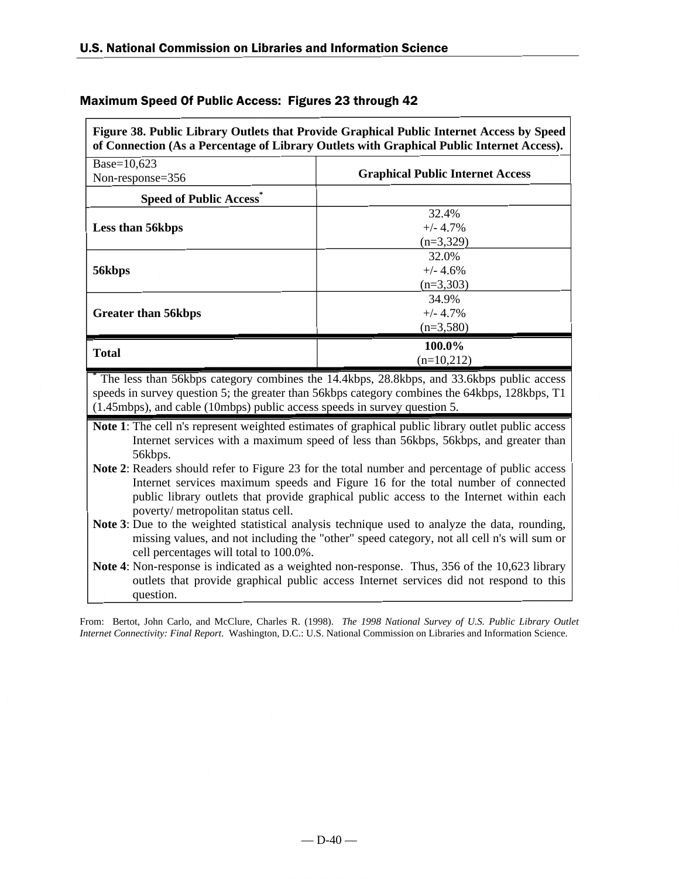## Maximum Speed Of Public Access: Figures 23 through 42

**Figure 38. Public Library Outlets that Provide Graphical Public Internet Access by Speed of Connection (As a Percentage of Library Outlets with Graphical Public Internet Access).**

| Base=10,623<br>Non-response=356 | Graphical Public Internet Access |
|---|---|
| **Speed of Public Access*** | |
| **Less than 56kbps** | 32.4%<br>+/- 4.7%<br>(n=3,329) |
| **56kbps** | 32.0%<br>+/- 4.6%<br>(n=3,303) |
| **Greater than 56kbps** | 34.9%<br>+/- 4.7%<br>(n=3,580) |
| **Total** | **100.0%**<br>(n=10,212) |

* The less than 56kbps category combines the 14.4kbps, 28.8kbps, and 33.6kbps public access speeds in survey question 5; the greater than 56kbps category combines the 64kbps, 128kbps, T1 (1.45mbps), and cable (10mbps) public access speeds in survey question 5.

**Note 1**: The cell n's represent weighted estimates of graphical public library outlet public access Internet services with a maximum speed of less than 56kbps, 56kbps, and greater than 56kbps.

**Note 2**: Readers should refer to Figure 23 for the total number and percentage of public access Internet services maximum speeds and Figure 16 for the total number of connected public library outlets that provide graphical public access to the Internet within each poverty/ metropolitan status cell.

**Note 3**: Due to the weighted statistical analysis technique used to analyze the data, rounding, missing values, and not including the "other" speed category, not all cell n's will sum or cell percentages will total to 100.0%.

**Note 4**: Non-response is indicated as a weighted non-response. Thus, 356 of the 10,623 library outlets that provide graphical public access Internet services did not respond to this question.

From: Bertot, John Carlo, and McClure, Charles R. (1998). *The 1998 National Survey of U.S. Public Library Outlet Internet Connectivity: Final Report.* Washington, D.C.: U.S. National Commission on Libraries and Information Science.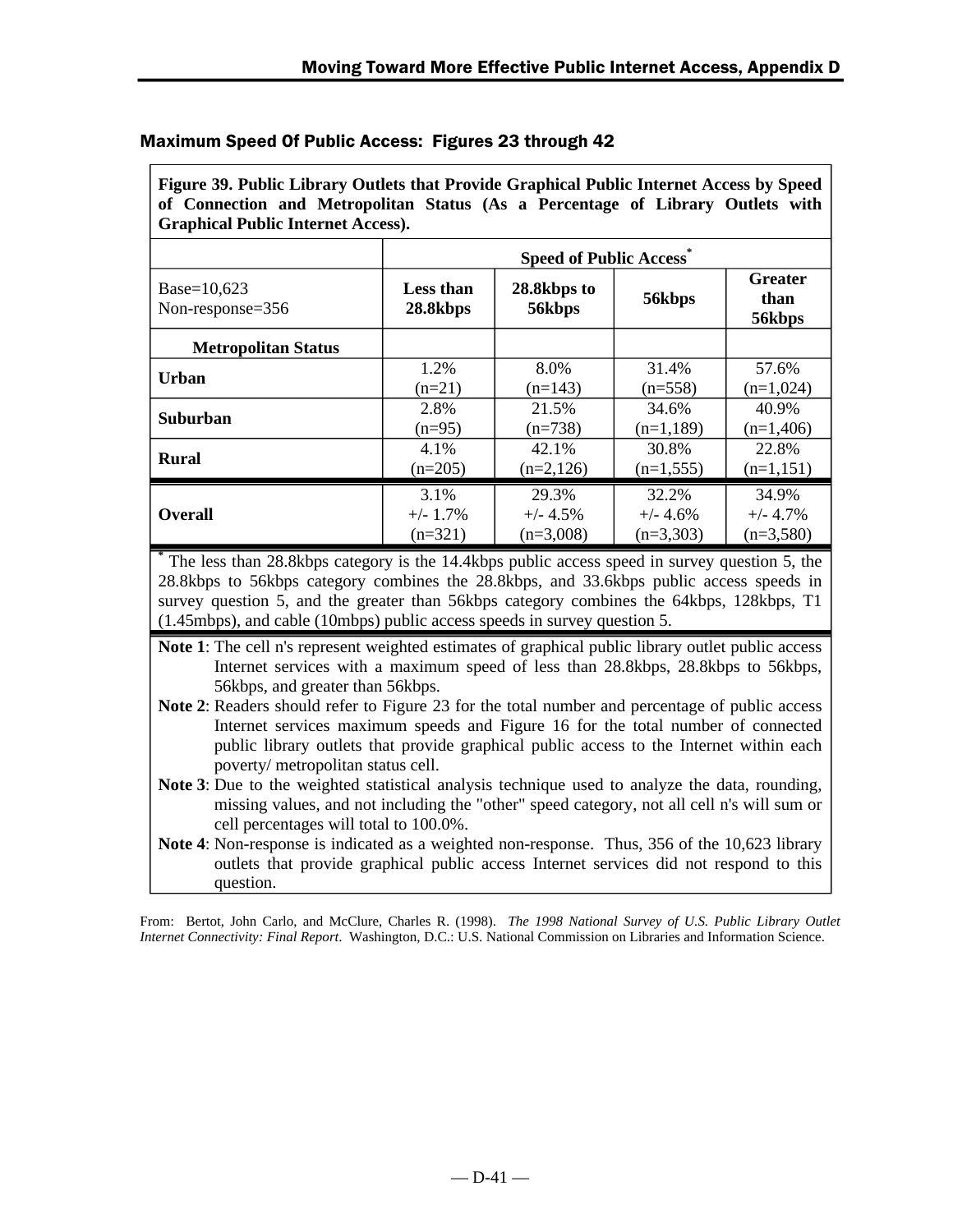## Maximum Speed Of Public Access: Figures 23 through 42

**Figure 39. Public Library Outlets that Provide Graphical Public Internet Access by Speed of Connection and Metropolitan Status (As a Percentage of Library Outlets with Graphical Public Internet Access).**

| | Speed of Public Access* | | | |
|---|---|---|---|---|
| Base=10,623<br>Non-response=356 | **Less than 28.8kbps** | **28.8kbps to 56kbps** | **56kbps** | **Greater than 56kbps** |
| **Metropolitan Status** | | | | |
| **Urban** | 1.2%<br>(n=21) | 8.0%<br>(n=143) | 31.4%<br>(n=558) | 57.6%<br>(n=1,024) |
| **Suburban** | 2.8%<br>(n=95) | 21.5%<br>(n=738) | 34.6%<br>(n=1,189) | 40.9%<br>(n=1,406) |
| **Rural** | 4.1%<br>(n=205) | 42.1%<br>(n=2,126) | 30.8%<br>(n=1,555) | 22.8%<br>(n=1,151) |
| **Overall** | 3.1%<br>+/- 1.7%<br>(n=321) | 29.3%<br>+/- 4.5%<br>(n=3,008) | 32.2%<br>+/- 4.6%<br>(n=3,303) | 34.9%<br>+/- 4.7%<br>(n=3,580) |

* The less than 28.8kbps category is the 14.4kbps public access speed in survey question 5, the 28.8kbps to 56kbps category combines the 28.8kbps, and 33.6kbps public access speeds in survey question 5, and the greater than 56kbps category combines the 64kbps, 128kbps, T1 (1.45mbps), and cable (10mbps) public access speeds in survey question 5.

**Note 1**: The cell n's represent weighted estimates of graphical public library outlet public access Internet services with a maximum speed of less than 28.8kbps, 28.8kbps to 56kbps, 56kbps, and greater than 56kbps.

**Note 2**: Readers should refer to Figure 23 for the total number and percentage of public access Internet services maximum speeds and Figure 16 for the total number of connected public library outlets that provide graphical public access to the Internet within each poverty/ metropolitan status cell.

**Note 3**: Due to the weighted statistical analysis technique used to analyze the data, rounding, missing values, and not including the "other" speed category, not all cell n's will sum or cell percentages will total to 100.0%.

**Note 4**: Non-response is indicated as a weighted non-response. Thus, 356 of the 10,623 library outlets that provide graphical public access Internet services did not respond to this question.

From: Bertot, John Carlo, and McClure, Charles R. (1998). *The 1998 National Survey of U.S. Public Library Outlet Internet Connectivity: Final Report*. Washington, D.C.: U.S. National Commission on Libraries and Information Science.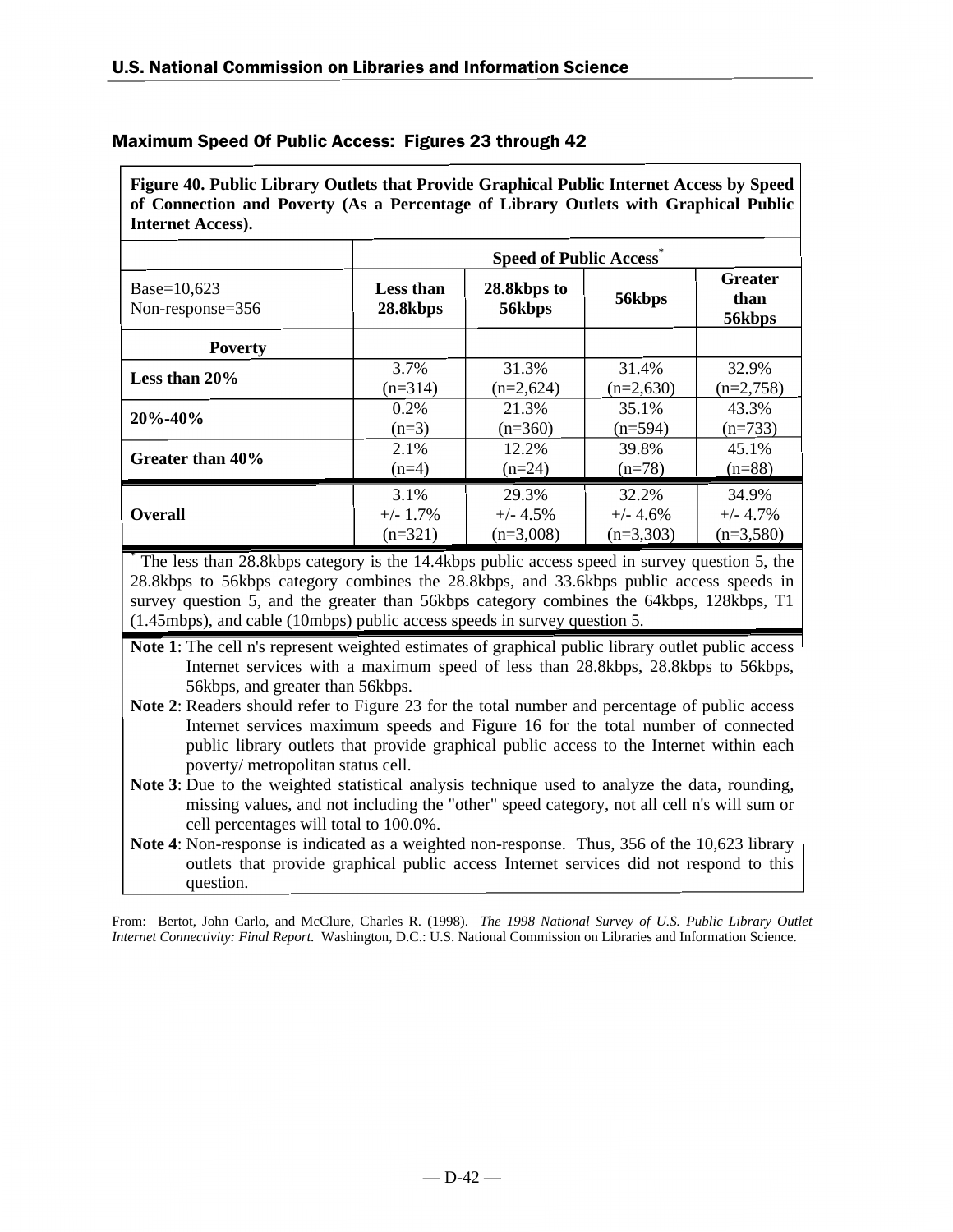## Maximum Speed Of Public Access: Figures 23 through 42

**Figure 40. Public Library Outlets that Provide Graphical Public Internet Access by Speed of Connection and Poverty (As a Percentage of Library Outlets with Graphical Public Internet Access).**

| | Speed of Public Access* | | | |
|---|---|---|---|---|
| Base=10,623<br>Non-response=356 | **Less than 28.8kbps** | **28.8kbps to 56kbps** | **56kbps** | **Greater than 56kbps** |
| **Poverty** | | | | |
| **Less than 20%** | 3.7%<br>(n=314) | 31.3%<br>(n=2,624) | 31.4%<br>(n=2,630) | 32.9%<br>(n=2,758) |
| **20%-40%** | 0.2%<br>(n=3) | 21.3%<br>(n=360) | 35.1%<br>(n=594) | 43.3%<br>(n=733) |
| **Greater than 40%** | 2.1%<br>(n=4) | 12.2%<br>(n=24) | 39.8%<br>(n=78) | 45.1%<br>(n=88) |
| **Overall** | 3.1%<br>+/- 1.7%<br>(n=321) | 29.3%<br>+/- 4.5%<br>(n=3,008) | 32.2%<br>+/- 4.6%<br>(n=3,303) | 34.9%<br>+/- 4.7%<br>(n=3,580) |

\* The less than 28.8kbps category is the 14.4kbps public access speed in survey question 5, the 28.8kbps to 56kbps category combines the 28.8kbps, and 33.6kbps public access speeds in survey question 5, and the greater than 56kbps category combines the 64kbps, 128kbps, T1 (1.45mbps), and cable (10mbps) public access speeds in survey question 5.

**Note 1**: The cell n's represent weighted estimates of graphical public library outlet public access Internet services with a maximum speed of less than 28.8kbps, 28.8kbps to 56kbps, 56kbps, and greater than 56kbps.

**Note 2**: Readers should refer to Figure 23 for the total number and percentage of public access Internet services maximum speeds and Figure 16 for the total number of connected public library outlets that provide graphical public access to the Internet within each poverty/ metropolitan status cell.

**Note 3**: Due to the weighted statistical analysis technique used to analyze the data, rounding, missing values, and not including the "other" speed category, not all cell n's will sum or cell percentages will total to 100.0%.

**Note 4**: Non-response is indicated as a weighted non-response. Thus, 356 of the 10,623 library outlets that provide graphical public access Internet services did not respond to this question.

From: Bertot, John Carlo, and McClure, Charles R. (1998). *The 1998 National Survey of U.S. Public Library Outlet Internet Connectivity: Final Report.* Washington, D.C.: U.S. National Commission on Libraries and Information Science.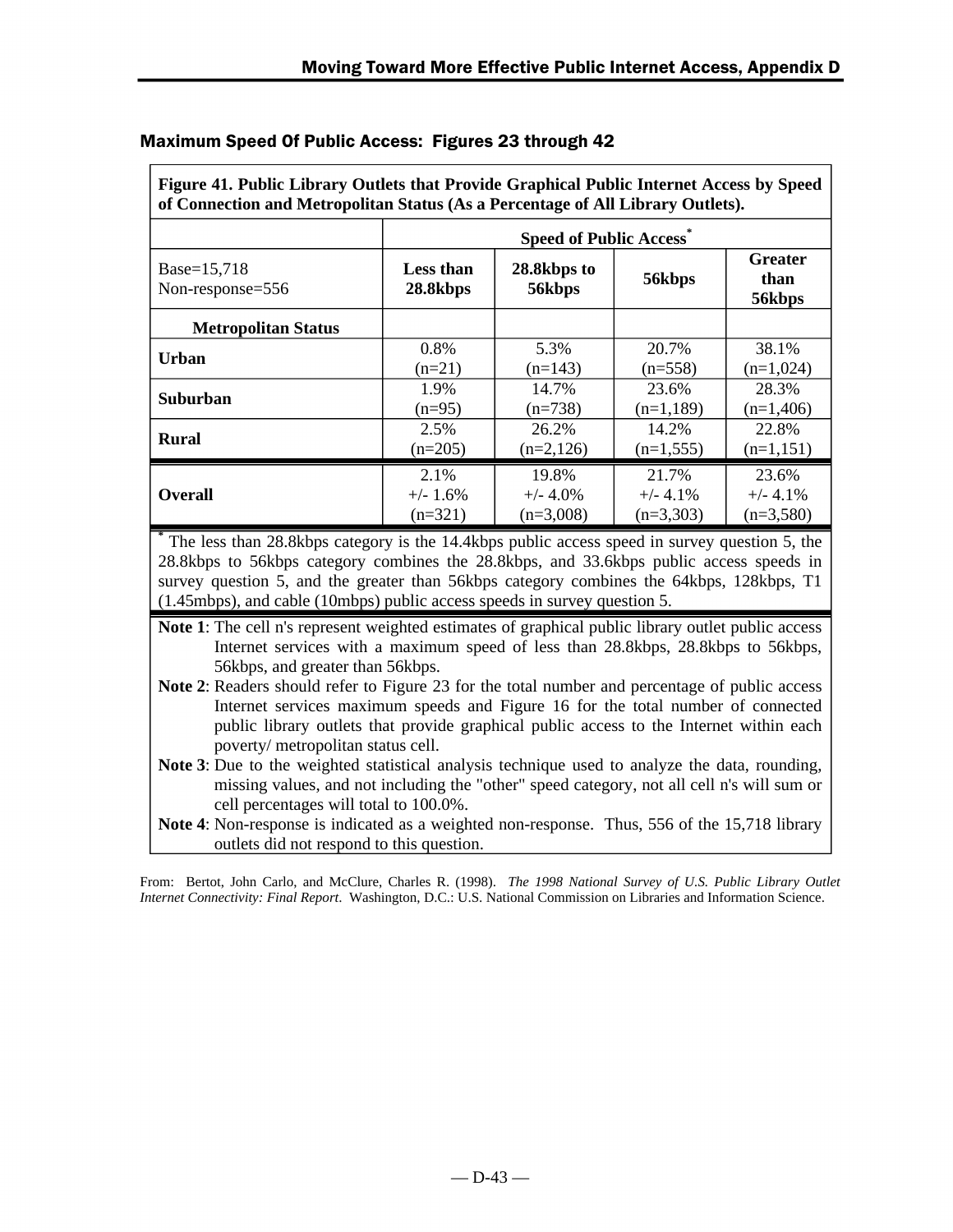## Maximum Speed Of Public Access: Figures 23 through 42

**Figure 41. Public Library Outlets that Provide Graphical Public Internet Access by Speed of Connection and Metropolitan Status (As a Percentage of All Library Outlets).**

| | Speed of Public Access* | | | |
|---|---|---|---|---|
| Base=15,718<br>Non-response=556 | **Less than 28.8kbps** | **28.8kbps to 56kbps** | **56kbps** | **Greater than 56kbps** |
| **Metropolitan Status** | | | | |
| **Urban** | 0.8%<br>(n=21) | 5.3%<br>(n=143) | 20.7%<br>(n=558) | 38.1%<br>(n=1,024) |
| **Suburban** | 1.9%<br>(n=95) | 14.7%<br>(n=738) | 23.6%<br>(n=1,189) | 28.3%<br>(n=1,406) |
| **Rural** | 2.5%<br>(n=205) | 26.2%<br>(n=2,126) | 14.2%<br>(n=1,555) | 22.8%<br>(n=1,151) |
| **Overall** | 2.1%<br>+/- 1.6%<br>(n=321) | 19.8%<br>+/- 4.0%<br>(n=3,008) | 21.7%<br>+/- 4.1%<br>(n=3,303) | 23.6%<br>+/- 4.1%<br>(n=3,580) |

* The less than 28.8kbps category is the 14.4kbps public access speed in survey question 5, the 28.8kbps to 56kbps category combines the 28.8kbps, and 33.6kbps public access speeds in survey question 5, and the greater than 56kbps category combines the 64kbps, 128kbps, T1 (1.45mbps), and cable (10mbps) public access speeds in survey question 5.

**Note 1**: The cell n's represent weighted estimates of graphical public library outlet public access Internet services with a maximum speed of less than 28.8kbps, 28.8kbps to 56kbps, 56kbps, and greater than 56kbps.

**Note 2**: Readers should refer to Figure 23 for the total number and percentage of public access Internet services maximum speeds and Figure 16 for the total number of connected public library outlets that provide graphical public access to the Internet within each poverty/ metropolitan status cell.

**Note 3**: Due to the weighted statistical analysis technique used to analyze the data, rounding, missing values, and not including the "other" speed category, not all cell n's will sum or cell percentages will total to 100.0%.

**Note 4**: Non-response is indicated as a weighted non-response. Thus, 556 of the 15,718 library outlets did not respond to this question.

From: Bertot, John Carlo, and McClure, Charles R. (1998). *The 1998 National Survey of U.S. Public Library Outlet Internet Connectivity: Final Report*. Washington, D.C.: U.S. National Commission on Libraries and Information Science.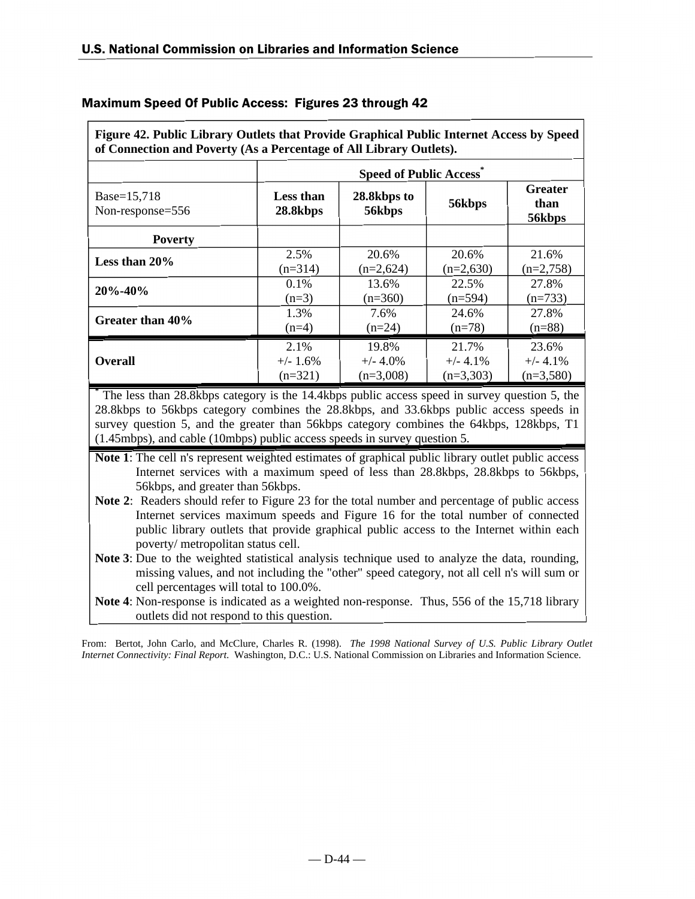## Maximum Speed Of Public Access: Figures 23 through 42

**Figure 42. Public Library Outlets that Provide Graphical Public Internet Access by Speed of Connection and Poverty (As a Percentage of All Library Outlets).**

| | Speed of Public Access* | | | |
|---|---|---|---|---|
| Base=15,718 Non-response=556 | **Less than 28.8kbps** | **28.8kbps to 56kbps** | **56kbps** | **Greater than 56kbps** |
| **Poverty** | | | | |
| **Less than 20%** | 2.5% (n=314) | 20.6% (n=2,624) | 20.6% (n=2,630) | 21.6% (n=2,758) |
| **20%-40%** | 0.1% (n=3) | 13.6% (n=360) | 22.5% (n=594) | 27.8% (n=733) |
| **Greater than 40%** | 1.3% (n=4) | 7.6% (n=24) | 24.6% (n=78) | 27.8% (n=88) |
| **Overall** | 2.1% +/- 1.6% (n=321) | 19.8% +/- 4.0% (n=3,008) | 21.7% +/- 4.1% (n=3,303) | 23.6% +/- 4.1% (n=3,580) |

* The less than 28.8kbps category is the 14.4kbps public access speed in survey question 5, the 28.8kbps to 56kbps category combines the 28.8kbps, and 33.6kbps public access speeds in survey question 5, and the greater than 56kbps category combines the 64kbps, 128kbps, T1 (1.45mbps), and cable (10mbps) public access speeds in survey question 5.

**Note 1**: The cell n's represent weighted estimates of graphical public library outlet public access Internet services with a maximum speed of less than 28.8kbps, 28.8kbps to 56kbps, 56kbps, and greater than 56kbps.

**Note 2**: Readers should refer to Figure 23 for the total number and percentage of public access Internet services maximum speeds and Figure 16 for the total number of connected public library outlets that provide graphical public access to the Internet within each poverty/ metropolitan status cell.

**Note 3**: Due to the weighted statistical analysis technique used to analyze the data, rounding, missing values, and not including the "other" speed category, not all cell n's will sum or cell percentages will total to 100.0%.

**Note 4**: Non-response is indicated as a weighted non-response. Thus, 556 of the 15,718 library outlets did not respond to this question.

From: Bertot, John Carlo, and McClure, Charles R. (1998). *The 1998 National Survey of U.S. Public Library Outlet Internet Connectivity: Final Report*. Washington, D.C.: U.S. National Commission on Libraries and Information Science.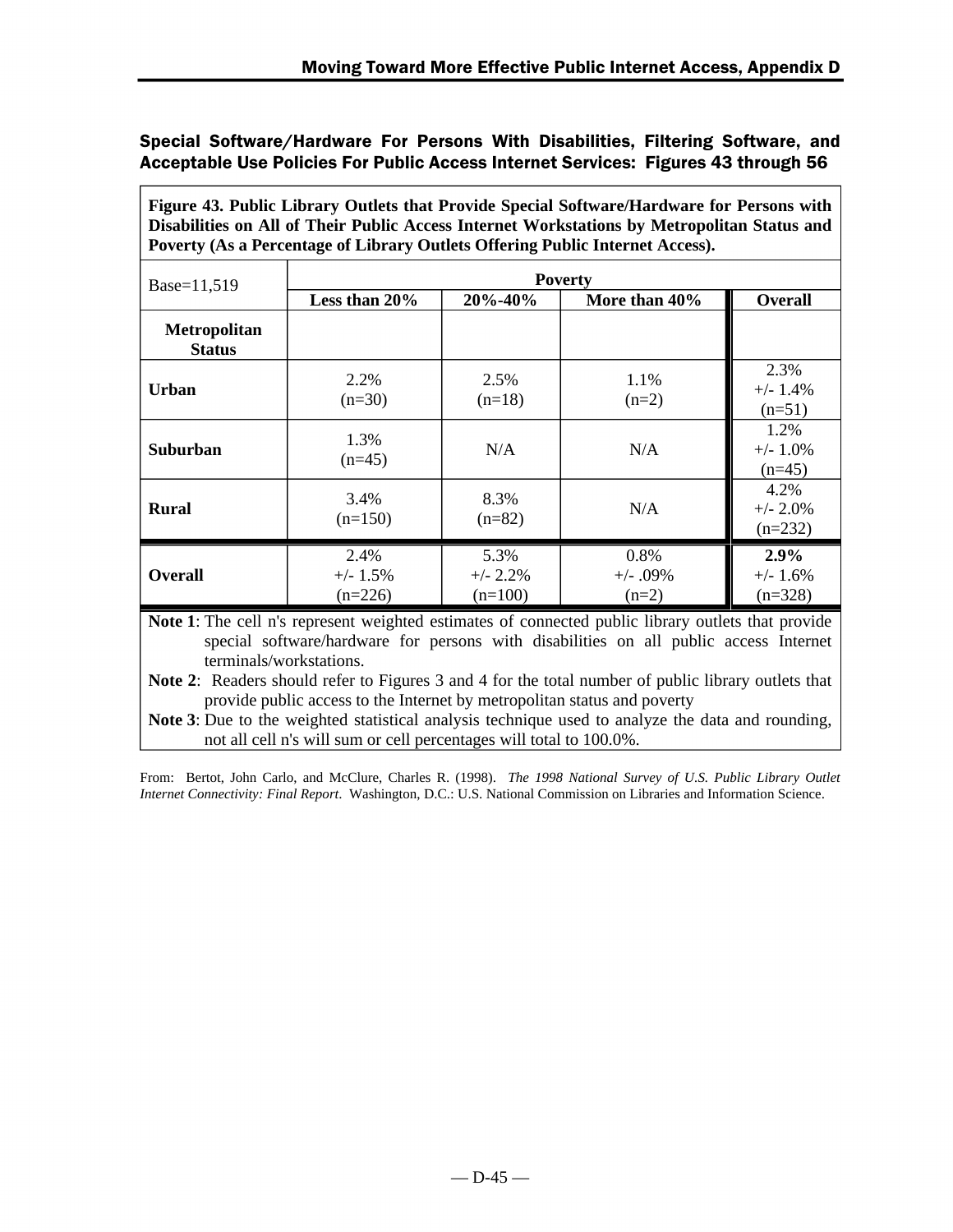## Special Software/Hardware For Persons With Disabilities, Filtering Software, and Acceptable Use Policies For Public Access Internet Services: Figures 43 through 56

**Figure 43. Public Library Outlets that Provide Special Software/Hardware for Persons with Disabilities on All of Their Public Access Internet Workstations by Metropolitan Status and Poverty (As a Percentage of Library Outlets Offering Public Internet Access).**

| Base=11,519 | Poverty | | | |
|---|---|---|---|---|
| | **Less than 20%** | **20%-40%** | **More than 40%** | **Overall** |
| **Metropolitan Status** | | | | |
| **Urban** | 2.2% (n=30) | 2.5% (n=18) | 1.1% (n=2) | 2.3% +/- 1.4% (n=51) |
| **Suburban** | 1.3% (n=45) | N/A | N/A | 1.2% +/- 1.0% (n=45) |
| **Rural** | 3.4% (n=150) | 8.3% (n=82) | N/A | 4.2% +/- 2.0% (n=232) |
| **Overall** | 2.4% +/- 1.5% (n=226) | 5.3% +/- 2.2% (n=100) | 0.8% +/- .09% (n=2) | **2.9%** +/- 1.6% (n=328) |

**Note 1**: The cell n's represent weighted estimates of connected public library outlets that provide special software/hardware for persons with disabilities on all public access Internet terminals/workstations.

**Note 2**: Readers should refer to Figures 3 and 4 for the total number of public library outlets that provide public access to the Internet by metropolitan status and poverty

**Note 3**: Due to the weighted statistical analysis technique used to analyze the data and rounding, not all cell n's will sum or cell percentages will total to 100.0%.

From: Bertot, John Carlo, and McClure, Charles R. (1998). *The 1998 National Survey of U.S. Public Library Outlet Internet Connectivity: Final Report*. Washington, D.C.: U.S. National Commission on Libraries and Information Science.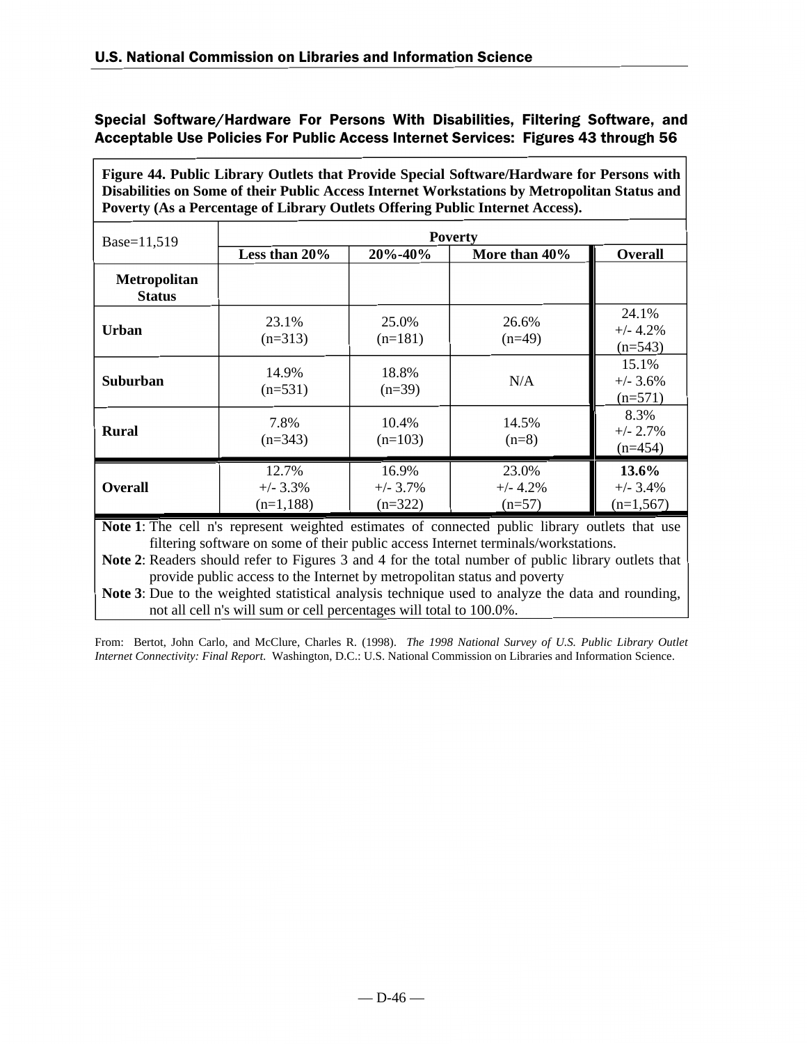## Special Software/Hardware For Persons With Disabilities, Filtering Software, and Acceptable Use Policies For Public Access Internet Services: Figures 43 through 56

**Figure 44. Public Library Outlets that Provide Special Software/Hardware for Persons with Disabilities on Some of their Public Access Internet Workstations by Metropolitan Status and Poverty (As a Percentage of Library Outlets Offering Public Internet Access).**

| Base=11,519 | Poverty | | | |
|---|---|---|---|---|
| | **Less than 20%** | **20%-40%** | **More than 40%** | **Overall** |
| **Metropolitan Status** | | | | |
| **Urban** | 23.1% (n=313) | 25.0% (n=181) | 26.6% (n=49) | 24.1% +/- 4.2% (n=543) |
| **Suburban** | 14.9% (n=531) | 18.8% (n=39) | N/A | 15.1% +/- 3.6% (n=571) |
| **Rural** | 7.8% (n=343) | 10.4% (n=103) | 14.5% (n=8) | 8.3% +/- 2.7% (n=454) |
| **Overall** | 12.7% +/- 3.3% (n=1,188) | 16.9% +/- 3.7% (n=322) | 23.0% +/- 4.2% (n=57) | **13.6%** +/- 3.4% (n=1,567) |

**Note 1**: The cell n's represent weighted estimates of connected public library outlets that use filtering software on some of their public access Internet terminals/workstations.

**Note 2**: Readers should refer to Figures 3 and 4 for the total number of public library outlets that provide public access to the Internet by metropolitan status and poverty

**Note 3**: Due to the weighted statistical analysis technique used to analyze the data and rounding, not all cell n's will sum or cell percentages will total to 100.0%.

From: Bertot, John Carlo, and McClure, Charles R. (1998). *The 1998 National Survey of U.S. Public Library Outlet Internet Connectivity: Final Report*. Washington, D.C.: U.S. National Commission on Libraries and Information Science.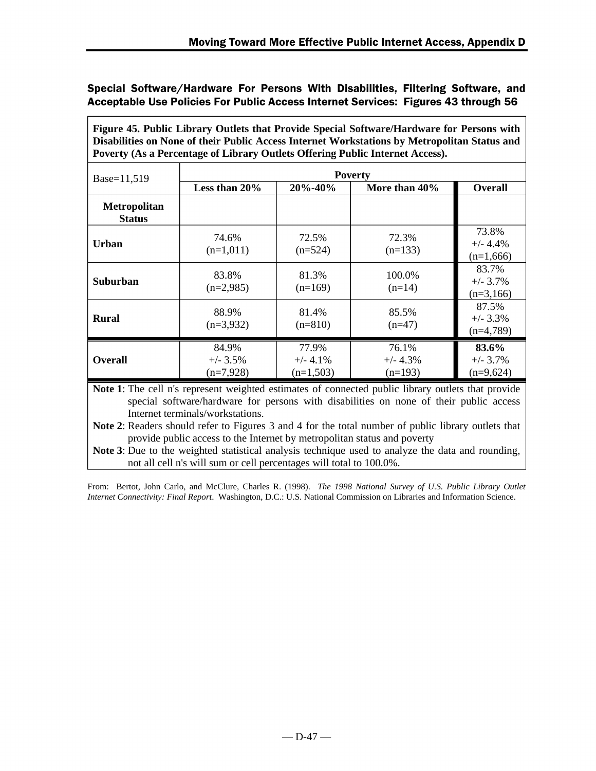## Special Software/Hardware For Persons With Disabilities, Filtering Software, and Acceptable Use Policies For Public Access Internet Services: Figures 43 through 56

**Figure 45. Public Library Outlets that Provide Special Software/Hardware for Persons with Disabilities on None of their Public Access Internet Workstations by Metropolitan Status and Poverty (As a Percentage of Library Outlets Offering Public Internet Access).**

| Base=11,519 | Poverty | | | |
|---|---|---|---|---|
| | **Less than 20%** | **20%-40%** | **More than 40%** | **Overall** |
| **Metropolitan Status** | | | | |
| **Urban** | 74.6% (n=1,011) | 72.5% (n=524) | 72.3% (n=133) | 73.8% +/- 4.4% (n=1,666) |
| **Suburban** | 83.8% (n=2,985) | 81.3% (n=169) | 100.0% (n=14) | 83.7% +/- 3.7% (n=3,166) |
| **Rural** | 88.9% (n=3,932) | 81.4% (n=810) | 85.5% (n=47) | 87.5% +/- 3.3% (n=4,789) |
| **Overall** | 84.9% +/- 3.5% (n=7,928) | 77.9% +/- 4.1% (n=1,503) | 76.1% +/- 4.3% (n=193) | **83.6%** +/- 3.7% (n=9,624) |

**Note 1**: The cell n's represent weighted estimates of connected public library outlets that provide special software/hardware for persons with disabilities on none of their public access Internet terminals/workstations.

**Note 2**: Readers should refer to Figures 3 and 4 for the total number of public library outlets that provide public access to the Internet by metropolitan status and poverty

**Note 3**: Due to the weighted statistical analysis technique used to analyze the data and rounding, not all cell n's will sum or cell percentages will total to 100.0%.

From: Bertot, John Carlo, and McClure, Charles R. (1998). *The 1998 National Survey of U.S. Public Library Outlet Internet Connectivity: Final Report*. Washington, D.C.: U.S. National Commission on Libraries and Information Science.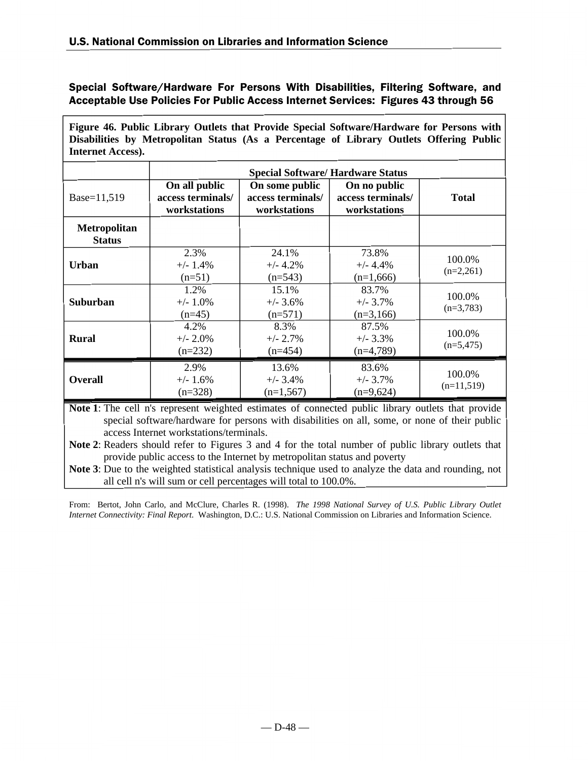## Special Software/Hardware For Persons With Disabilities, Filtering Software, and Acceptable Use Policies For Public Access Internet Services: Figures 43 through 56

**Figure 46. Public Library Outlets that Provide Special Software/Hardware for Persons with Disabilities by Metropolitan Status (As a Percentage of Library Outlets Offering Public Internet Access).**

| | Special Software/ Hardware Status | | | |
|---|---|---|---|---|
| Base=11,519 | **On all public access terminals/ workstations** | **On some public access terminals/ workstations** | **On no public access terminals/ workstations** | **Total** |
| **Metropolitan Status** | | | | |
| **Urban** | 2.3% +/- 1.4% (n=51) | 24.1% +/- 4.2% (n=543) | 73.8% +/- 4.4% (n=1,666) | 100.0% (n=2,261) |
| **Suburban** | 1.2% +/- 1.0% (n=45) | 15.1% +/- 3.6% (n=571) | 83.7% +/- 3.7% (n=3,166) | 100.0% (n=3,783) |
| **Rural** | 4.2% +/- 2.0% (n=232) | 8.3% +/- 2.7% (n=454) | 87.5% +/- 3.3% (n=4,789) | 100.0% (n=5,475) |
| **Overall** | 2.9% +/- 1.6% (n=328) | 13.6% +/- 3.4% (n=1,567) | 83.6% +/- 3.7% (n=9,624) | 100.0% (n=11,519) |

**Note 1**: The cell n's represent weighted estimates of connected public library outlets that provide special software/hardware for persons with disabilities on all, some, or none of their public access Internet workstations/terminals.

**Note 2**: Readers should refer to Figures 3 and 4 for the total number of public library outlets that provide public access to the Internet by metropolitan status and poverty

**Note 3**: Due to the weighted statistical analysis technique used to analyze the data and rounding, not all cell n's will sum or cell percentages will total to 100.0%.

From: Bertot, John Carlo, and McClure, Charles R. (1998). *The 1998 National Survey of U.S. Public Library Outlet Internet Connectivity: Final Report*. Washington, D.C.: U.S. National Commission on Libraries and Information Science.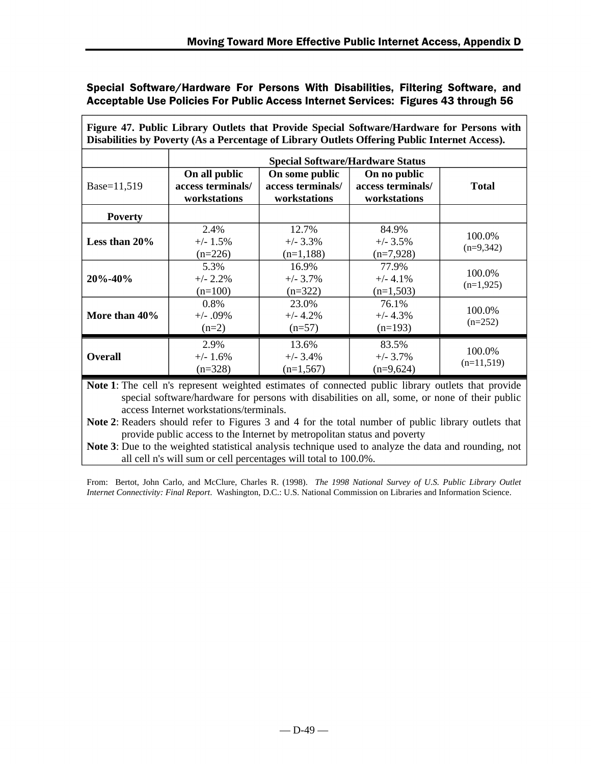## Special Software/Hardware For Persons With Disabilities, Filtering Software, and Acceptable Use Policies For Public Access Internet Services: Figures 43 through 56

**Figure 47. Public Library Outlets that Provide Special Software/Hardware for Persons with Disabilities by Poverty (As a Percentage of Library Outlets Offering Public Internet Access).**

| | **Special Software/Hardware Status** | | | |
|---|---|---|---|---|
| Base=11,519 | **On all public access terminals/ workstations** | **On some public access terminals/ workstations** | **On no public access terminals/ workstations** | **Total** |
| **Poverty** | | | | |
| **Less than 20%** | 2.4% +/- 1.5% (n=226) | 12.7% +/- 3.3% (n=1,188) | 84.9% +/- 3.5% (n=7,928) | 100.0% (n=9,342) |
| **20%-40%** | 5.3% +/- 2.2% (n=100) | 16.9% +/- 3.7% (n=322) | 77.9% +/- 4.1% (n=1,503) | 100.0% (n=1,925) |
| **More than 40%** | 0.8% +/- .09% (n=2) | 23.0% +/- 4.2% (n=57) | 76.1% +/- 4.3% (n=193) | 100.0% (n=252) |
| **Overall** | 2.9% +/- 1.6% (n=328) | 13.6% +/- 3.4% (n=1,567) | 83.5% +/- 3.7% (n=9,624) | 100.0% (n=11,519) |

**Note 1**: The cell n's represent weighted estimates of connected public library outlets that provide special software/hardware for persons with disabilities on all, some, or none of their public access Internet workstations/terminals.

**Note 2**: Readers should refer to Figures 3 and 4 for the total number of public library outlets that provide public access to the Internet by metropolitan status and poverty

**Note 3**: Due to the weighted statistical analysis technique used to analyze the data and rounding, not all cell n's will sum or cell percentages will total to 100.0%.

From: Bertot, John Carlo, and McClure, Charles R. (1998). *The 1998 National Survey of U.S. Public Library Outlet Internet Connectivity: Final Report*. Washington, D.C.: U.S. National Commission on Libraries and Information Science.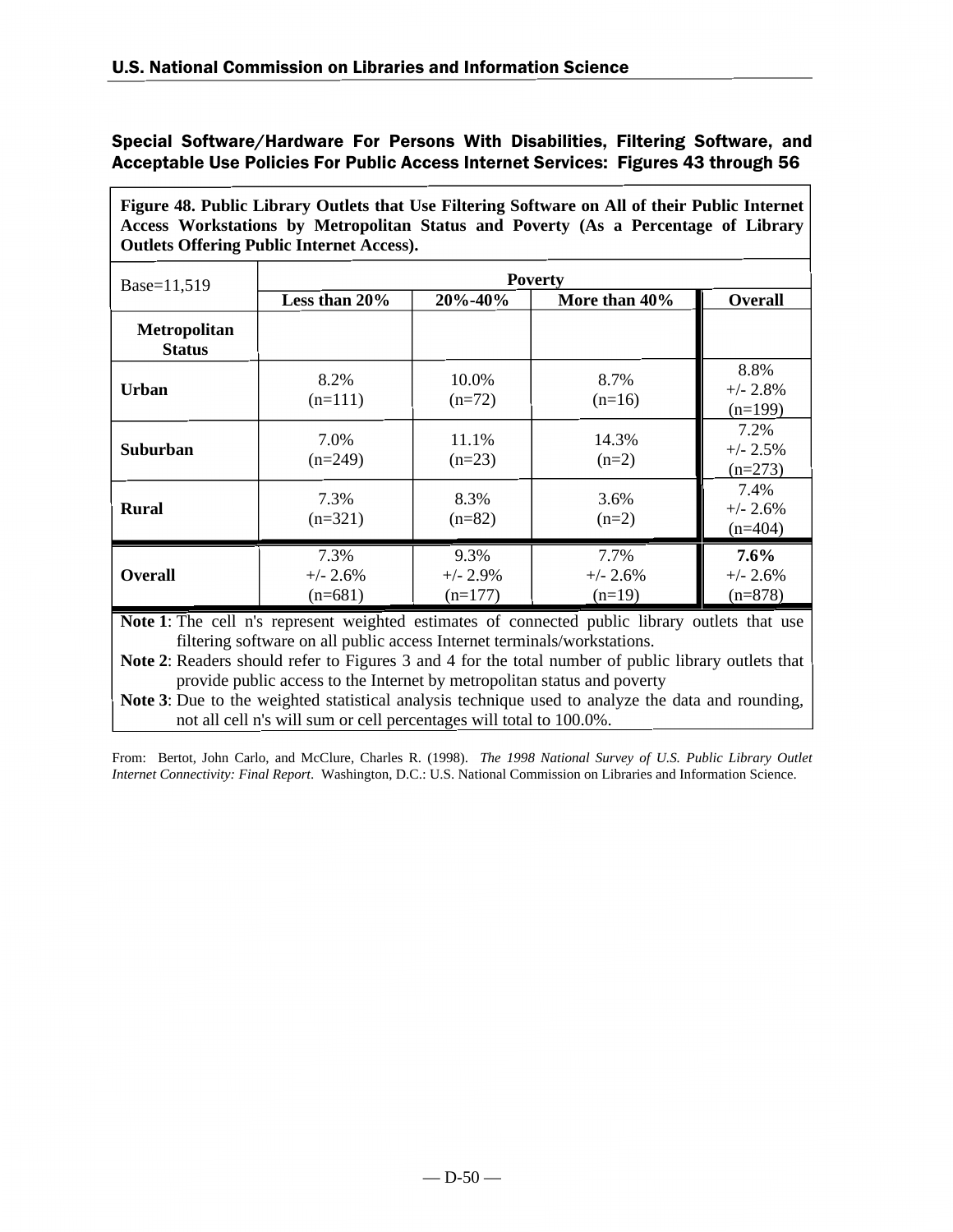## Special Software/Hardware For Persons With Disabilities, Filtering Software, and Acceptable Use Policies For Public Access Internet Services: Figures 43 through 56

**Figure 48. Public Library Outlets that Use Filtering Software on All of their Public Internet Access Workstations by Metropolitan Status and Poverty (As a Percentage of Library Outlets Offering Public Internet Access).**

| Base=11,519 | Poverty | | | |
|---|---|---|---|---|
| | **Less than 20%** | **20%-40%** | **More than 40%** | **Overall** |
| **Metropolitan Status** | | | | |
| **Urban** | 8.2% (n=111) | 10.0% (n=72) | 8.7% (n=16) | 8.8% +/- 2.8% (n=199) |
| **Suburban** | 7.0% (n=249) | 11.1% (n=23) | 14.3% (n=2) | 7.2% +/- 2.5% (n=273) |
| **Rural** | 7.3% (n=321) | 8.3% (n=82) | 3.6% (n=2) | 7.4% +/- 2.6% (n=404) |
| **Overall** | 7.3% +/- 2.6% (n=681) | 9.3% +/- 2.9% (n=177) | 7.7% +/- 2.6% (n=19) | **7.6%** +/- 2.6% (n=878) |

**Note 1**: The cell n's represent weighted estimates of connected public library outlets that use filtering software on all public access Internet terminals/workstations.

**Note 2**: Readers should refer to Figures 3 and 4 for the total number of public library outlets that provide public access to the Internet by metropolitan status and poverty

**Note 3**: Due to the weighted statistical analysis technique used to analyze the data and rounding, not all cell n's will sum or cell percentages will total to 100.0%.

From: Bertot, John Carlo, and McClure, Charles R. (1998). *The 1998 National Survey of U.S. Public Library Outlet Internet Connectivity: Final Report*. Washington, D.C.: U.S. National Commission on Libraries and Information Science.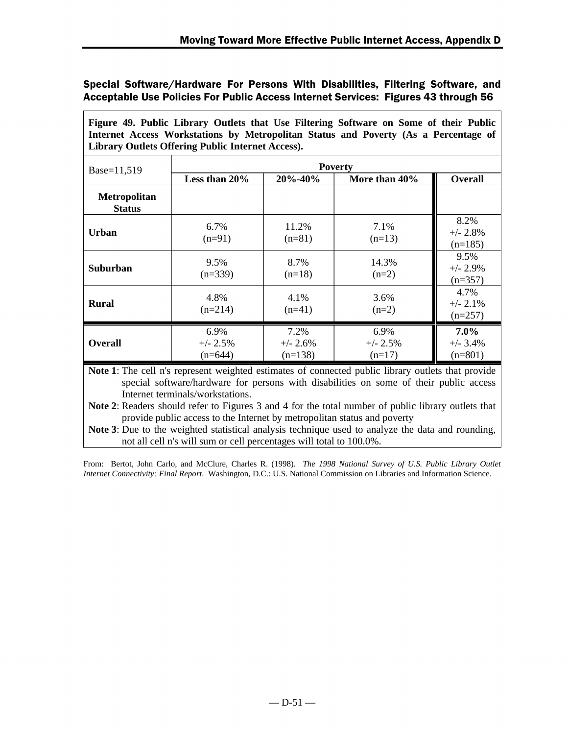## Special Software/Hardware For Persons With Disabilities, Filtering Software, and Acceptable Use Policies For Public Access Internet Services: Figures 43 through 56

**Figure 49. Public Library Outlets that Use Filtering Software on Some of their Public Internet Access Workstations by Metropolitan Status and Poverty (As a Percentage of Library Outlets Offering Public Internet Access).**

| Base=11,519 | Poverty | | | |
|---|---|---|---|---|
| | **Less than 20%** | **20%-40%** | **More than 40%** | **Overall** |
| **Metropolitan Status** | | | | |
| **Urban** | 6.7% (n=91) | 11.2% (n=81) | 7.1% (n=13) | 8.2% +/- 2.8% (n=185) |
| **Suburban** | 9.5% (n=339) | 8.7% (n=18) | 14.3% (n=2) | 9.5% +/- 2.9% (n=357) |
| **Rural** | 4.8% (n=214) | 4.1% (n=41) | 3.6% (n=2) | 4.7% +/- 2.1% (n=257) |
| **Overall** | 6.9% +/- 2.5% (n=644) | 7.2% +/- 2.6% (n=138) | 6.9% +/- 2.5% (n=17) | **7.0%** +/- 3.4% (n=801) |

**Note 1**: The cell n's represent weighted estimates of connected public library outlets that provide special software/hardware for persons with disabilities on some of their public access Internet terminals/workstations.

**Note 2**: Readers should refer to Figures 3 and 4 for the total number of public library outlets that provide public access to the Internet by metropolitan status and poverty

**Note 3**: Due to the weighted statistical analysis technique used to analyze the data and rounding, not all cell n's will sum or cell percentages will total to 100.0%.

From: Bertot, John Carlo, and McClure, Charles R. (1998). *The 1998 National Survey of U.S. Public Library Outlet Internet Connectivity: Final Report*. Washington, D.C.: U.S. National Commission on Libraries and Information Science.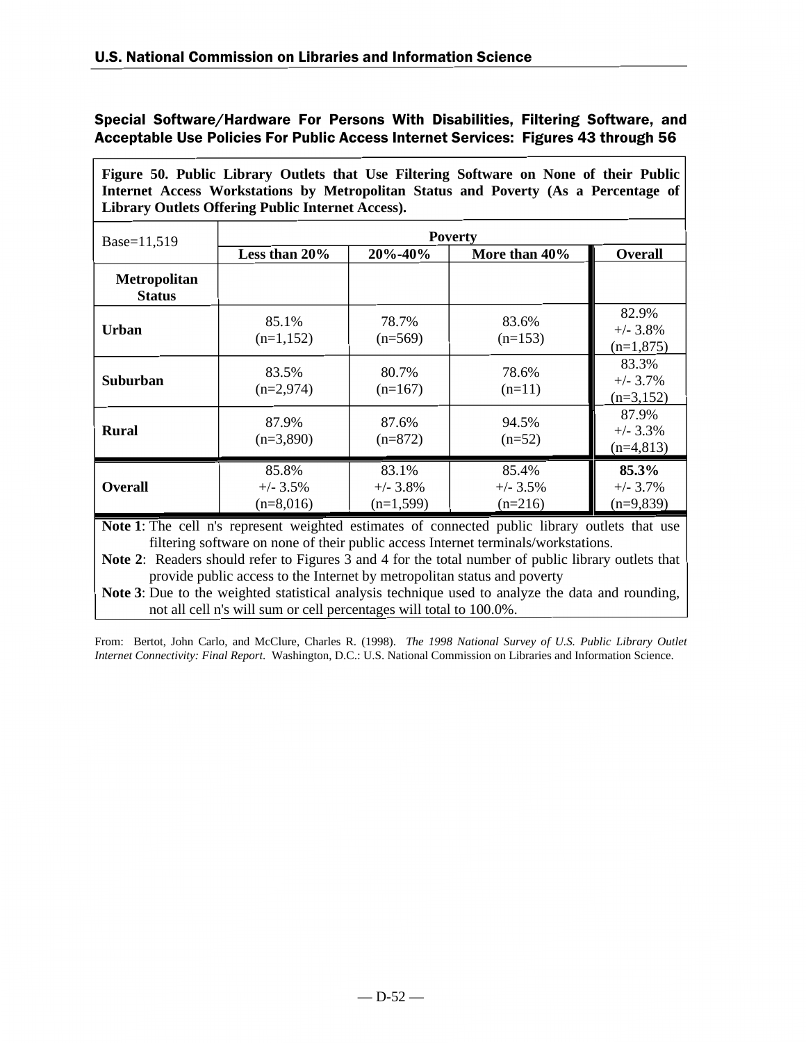## Special Software/Hardware For Persons With Disabilities, Filtering Software, and Acceptable Use Policies For Public Access Internet Services: Figures 43 through 56

**Figure 50. Public Library Outlets that Use Filtering Software on None of their Public Internet Access Workstations by Metropolitan Status and Poverty (As a Percentage of Library Outlets Offering Public Internet Access).**

| Base=11,519 | Poverty | | | |
|---|---|---|---|---|
| | **Less than 20%** | **20%-40%** | **More than 40%** | **Overall** |
| **Metropolitan Status** | | | | |
| **Urban** | 85.1% (n=1,152) | 78.7% (n=569) | 83.6% (n=153) | 82.9% +/- 3.8% (n=1,875) |
| **Suburban** | 83.5% (n=2,974) | 80.7% (n=167) | 78.6% (n=11) | 83.3% +/- 3.7% (n=3,152) |
| **Rural** | 87.9% (n=3,890) | 87.6% (n=872) | 94.5% (n=52) | 87.9% +/- 3.3% (n=4,813) |
| **Overall** | 85.8% +/- 3.5% (n=8,016) | 83.1% +/- 3.8% (n=1,599) | 85.4% +/- 3.5% (n=216) | **85.3%** +/- 3.7% (n=9,839) |

**Note 1**: The cell n's represent weighted estimates of connected public library outlets that use filtering software on none of their public access Internet terminals/workstations.

**Note 2**: Readers should refer to Figures 3 and 4 for the total number of public library outlets that provide public access to the Internet by metropolitan status and poverty

**Note 3**: Due to the weighted statistical analysis technique used to analyze the data and rounding, not all cell n's will sum or cell percentages will total to 100.0%.

From: Bertot, John Carlo, and McClure, Charles R. (1998). *The 1998 National Survey of U.S. Public Library Outlet Internet Connectivity: Final Report*. Washington, D.C.: U.S. National Commission on Libraries and Information Science.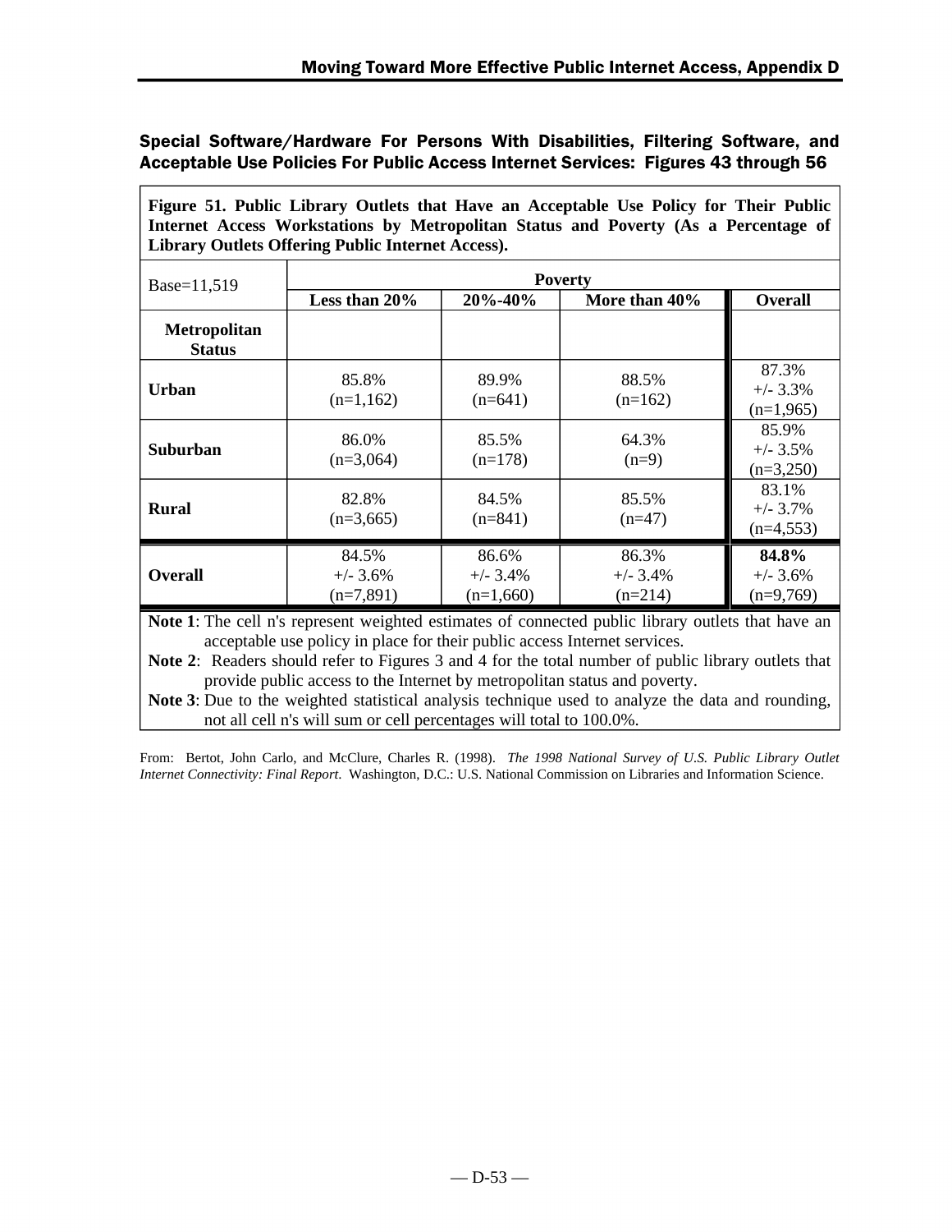## Special Software/Hardware For Persons With Disabilities, Filtering Software, and Acceptable Use Policies For Public Access Internet Services: Figures 43 through 56

**Figure 51. Public Library Outlets that Have an Acceptable Use Policy for Their Public Internet Access Workstations by Metropolitan Status and Poverty (As a Percentage of Library Outlets Offering Public Internet Access).**

| Base=11,519 | Poverty | | | |
|---|---|---|---|---|
| | **Less than 20%** | **20%-40%** | **More than 40%** | **Overall** |
| **Metropolitan Status** | | | | |
| **Urban** | 85.8% (n=1,162) | 89.9% (n=641) | 88.5% (n=162) | 87.3% +/- 3.3% (n=1,965) |
| **Suburban** | 86.0% (n=3,064) | 85.5% (n=178) | 64.3% (n=9) | 85.9% +/- 3.5% (n=3,250) |
| **Rural** | 82.8% (n=3,665) | 84.5% (n=841) | 85.5% (n=47) | 83.1% +/- 3.7% (n=4,553) |
| **Overall** | 84.5% +/- 3.6% (n=7,891) | 86.6% +/- 3.4% (n=1,660) | 86.3% +/- 3.4% (n=214) | **84.8%** +/- 3.6% (n=9,769) |

**Note 1**: The cell n's represent weighted estimates of connected public library outlets that have an acceptable use policy in place for their public access Internet services.

**Note 2**: Readers should refer to Figures 3 and 4 for the total number of public library outlets that provide public access to the Internet by metropolitan status and poverty.

**Note 3**: Due to the weighted statistical analysis technique used to analyze the data and rounding, not all cell n's will sum or cell percentages will total to 100.0%.

From: Bertot, John Carlo, and McClure, Charles R. (1998). *The 1998 National Survey of U.S. Public Library Outlet Internet Connectivity: Final Report*. Washington, D.C.: U.S. National Commission on Libraries and Information Science.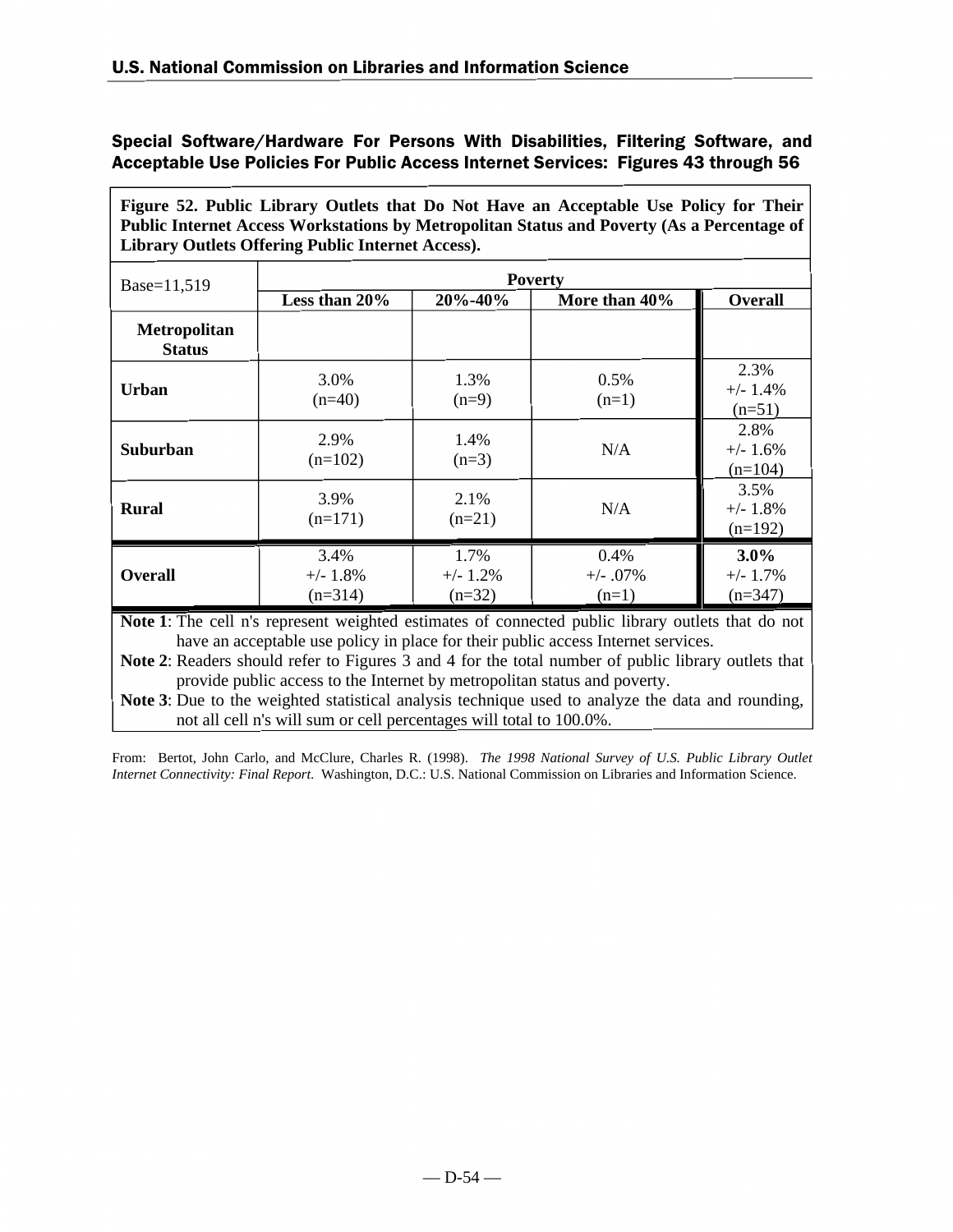## Special Software/Hardware For Persons With Disabilities, Filtering Software, and Acceptable Use Policies For Public Access Internet Services: Figures 43 through 56

**Figure 52. Public Library Outlets that Do Not Have an Acceptable Use Policy for Their Public Internet Access Workstations by Metropolitan Status and Poverty (As a Percentage of Library Outlets Offering Public Internet Access).**

| Base=11,519 | Poverty | | | |
|---|---|---|---|---|
| | **Less than 20%** | **20%-40%** | **More than 40%** | **Overall** |
| **Metropolitan Status** | | | | |
| **Urban** | 3.0% (n=40) | 1.3% (n=9) | 0.5% (n=1) | 2.3% +/- 1.4% (n=51) |
| **Suburban** | 2.9% (n=102) | 1.4% (n=3) | N/A | 2.8% +/- 1.6% (n=104) |
| **Rural** | 3.9% (n=171) | 2.1% (n=21) | N/A | 3.5% +/- 1.8% (n=192) |
| **Overall** | 3.4% +/- 1.8% (n=314) | 1.7% +/- 1.2% (n=32) | 0.4% +/- .07% (n=1) | **3.0%** +/- 1.7% (n=347) |

**Note 1**: The cell n's represent weighted estimates of connected public library outlets that do not have an acceptable use policy in place for their public access Internet services.

**Note 2**: Readers should refer to Figures 3 and 4 for the total number of public library outlets that provide public access to the Internet by metropolitan status and poverty.

**Note 3**: Due to the weighted statistical analysis technique used to analyze the data and rounding, not all cell n's will sum or cell percentages will total to 100.0%.

From: Bertot, John Carlo, and McClure, Charles R. (1998). *The 1998 National Survey of U.S. Public Library Outlet Internet Connectivity: Final Report*. Washington, D.C.: U.S. National Commission on Libraries and Information Science.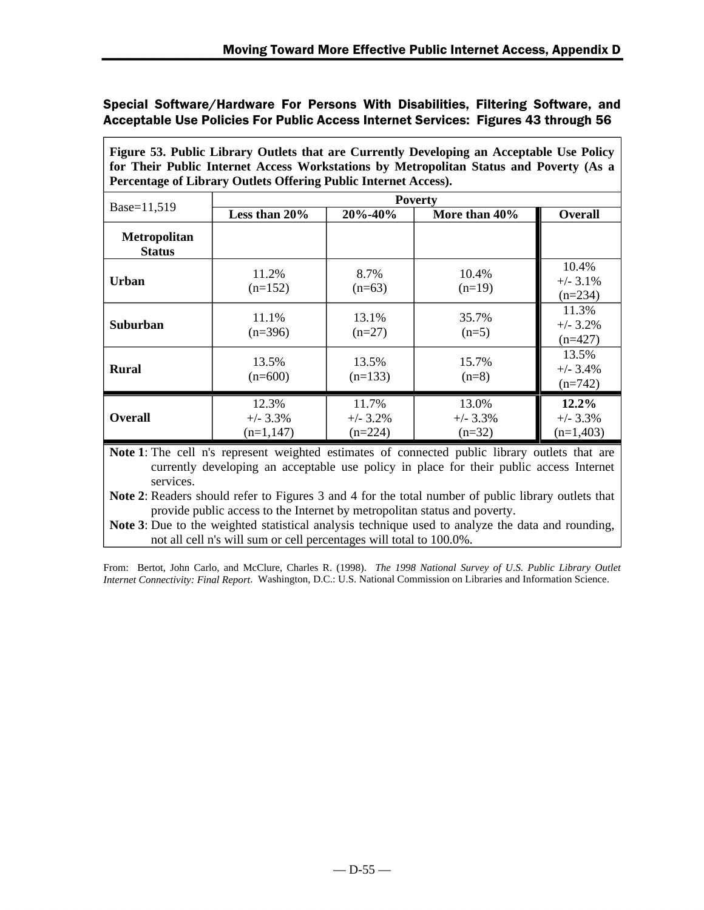## Special Software/Hardware For Persons With Disabilities, Filtering Software, and Acceptable Use Policies For Public Access Internet Services: Figures 43 through 56

**Figure 53. Public Library Outlets that are Currently Developing an Acceptable Use Policy for Their Public Internet Access Workstations by Metropolitan Status and Poverty (As a Percentage of Library Outlets Offering Public Internet Access).**

| Base=11,519 | Poverty | | | |
|---|---|---|---|---|
| | **Less than 20%** | **20%-40%** | **More than 40%** | **Overall** |
| **Metropolitan Status** | | | | |
| **Urban** | 11.2% (n=152) | 8.7% (n=63) | 10.4% (n=19) | 10.4% +/- 3.1% (n=234) |
| **Suburban** | 11.1% (n=396) | 13.1% (n=27) | 35.7% (n=5) | 11.3% +/- 3.2% (n=427) |
| **Rural** | 13.5% (n=600) | 13.5% (n=133) | 15.7% (n=8) | 13.5% +/- 3.4% (n=742) |
| **Overall** | 12.3% +/- 3.3% (n=1,147) | 11.7% +/- 3.2% (n=224) | 13.0% +/- 3.3% (n=32) | **12.2%** +/- 3.3% (n=1,403) |

**Note 1**: The cell n's represent weighted estimates of connected public library outlets that are currently developing an acceptable use policy in place for their public access Internet services.

**Note 2**: Readers should refer to Figures 3 and 4 for the total number of public library outlets that provide public access to the Internet by metropolitan status and poverty.

**Note 3**: Due to the weighted statistical analysis technique used to analyze the data and rounding, not all cell n's will sum or cell percentages will total to 100.0%.

From: Bertot, John Carlo, and McClure, Charles R. (1998). *The 1998 National Survey of U.S. Public Library Outlet Internet Connectivity: Final Report*. Washington, D.C.: U.S. National Commission on Libraries and Information Science.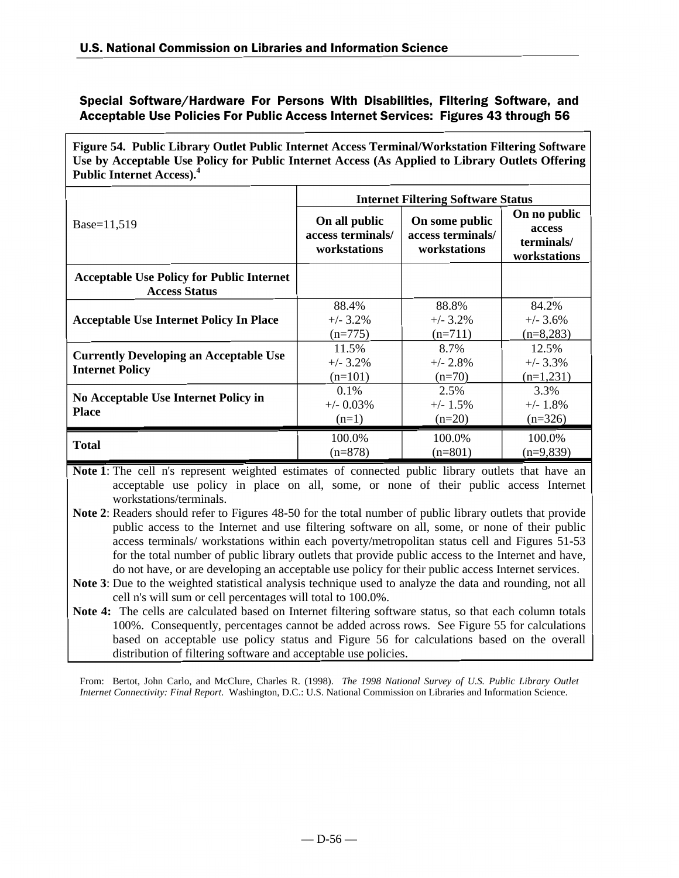## Special Software/Hardware For Persons With Disabilities, Filtering Software, and Acceptable Use Policies For Public Access Internet Services: Figures 43 through 56

**Figure 54. Public Library Outlet Public Internet Access Terminal/Workstation Filtering Software Use by Acceptable Use Policy for Public Internet Access (As Applied to Library Outlets Offering Public Internet Access).**[4]

| Base=11,519 | Internet Filtering Software Status | | |
|---|---|---|---|
| | **On all public access terminals/ workstations** | **On some public access terminals/ workstations** | **On no public access terminals/ workstations** |
| **Acceptable Use Policy for Public Internet Access Status** | | | |
| **Acceptable Use Internet Policy In Place** | 88.4% +/- 3.2% (n=775) | 88.8% +/- 3.2% (n=711) | 84.2% +/- 3.6% (n=8,283) |
| **Currently Developing an Acceptable Use Internet Policy** | 11.5% +/- 3.2% (n=101) | 8.7% +/- 2.8% (n=70) | 12.5% +/- 3.3% (n=1,231) |
| **No Acceptable Use Internet Policy in Place** | 0.1% +/- 0.03% (n=1) | 2.5% +/- 1.5% (n=20) | 3.3% +/- 1.8% (n=326) |
| **Total** | 100.0% (n=878) | 100.0% (n=801) | 100.0% (n=9,839) |

**Note 1**: The cell n's represent weighted estimates of connected public library outlets that have an acceptable use policy in place on all, some, or none of their public access Internet workstations/terminals.

**Note 2**: Readers should refer to Figures 48-50 for the total number of public library outlets that provide public access to the Internet and use filtering software on all, some, or none of their public access terminals/ workstations within each poverty/metropolitan status cell and Figures 51-53 for the total number of public library outlets that provide public access to the Internet and have, do not have, or are developing an acceptable use policy for their public access Internet services.

**Note 3**: Due to the weighted statistical analysis technique used to analyze the data and rounding, not all cell n's will sum or cell percentages will total to 100.0%.

**Note 4:** The cells are calculated based on Internet filtering software status, so that each column totals 100%. Consequently, percentages cannot be added across rows. See Figure 55 for calculations based on acceptable use policy status and Figure 56 for calculations based on the overall distribution of filtering software and acceptable use policies.

From: Bertot, John Carlo, and McClure, Charles R. (1998). *The 1998 National Survey of U.S. Public Library Outlet Internet Connectivity: Final Report.* Washington, D.C.: U.S. National Commission on Libraries and Information Science.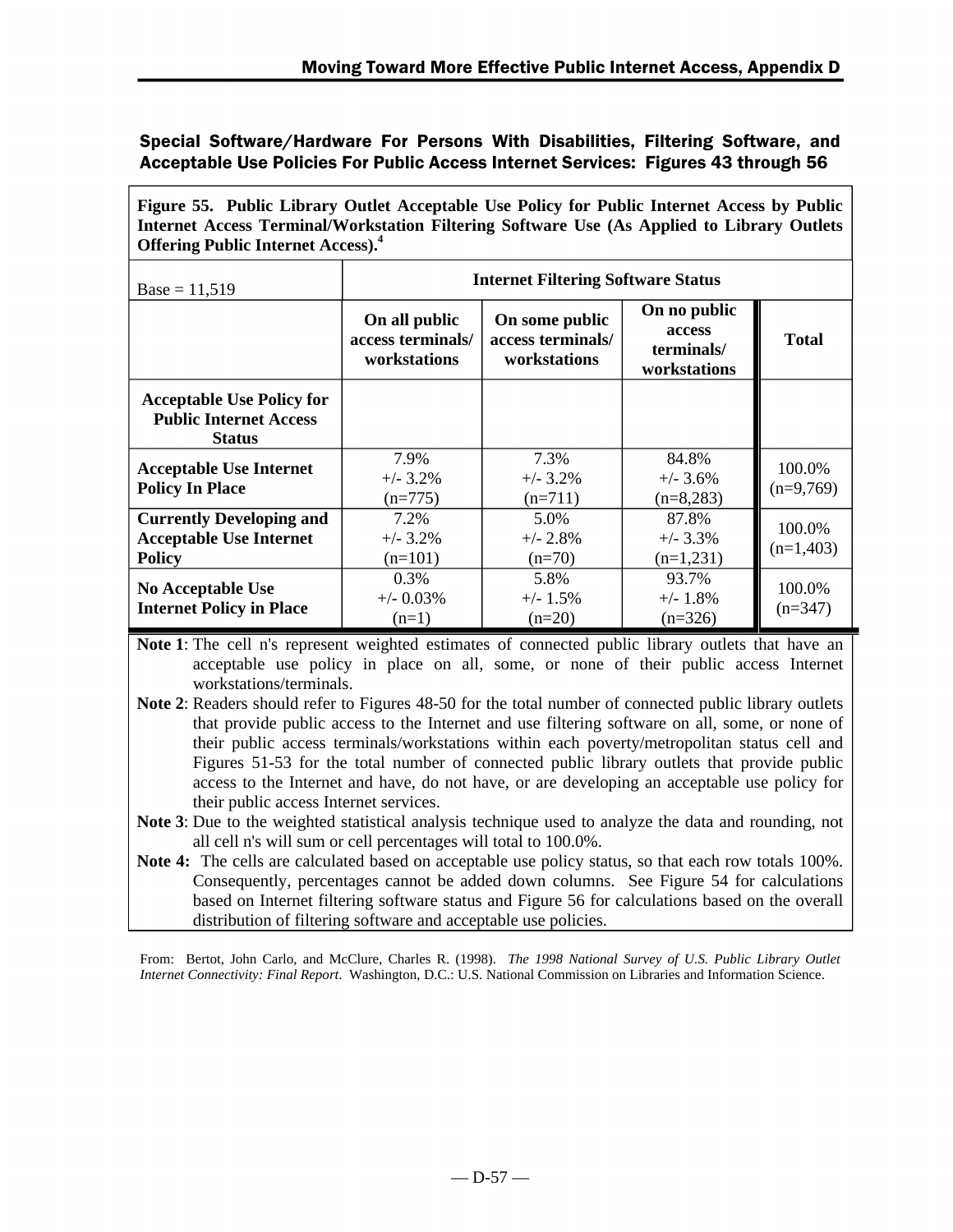## Special Software/Hardware For Persons With Disabilities, Filtering Software, and Acceptable Use Policies For Public Access Internet Services: Figures 43 through 56

**Figure 55. Public Library Outlet Acceptable Use Policy for Public Internet Access by Public Internet Access Terminal/Workstation Filtering Software Use (As Applied to Library Outlets Offering Public Internet Access).[4]**

| Base = 11,519 | Internet Filtering Software Status | | | |
|---|---|---|---|---|
| | **On all public access terminals/ workstations** | **On some public access terminals/ workstations** | **On no public access terminals/ workstations** | **Total** |
| **Acceptable Use Policy for Public Internet Access Status** | | | | |
| **Acceptable Use Internet Policy In Place** | 7.9% +/- 3.2% (n=775) | 7.3% +/- 3.2% (n=711) | 84.8% +/- 3.6% (n=8,283) | 100.0% (n=9,769) |
| **Currently Developing and Acceptable Use Internet Policy** | 7.2% +/- 3.2% (n=101) | 5.0% +/- 2.8% (n=70) | 87.8% +/- 3.3% (n=1,231) | 100.0% (n=1,403) |
| **No Acceptable Use Internet Policy in Place** | 0.3% +/- 0.03% (n=1) | 5.8% +/- 1.5% (n=20) | 93.7% +/- 1.8% (n=326) | 100.0% (n=347) |

**Note 1**: The cell n's represent weighted estimates of connected public library outlets that have an acceptable use policy in place on all, some, or none of their public access Internet workstations/terminals.

**Note 2**: Readers should refer to Figures 48-50 for the total number of connected public library outlets that provide public access to the Internet and use filtering software on all, some, or none of their public access terminals/workstations within each poverty/metropolitan status cell and Figures 51-53 for the total number of connected public library outlets that provide public access to the Internet and have, do not have, or are developing an acceptable use policy for their public access Internet services.

**Note 3**: Due to the weighted statistical analysis technique used to analyze the data and rounding, not all cell n's will sum or cell percentages will total to 100.0%.

**Note 4:** The cells are calculated based on acceptable use policy status, so that each row totals 100%. Consequently, percentages cannot be added down columns. See Figure 54 for calculations based on Internet filtering software status and Figure 56 for calculations based on the overall distribution of filtering software and acceptable use policies.

From: Bertot, John Carlo, and McClure, Charles R. (1998). *The 1998 National Survey of U.S. Public Library Outlet Internet Connectivity: Final Report*. Washington, D.C.: U.S. National Commission on Libraries and Information Science.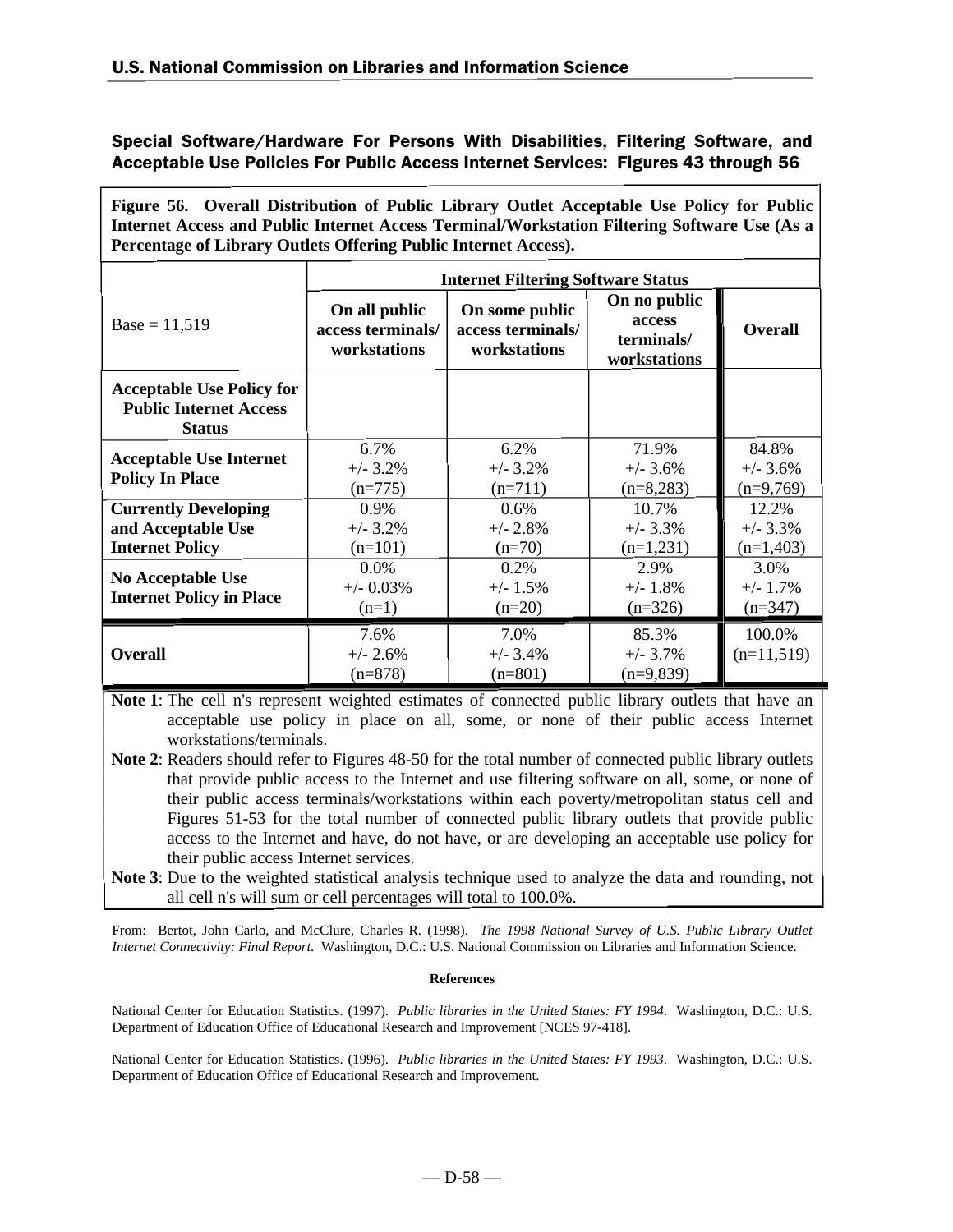## Special Software/Hardware For Persons With Disabilities, Filtering Software, and Acceptable Use Policies For Public Access Internet Services: Figures 43 through 56

**Figure 56. Overall Distribution of Public Library Outlet Acceptable Use Policy for Public Internet Access and Public Internet Access Terminal/Workstation Filtering Software Use (As a Percentage of Library Outlets Offering Public Internet Access).**

| Base = 11,519 | Internet Filtering Software Status | | | |
|---|---|---|---|---|
| | **On all public access terminals/ workstations** | **On some public access terminals/ workstations** | **On no public access terminals/ workstations** | **Overall** |
| **Acceptable Use Policy for Public Internet Access Status** | | | | |
| **Acceptable Use Internet Policy In Place** | 6.7% +/- 3.2% (n=775) | 6.2% +/- 3.2% (n=711) | 71.9% +/- 3.6% (n=8,283) | 84.8% +/- 3.6% (n=9,769) |
| **Currently Developing and Acceptable Use Internet Policy** | 0.9% +/- 3.2% (n=101) | 0.6% +/- 2.8% (n=70) | 10.7% +/- 3.3% (n=1,231) | 12.2% +/- 3.3% (n=1,403) |
| **No Acceptable Use Internet Policy in Place** | 0.0% +/- 0.03% (n=1) | 0.2% +/- 1.5% (n=20) | 2.9% +/- 1.8% (n=326) | 3.0% +/- 1.7% (n=347) |
| **Overall** | 7.6% +/- 2.6% (n=878) | 7.0% +/- 3.4% (n=801) | 85.3% +/- 3.7% (n=9,839) | 100.0% (n=11,519) |

**Note 1**: The cell n's represent weighted estimates of connected public library outlets that have an acceptable use policy in place on all, some, or none of their public access Internet workstations/terminals.

**Note 2**: Readers should refer to Figures 48-50 for the total number of connected public library outlets that provide public access to the Internet and use filtering software on all, some, or none of their public access terminals/workstations within each poverty/metropolitan status cell and Figures 51-53 for the total number of connected public library outlets that provide public access to the Internet and have, do not have, or are developing an acceptable use policy for their public access Internet services.

**Note 3**: Due to the weighted statistical analysis technique used to analyze the data and rounding, not all cell n's will sum or cell percentages will total to 100.0%.

From: Bertot, John Carlo, and McClure, Charles R. (1998). *The 1998 National Survey of U.S. Public Library Outlet Internet Connectivity: Final Report*. Washington, D.C.: U.S. National Commission on Libraries and Information Science.

### References

National Center for Education Statistics. (1997). *Public libraries in the United States: FY 1994*. Washington, D.C.: U.S. Department of Education Office of Educational Research and Improvement [NCES 97-418].

National Center for Education Statistics. (1996). *Public libraries in the United States: FY 1993*. Washington, D.C.: U.S. Department of Education Office of Educational Research and Improvement.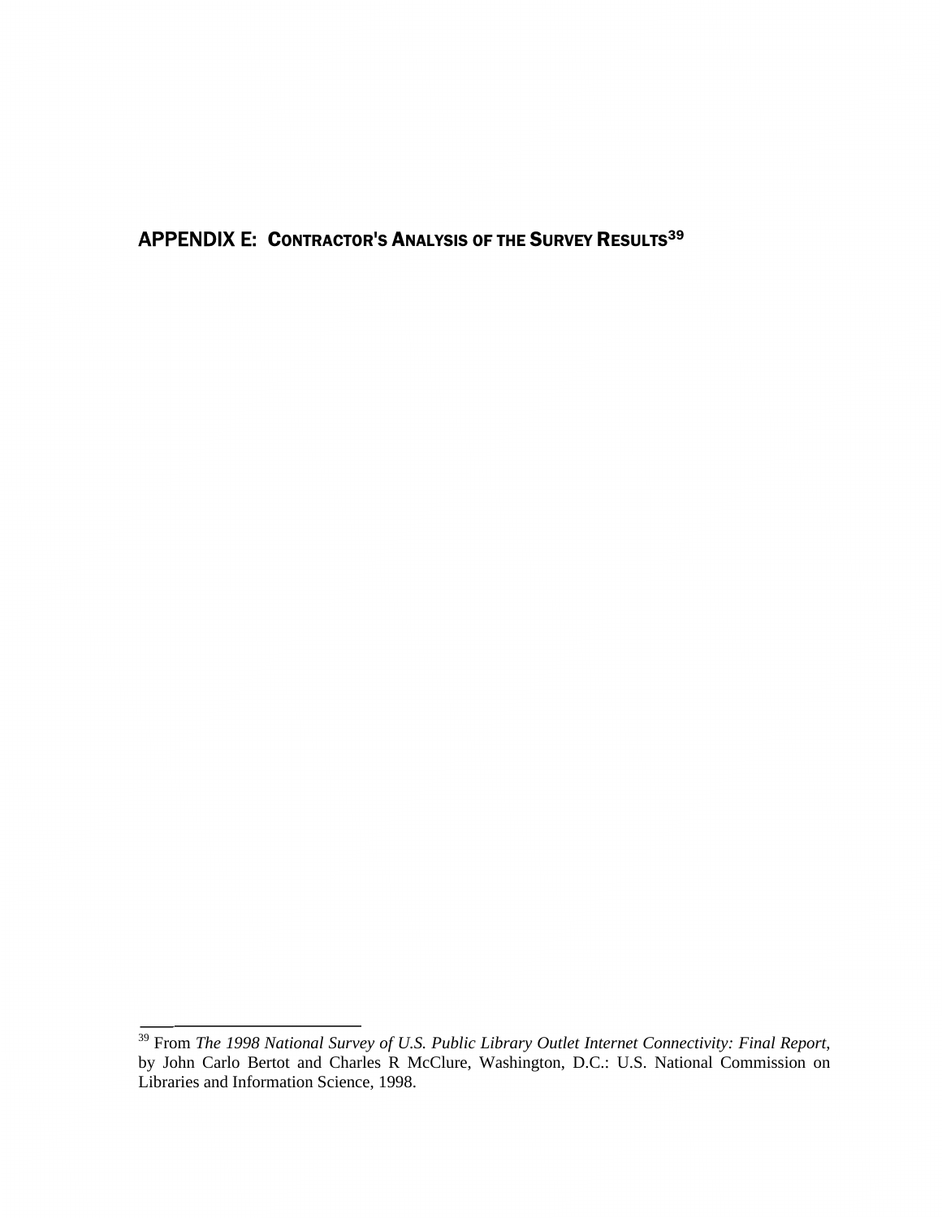## APPENDIX E: CONTRACTOR'S ANALYSIS OF THE SURVEY RESULTS[39]

[39] From *The 1998 National Survey of U.S. Public Library Outlet Internet Connectivity: Final Report*, by John Carlo Bertot and Charles R McClure, Washington, D.C.: U.S. National Commission on Libraries and Information Science, 1998.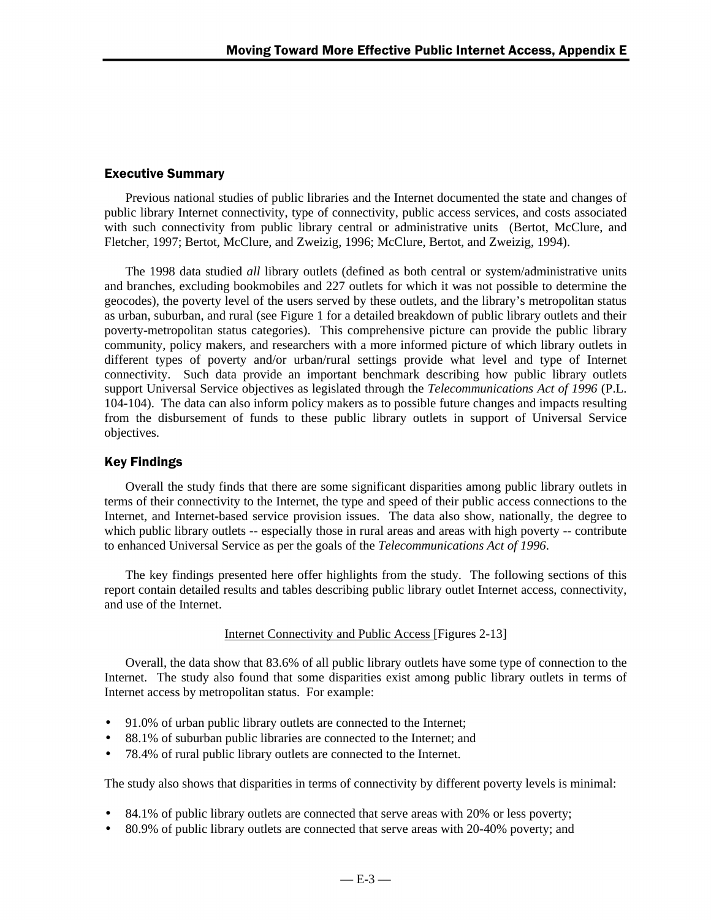## Executive Summary

Previous national studies of public libraries and the Internet documented the state and changes of public library Internet connectivity, type of connectivity, public access services, and costs associated with such connectivity from public library central or administrative units (Bertot, McClure, and Fletcher, 1997; Bertot, McClure, and Zweizig, 1996; McClure, Bertot, and Zweizig, 1994).

The 1998 data studied *all* library outlets (defined as both central or system/administrative units and branches, excluding bookmobiles and 227 outlets for which it was not possible to determine the geocodes), the poverty level of the users served by these outlets, and the library's metropolitan status as urban, suburban, and rural (see Figure 1 for a detailed breakdown of public library outlets and their poverty-metropolitan status categories). This comprehensive picture can provide the public library community, policy makers, and researchers with a more informed picture of which library outlets in different types of poverty and/or urban/rural settings provide what level and type of Internet connectivity. Such data provide an important benchmark describing how public library outlets support Universal Service objectives as legislated through the *Telecommunications Act of 1996* (P.L. 104-104). The data can also inform policy makers as to possible future changes and impacts resulting from the disbursement of funds to these public library outlets in support of Universal Service objectives.

## Key Findings

Overall the study finds that there are some significant disparities among public library outlets in terms of their connectivity to the Internet, the type and speed of their public access connections to the Internet, and Internet-based service provision issues. The data also show, nationally, the degree to which public library outlets -- especially those in rural areas and areas with high poverty -- contribute to enhanced Universal Service as per the goals of the *Telecommunications Act of 1996*.

The key findings presented here offer highlights from the study. The following sections of this report contain detailed results and tables describing public library outlet Internet access, connectivity, and use of the Internet.

<u>Internet Connectivity and Public Access</u> [Figures 2-13]

Overall, the data show that 83.6% of all public library outlets have some type of connection to the Internet. The study also found that some disparities exist among public library outlets in terms of Internet access by metropolitan status. For example:

- 91.0% of urban public library outlets are connected to the Internet;
- 88.1% of suburban public libraries are connected to the Internet; and
- 78.4% of rural public library outlets are connected to the Internet.

The study also shows that disparities in terms of connectivity by different poverty levels is minimal:

- 84.1% of public library outlets are connected that serve areas with 20% or less poverty;
- 80.9% of public library outlets are connected that serve areas with 20-40% poverty; and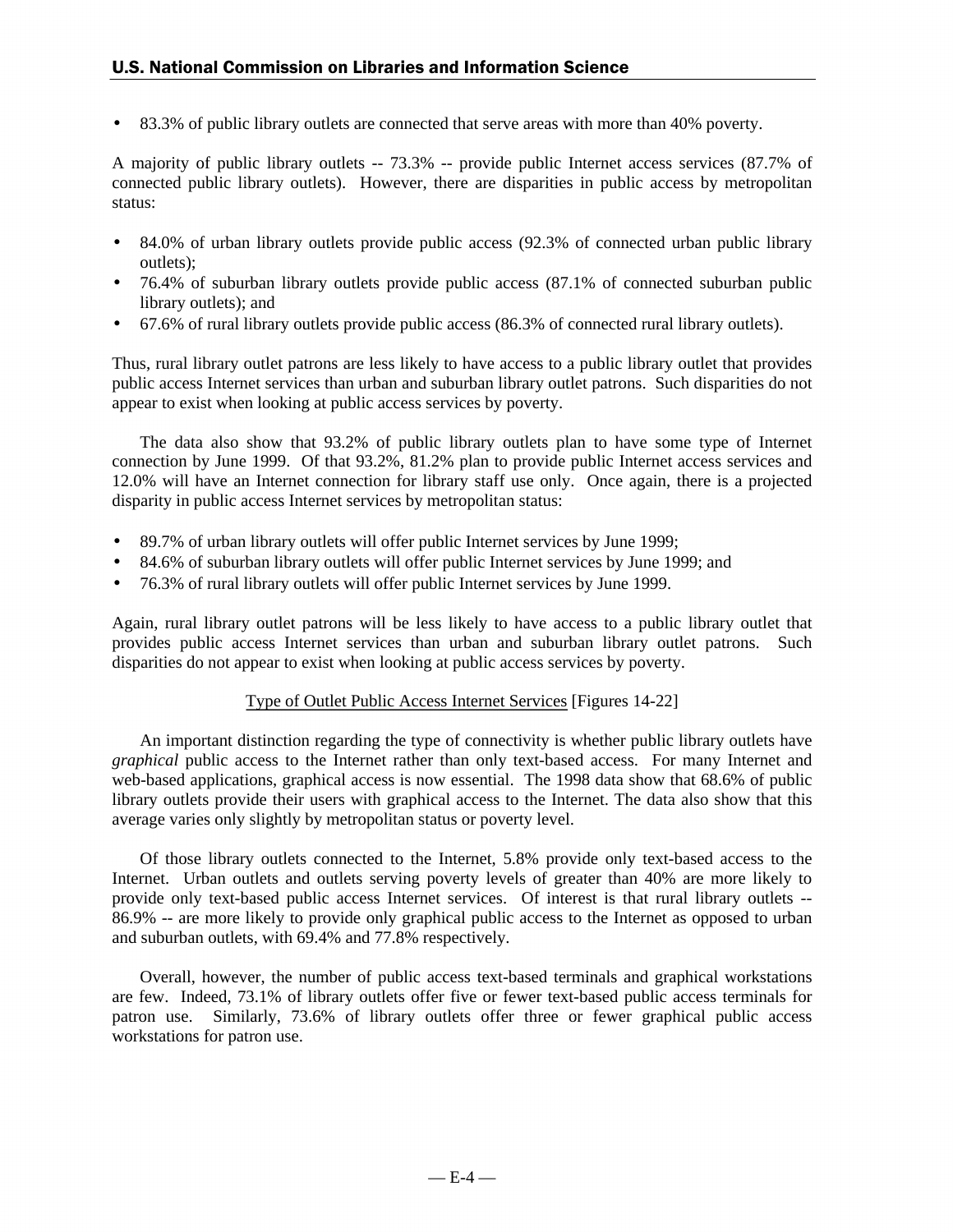- 83.3% of public library outlets are connected that serve areas with more than 40% poverty.

A majority of public library outlets -- 73.3% -- provide public Internet access services (87.7% of connected public library outlets). However, there are disparities in public access by metropolitan status:

- 84.0% of urban library outlets provide public access (92.3% of connected urban public library outlets);
- 76.4% of suburban library outlets provide public access (87.1% of connected suburban public library outlets); and
- 67.6% of rural library outlets provide public access (86.3% of connected rural library outlets).

Thus, rural library outlet patrons are less likely to have access to a public library outlet that provides public access Internet services than urban and suburban library outlet patrons. Such disparities do not appear to exist when looking at public access services by poverty.

The data also show that 93.2% of public library outlets plan to have some type of Internet connection by June 1999. Of that 93.2%, 81.2% plan to provide public Internet access services and 12.0% will have an Internet connection for library staff use only. Once again, there is a projected disparity in public access Internet services by metropolitan status:

- 89.7% of urban library outlets will offer public Internet services by June 1999;
- 84.6% of suburban library outlets will offer public Internet services by June 1999; and
- 76.3% of rural library outlets will offer public Internet services by June 1999.

Again, rural library outlet patrons will be less likely to have access to a public library outlet that provides public access Internet services than urban and suburban library outlet patrons. Such disparities do not appear to exist when looking at public access services by poverty.

<u>Type of Outlet Public Access Internet Services</u> [Figures 14-22]

An important distinction regarding the type of connectivity is whether public library outlets have *graphical* public access to the Internet rather than only text-based access. For many Internet and web-based applications, graphical access is now essential. The 1998 data show that 68.6% of public library outlets provide their users with graphical access to the Internet. The data also show that this average varies only slightly by metropolitan status or poverty level.

Of those library outlets connected to the Internet, 5.8% provide only text-based access to the Internet. Urban outlets and outlets serving poverty levels of greater than 40% are more likely to provide only text-based public access Internet services. Of interest is that rural library outlets -- 86.9% -- are more likely to provide only graphical public access to the Internet as opposed to urban and suburban outlets, with 69.4% and 77.8% respectively.

Overall, however, the number of public access text-based terminals and graphical workstations are few. Indeed, 73.1% of library outlets offer five or fewer text-based public access terminals for patron use. Similarly, 73.6% of library outlets offer three or fewer graphical public access workstations for patron use.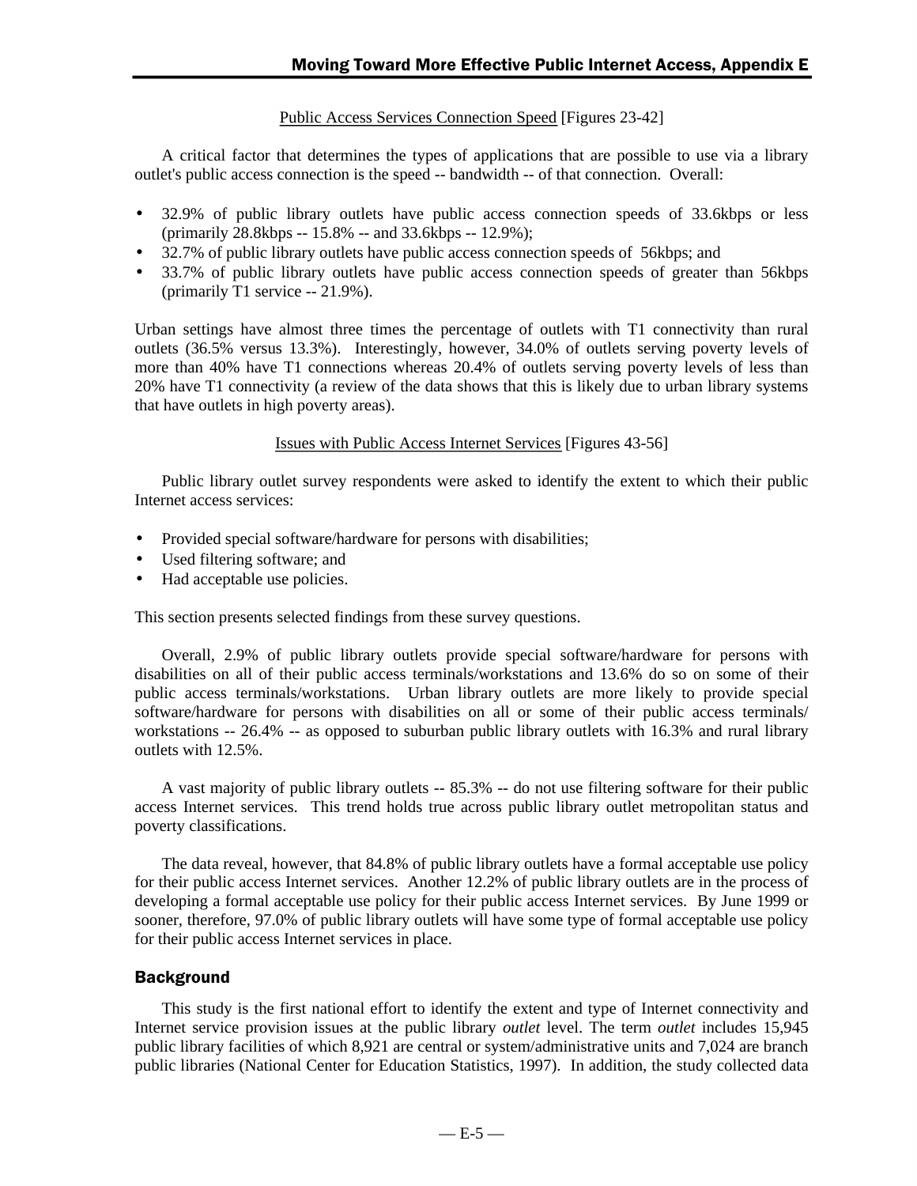Public Access Services Connection Speed [Figures 23-42]

A critical factor that determines the types of applications that are possible to use via a library outlet's public access connection is the speed -- bandwidth -- of that connection. Overall:

- 32.9% of public library outlets have public access connection speeds of 33.6kbps or less (primarily 28.8kbps -- 15.8% -- and 33.6kbps -- 12.9%);
- 32.7% of public library outlets have public access connection speeds of 56kbps; and
- 33.7% of public library outlets have public access connection speeds of greater than 56kbps (primarily T1 service -- 21.9%).

Urban settings have almost three times the percentage of outlets with T1 connectivity than rural outlets (36.5% versus 13.3%). Interestingly, however, 34.0% of outlets serving poverty levels of more than 40% have T1 connections whereas 20.4% of outlets serving poverty levels of less than 20% have T1 connectivity (a review of the data shows that this is likely due to urban library systems that have outlets in high poverty areas).

Issues with Public Access Internet Services [Figures 43-56]

Public library outlet survey respondents were asked to identify the extent to which their public Internet access services:

- Provided special software/hardware for persons with disabilities;
- Used filtering software; and
- Had acceptable use policies.

This section presents selected findings from these survey questions.

Overall, 2.9% of public library outlets provide special software/hardware for persons with disabilities on all of their public access terminals/workstations and 13.6% do so on some of their public access terminals/workstations. Urban library outlets are more likely to provide special software/hardware for persons with disabilities on all or some of their public access terminals/ workstations -- 26.4% -- as opposed to suburban public library outlets with 16.3% and rural library outlets with 12.5%.

A vast majority of public library outlets -- 85.3% -- do not use filtering software for their public access Internet services. This trend holds true across public library outlet metropolitan status and poverty classifications.

The data reveal, however, that 84.8% of public library outlets have a formal acceptable use policy for their public access Internet services. Another 12.2% of public library outlets are in the process of developing a formal acceptable use policy for their public access Internet services. By June 1999 or sooner, therefore, 97.0% of public library outlets will have some type of formal acceptable use policy for their public access Internet services in place.

## Background

This study is the first national effort to identify the extent and type of Internet connectivity and Internet service provision issues at the public library *outlet* level. The term *outlet* includes 15,945 public library facilities of which 8,921 are central or system/administrative units and 7,024 are branch public libraries (National Center for Education Statistics, 1997). In addition, the study collected data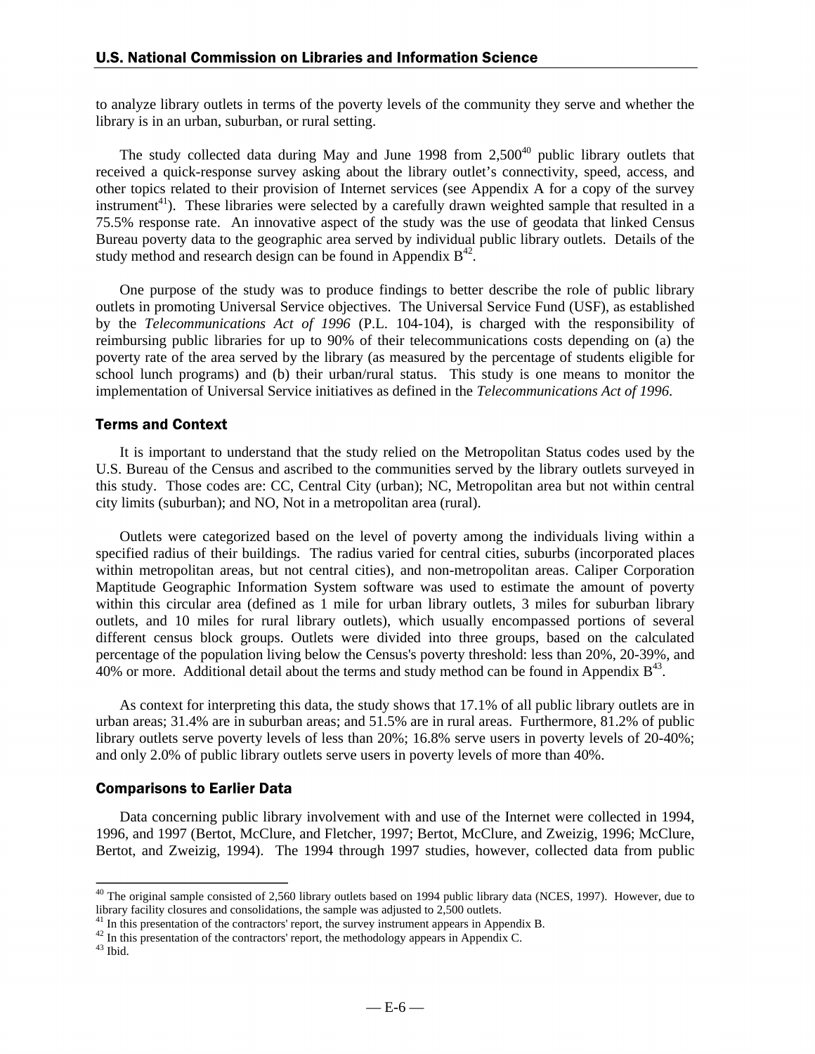to analyze library outlets in terms of the poverty levels of the community they serve and whether the library is in an urban, suburban, or rural setting.

The study collected data during May and June 1998 from 2,500[40] public library outlets that received a quick-response survey asking about the library outlet's connectivity, speed, access, and other topics related to their provision of Internet services (see Appendix A for a copy of the survey instrument[41]). These libraries were selected by a carefully drawn weighted sample that resulted in a 75.5% response rate. An innovative aspect of the study was the use of geodata that linked Census Bureau poverty data to the geographic area served by individual public library outlets. Details of the study method and research design can be found in Appendix B[42].

One purpose of the study was to produce findings to better describe the role of public library outlets in promoting Universal Service objectives. The Universal Service Fund (USF), as established by the *Telecommunications Act of 1996* (P.L. 104-104), is charged with the responsibility of reimbursing public libraries for up to 90% of their telecommunications costs depending on (a) the poverty rate of the area served by the library (as measured by the percentage of students eligible for school lunch programs) and (b) their urban/rural status. This study is one means to monitor the implementation of Universal Service initiatives as defined in the *Telecommunications Act of 1996*.

### Terms and Context

It is important to understand that the study relied on the Metropolitan Status codes used by the U.S. Bureau of the Census and ascribed to the communities served by the library outlets surveyed in this study. Those codes are: CC, Central City (urban); NC, Metropolitan area but not within central city limits (suburban); and NO, Not in a metropolitan area (rural).

Outlets were categorized based on the level of poverty among the individuals living within a specified radius of their buildings. The radius varied for central cities, suburbs (incorporated places within metropolitan areas, but not central cities), and non-metropolitan areas. Caliper Corporation Maptitude Geographic Information System software was used to estimate the amount of poverty within this circular area (defined as 1 mile for urban library outlets, 3 miles for suburban library outlets, and 10 miles for rural library outlets), which usually encompassed portions of several different census block groups. Outlets were divided into three groups, based on the calculated percentage of the population living below the Census's poverty threshold: less than 20%, 20-39%, and 40% or more. Additional detail about the terms and study method can be found in Appendix B[43].

As context for interpreting this data, the study shows that 17.1% of all public library outlets are in urban areas; 31.4% are in suburban areas; and 51.5% are in rural areas. Furthermore, 81.2% of public library outlets serve poverty levels of less than 20%; 16.8% serve users in poverty levels of 20-40%; and only 2.0% of public library outlets serve users in poverty levels of more than 40%.

### Comparisons to Earlier Data

Data concerning public library involvement with and use of the Internet were collected in 1994, 1996, and 1997 (Bertot, McClure, and Fletcher, 1997; Bertot, McClure, and Zweizig, 1996; McClure, Bertot, and Zweizig, 1994). The 1994 through 1997 studies, however, collected data from public

---

[40] The original sample consisted of 2,560 library outlets based on 1994 public library data (NCES, 1997). However, due to library facility closures and consolidations, the sample was adjusted to 2,500 outlets.

[41] In this presentation of the contractors' report, the survey instrument appears in Appendix B.

[42] In this presentation of the contractors' report, the methodology appears in Appendix C.

[43] Ibid.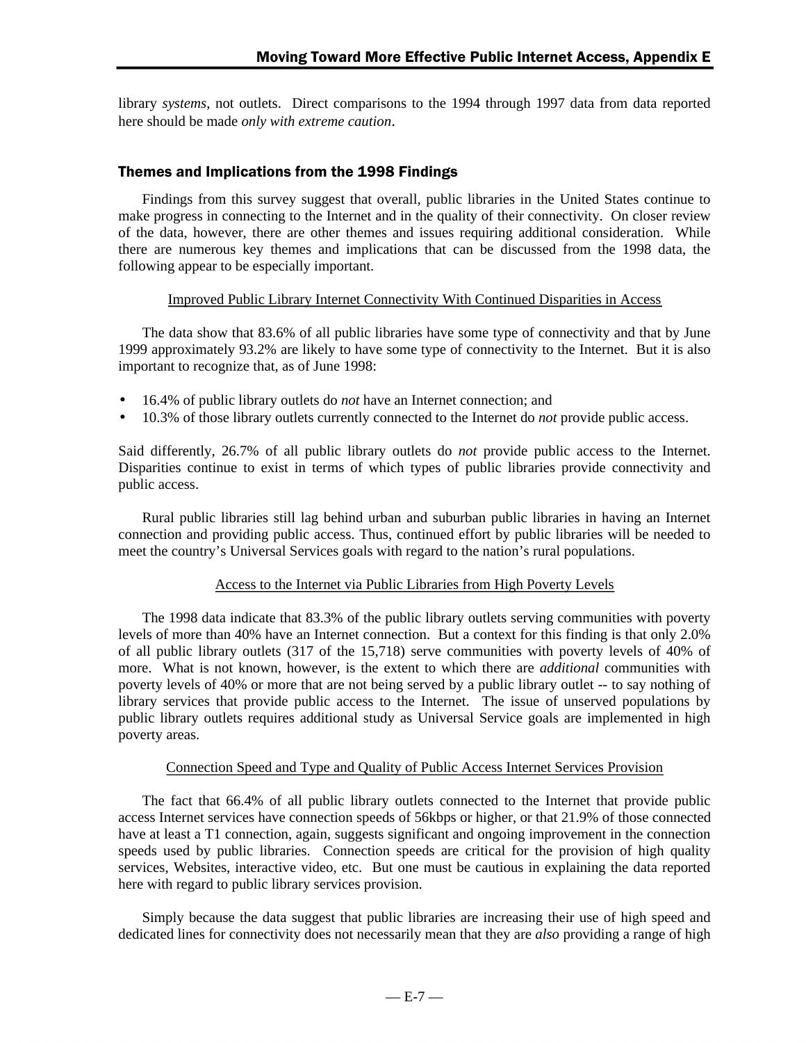library *systems*, not outlets. Direct comparisons to the 1994 through 1997 data from data reported here should be made *only with extreme caution*.

## Themes and Implications from the 1998 Findings

Findings from this survey suggest that overall, public libraries in the United States continue to make progress in connecting to the Internet and in the quality of their connectivity. On closer review of the data, however, there are other themes and issues requiring additional consideration. While there are numerous key themes and implications that can be discussed from the 1998 data, the following appear to be especially important.

### Improved Public Library Internet Connectivity With Continued Disparities in Access

The data show that 83.6% of all public libraries have some type of connectivity and that by June 1999 approximately 93.2% are likely to have some type of connectivity to the Internet. But it is also important to recognize that, as of June 1998:

- 16.4% of public library outlets do *not* have an Internet connection; and
- 10.3% of those library outlets currently connected to the Internet do *not* provide public access.

Said differently, 26.7% of all public library outlets do *not* provide public access to the Internet. Disparities continue to exist in terms of which types of public libraries provide connectivity and public access.

Rural public libraries still lag behind urban and suburban public libraries in having an Internet connection and providing public access. Thus, continued effort by public libraries will be needed to meet the country's Universal Services goals with regard to the nation's rural populations.

### Access to the Internet via Public Libraries from High Poverty Levels

The 1998 data indicate that 83.3% of the public library outlets serving communities with poverty levels of more than 40% have an Internet connection. But a context for this finding is that only 2.0% of all public library outlets (317 of the 15,718) serve communities with poverty levels of 40% of more. What is not known, however, is the extent to which there are *additional* communities with poverty levels of 40% or more that are not being served by a public library outlet -- to say nothing of library services that provide public access to the Internet. The issue of unserved populations by public library outlets requires additional study as Universal Service goals are implemented in high poverty areas.

### Connection Speed and Type and Quality of Public Access Internet Services Provision

The fact that 66.4% of all public library outlets connected to the Internet that provide public access Internet services have connection speeds of 56kbps or higher, or that 21.9% of those connected have at least a T1 connection, again, suggests significant and ongoing improvement in the connection speeds used by public libraries. Connection speeds are critical for the provision of high quality services, Websites, interactive video, etc. But one must be cautious in explaining the data reported here with regard to public library services provision.

Simply because the data suggest that public libraries are increasing their use of high speed and dedicated lines for connectivity does not necessarily mean that they are *also* providing a range of high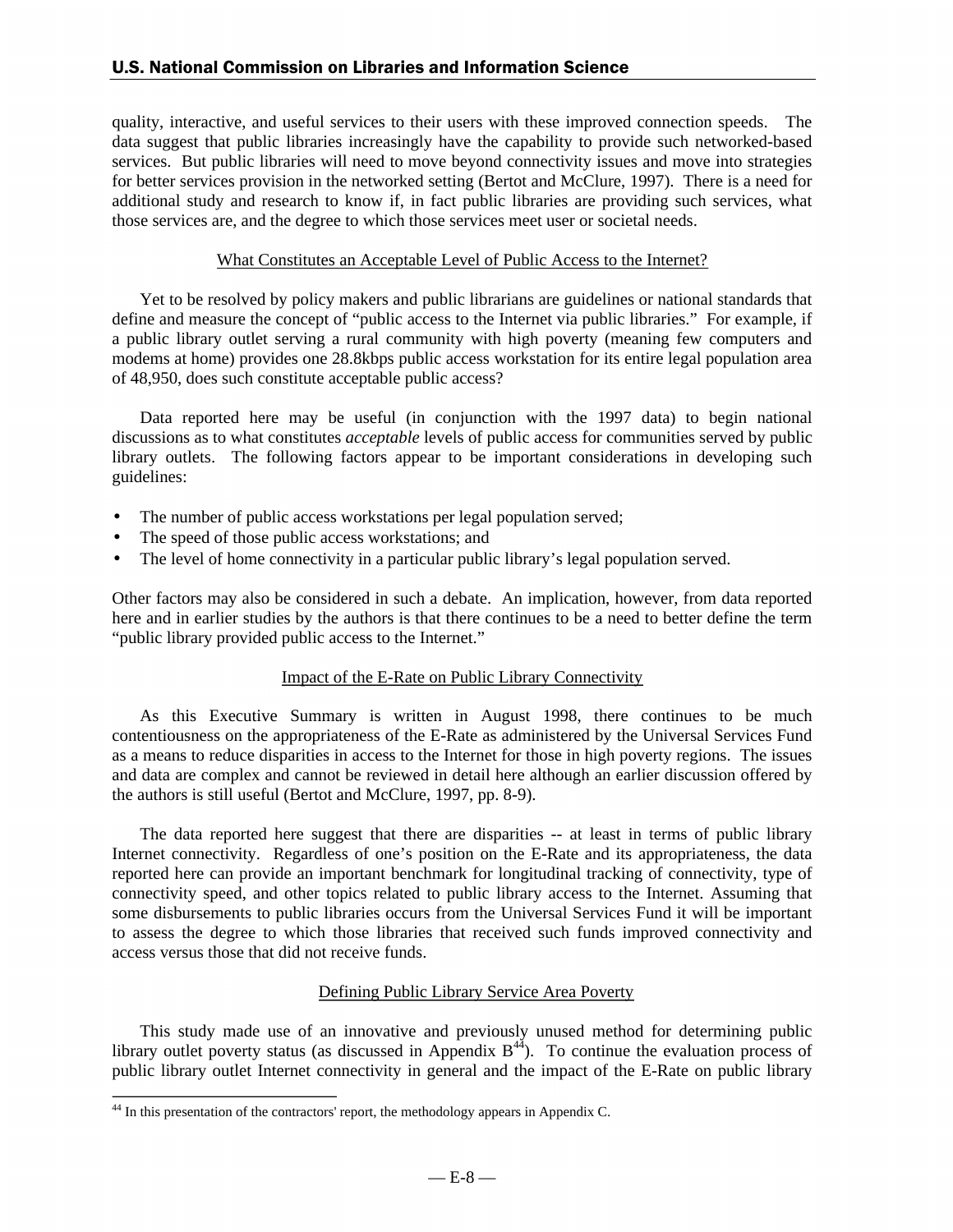quality, interactive, and useful services to their users with these improved connection speeds. The data suggest that public libraries increasingly have the capability to provide such networked-based services. But public libraries will need to move beyond connectivity issues and move into strategies for better services provision in the networked setting (Bertot and McClure, 1997). There is a need for additional study and research to know if, in fact public libraries are providing such services, what those services are, and the degree to which those services meet user or societal needs.

### What Constitutes an Acceptable Level of Public Access to the Internet?

Yet to be resolved by policy makers and public librarians are guidelines or national standards that define and measure the concept of "public access to the Internet via public libraries." For example, if a public library outlet serving a rural community with high poverty (meaning few computers and modems at home) provides one 28.8kbps public access workstation for its entire legal population area of 48,950, does such constitute acceptable public access?

Data reported here may be useful (in conjunction with the 1997 data) to begin national discussions as to what constitutes *acceptable* levels of public access for communities served by public library outlets. The following factors appear to be important considerations in developing such guidelines:

- The number of public access workstations per legal population served;
- The speed of those public access workstations; and
- The level of home connectivity in a particular public library's legal population served.

Other factors may also be considered in such a debate. An implication, however, from data reported here and in earlier studies by the authors is that there continues to be a need to better define the term "public library provided public access to the Internet."

### Impact of the E-Rate on Public Library Connectivity

As this Executive Summary is written in August 1998, there continues to be much contentiousness on the appropriateness of the E-Rate as administered by the Universal Services Fund as a means to reduce disparities in access to the Internet for those in high poverty regions. The issues and data are complex and cannot be reviewed in detail here although an earlier discussion offered by the authors is still useful (Bertot and McClure, 1997, pp. 8-9).

The data reported here suggest that there are disparities -- at least in terms of public library Internet connectivity. Regardless of one's position on the E-Rate and its appropriateness, the data reported here can provide an important benchmark for longitudinal tracking of connectivity, type of connectivity speed, and other topics related to public library access to the Internet. Assuming that some disbursements to public libraries occurs from the Universal Services Fund it will be important to assess the degree to which those libraries that received such funds improved connectivity and access versus those that did not receive funds.

### Defining Public Library Service Area Poverty

This study made use of an innovative and previously unused method for determining public library outlet poverty status (as discussed in Appendix B[44]). To continue the evaluation process of public library outlet Internet connectivity in general and the impact of the E-Rate on public library

[44] In this presentation of the contractors' report, the methodology appears in Appendix C.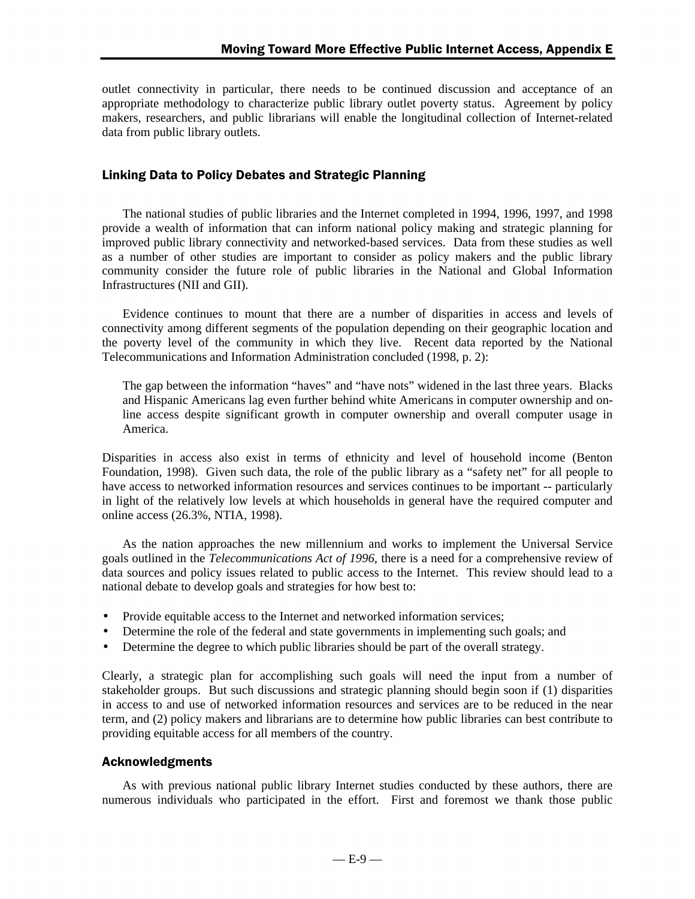outlet connectivity in particular, there needs to be continued discussion and acceptance of an appropriate methodology to characterize public library outlet poverty status. Agreement by policy makers, researchers, and public librarians will enable the longitudinal collection of Internet-related data from public library outlets.

## Linking Data to Policy Debates and Strategic Planning

The national studies of public libraries and the Internet completed in 1994, 1996, 1997, and 1998 provide a wealth of information that can inform national policy making and strategic planning for improved public library connectivity and networked-based services. Data from these studies as well as a number of other studies are important to consider as policy makers and the public library community consider the future role of public libraries in the National and Global Information Infrastructures (NII and GII).

Evidence continues to mount that there are a number of disparities in access and levels of connectivity among different segments of the population depending on their geographic location and the poverty level of the community in which they live. Recent data reported by the National Telecommunications and Information Administration concluded (1998, p. 2):

> The gap between the information "haves" and "have nots" widened in the last three years. Blacks and Hispanic Americans lag even further behind white Americans in computer ownership and on-line access despite significant growth in computer ownership and overall computer usage in America.

Disparities in access also exist in terms of ethnicity and level of household income (Benton Foundation, 1998). Given such data, the role of the public library as a "safety net" for all people to have access to networked information resources and services continues to be important -- particularly in light of the relatively low levels at which households in general have the required computer and online access (26.3%, NTIA, 1998).

As the nation approaches the new millennium and works to implement the Universal Service goals outlined in the *Telecommunications Act of 1996*, there is a need for a comprehensive review of data sources and policy issues related to public access to the Internet. This review should lead to a national debate to develop goals and strategies for how best to:

- Provide equitable access to the Internet and networked information services;
- Determine the role of the federal and state governments in implementing such goals; and
- Determine the degree to which public libraries should be part of the overall strategy.

Clearly, a strategic plan for accomplishing such goals will need the input from a number of stakeholder groups. But such discussions and strategic planning should begin soon if (1) disparities in access to and use of networked information resources and services are to be reduced in the near term, and (2) policy makers and librarians are to determine how public libraries can best contribute to providing equitable access for all members of the country.

## Acknowledgments

As with previous national public library Internet studies conducted by these authors, there are numerous individuals who participated in the effort. First and foremost we thank those public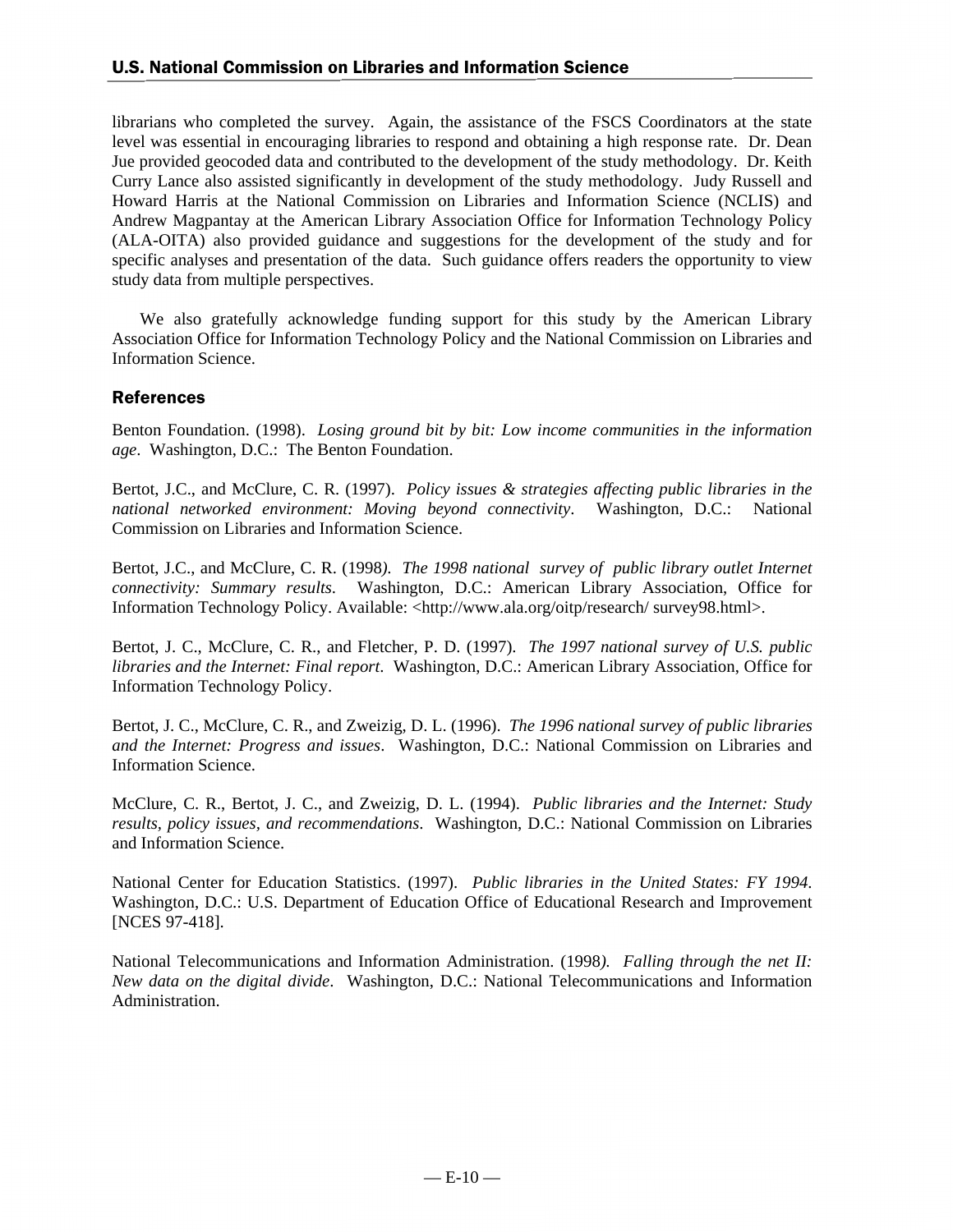librarians who completed the survey. Again, the assistance of the FSCS Coordinators at the state level was essential in encouraging libraries to respond and obtaining a high response rate. Dr. Dean Jue provided geocoded data and contributed to the development of the study methodology. Dr. Keith Curry Lance also assisted significantly in development of the study methodology. Judy Russell and Howard Harris at the National Commission on Libraries and Information Science (NCLIS) and Andrew Magpantay at the American Library Association Office for Information Technology Policy (ALA-OITA) also provided guidance and suggestions for the development of the study and for specific analyses and presentation of the data. Such guidance offers readers the opportunity to view study data from multiple perspectives.

We also gratefully acknowledge funding support for this study by the American Library Association Office for Information Technology Policy and the National Commission on Libraries and Information Science.

## References

Benton Foundation. (1998). *Losing ground bit by bit: Low income communities in the information age*. Washington, D.C.: The Benton Foundation.

Bertot, J.C., and McClure, C. R. (1997). *Policy issues & strategies affecting public libraries in the national networked environment: Moving beyond connectivity*. Washington, D.C.: National Commission on Libraries and Information Science.

Bertot, J.C., and McClure, C. R. (1998). *The 1998 national survey of public library outlet Internet connectivity: Summary results*. Washington, D.C.: American Library Association, Office for Information Technology Policy. Available: <http://www.ala.org/oitp/research/ survey98.html>.

Bertot, J. C., McClure, C. R., and Fletcher, P. D. (1997). *The 1997 national survey of U.S. public libraries and the Internet: Final report*. Washington, D.C.: American Library Association, Office for Information Technology Policy.

Bertot, J. C., McClure, C. R., and Zweizig, D. L. (1996). *The 1996 national survey of public libraries and the Internet: Progress and issues*. Washington, D.C.: National Commission on Libraries and Information Science.

McClure, C. R., Bertot, J. C., and Zweizig, D. L. (1994). *Public libraries and the Internet: Study results, policy issues, and recommendations*. Washington, D.C.: National Commission on Libraries and Information Science.

National Center for Education Statistics. (1997). *Public libraries in the United States: FY 1994*. Washington, D.C.: U.S. Department of Education Office of Educational Research and Improvement [NCES 97-418].

National Telecommunications and Information Administration. (1998). *Falling through the net II: New data on the digital divide*. Washington, D.C.: National Telecommunications and Information Administration.